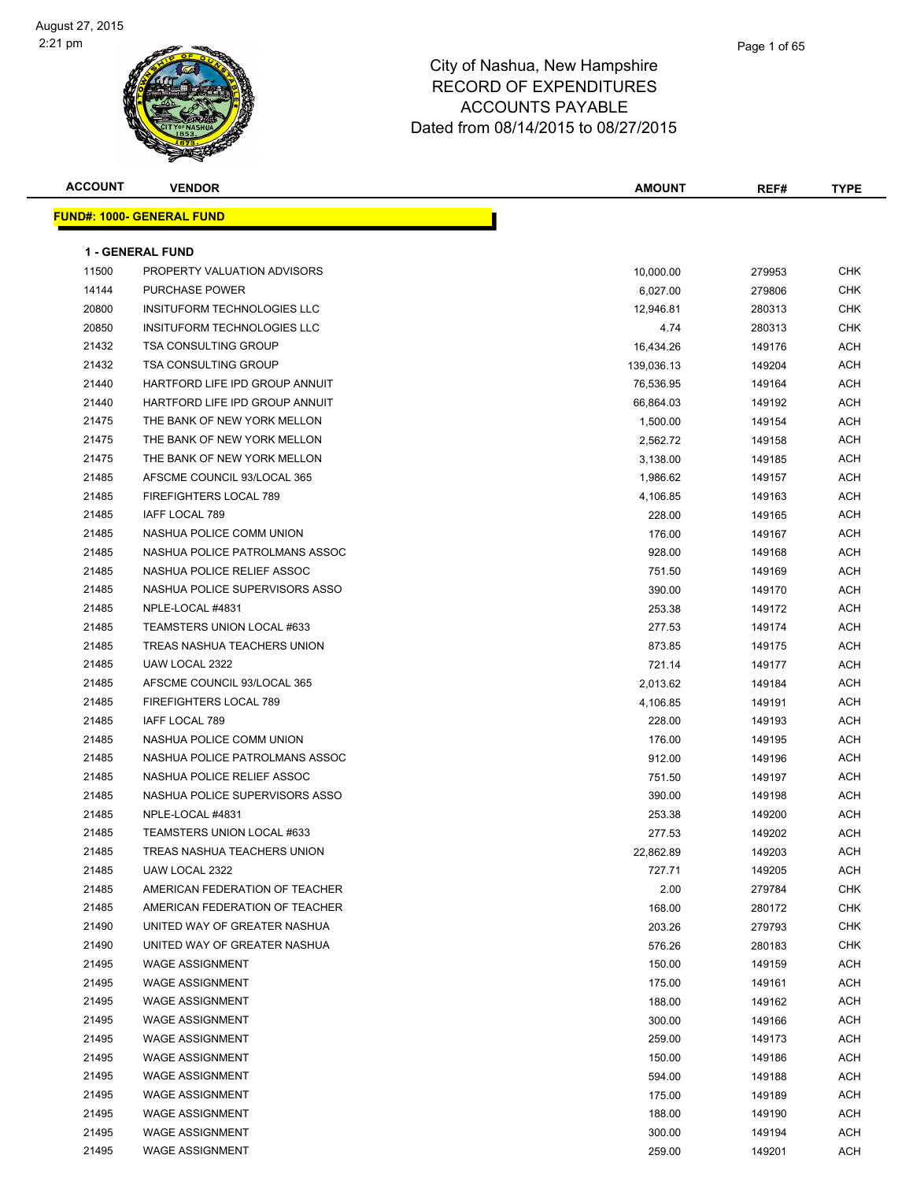City of Nashua, New Hampshire
RECORD OF EXPENDITURES
ACCOUNTS PAYABLE
Dated from 08/14/2015 to 08/27/2015

## FUND#: 1000- GENERAL FUND

### 1 - GENERAL FUND

| ACCOUNT | VENDOR | AMOUNT | REF# | TYPE |
|---|---|---|---|---|
| 11500 | PROPERTY VALUATION ADVISORS | 10,000.00 | 279953 | CHK |
| 14144 | PURCHASE POWER | 6,027.00 | 279806 | CHK |
| 20800 | INSITUFORM TECHNOLOGIES LLC | 12,946.81 | 280313 | CHK |
| 20850 | INSITUFORM TECHNOLOGIES LLC | 4.74 | 280313 | CHK |
| 21432 | TSA CONSULTING GROUP | 16,434.26 | 149176 | ACH |
| 21432 | TSA CONSULTING GROUP | 139,036.13 | 149204 | ACH |
| 21440 | HARTFORD LIFE IPD GROUP ANNUIT | 76,536.95 | 149164 | ACH |
| 21440 | HARTFORD LIFE IPD GROUP ANNUIT | 66,864.03 | 149192 | ACH |
| 21475 | THE BANK OF NEW YORK MELLON | 1,500.00 | 149154 | ACH |
| 21475 | THE BANK OF NEW YORK MELLON | 2,562.72 | 149158 | ACH |
| 21475 | THE BANK OF NEW YORK MELLON | 3,138.00 | 149185 | ACH |
| 21485 | AFSCME COUNCIL 93/LOCAL 365 | 1,986.62 | 149157 | ACH |
| 21485 | FIREFIGHTERS LOCAL 789 | 4,106.85 | 149163 | ACH |
| 21485 | IAFF LOCAL 789 | 228.00 | 149165 | ACH |
| 21485 | NASHUA POLICE COMM UNION | 176.00 | 149167 | ACH |
| 21485 | NASHUA POLICE PATROLMANS ASSOC | 928.00 | 149168 | ACH |
| 21485 | NASHUA POLICE RELIEF ASSOC | 751.50 | 149169 | ACH |
| 21485 | NASHUA POLICE SUPERVISORS ASSO | 390.00 | 149170 | ACH |
| 21485 | NPLE-LOCAL #4831 | 253.38 | 149172 | ACH |
| 21485 | TEAMSTERS UNION LOCAL #633 | 277.53 | 149174 | ACH |
| 21485 | TREAS NASHUA TEACHERS UNION | 873.85 | 149175 | ACH |
| 21485 | UAW LOCAL 2322 | 721.14 | 149177 | ACH |
| 21485 | AFSCME COUNCIL 93/LOCAL 365 | 2,013.62 | 149184 | ACH |
| 21485 | FIREFIGHTERS LOCAL 789 | 4,106.85 | 149191 | ACH |
| 21485 | IAFF LOCAL 789 | 228.00 | 149193 | ACH |
| 21485 | NASHUA POLICE COMM UNION | 176.00 | 149195 | ACH |
| 21485 | NASHUA POLICE PATROLMANS ASSOC | 912.00 | 149196 | ACH |
| 21485 | NASHUA POLICE RELIEF ASSOC | 751.50 | 149197 | ACH |
| 21485 | NASHUA POLICE SUPERVISORS ASSO | 390.00 | 149198 | ACH |
| 21485 | NPLE-LOCAL #4831 | 253.38 | 149200 | ACH |
| 21485 | TEAMSTERS UNION LOCAL #633 | 277.53 | 149202 | ACH |
| 21485 | TREAS NASHUA TEACHERS UNION | 22,862.89 | 149203 | ACH |
| 21485 | UAW LOCAL 2322 | 727.71 | 149205 | ACH |
| 21485 | AMERICAN FEDERATION OF TEACHER | 2.00 | 279784 | CHK |
| 21485 | AMERICAN FEDERATION OF TEACHER | 168.00 | 280172 | CHK |
| 21490 | UNITED WAY OF GREATER NASHUA | 203.26 | 279793 | CHK |
| 21490 | UNITED WAY OF GREATER NASHUA | 576.26 | 280183 | CHK |
| 21495 | WAGE ASSIGNMENT | 150.00 | 149159 | ACH |
| 21495 | WAGE ASSIGNMENT | 175.00 | 149161 | ACH |
| 21495 | WAGE ASSIGNMENT | 188.00 | 149162 | ACH |
| 21495 | WAGE ASSIGNMENT | 300.00 | 149166 | ACH |
| 21495 | WAGE ASSIGNMENT | 259.00 | 149173 | ACH |
| 21495 | WAGE ASSIGNMENT | 150.00 | 149186 | ACH |
| 21495 | WAGE ASSIGNMENT | 594.00 | 149188 | ACH |
| 21495 | WAGE ASSIGNMENT | 175.00 | 149189 | ACH |
| 21495 | WAGE ASSIGNMENT | 188.00 | 149190 | ACH |
| 21495 | WAGE ASSIGNMENT | 300.00 | 149194 | ACH |
| 21495 | WAGE ASSIGNMENT | 259.00 | 149201 | ACH |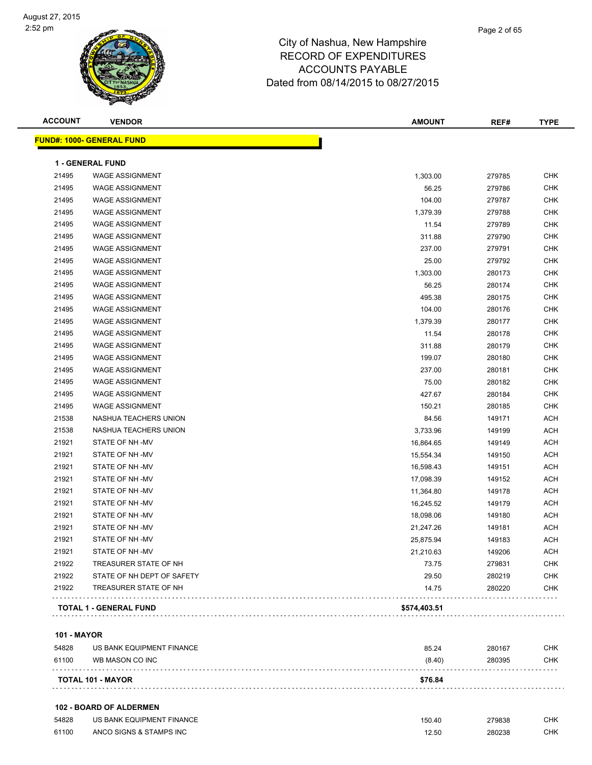# City of Nashua, New Hampshire
## RECORD OF EXPENDITURES
## ACCOUNTS PAYABLE
## Dated from 08/14/2015 to 08/27/2015

| ACCOUNT | VENDOR | AMOUNT | REF# | TYPE |
|---|---|---|---|---|
| **FUND#: 1000- GENERAL FUND** | | | | |
| **1 - GENERAL FUND** | | | | |
| 21495 | WAGE ASSIGNMENT | 1,303.00 | 279785 | CHK |
| 21495 | WAGE ASSIGNMENT | 56.25 | 279786 | CHK |
| 21495 | WAGE ASSIGNMENT | 104.00 | 279787 | CHK |
| 21495 | WAGE ASSIGNMENT | 1,379.39 | 279788 | CHK |
| 21495 | WAGE ASSIGNMENT | 11.54 | 279789 | CHK |
| 21495 | WAGE ASSIGNMENT | 311.88 | 279790 | CHK |
| 21495 | WAGE ASSIGNMENT | 237.00 | 279791 | CHK |
| 21495 | WAGE ASSIGNMENT | 25.00 | 279792 | CHK |
| 21495 | WAGE ASSIGNMENT | 1,303.00 | 280173 | CHK |
| 21495 | WAGE ASSIGNMENT | 56.25 | 280174 | CHK |
| 21495 | WAGE ASSIGNMENT | 495.38 | 280175 | CHK |
| 21495 | WAGE ASSIGNMENT | 104.00 | 280176 | CHK |
| 21495 | WAGE ASSIGNMENT | 1,379.39 | 280177 | CHK |
| 21495 | WAGE ASSIGNMENT | 11.54 | 280178 | CHK |
| 21495 | WAGE ASSIGNMENT | 311.88 | 280179 | CHK |
| 21495 | WAGE ASSIGNMENT | 199.07 | 280180 | CHK |
| 21495 | WAGE ASSIGNMENT | 237.00 | 280181 | CHK |
| 21495 | WAGE ASSIGNMENT | 75.00 | 280182 | CHK |
| 21495 | WAGE ASSIGNMENT | 427.67 | 280184 | CHK |
| 21495 | WAGE ASSIGNMENT | 150.21 | 280185 | CHK |
| 21538 | NASHUA TEACHERS UNION | 84.56 | 149171 | ACH |
| 21538 | NASHUA TEACHERS UNION | 3,733.96 | 149199 | ACH |
| 21921 | STATE OF NH -MV | 16,864.65 | 149149 | ACH |
| 21921 | STATE OF NH -MV | 15,554.34 | 149150 | ACH |
| 21921 | STATE OF NH -MV | 16,598.43 | 149151 | ACH |
| 21921 | STATE OF NH -MV | 17,098.39 | 149152 | ACH |
| 21921 | STATE OF NH -MV | 11,364.80 | 149178 | ACH |
| 21921 | STATE OF NH -MV | 16,245.52 | 149179 | ACH |
| 21921 | STATE OF NH -MV | 18,098.06 | 149180 | ACH |
| 21921 | STATE OF NH -MV | 21,247.26 | 149181 | ACH |
| 21921 | STATE OF NH -MV | 25,875.94 | 149183 | ACH |
| 21921 | STATE OF NH -MV | 21,210.63 | 149206 | ACH |
| 21922 | TREASURER STATE OF NH | 73.75 | 279831 | CHK |
| 21922 | STATE OF NH DEPT OF SAFETY | 29.50 | 280219 | CHK |
| 21922 | TREASURER STATE OF NH | 14.75 | 280220 | CHK |
| **TOTAL 1 - GENERAL FUND** | | **$574,403.51** | | |
| **101 - MAYOR** | | | | |
| 54828 | US BANK EQUIPMENT FINANCE | 85.24 | 280167 | CHK |
| 61100 | WB MASON CO INC | (8.40) | 280395 | CHK |
| **TOTAL 101 - MAYOR** | | **$76.84** | | |
| **102 - BOARD OF ALDERMEN** | | | | |
| 54828 | US BANK EQUIPMENT FINANCE | 150.40 | 279838 | CHK |
| 61100 | ANCO SIGNS & STAMPS INC | 12.50 | 280238 | CHK |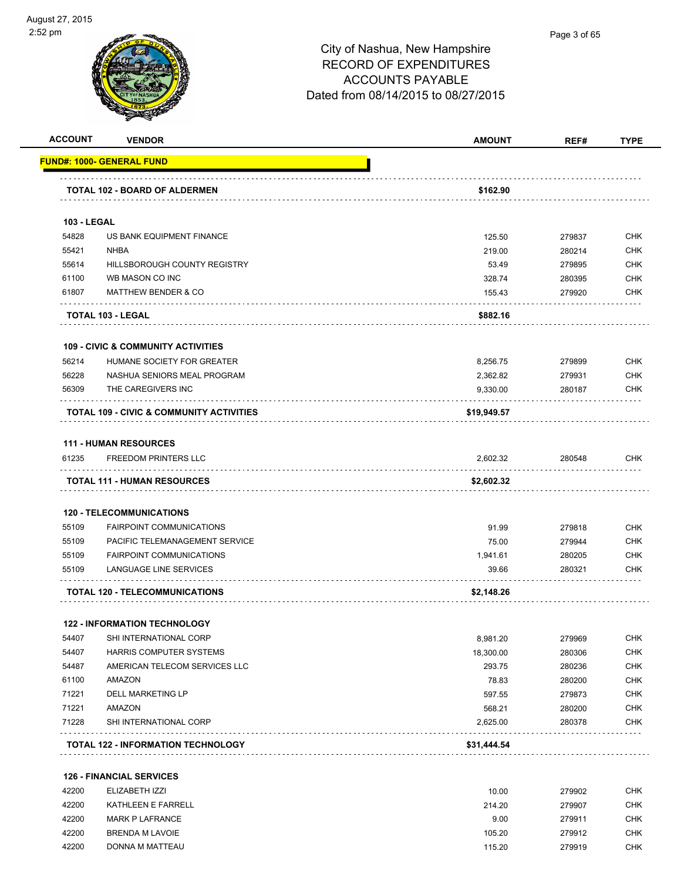# City of Nashua, New Hampshire
## RECORD OF EXPENDITURES
## ACCOUNTS PAYABLE
### Dated from 08/14/2015 to 08/27/2015

| ACCOUNT | VENDOR | AMOUNT | REF# | TYPE |
|---|---|---|---|---|
| **FUND#: 1000- GENERAL FUND** | | | | |
| | **TOTAL 102 - BOARD OF ALDERMEN** | **$162.90** | | |
| **103 - LEGAL** | | | | |
| 54828 | US BANK EQUIPMENT FINANCE | 125.50 | 279837 | CHK |
| 55421 | NHBA | 219.00 | 280214 | CHK |
| 55614 | HILLSBOROUGH COUNTY REGISTRY | 53.49 | 279895 | CHK |
| 61100 | WB MASON CO INC | 328.74 | 280395 | CHK |
| 61807 | MATTHEW BENDER & CO | 155.43 | 279920 | CHK |
| | **TOTAL 103 - LEGAL** | **$882.16** | | |
| **109 - CIVIC & COMMUNITY ACTIVITIES** | | | | |
| 56214 | HUMANE SOCIETY FOR GREATER | 8,256.75 | 279899 | CHK |
| 56228 | NASHUA SENIORS MEAL PROGRAM | 2,362.82 | 279931 | CHK |
| 56309 | THE CAREGIVERS INC | 9,330.00 | 280187 | CHK |
| | **TOTAL 109 - CIVIC & COMMUNITY ACTIVITIES** | **$19,949.57** | | |
| **111 - HUMAN RESOURCES** | | | | |
| 61235 | FREEDOM PRINTERS LLC | 2,602.32 | 280548 | CHK |
| | **TOTAL 111 - HUMAN RESOURCES** | **$2,602.32** | | |
| **120 - TELECOMMUNICATIONS** | | | | |
| 55109 | FAIRPOINT COMMUNICATIONS | 91.99 | 279818 | CHK |
| 55109 | PACIFIC TELEMANAGEMENT SERVICE | 75.00 | 279944 | CHK |
| 55109 | FAIRPOINT COMMUNICATIONS | 1,941.61 | 280205 | CHK |
| 55109 | LANGUAGE LINE SERVICES | 39.66 | 280321 | CHK |
| | **TOTAL 120 - TELECOMMUNICATIONS** | **$2,148.26** | | |
| **122 - INFORMATION TECHNOLOGY** | | | | |
| 54407 | SHI INTERNATIONAL CORP | 8,981.20 | 279969 | CHK |
| 54407 | HARRIS COMPUTER SYSTEMS | 18,300.00 | 280306 | CHK |
| 54487 | AMERICAN TELECOM SERVICES LLC | 293.75 | 280236 | CHK |
| 61100 | AMAZON | 78.83 | 280200 | CHK |
| 71221 | DELL MARKETING LP | 597.55 | 279873 | CHK |
| 71221 | AMAZON | 568.21 | 280200 | CHK |
| 71228 | SHI INTERNATIONAL CORP | 2,625.00 | 280378 | CHK |
| | **TOTAL 122 - INFORMATION TECHNOLOGY** | **$31,444.54** | | |
| **126 - FINANCIAL SERVICES** | | | | |
| 42200 | ELIZABETH IZZI | 10.00 | 279902 | CHK |
| 42200 | KATHLEEN E FARRELL | 214.20 | 279907 | CHK |
| 42200 | MARK P LAFRANCE | 9.00 | 279911 | CHK |
| 42200 | BRENDA M LAVOIE | 105.20 | 279912 | CHK |
| 42200 | DONNA M MATTEAU | 115.20 | 279919 | CHK |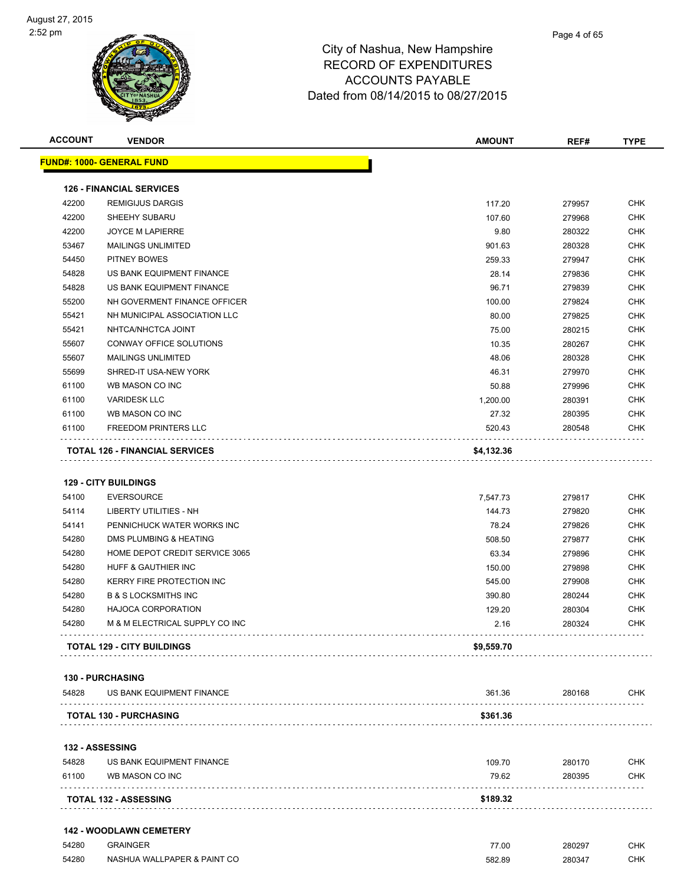City of Nashua, New Hampshire
RECORD OF EXPENDITURES
ACCOUNTS PAYABLE
Dated from 08/14/2015 to 08/27/2015

| ACCOUNT | VENDOR | AMOUNT | REF# | TYPE |
|---|---|---|---|---|
| **FUND#: 1000- GENERAL FUND** | | | | |
| **126 - FINANCIAL SERVICES** | | | | |
| 42200 | REMIGIJUS DARGIS | 117.20 | 279957 | CHK |
| 42200 | SHEEHY SUBARU | 107.60 | 279968 | CHK |
| 42200 | JOYCE M LAPIERRE | 9.80 | 280322 | CHK |
| 53467 | MAILINGS UNLIMITED | 901.63 | 280328 | CHK |
| 54450 | PITNEY BOWES | 259.33 | 279947 | CHK |
| 54828 | US BANK EQUIPMENT FINANCE | 28.14 | 279836 | CHK |
| 54828 | US BANK EQUIPMENT FINANCE | 96.71 | 279839 | CHK |
| 55200 | NH GOVERMENT FINANCE OFFICER | 100.00 | 279824 | CHK |
| 55421 | NH MUNICIPAL ASSOCIATION LLC | 80.00 | 279825 | CHK |
| 55421 | NHTCA/NHCTCA JOINT | 75.00 | 280215 | CHK |
| 55607 | CONWAY OFFICE SOLUTIONS | 10.35 | 280267 | CHK |
| 55607 | MAILINGS UNLIMITED | 48.06 | 280328 | CHK |
| 55699 | SHRED-IT USA-NEW YORK | 46.31 | 279970 | CHK |
| 61100 | WB MASON CO INC | 50.88 | 279996 | CHK |
| 61100 | VARIDESK LLC | 1,200.00 | 280391 | CHK |
| 61100 | WB MASON CO INC | 27.32 | 280395 | CHK |
| 61100 | FREEDOM PRINTERS LLC | 520.43 | 280548 | CHK |
| **TOTAL 126 - FINANCIAL SERVICES** | | **$4,132.36** | | |
| **129 - CITY BUILDINGS** | | | | |
| 54100 | EVERSOURCE | 7,547.73 | 279817 | CHK |
| 54114 | LIBERTY UTILITIES - NH | 144.73 | 279820 | CHK |
| 54141 | PENNICHUCK WATER WORKS INC | 78.24 | 279826 | CHK |
| 54280 | DMS PLUMBING & HEATING | 508.50 | 279877 | CHK |
| 54280 | HOME DEPOT CREDIT SERVICE 3065 | 63.34 | 279896 | CHK |
| 54280 | HUFF & GAUTHIER INC | 150.00 | 279898 | CHK |
| 54280 | KERRY FIRE PROTECTION INC | 545.00 | 279908 | CHK |
| 54280 | B & S LOCKSMITHS INC | 390.80 | 280244 | CHK |
| 54280 | HAJOCA CORPORATION | 129.20 | 280304 | CHK |
| 54280 | M & M ELECTRICAL SUPPLY CO INC | 2.16 | 280324 | CHK |
| **TOTAL 129 - CITY BUILDINGS** | | **$9,559.70** | | |
| **130 - PURCHASING** | | | | |
| 54828 | US BANK EQUIPMENT FINANCE | 361.36 | 280168 | CHK |
| **TOTAL 130 - PURCHASING** | | **$361.36** | | |
| **132 - ASSESSING** | | | | |
| 54828 | US BANK EQUIPMENT FINANCE | 109.70 | 280170 | CHK |
| 61100 | WB MASON CO INC | 79.62 | 280395 | CHK |
| **TOTAL 132 - ASSESSING** | | **$189.32** | | |
| **142 - WOODLAWN CEMETERY** | | | | |
| 54280 | GRAINGER | 77.00 | 280297 | CHK |
| 54280 | NASHUA WALLPAPER & PAINT CO | 582.89 | 280347 | CHK |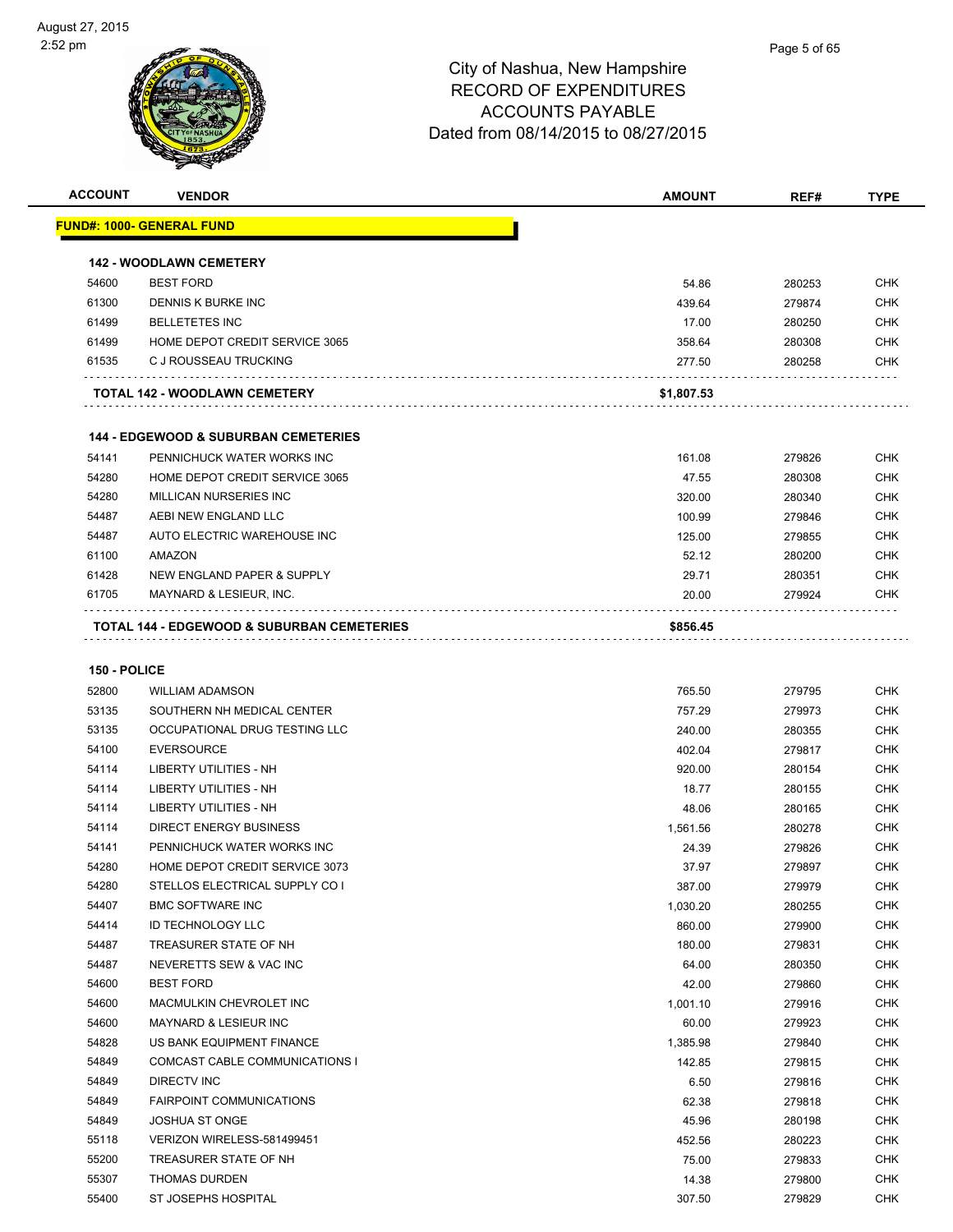# City of Nashua, New Hampshire
## RECORD OF EXPENDITURES
## ACCOUNTS PAYABLE
## Dated from 08/14/2015 to 08/27/2015

| ACCOUNT | VENDOR | AMOUNT | REF# | TYPE |
|---|---|---|---|---|
| **FUND#: 1000- GENERAL FUND** | | | | |
| **142 - WOODLAWN CEMETERY** | | | | |
| 54600 | BEST FORD | 54.86 | 280253 | CHK |
| 61300 | DENNIS K BURKE INC | 439.64 | 279874 | CHK |
| 61499 | BELLETETES INC | 17.00 | 280250 | CHK |
| 61499 | HOME DEPOT CREDIT SERVICE 3065 | 358.64 | 280308 | CHK |
| 61535 | C J ROUSSEAU TRUCKING | 277.50 | 280258 | CHK |
| | **TOTAL 142 - WOODLAWN CEMETERY** | **$1,807.53** | | |
| **144 - EDGEWOOD & SUBURBAN CEMETERIES** | | | | |
| 54141 | PENNICHUCK WATER WORKS INC | 161.08 | 279826 | CHK |
| 54280 | HOME DEPOT CREDIT SERVICE 3065 | 47.55 | 280308 | CHK |
| 54280 | MILLICAN NURSERIES INC | 320.00 | 280340 | CHK |
| 54487 | AEBI NEW ENGLAND LLC | 100.99 | 279846 | CHK |
| 54487 | AUTO ELECTRIC WAREHOUSE INC | 125.00 | 279855 | CHK |
| 61100 | AMAZON | 52.12 | 280200 | CHK |
| 61428 | NEW ENGLAND PAPER & SUPPLY | 29.71 | 280351 | CHK |
| 61705 | MAYNARD & LESIEUR, INC. | 20.00 | 279924 | CHK |
| | **TOTAL 144 - EDGEWOOD & SUBURBAN CEMETERIES** | **$856.45** | | |
| **150 - POLICE** | | | | |
| 52800 | WILLIAM ADAMSON | 765.50 | 279795 | CHK |
| 53135 | SOUTHERN NH MEDICAL CENTER | 757.29 | 279973 | CHK |
| 53135 | OCCUPATIONAL DRUG TESTING LLC | 240.00 | 280355 | CHK |
| 54100 | EVERSOURCE | 402.04 | 279817 | CHK |
| 54114 | LIBERTY UTILITIES - NH | 920.00 | 280154 | CHK |
| 54114 | LIBERTY UTILITIES - NH | 18.77 | 280155 | CHK |
| 54114 | LIBERTY UTILITIES - NH | 48.06 | 280165 | CHK |
| 54114 | DIRECT ENERGY BUSINESS | 1,561.56 | 280278 | CHK |
| 54141 | PENNICHUCK WATER WORKS INC | 24.39 | 279826 | CHK |
| 54280 | HOME DEPOT CREDIT SERVICE 3073 | 37.97 | 279897 | CHK |
| 54280 | STELLOS ELECTRICAL SUPPLY CO I | 387.00 | 279979 | CHK |
| 54407 | BMC SOFTWARE INC | 1,030.20 | 280255 | CHK |
| 54414 | ID TECHNOLOGY LLC | 860.00 | 279900 | CHK |
| 54487 | TREASURER STATE OF NH | 180.00 | 279831 | CHK |
| 54487 | NEVERETTS SEW & VAC INC | 64.00 | 280350 | CHK |
| 54600 | BEST FORD | 42.00 | 279860 | CHK |
| 54600 | MACMULKIN CHEVROLET INC | 1,001.10 | 279916 | CHK |
| 54600 | MAYNARD & LESIEUR INC | 60.00 | 279923 | CHK |
| 54828 | US BANK EQUIPMENT FINANCE | 1,385.98 | 279840 | CHK |
| 54849 | COMCAST CABLE COMMUNICATIONS I | 142.85 | 279815 | CHK |
| 54849 | DIRECTV INC | 6.50 | 279816 | CHK |
| 54849 | FAIRPOINT COMMUNICATIONS | 62.38 | 279818 | CHK |
| 54849 | JOSHUA ST ONGE | 45.96 | 280198 | CHK |
| 55118 | VERIZON WIRELESS-581499451 | 452.56 | 280223 | CHK |
| 55200 | TREASURER STATE OF NH | 75.00 | 279833 | CHK |
| 55307 | THOMAS DURDEN | 14.38 | 279800 | CHK |
| 55400 | ST JOSEPHS HOSPITAL | 307.50 | 279829 | CHK |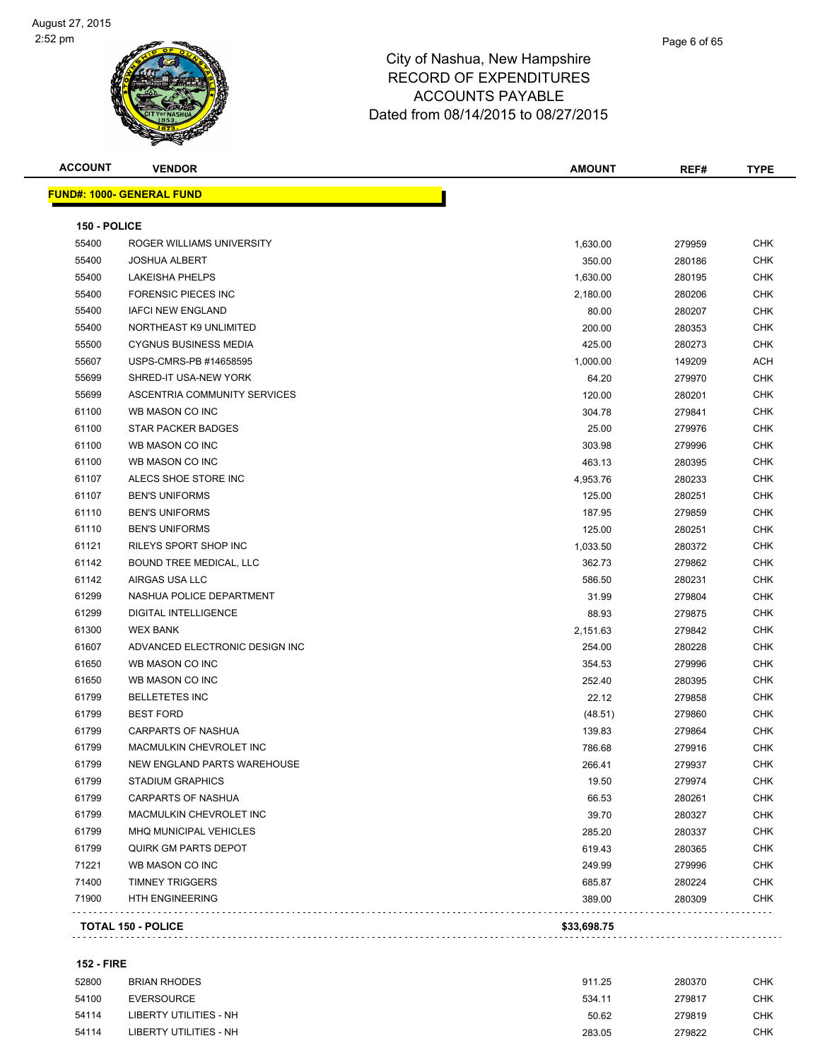# City of Nashua, New Hampshire
## RECORD OF EXPENDITURES
## ACCOUNTS PAYABLE
## Dated from 08/14/2015 to 08/27/2015

| ACCOUNT | VENDOR | AMOUNT | REF# | TYPE |
|---|---|---|---|---|
| **FUND#: 1000- GENERAL FUND** | | | | |
| **150 - POLICE** | | | | |
| 55400 | ROGER WILLIAMS UNIVERSITY | 1,630.00 | 279959 | CHK |
| 55400 | JOSHUA ALBERT | 350.00 | 280186 | CHK |
| 55400 | LAKEISHA PHELPS | 1,630.00 | 280195 | CHK |
| 55400 | FORENSIC PIECES INC | 2,180.00 | 280206 | CHK |
| 55400 | IAFCI NEW ENGLAND | 80.00 | 280207 | CHK |
| 55400 | NORTHEAST K9 UNLIMITED | 200.00 | 280353 | CHK |
| 55500 | CYGNUS BUSINESS MEDIA | 425.00 | 280273 | CHK |
| 55607 | USPS-CMRS-PB #14658595 | 1,000.00 | 149209 | ACH |
| 55699 | SHRED-IT USA-NEW YORK | 64.20 | 279970 | CHK |
| 55699 | ASCENTRIA COMMUNITY SERVICES | 120.00 | 280201 | CHK |
| 61100 | WB MASON CO INC | 304.78 | 279841 | CHK |
| 61100 | STAR PACKER BADGES | 25.00 | 279976 | CHK |
| 61100 | WB MASON CO INC | 303.98 | 279996 | CHK |
| 61100 | WB MASON CO INC | 463.13 | 280395 | CHK |
| 61107 | ALECS SHOE STORE INC | 4,953.76 | 280233 | CHK |
| 61107 | BEN'S UNIFORMS | 125.00 | 280251 | CHK |
| 61110 | BEN'S UNIFORMS | 187.95 | 279859 | CHK |
| 61110 | BEN'S UNIFORMS | 125.00 | 280251 | CHK |
| 61121 | RILEYS SPORT SHOP INC | 1,033.50 | 280372 | CHK |
| 61142 | BOUND TREE MEDICAL, LLC | 362.73 | 279862 | CHK |
| 61142 | AIRGAS USA LLC | 586.50 | 280231 | CHK |
| 61299 | NASHUA POLICE DEPARTMENT | 31.99 | 279804 | CHK |
| 61299 | DIGITAL INTELLIGENCE | 88.93 | 279875 | CHK |
| 61300 | WEX BANK | 2,151.63 | 279842 | CHK |
| 61607 | ADVANCED ELECTRONIC DESIGN INC | 254.00 | 280228 | CHK |
| 61650 | WB MASON CO INC | 354.53 | 279996 | CHK |
| 61650 | WB MASON CO INC | 252.40 | 280395 | CHK |
| 61799 | BELLETETES INC | 22.12 | 279858 | CHK |
| 61799 | BEST FORD | (48.51) | 279860 | CHK |
| 61799 | CARPARTS OF NASHUA | 139.83 | 279864 | CHK |
| 61799 | MACMULKIN CHEVROLET INC | 786.68 | 279916 | CHK |
| 61799 | NEW ENGLAND PARTS WAREHOUSE | 266.41 | 279937 | CHK |
| 61799 | STADIUM GRAPHICS | 19.50 | 279974 | CHK |
| 61799 | CARPARTS OF NASHUA | 66.53 | 280261 | CHK |
| 61799 | MACMULKIN CHEVROLET INC | 39.70 | 280327 | CHK |
| 61799 | MHQ MUNICIPAL VEHICLES | 285.20 | 280337 | CHK |
| 61799 | QUIRK GM PARTS DEPOT | 619.43 | 280365 | CHK |
| 71221 | WB MASON CO INC | 249.99 | 279996 | CHK |
| 71400 | TIMNEY TRIGGERS | 685.87 | 280224 | CHK |
| 71900 | HTH ENGINEERING | 389.00 | 280309 | CHK |
| **TOTAL 150 - POLICE** | | **$33,698.75** | | |
| **152 - FIRE** | | | | |
| 52800 | BRIAN RHODES | 911.25 | 280370 | CHK |
| 54100 | EVERSOURCE | 534.11 | 279817 | CHK |
| 54114 | LIBERTY UTILITIES - NH | 50.62 | 279819 | CHK |
| 54114 | LIBERTY UTILITIES - NH | 283.05 | 279822 | CHK |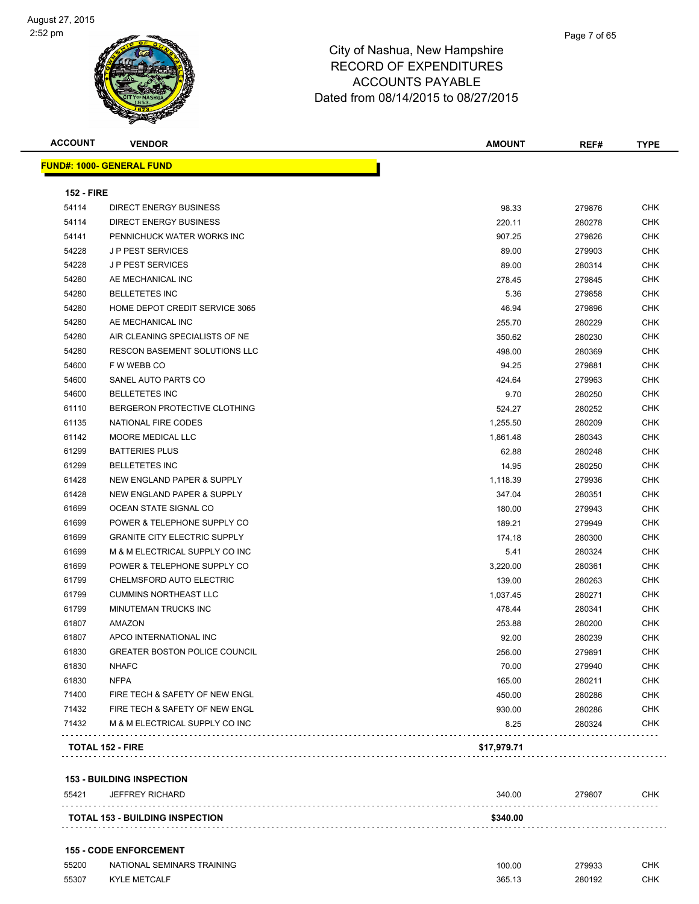August 27, 2015
2:52 pm

# City of Nashua, New Hampshire
## RECORD OF EXPENDITURES
## ACCOUNTS PAYABLE
### Dated from 08/14/2015 to 08/27/2015

| ACCOUNT | VENDOR | AMOUNT | REF# | TYPE |
|---|---|---|---|---|
| **FUND#: 1000- GENERAL FUND** | | | | |
| **152 - FIRE** | | | | |
| 54114 | DIRECT ENERGY BUSINESS | 98.33 | 279876 | CHK |
| 54114 | DIRECT ENERGY BUSINESS | 220.11 | 280278 | CHK |
| 54141 | PENNICHUCK WATER WORKS INC | 907.25 | 279826 | CHK |
| 54228 | J P PEST SERVICES | 89.00 | 279903 | CHK |
| 54228 | J P PEST SERVICES | 89.00 | 280314 | CHK |
| 54280 | AE MECHANICAL INC | 278.45 | 279845 | CHK |
| 54280 | BELLETETES INC | 5.36 | 279858 | CHK |
| 54280 | HOME DEPOT CREDIT SERVICE 3065 | 46.94 | 279896 | CHK |
| 54280 | AE MECHANICAL INC | 255.70 | 280229 | CHK |
| 54280 | AIR CLEANING SPECIALISTS OF NE | 350.62 | 280230 | CHK |
| 54280 | RESCON BASEMENT SOLUTIONS LLC | 498.00 | 280369 | CHK |
| 54600 | F W WEBB CO | 94.25 | 279881 | CHK |
| 54600 | SANEL AUTO PARTS CO | 424.64 | 279963 | CHK |
| 54600 | BELLETETES INC | 9.70 | 280250 | CHK |
| 61110 | BERGERON PROTECTIVE CLOTHING | 524.27 | 280252 | CHK |
| 61135 | NATIONAL FIRE CODES | 1,255.50 | 280209 | CHK |
| 61142 | MOORE MEDICAL LLC | 1,861.48 | 280343 | CHK |
| 61299 | BATTERIES PLUS | 62.88 | 280248 | CHK |
| 61299 | BELLETETES INC | 14.95 | 280250 | CHK |
| 61428 | NEW ENGLAND PAPER & SUPPLY | 1,118.39 | 279936 | CHK |
| 61428 | NEW ENGLAND PAPER & SUPPLY | 347.04 | 280351 | CHK |
| 61699 | OCEAN STATE SIGNAL CO | 180.00 | 279943 | CHK |
| 61699 | POWER & TELEPHONE SUPPLY CO | 189.21 | 279949 | CHK |
| 61699 | GRANITE CITY ELECTRIC SUPPLY | 174.18 | 280300 | CHK |
| 61699 | M & M ELECTRICAL SUPPLY CO INC | 5.41 | 280324 | CHK |
| 61699 | POWER & TELEPHONE SUPPLY CO | 3,220.00 | 280361 | CHK |
| 61799 | CHELMSFORD AUTO ELECTRIC | 139.00 | 280263 | CHK |
| 61799 | CUMMINS NORTHEAST LLC | 1,037.45 | 280271 | CHK |
| 61799 | MINUTEMAN TRUCKS INC | 478.44 | 280341 | CHK |
| 61807 | AMAZON | 253.88 | 280200 | CHK |
| 61807 | APCO INTERNATIONAL INC | 92.00 | 280239 | CHK |
| 61830 | GREATER BOSTON POLICE COUNCIL | 256.00 | 279891 | CHK |
| 61830 | NHAFC | 70.00 | 279940 | CHK |
| 61830 | NFPA | 165.00 | 280211 | CHK |
| 71400 | FIRE TECH & SAFETY OF NEW ENGL | 450.00 | 280286 | CHK |
| 71432 | FIRE TECH & SAFETY OF NEW ENGL | 930.00 | 280286 | CHK |
| 71432 | M & M ELECTRICAL SUPPLY CO INC | 8.25 | 280324 | CHK |
| **TOTAL 152 - FIRE** | | **$17,979.71** | | |
| **153 - BUILDING INSPECTION** | | | | |
| 55421 | JEFFREY RICHARD | 340.00 | 279807 | CHK |
| **TOTAL 153 - BUILDING INSPECTION** | | **$340.00** | | |
| **155 - CODE ENFORCEMENT** | | | | |
| 55200 | NATIONAL SEMINARS TRAINING | 100.00 | 279933 | CHK |
| 55307 | KYLE METCALF | 365.13 | 280192 | CHK |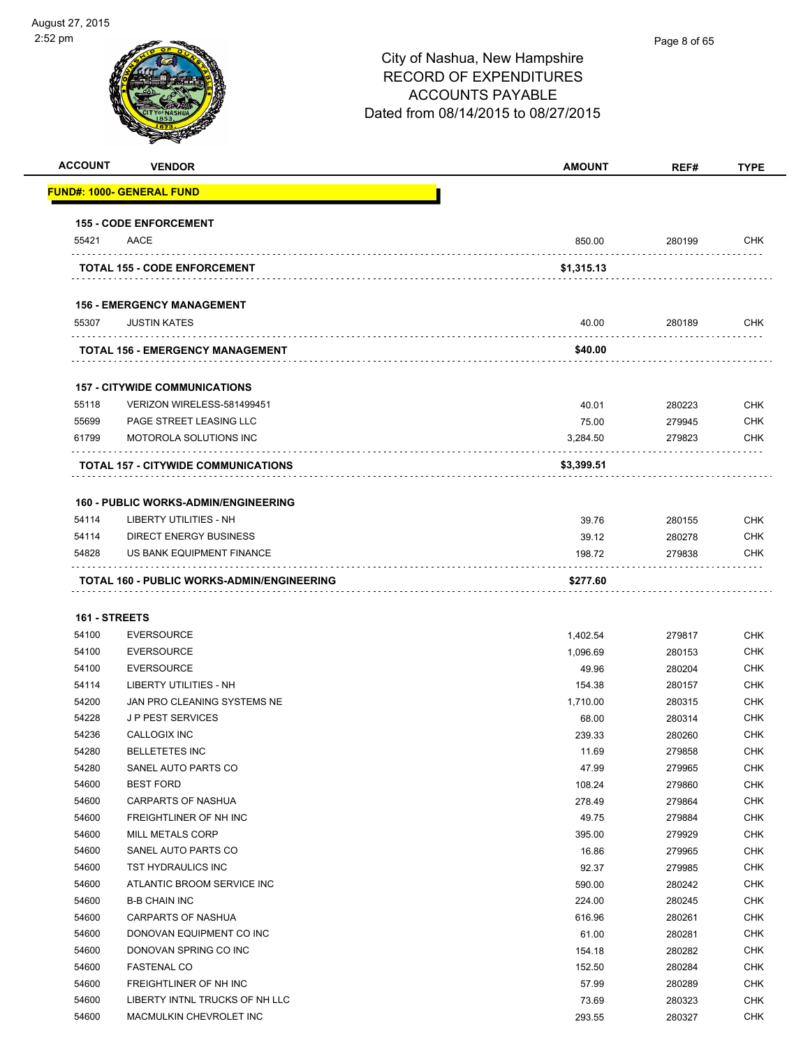City of Nashua, New Hampshire
RECORD OF EXPENDITURES
ACCOUNTS PAYABLE
Dated from 08/14/2015 to 08/27/2015

| ACCOUNT | VENDOR | AMOUNT | REF# | TYPE |
|---|---|---|---|---|
| **FUND#: 1000- GENERAL FUND** | | | | |
| **155 - CODE ENFORCEMENT** | | | | |
| 55421 | AACE | 850.00 | 280199 | CHK |
| | **TOTAL 155 - CODE ENFORCEMENT** | **$1,315.13** | | |
| **156 - EMERGENCY MANAGEMENT** | | | | |
| 55307 | JUSTIN KATES | 40.00 | 280189 | CHK |
| | **TOTAL 156 - EMERGENCY MANAGEMENT** | **$40.00** | | |
| **157 - CITYWIDE COMMUNICATIONS** | | | | |
| 55118 | VERIZON WIRELESS-581499451 | 40.01 | 280223 | CHK |
| 55699 | PAGE STREET LEASING LLC | 75.00 | 279945 | CHK |
| 61799 | MOTOROLA SOLUTIONS INC | 3,284.50 | 279823 | CHK |
| | **TOTAL 157 - CITYWIDE COMMUNICATIONS** | **$3,399.51** | | |
| **160 - PUBLIC WORKS-ADMIN/ENGINEERING** | | | | |
| 54114 | LIBERTY UTILITIES - NH | 39.76 | 280155 | CHK |
| 54114 | DIRECT ENERGY BUSINESS | 39.12 | 280278 | CHK |
| 54828 | US BANK EQUIPMENT FINANCE | 198.72 | 279838 | CHK |
| | **TOTAL 160 - PUBLIC WORKS-ADMIN/ENGINEERING** | **$277.60** | | |
| **161 - STREETS** | | | | |
| 54100 | EVERSOURCE | 1,402.54 | 279817 | CHK |
| 54100 | EVERSOURCE | 1,096.69 | 280153 | CHK |
| 54100 | EVERSOURCE | 49.96 | 280204 | CHK |
| 54114 | LIBERTY UTILITIES - NH | 154.38 | 280157 | CHK |
| 54200 | JAN PRO CLEANING SYSTEMS NE | 1,710.00 | 280315 | CHK |
| 54228 | J P PEST SERVICES | 68.00 | 280314 | CHK |
| 54236 | CALLOGIX INC | 239.33 | 280260 | CHK |
| 54280 | BELLETETES INC | 11.69 | 279858 | CHK |
| 54280 | SANEL AUTO PARTS CO | 47.99 | 279965 | CHK |
| 54600 | BEST FORD | 108.24 | 279860 | CHK |
| 54600 | CARPARTS OF NASHUA | 278.49 | 279864 | CHK |
| 54600 | FREIGHTLINER OF NH INC | 49.75 | 279884 | CHK |
| 54600 | MILL METALS CORP | 395.00 | 279929 | CHK |
| 54600 | SANEL AUTO PARTS CO | 16.86 | 279965 | CHK |
| 54600 | TST HYDRAULICS INC | 92.37 | 279985 | CHK |
| 54600 | ATLANTIC BROOM SERVICE INC | 590.00 | 280242 | CHK |
| 54600 | B-B CHAIN INC | 224.00 | 280245 | CHK |
| 54600 | CARPARTS OF NASHUA | 616.96 | 280261 | CHK |
| 54600 | DONOVAN EQUIPMENT CO INC | 61.00 | 280281 | CHK |
| 54600 | DONOVAN SPRING CO INC | 154.18 | 280282 | CHK |
| 54600 | FASTENAL CO | 152.50 | 280284 | CHK |
| 54600 | FREIGHTLINER OF NH INC | 57.99 | 280289 | CHK |
| 54600 | LIBERTY INTNL TRUCKS OF NH LLC | 73.69 | 280323 | CHK |
| 54600 | MACMULKIN CHEVROLET INC | 293.55 | 280327 | CHK |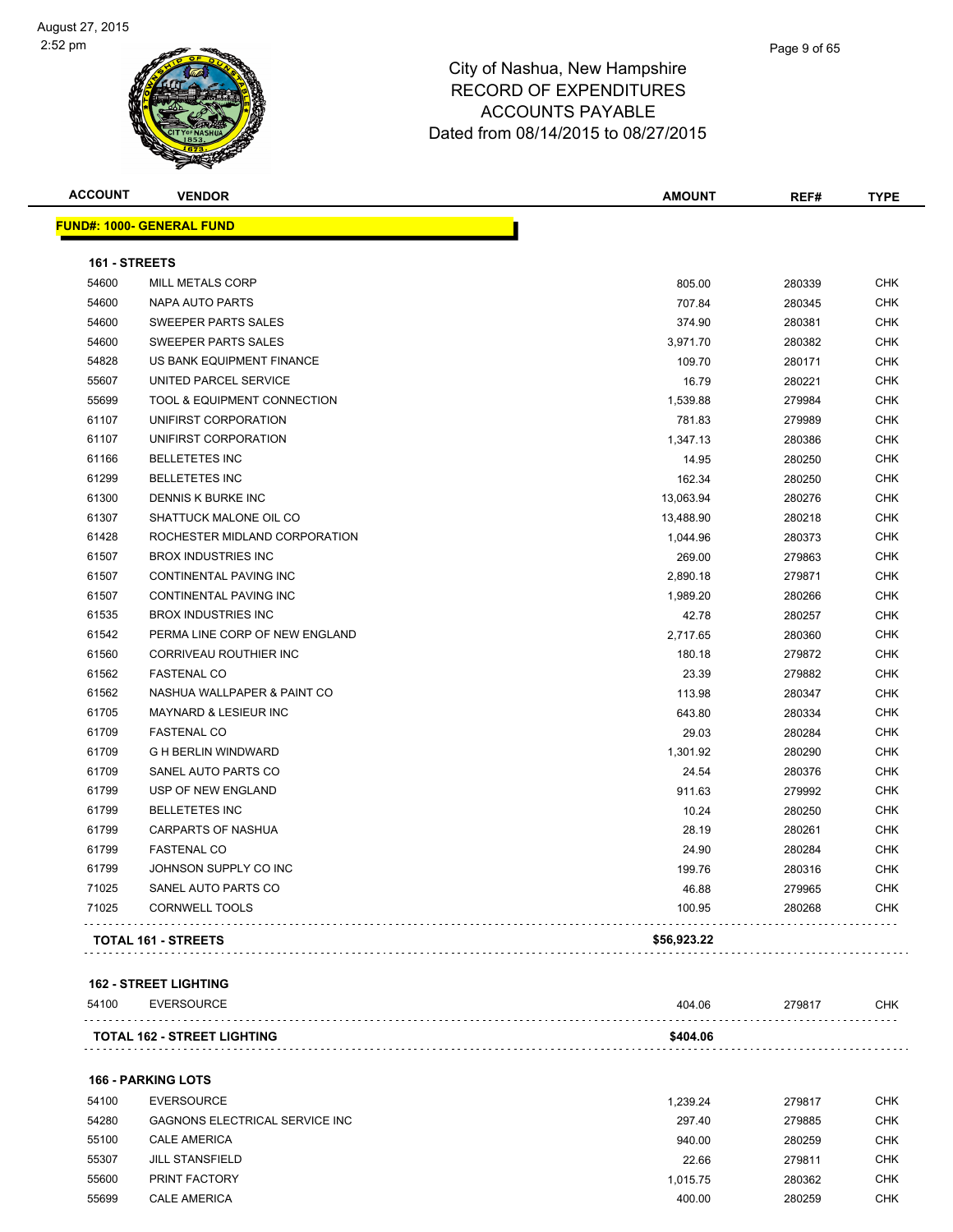# City of Nashua, New Hampshire
## RECORD OF EXPENDITURES
## ACCOUNTS PAYABLE
## Dated from 08/14/2015 to 08/27/2015

| ACCOUNT | VENDOR | AMOUNT | REF# | TYPE |
|---|---|---|---|---|
| **FUND#: 1000- GENERAL FUND** | | | | |
| **161 - STREETS** | | | | |
| 54600 | MILL METALS CORP | 805.00 | 280339 | CHK |
| 54600 | NAPA AUTO PARTS | 707.84 | 280345 | CHK |
| 54600 | SWEEPER PARTS SALES | 374.90 | 280381 | CHK |
| 54600 | SWEEPER PARTS SALES | 3,971.70 | 280382 | CHK |
| 54828 | US BANK EQUIPMENT FINANCE | 109.70 | 280171 | CHK |
| 55607 | UNITED PARCEL SERVICE | 16.79 | 280221 | CHK |
| 55699 | TOOL & EQUIPMENT CONNECTION | 1,539.88 | 279984 | CHK |
| 61107 | UNIFIRST CORPORATION | 781.83 | 279989 | CHK |
| 61107 | UNIFIRST CORPORATION | 1,347.13 | 280386 | CHK |
| 61166 | BELLETETES INC | 14.95 | 280250 | CHK |
| 61299 | BELLETETES INC | 162.34 | 280250 | CHK |
| 61300 | DENNIS K BURKE INC | 13,063.94 | 280276 | CHK |
| 61307 | SHATTUCK MALONE OIL CO | 13,488.90 | 280218 | CHK |
| 61428 | ROCHESTER MIDLAND CORPORATION | 1,044.96 | 280373 | CHK |
| 61507 | BROX INDUSTRIES INC | 269.00 | 279863 | CHK |
| 61507 | CONTINENTAL PAVING INC | 2,890.18 | 279871 | CHK |
| 61507 | CONTINENTAL PAVING INC | 1,989.20 | 280266 | CHK |
| 61535 | BROX INDUSTRIES INC | 42.78 | 280257 | CHK |
| 61542 | PERMA LINE CORP OF NEW ENGLAND | 2,717.65 | 280360 | CHK |
| 61560 | CORRIVEAU ROUTHIER INC | 180.18 | 279872 | CHK |
| 61562 | FASTENAL CO | 23.39 | 279882 | CHK |
| 61562 | NASHUA WALLPAPER & PAINT CO | 113.98 | 280347 | CHK |
| 61705 | MAYNARD & LESIEUR INC | 643.80 | 280334 | CHK |
| 61709 | FASTENAL CO | 29.03 | 280284 | CHK |
| 61709 | G H BERLIN WINDWARD | 1,301.92 | 280290 | CHK |
| 61709 | SANEL AUTO PARTS CO | 24.54 | 280376 | CHK |
| 61799 | USP OF NEW ENGLAND | 911.63 | 279992 | CHK |
| 61799 | BELLETETES INC | 10.24 | 280250 | CHK |
| 61799 | CARPARTS OF NASHUA | 28.19 | 280261 | CHK |
| 61799 | FASTENAL CO | 24.90 | 280284 | CHK |
| 61799 | JOHNSON SUPPLY CO INC | 199.76 | 280316 | CHK |
| 71025 | SANEL AUTO PARTS CO | 46.88 | 279965 | CHK |
| 71025 | CORNWELL TOOLS | 100.95 | 280268 | CHK |
| **TOTAL 161 - STREETS** | | **$56,923.22** | | |
| **162 - STREET LIGHTING** | | | | |
| 54100 | EVERSOURCE | 404.06 | 279817 | CHK |
| **TOTAL 162 - STREET LIGHTING** | | **$404.06** | | |
| **166 - PARKING LOTS** | | | | |
| 54100 | EVERSOURCE | 1,239.24 | 279817 | CHK |
| 54280 | GAGNONS ELECTRICAL SERVICE INC | 297.40 | 279885 | CHK |
| 55100 | CALE AMERICA | 940.00 | 280259 | CHK |
| 55307 | JILL STANSFIELD | 22.66 | 279811 | CHK |
| 55600 | PRINT FACTORY | 1,015.75 | 280362 | CHK |
| 55699 | CALE AMERICA | 400.00 | 280259 | CHK |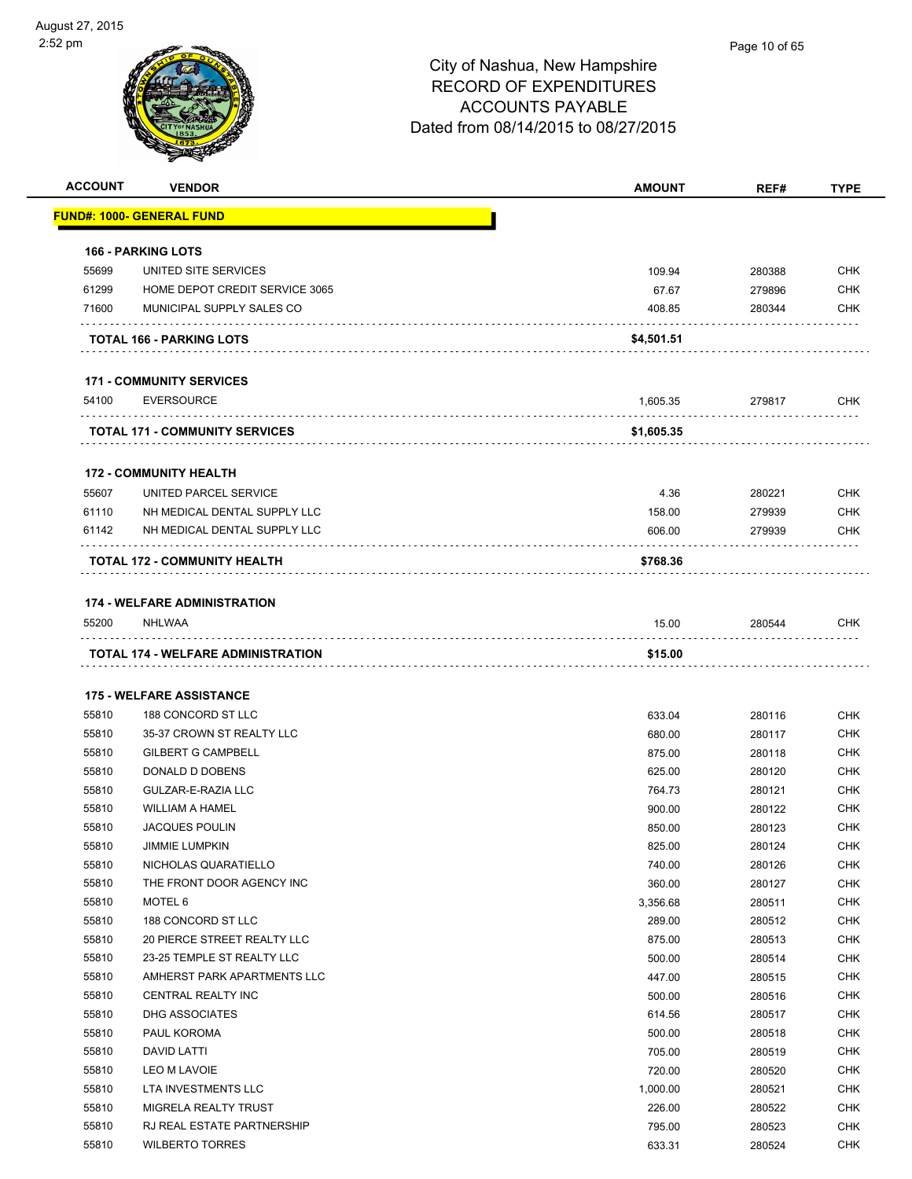City of Nashua, New Hampshire
RECORD OF EXPENDITURES
ACCOUNTS PAYABLE
Dated from 08/14/2015 to 08/27/2015

| ACCOUNT | VENDOR | AMOUNT | REF# | TYPE |
|---|---|---|---|---|
| **FUND#: 1000- GENERAL FUND** | | | | |
| **166 - PARKING LOTS** | | | | |
| 55699 | UNITED SITE SERVICES | 109.94 | 280388 | CHK |
| 61299 | HOME DEPOT CREDIT SERVICE 3065 | 67.67 | 279896 | CHK |
| 71600 | MUNICIPAL SUPPLY SALES CO | 408.85 | 280344 | CHK |
| **TOTAL 166 - PARKING LOTS** | | **$4,501.51** | | |
| **171 - COMMUNITY SERVICES** | | | | |
| 54100 | EVERSOURCE | 1,605.35 | 279817 | CHK |
| **TOTAL 171 - COMMUNITY SERVICES** | | **$1,605.35** | | |
| **172 - COMMUNITY HEALTH** | | | | |
| 55607 | UNITED PARCEL SERVICE | 4.36 | 280221 | CHK |
| 61110 | NH MEDICAL DENTAL SUPPLY LLC | 158.00 | 279939 | CHK |
| 61142 | NH MEDICAL DENTAL SUPPLY LLC | 606.00 | 279939 | CHK |
| **TOTAL 172 - COMMUNITY HEALTH** | | **$768.36** | | |
| **174 - WELFARE ADMINISTRATION** | | | | |
| 55200 | NHLWAA | 15.00 | 280544 | CHK |
| **TOTAL 174 - WELFARE ADMINISTRATION** | | **$15.00** | | |
| **175 - WELFARE ASSISTANCE** | | | | |
| 55810 | 188 CONCORD ST LLC | 633.04 | 280116 | CHK |
| 55810 | 35-37 CROWN ST REALTY LLC | 680.00 | 280117 | CHK |
| 55810 | GILBERT G CAMPBELL | 875.00 | 280118 | CHK |
| 55810 | DONALD D DOBENS | 625.00 | 280120 | CHK |
| 55810 | GULZAR-E-RAZIA LLC | 764.73 | 280121 | CHK |
| 55810 | WILLIAM A HAMEL | 900.00 | 280122 | CHK |
| 55810 | JACQUES POULIN | 850.00 | 280123 | CHK |
| 55810 | JIMMIE LUMPKIN | 825.00 | 280124 | CHK |
| 55810 | NICHOLAS QUARATIELLO | 740.00 | 280126 | CHK |
| 55810 | THE FRONT DOOR AGENCY INC | 360.00 | 280127 | CHK |
| 55810 | MOTEL 6 | 3,356.68 | 280511 | CHK |
| 55810 | 188 CONCORD ST LLC | 289.00 | 280512 | CHK |
| 55810 | 20 PIERCE STREET REALTY LLC | 875.00 | 280513 | CHK |
| 55810 | 23-25 TEMPLE ST REALTY LLC | 500.00 | 280514 | CHK |
| 55810 | AMHERST PARK APARTMENTS LLC | 447.00 | 280515 | CHK |
| 55810 | CENTRAL REALTY INC | 500.00 | 280516 | CHK |
| 55810 | DHG ASSOCIATES | 614.56 | 280517 | CHK |
| 55810 | PAUL KOROMA | 500.00 | 280518 | CHK |
| 55810 | DAVID LATTI | 705.00 | 280519 | CHK |
| 55810 | LEO M LAVOIE | 720.00 | 280520 | CHK |
| 55810 | LTA INVESTMENTS LLC | 1,000.00 | 280521 | CHK |
| 55810 | MIGRELA REALTY TRUST | 226.00 | 280522 | CHK |
| 55810 | RJ REAL ESTATE PARTNERSHIP | 795.00 | 280523 | CHK |
| 55810 | WILBERTO TORRES | 633.31 | 280524 | CHK |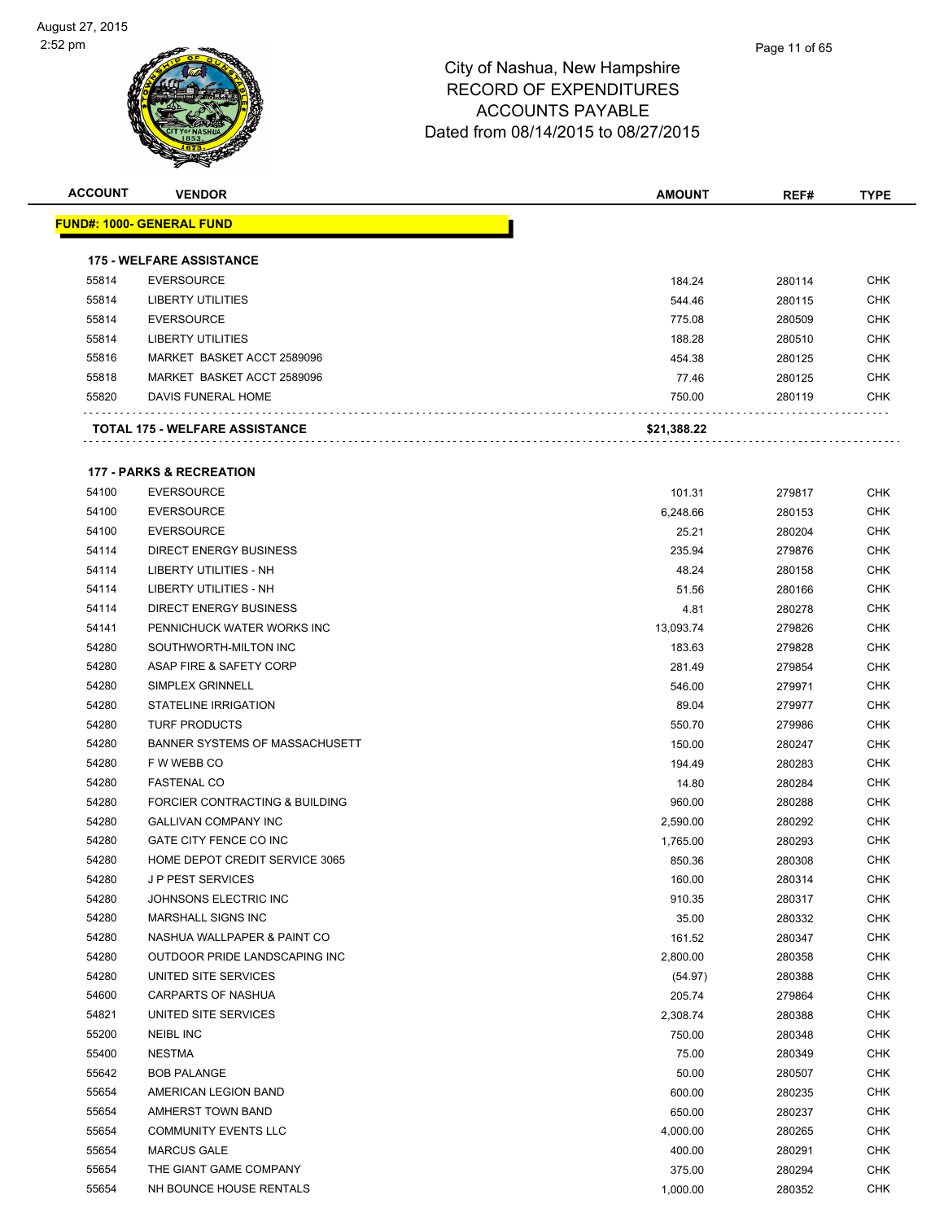# City of Nashua, New Hampshire
## RECORD OF EXPENDITURES
## ACCOUNTS PAYABLE
## Dated from 08/14/2015 to 08/27/2015

| ACCOUNT | VENDOR | AMOUNT | REF# | TYPE |
|---|---|---|---|---|
| **FUND#: 1000- GENERAL FUND** | | | | |
| **175 - WELFARE ASSISTANCE** | | | | |
| 55814 | EVERSOURCE | 184.24 | 280114 | CHK |
| 55814 | LIBERTY UTILITIES | 544.46 | 280115 | CHK |
| 55814 | EVERSOURCE | 775.08 | 280509 | CHK |
| 55814 | LIBERTY UTILITIES | 188.28 | 280510 | CHK |
| 55816 | MARKET BASKET ACCT 2589096 | 454.38 | 280125 | CHK |
| 55818 | MARKET BASKET ACCT 2589096 | 77.46 | 280125 | CHK |
| 55820 | DAVIS FUNERAL HOME | 750.00 | 280119 | CHK |
| **TOTAL 175 - WELFARE ASSISTANCE** | | **$21,388.22** | | |
| **177 - PARKS & RECREATION** | | | | |
| 54100 | EVERSOURCE | 101.31 | 279817 | CHK |
| 54100 | EVERSOURCE | 6,248.66 | 280153 | CHK |
| 54100 | EVERSOURCE | 25.21 | 280204 | CHK |
| 54114 | DIRECT ENERGY BUSINESS | 235.94 | 279876 | CHK |
| 54114 | LIBERTY UTILITIES - NH | 48.24 | 280158 | CHK |
| 54114 | LIBERTY UTILITIES - NH | 51.56 | 280166 | CHK |
| 54114 | DIRECT ENERGY BUSINESS | 4.81 | 280278 | CHK |
| 54141 | PENNICHUCK WATER WORKS INC | 13,093.74 | 279826 | CHK |
| 54280 | SOUTHWORTH-MILTON INC | 183.63 | 279828 | CHK |
| 54280 | ASAP FIRE & SAFETY CORP | 281.49 | 279854 | CHK |
| 54280 | SIMPLEX GRINNELL | 546.00 | 279971 | CHK |
| 54280 | STATELINE IRRIGATION | 89.04 | 279977 | CHK |
| 54280 | TURF PRODUCTS | 550.70 | 279986 | CHK |
| 54280 | BANNER SYSTEMS OF MASSACHUSETT | 150.00 | 280247 | CHK |
| 54280 | F W WEBB CO | 194.49 | 280283 | CHK |
| 54280 | FASTENAL CO | 14.80 | 280284 | CHK |
| 54280 | FORCIER CONTRACTING & BUILDING | 960.00 | 280288 | CHK |
| 54280 | GALLIVAN COMPANY INC | 2,590.00 | 280292 | CHK |
| 54280 | GATE CITY FENCE CO INC | 1,765.00 | 280293 | CHK |
| 54280 | HOME DEPOT CREDIT SERVICE 3065 | 850.36 | 280308 | CHK |
| 54280 | J P PEST SERVICES | 160.00 | 280314 | CHK |
| 54280 | JOHNSONS ELECTRIC INC | 910.35 | 280317 | CHK |
| 54280 | MARSHALL SIGNS INC | 35.00 | 280332 | CHK |
| 54280 | NASHUA WALLPAPER & PAINT CO | 161.52 | 280347 | CHK |
| 54280 | OUTDOOR PRIDE LANDSCAPING INC | 2,800.00 | 280358 | CHK |
| 54280 | UNITED SITE SERVICES | (54.97) | 280388 | CHK |
| 54600 | CARPARTS OF NASHUA | 205.74 | 279864 | CHK |
| 54821 | UNITED SITE SERVICES | 2,308.74 | 280388 | CHK |
| 55200 | NEIBL INC | 750.00 | 280348 | CHK |
| 55400 | NESTMA | 75.00 | 280349 | CHK |
| 55642 | BOB PALANGE | 50.00 | 280507 | CHK |
| 55654 | AMERICAN LEGION BAND | 600.00 | 280235 | CHK |
| 55654 | AMHERST TOWN BAND | 650.00 | 280237 | CHK |
| 55654 | COMMUNITY EVENTS LLC | 4,000.00 | 280265 | CHK |
| 55654 | MARCUS GALE | 400.00 | 280291 | CHK |
| 55654 | THE GIANT GAME COMPANY | 375.00 | 280294 | CHK |
| 55654 | NH BOUNCE HOUSE RENTALS | 1,000.00 | 280352 | CHK |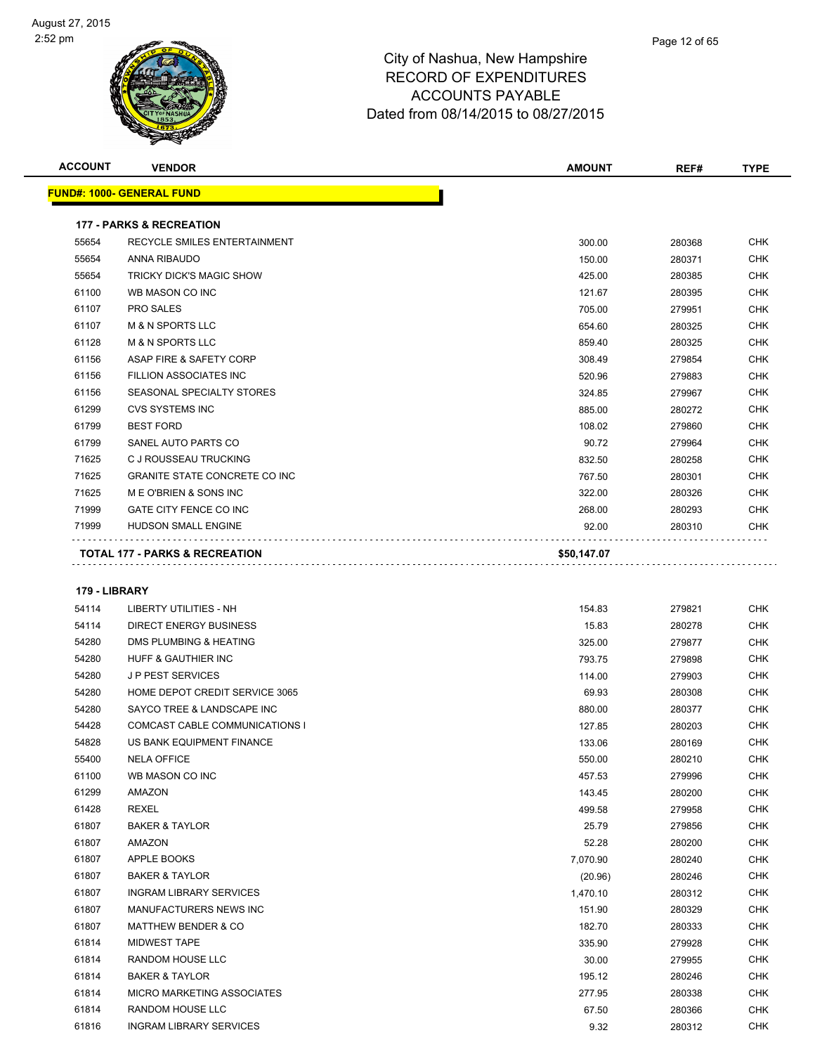City of Nashua, New Hampshire
RECORD OF EXPENDITURES
ACCOUNTS PAYABLE
Dated from 08/14/2015 to 08/27/2015

| ACCOUNT | VENDOR | AMOUNT | REF# | TYPE |
|---|---|---|---|---|

**FUND#: 1000- GENERAL FUND**

**177 - PARKS & RECREATION**

| ACCOUNT | VENDOR | AMOUNT | REF# | TYPE |
|---|---|---|---|---|
| 55654 | RECYCLE SMILES ENTERTAINMENT | 300.00 | 280368 | CHK |
| 55654 | ANNA RIBAUDO | 150.00 | 280371 | CHK |
| 55654 | TRICKY DICK'S MAGIC SHOW | 425.00 | 280385 | CHK |
| 61100 | WB MASON CO INC | 121.67 | 280395 | CHK |
| 61107 | PRO SALES | 705.00 | 279951 | CHK |
| 61107 | M & N SPORTS LLC | 654.60 | 280325 | CHK |
| 61128 | M & N SPORTS LLC | 859.40 | 280325 | CHK |
| 61156 | ASAP FIRE & SAFETY CORP | 308.49 | 279854 | CHK |
| 61156 | FILLION ASSOCIATES INC | 520.96 | 279883 | CHK |
| 61156 | SEASONAL SPECIALTY STORES | 324.85 | 279967 | CHK |
| 61299 | CVS SYSTEMS INC | 885.00 | 280272 | CHK |
| 61799 | BEST FORD | 108.02 | 279860 | CHK |
| 61799 | SANEL AUTO PARTS CO | 90.72 | 279964 | CHK |
| 71625 | C J ROUSSEAU TRUCKING | 832.50 | 280258 | CHK |
| 71625 | GRANITE STATE CONCRETE CO INC | 767.50 | 280301 | CHK |
| 71625 | M E O'BRIEN & SONS INC | 322.00 | 280326 | CHK |
| 71999 | GATE CITY FENCE CO INC | 268.00 | 280293 | CHK |
| 71999 | HUDSON SMALL ENGINE | 92.00 | 280310 | CHK |
| | **TOTAL 177 - PARKS & RECREATION** | **$50,147.07** | | |

**179 - LIBRARY**

| ACCOUNT | VENDOR | AMOUNT | REF# | TYPE |
|---|---|---|---|---|
| 54114 | LIBERTY UTILITIES - NH | 154.83 | 279821 | CHK |
| 54114 | DIRECT ENERGY BUSINESS | 15.83 | 280278 | CHK |
| 54280 | DMS PLUMBING & HEATING | 325.00 | 279877 | CHK |
| 54280 | HUFF & GAUTHIER INC | 793.75 | 279898 | CHK |
| 54280 | J P PEST SERVICES | 114.00 | 279903 | CHK |
| 54280 | HOME DEPOT CREDIT SERVICE 3065 | 69.93 | 280308 | CHK |
| 54280 | SAYCO TREE & LANDSCAPE INC | 880.00 | 280377 | CHK |
| 54428 | COMCAST CABLE COMMUNICATIONS I | 127.85 | 280203 | CHK |
| 54828 | US BANK EQUIPMENT FINANCE | 133.06 | 280169 | CHK |
| 55400 | NELA OFFICE | 550.00 | 280210 | CHK |
| 61100 | WB MASON CO INC | 457.53 | 279996 | CHK |
| 61299 | AMAZON | 143.45 | 280200 | CHK |
| 61428 | REXEL | 499.58 | 279958 | CHK |
| 61807 | BAKER & TAYLOR | 25.79 | 279856 | CHK |
| 61807 | AMAZON | 52.28 | 280200 | CHK |
| 61807 | APPLE BOOKS | 7,070.90 | 280240 | CHK |
| 61807 | BAKER & TAYLOR | (20.96) | 280246 | CHK |
| 61807 | INGRAM LIBRARY SERVICES | 1,470.10 | 280312 | CHK |
| 61807 | MANUFACTURERS NEWS INC | 151.90 | 280329 | CHK |
| 61807 | MATTHEW BENDER & CO | 182.70 | 280333 | CHK |
| 61814 | MIDWEST TAPE | 335.90 | 279928 | CHK |
| 61814 | RANDOM HOUSE LLC | 30.00 | 279955 | CHK |
| 61814 | BAKER & TAYLOR | 195.12 | 280246 | CHK |
| 61814 | MICRO MARKETING ASSOCIATES | 277.95 | 280338 | CHK |
| 61814 | RANDOM HOUSE LLC | 67.50 | 280366 | CHK |
| 61816 | INGRAM LIBRARY SERVICES | 9.32 | 280312 | CHK |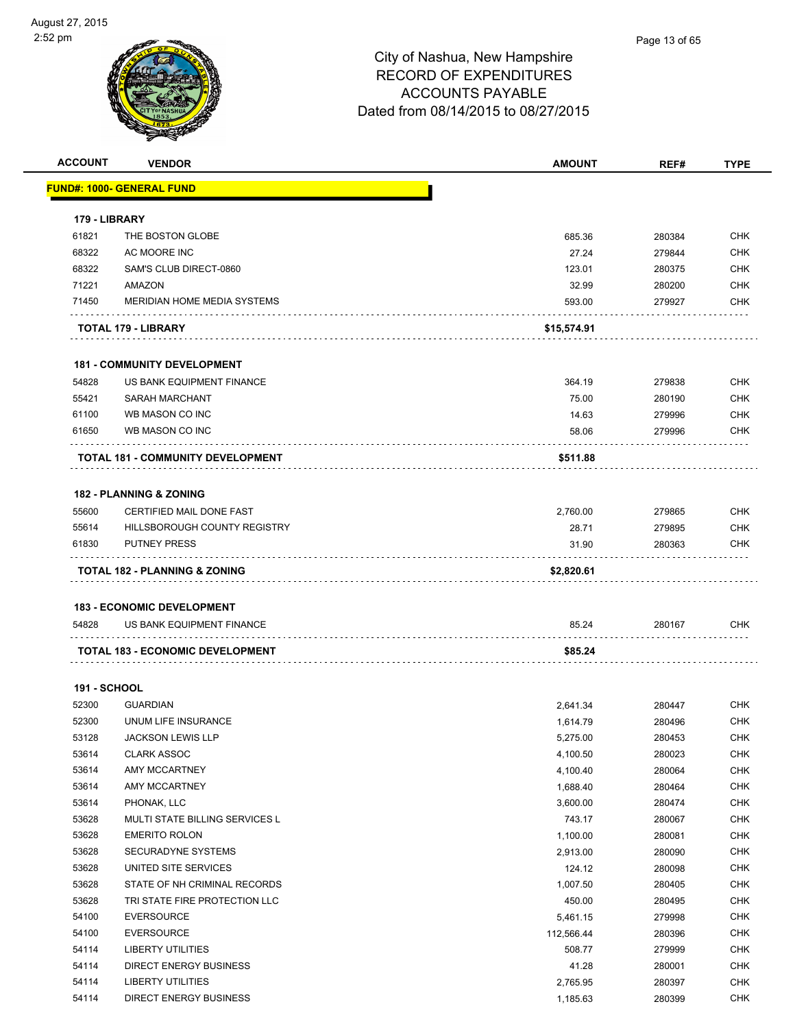# City of Nashua, New Hampshire
## RECORD OF EXPENDITURES
## ACCOUNTS PAYABLE
## Dated from 08/14/2015 to 08/27/2015

| ACCOUNT | VENDOR | AMOUNT | REF# | TYPE |
|---|---|---|---|---|
| **FUND#: 1000- GENERAL FUND** | | | | |
| **179 - LIBRARY** | | | | |
| 61821 | THE BOSTON GLOBE | 685.36 | 280384 | CHK |
| 68322 | AC MOORE INC | 27.24 | 279844 | CHK |
| 68322 | SAM'S CLUB DIRECT-0860 | 123.01 | 280375 | CHK |
| 71221 | AMAZON | 32.99 | 280200 | CHK |
| 71450 | MERIDIAN HOME MEDIA SYSTEMS | 593.00 | 279927 | CHK |
| | **TOTAL 179 - LIBRARY** | **$15,574.91** | | |
| **181 - COMMUNITY DEVELOPMENT** | | | | |
| 54828 | US BANK EQUIPMENT FINANCE | 364.19 | 279838 | CHK |
| 55421 | SARAH MARCHANT | 75.00 | 280190 | CHK |
| 61100 | WB MASON CO INC | 14.63 | 279996 | CHK |
| 61650 | WB MASON CO INC | 58.06 | 279996 | CHK |
| | **TOTAL 181 - COMMUNITY DEVELOPMENT** | **$511.88** | | |
| **182 - PLANNING & ZONING** | | | | |
| 55600 | CERTIFIED MAIL DONE FAST | 2,760.00 | 279865 | CHK |
| 55614 | HILLSBOROUGH COUNTY REGISTRY | 28.71 | 279895 | CHK |
| 61830 | PUTNEY PRESS | 31.90 | 280363 | CHK |
| | **TOTAL 182 - PLANNING & ZONING** | **$2,820.61** | | |
| **183 - ECONOMIC DEVELOPMENT** | | | | |
| 54828 | US BANK EQUIPMENT FINANCE | 85.24 | 280167 | CHK |
| | **TOTAL 183 - ECONOMIC DEVELOPMENT** | **$85.24** | | |
| **191 - SCHOOL** | | | | |
| 52300 | GUARDIAN | 2,641.34 | 280447 | CHK |
| 52300 | UNUM LIFE INSURANCE | 1,614.79 | 280496 | CHK |
| 53128 | JACKSON LEWIS LLP | 5,275.00 | 280453 | CHK |
| 53614 | CLARK ASSOC | 4,100.50 | 280023 | CHK |
| 53614 | AMY MCCARTNEY | 4,100.40 | 280064 | CHK |
| 53614 | AMY MCCARTNEY | 1,688.40 | 280464 | CHK |
| 53614 | PHONAK, LLC | 3,600.00 | 280474 | CHK |
| 53628 | MULTI STATE BILLING SERVICES L | 743.17 | 280067 | CHK |
| 53628 | EMERITO ROLON | 1,100.00 | 280081 | CHK |
| 53628 | SECURADYNE SYSTEMS | 2,913.00 | 280090 | CHK |
| 53628 | UNITED SITE SERVICES | 124.12 | 280098 | CHK |
| 53628 | STATE OF NH CRIMINAL RECORDS | 1,007.50 | 280405 | CHK |
| 53628 | TRI STATE FIRE PROTECTION LLC | 450.00 | 280495 | CHK |
| 54100 | EVERSOURCE | 5,461.15 | 279998 | CHK |
| 54100 | EVERSOURCE | 112,566.44 | 280396 | CHK |
| 54114 | LIBERTY UTILITIES | 508.77 | 279999 | CHK |
| 54114 | DIRECT ENERGY BUSINESS | 41.28 | 280001 | CHK |
| 54114 | LIBERTY UTILITIES | 2,765.95 | 280397 | CHK |
| 54114 | DIRECT ENERGY BUSINESS | 1,185.63 | 280399 | CHK |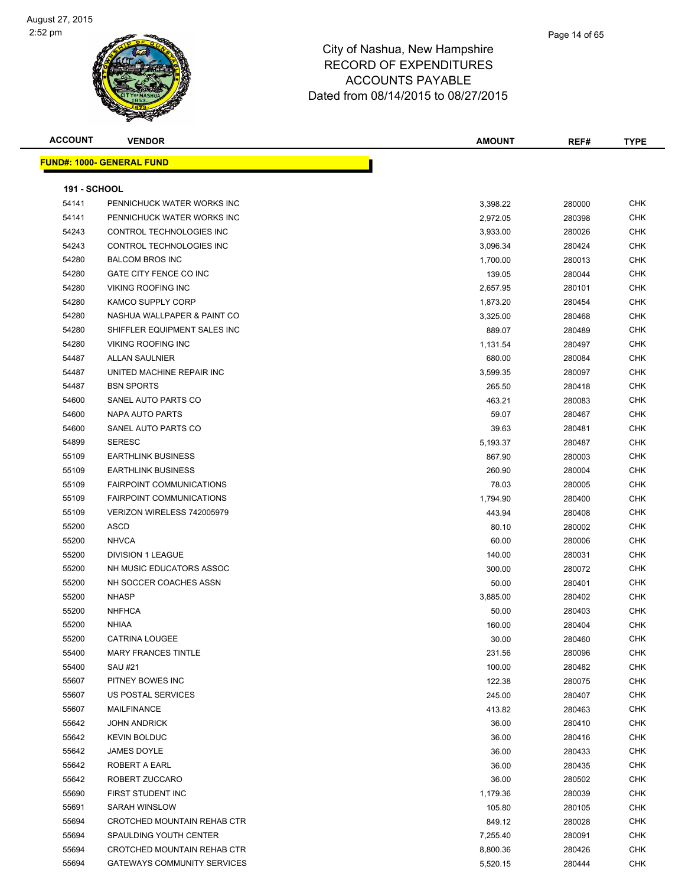# City of Nashua, New Hampshire
## RECORD OF EXPENDITURES
## ACCOUNTS PAYABLE
## Dated from 08/14/2015 to 08/27/2015

| ACCOUNT | VENDOR | AMOUNT | REF# | TYPE |
|---|---|---|---|---|

**FUND#: 1000- GENERAL FUND**

**191 - SCHOOL**

| ACCOUNT | VENDOR | AMOUNT | REF# | TYPE |
|---|---|---|---|---|
| 54141 | PENNICHUCK WATER WORKS INC | 3,398.22 | 280000 | CHK |
| 54141 | PENNICHUCK WATER WORKS INC | 2,972.05 | 280398 | CHK |
| 54243 | CONTROL TECHNOLOGIES INC | 3,933.00 | 280026 | CHK |
| 54243 | CONTROL TECHNOLOGIES INC | 3,096.34 | 280424 | CHK |
| 54280 | BALCOM BROS INC | 1,700.00 | 280013 | CHK |
| 54280 | GATE CITY FENCE CO INC | 139.05 | 280044 | CHK |
| 54280 | VIKING ROOFING INC | 2,657.95 | 280101 | CHK |
| 54280 | KAMCO SUPPLY CORP | 1,873.20 | 280454 | CHK |
| 54280 | NASHUA WALLPAPER & PAINT CO | 3,325.00 | 280468 | CHK |
| 54280 | SHIFFLER EQUIPMENT SALES INC | 889.07 | 280489 | CHK |
| 54280 | VIKING ROOFING INC | 1,131.54 | 280497 | CHK |
| 54487 | ALLAN SAULNIER | 680.00 | 280084 | CHK |
| 54487 | UNITED MACHINE REPAIR INC | 3,599.35 | 280097 | CHK |
| 54487 | BSN SPORTS | 265.50 | 280418 | CHK |
| 54600 | SANEL AUTO PARTS CO | 463.21 | 280083 | CHK |
| 54600 | NAPA AUTO PARTS | 59.07 | 280467 | CHK |
| 54600 | SANEL AUTO PARTS CO | 39.63 | 280481 | CHK |
| 54899 | SERESC | 5,193.37 | 280487 | CHK |
| 55109 | EARTHLINK BUSINESS | 867.90 | 280003 | CHK |
| 55109 | EARTHLINK BUSINESS | 260.90 | 280004 | CHK |
| 55109 | FAIRPOINT COMMUNICATIONS | 78.03 | 280005 | CHK |
| 55109 | FAIRPOINT COMMUNICATIONS | 1,794.90 | 280400 | CHK |
| 55109 | VERIZON WIRELESS 742005979 | 443.94 | 280408 | CHK |
| 55200 | ASCD | 80.10 | 280002 | CHK |
| 55200 | NHVCA | 60.00 | 280006 | CHK |
| 55200 | DIVISION 1 LEAGUE | 140.00 | 280031 | CHK |
| 55200 | NH MUSIC EDUCATORS ASSOC | 300.00 | 280072 | CHK |
| 55200 | NH SOCCER COACHES ASSN | 50.00 | 280401 | CHK |
| 55200 | NHASP | 3,885.00 | 280402 | CHK |
| 55200 | NHFHCA | 50.00 | 280403 | CHK |
| 55200 | NHIAA | 160.00 | 280404 | CHK |
| 55200 | CATRINA LOUGEE | 30.00 | 280460 | CHK |
| 55400 | MARY FRANCES TINTLE | 231.56 | 280096 | CHK |
| 55400 | SAU #21 | 100.00 | 280482 | CHK |
| 55607 | PITNEY BOWES INC | 122.38 | 280075 | CHK |
| 55607 | US POSTAL SERVICES | 245.00 | 280407 | CHK |
| 55607 | MAILFINANCE | 413.82 | 280463 | CHK |
| 55642 | JOHN ANDRICK | 36.00 | 280410 | CHK |
| 55642 | KEVIN BOLDUC | 36.00 | 280416 | CHK |
| 55642 | JAMES DOYLE | 36.00 | 280433 | CHK |
| 55642 | ROBERT A EARL | 36.00 | 280435 | CHK |
| 55642 | ROBERT ZUCCARO | 36.00 | 280502 | CHK |
| 55690 | FIRST STUDENT INC | 1,179.36 | 280039 | CHK |
| 55691 | SARAH WINSLOW | 105.80 | 280105 | CHK |
| 55694 | CROTCHED MOUNTAIN REHAB CTR | 849.12 | 280028 | CHK |
| 55694 | SPAULDING YOUTH CENTER | 7,255.40 | 280091 | CHK |
| 55694 | CROTCHED MOUNTAIN REHAB CTR | 8,800.36 | 280426 | CHK |
| 55694 | GATEWAYS COMMUNITY SERVICES | 5,520.15 | 280444 | CHK |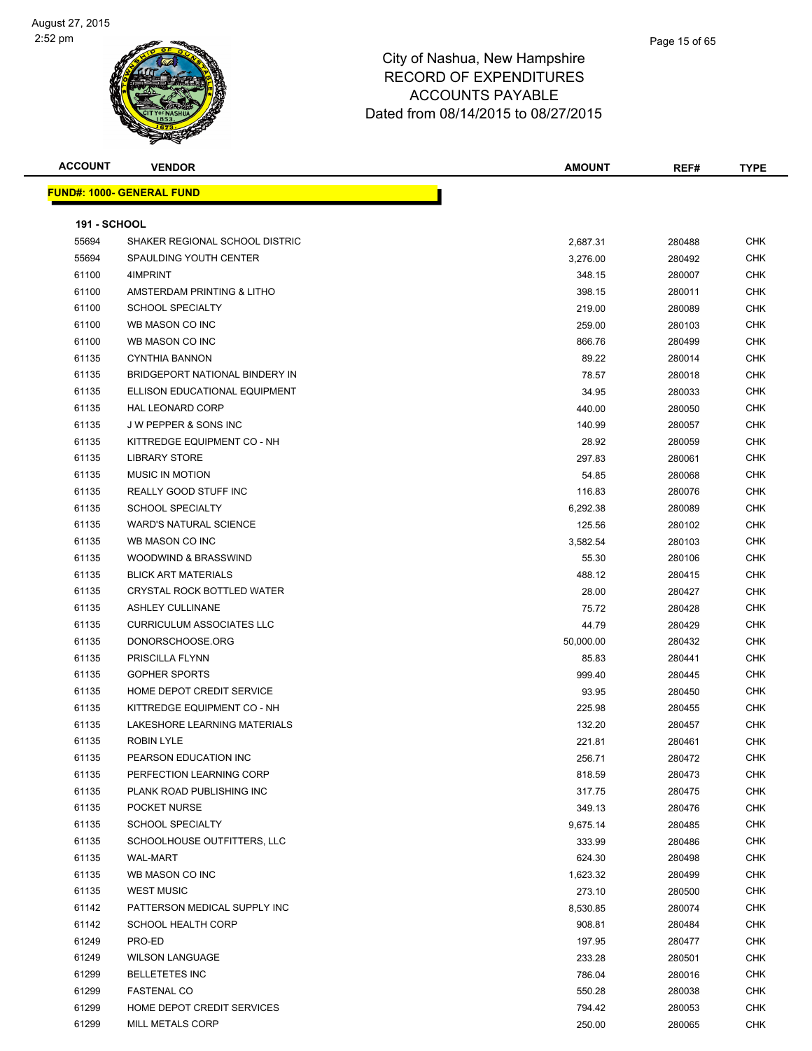# City of Nashua, New Hampshire
## RECORD OF EXPENDITURES
## ACCOUNTS PAYABLE
## Dated from 08/14/2015 to 08/27/2015

August 27, 2015
2:52 pm

**FUND#: 1000- GENERAL FUND**

**191 - SCHOOL**

| ACCOUNT | VENDOR | AMOUNT | REF# | TYPE |
|---|---|---|---|---|
| 55694 | SHAKER REGIONAL SCHOOL DISTRIC | 2,687.31 | 280488 | CHK |
| 55694 | SPAULDING YOUTH CENTER | 3,276.00 | 280492 | CHK |
| 61100 | 4IMPRINT | 348.15 | 280007 | CHK |
| 61100 | AMSTERDAM PRINTING & LITHO | 398.15 | 280011 | CHK |
| 61100 | SCHOOL SPECIALTY | 219.00 | 280089 | CHK |
| 61100 | WB MASON CO INC | 259.00 | 280103 | CHK |
| 61100 | WB MASON CO INC | 866.76 | 280499 | CHK |
| 61135 | CYNTHIA BANNON | 89.22 | 280014 | CHK |
| 61135 | BRIDGEPORT NATIONAL BINDERY IN | 78.57 | 280018 | CHK |
| 61135 | ELLISON EDUCATIONAL EQUIPMENT | 34.95 | 280033 | CHK |
| 61135 | HAL LEONARD CORP | 440.00 | 280050 | CHK |
| 61135 | J W PEPPER & SONS INC | 140.99 | 280057 | CHK |
| 61135 | KITTREDGE EQUIPMENT CO - NH | 28.92 | 280059 | CHK |
| 61135 | LIBRARY STORE | 297.83 | 280061 | CHK |
| 61135 | MUSIC IN MOTION | 54.85 | 280068 | CHK |
| 61135 | REALLY GOOD STUFF INC | 116.83 | 280076 | CHK |
| 61135 | SCHOOL SPECIALTY | 6,292.38 | 280089 | CHK |
| 61135 | WARD'S NATURAL SCIENCE | 125.56 | 280102 | CHK |
| 61135 | WB MASON CO INC | 3,582.54 | 280103 | CHK |
| 61135 | WOODWIND & BRASSWIND | 55.30 | 280106 | CHK |
| 61135 | BLICK ART MATERIALS | 488.12 | 280415 | CHK |
| 61135 | CRYSTAL ROCK BOTTLED WATER | 28.00 | 280427 | CHK |
| 61135 | ASHLEY CULLINANE | 75.72 | 280428 | CHK |
| 61135 | CURRICULUM ASSOCIATES LLC | 44.79 | 280429 | CHK |
| 61135 | DONORSCHOOSE.ORG | 50,000.00 | 280432 | CHK |
| 61135 | PRISCILLA FLYNN | 85.83 | 280441 | CHK |
| 61135 | GOPHER SPORTS | 999.40 | 280445 | CHK |
| 61135 | HOME DEPOT CREDIT SERVICE | 93.95 | 280450 | CHK |
| 61135 | KITTREDGE EQUIPMENT CO - NH | 225.98 | 280455 | CHK |
| 61135 | LAKESHORE LEARNING MATERIALS | 132.20 | 280457 | CHK |
| 61135 | ROBIN LYLE | 221.81 | 280461 | CHK |
| 61135 | PEARSON EDUCATION INC | 256.71 | 280472 | CHK |
| 61135 | PERFECTION LEARNING CORP | 818.59 | 280473 | CHK |
| 61135 | PLANK ROAD PUBLISHING INC | 317.75 | 280475 | CHK |
| 61135 | POCKET NURSE | 349.13 | 280476 | CHK |
| 61135 | SCHOOL SPECIALTY | 9,675.14 | 280485 | CHK |
| 61135 | SCHOOLHOUSE OUTFITTERS, LLC | 333.99 | 280486 | CHK |
| 61135 | WAL-MART | 624.30 | 280498 | CHK |
| 61135 | WB MASON CO INC | 1,623.32 | 280499 | CHK |
| 61135 | WEST MUSIC | 273.10 | 280500 | CHK |
| 61142 | PATTERSON MEDICAL SUPPLY INC | 8,530.85 | 280074 | CHK |
| 61142 | SCHOOL HEALTH CORP | 908.81 | 280484 | CHK |
| 61249 | PRO-ED | 197.95 | 280477 | CHK |
| 61249 | WILSON LANGUAGE | 233.28 | 280501 | CHK |
| 61299 | BELLETETES INC | 786.04 | 280016 | CHK |
| 61299 | FASTENAL CO | 550.28 | 280038 | CHK |
| 61299 | HOME DEPOT CREDIT SERVICES | 794.42 | 280053 | CHK |
| 61299 | MILL METALS CORP | 250.00 | 280065 | CHK |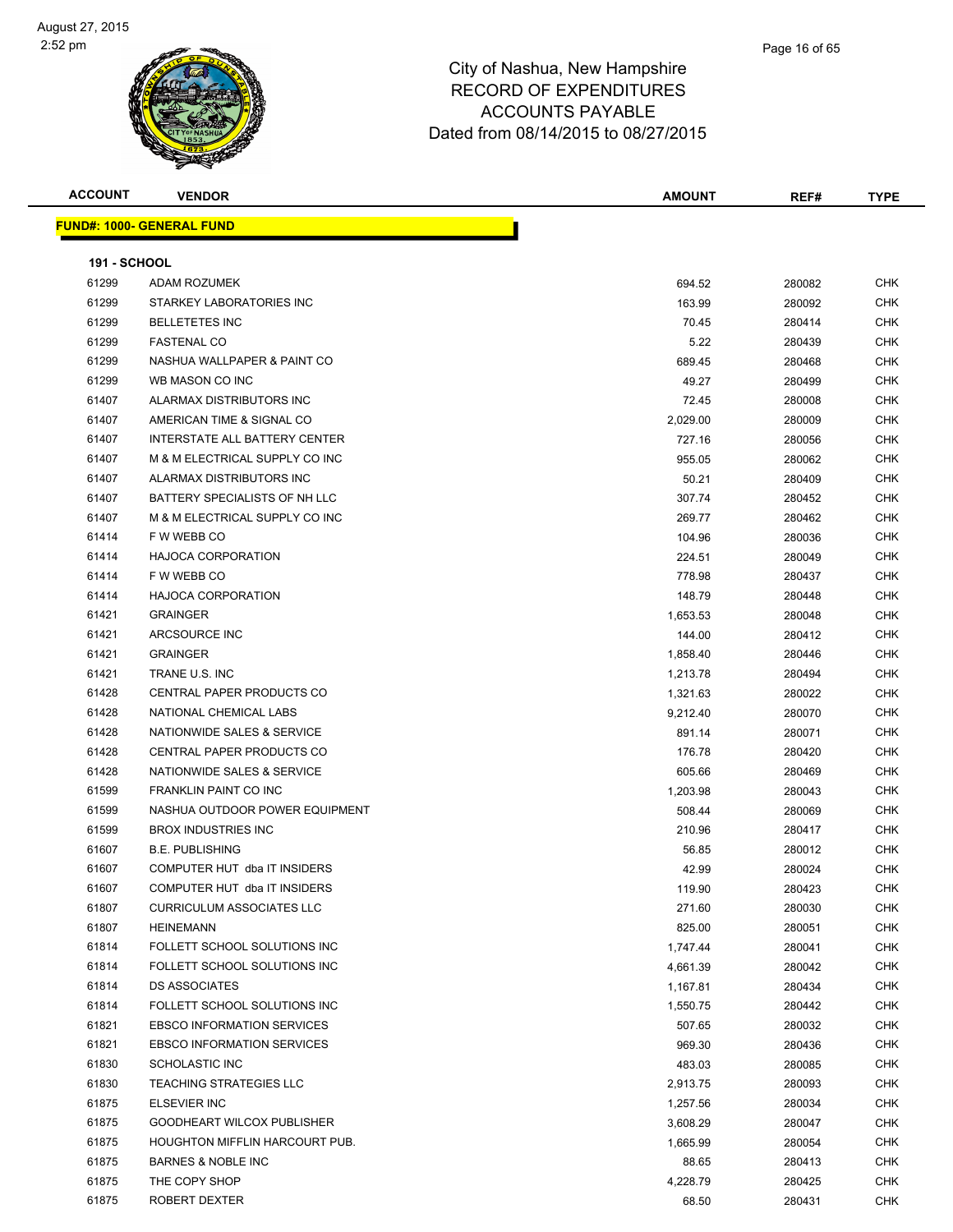# City of Nashua, New Hampshire
## RECORD OF EXPENDITURES
## ACCOUNTS PAYABLE
### Dated from 08/14/2015 to 08/27/2015

| ACCOUNT | VENDOR | AMOUNT | REF# | TYPE |
|---|---|---|---|---|

**FUND#: 1000- GENERAL FUND**

**191 - SCHOOL**

| ACCOUNT | VENDOR | AMOUNT | REF# | TYPE |
|---|---|---|---|---|
| 61299 | ADAM ROZUMEK | 694.52 | 280082 | CHK |
| 61299 | STARKEY LABORATORIES INC | 163.99 | 280092 | CHK |
| 61299 | BELLETETES INC | 70.45 | 280414 | CHK |
| 61299 | FASTENAL CO | 5.22 | 280439 | CHK |
| 61299 | NASHUA WALLPAPER & PAINT CO | 689.45 | 280468 | CHK |
| 61299 | WB MASON CO INC | 49.27 | 280499 | CHK |
| 61407 | ALARMAX DISTRIBUTORS INC | 72.45 | 280008 | CHK |
| 61407 | AMERICAN TIME & SIGNAL CO | 2,029.00 | 280009 | CHK |
| 61407 | INTERSTATE ALL BATTERY CENTER | 727.16 | 280056 | CHK |
| 61407 | M & M ELECTRICAL SUPPLY CO INC | 955.05 | 280062 | CHK |
| 61407 | ALARMAX DISTRIBUTORS INC | 50.21 | 280409 | CHK |
| 61407 | BATTERY SPECIALISTS OF NH LLC | 307.74 | 280452 | CHK |
| 61407 | M & M ELECTRICAL SUPPLY CO INC | 269.77 | 280462 | CHK |
| 61414 | F W WEBB CO | 104.96 | 280036 | CHK |
| 61414 | HAJOCA CORPORATION | 224.51 | 280049 | CHK |
| 61414 | F W WEBB CO | 778.98 | 280437 | CHK |
| 61414 | HAJOCA CORPORATION | 148.79 | 280448 | CHK |
| 61421 | GRAINGER | 1,653.53 | 280048 | CHK |
| 61421 | ARCSOURCE INC | 144.00 | 280412 | CHK |
| 61421 | GRAINGER | 1,858.40 | 280446 | CHK |
| 61421 | TRANE U.S. INC | 1,213.78 | 280494 | CHK |
| 61428 | CENTRAL PAPER PRODUCTS CO | 1,321.63 | 280022 | CHK |
| 61428 | NATIONAL CHEMICAL LABS | 9,212.40 | 280070 | CHK |
| 61428 | NATIONWIDE SALES & SERVICE | 891.14 | 280071 | CHK |
| 61428 | CENTRAL PAPER PRODUCTS CO | 176.78 | 280420 | CHK |
| 61428 | NATIONWIDE SALES & SERVICE | 605.66 | 280469 | CHK |
| 61599 | FRANKLIN PAINT CO INC | 1,203.98 | 280043 | CHK |
| 61599 | NASHUA OUTDOOR POWER EQUIPMENT | 508.44 | 280069 | CHK |
| 61599 | BROX INDUSTRIES INC | 210.96 | 280417 | CHK |
| 61607 | B.E. PUBLISHING | 56.85 | 280012 | CHK |
| 61607 | COMPUTER HUT dba IT INSIDERS | 42.99 | 280024 | CHK |
| 61607 | COMPUTER HUT dba IT INSIDERS | 119.90 | 280423 | CHK |
| 61807 | CURRICULUM ASSOCIATES LLC | 271.60 | 280030 | CHK |
| 61807 | HEINEMANN | 825.00 | 280051 | CHK |
| 61814 | FOLLETT SCHOOL SOLUTIONS INC | 1,747.44 | 280041 | CHK |
| 61814 | FOLLETT SCHOOL SOLUTIONS INC | 4,661.39 | 280042 | CHK |
| 61814 | DS ASSOCIATES | 1,167.81 | 280434 | CHK |
| 61814 | FOLLETT SCHOOL SOLUTIONS INC | 1,550.75 | 280442 | CHK |
| 61821 | EBSCO INFORMATION SERVICES | 507.65 | 280032 | CHK |
| 61821 | EBSCO INFORMATION SERVICES | 969.30 | 280436 | CHK |
| 61830 | SCHOLASTIC INC | 483.03 | 280085 | CHK |
| 61830 | TEACHING STRATEGIES LLC | 2,913.75 | 280093 | CHK |
| 61875 | ELSEVIER INC | 1,257.56 | 280034 | CHK |
| 61875 | GOODHEART WILCOX PUBLISHER | 3,608.29 | 280047 | CHK |
| 61875 | HOUGHTON MIFFLIN HARCOURT PUB. | 1,665.99 | 280054 | CHK |
| 61875 | BARNES & NOBLE INC | 88.65 | 280413 | CHK |
| 61875 | THE COPY SHOP | 4,228.79 | 280425 | CHK |
| 61875 | ROBERT DEXTER | 68.50 | 280431 | CHK |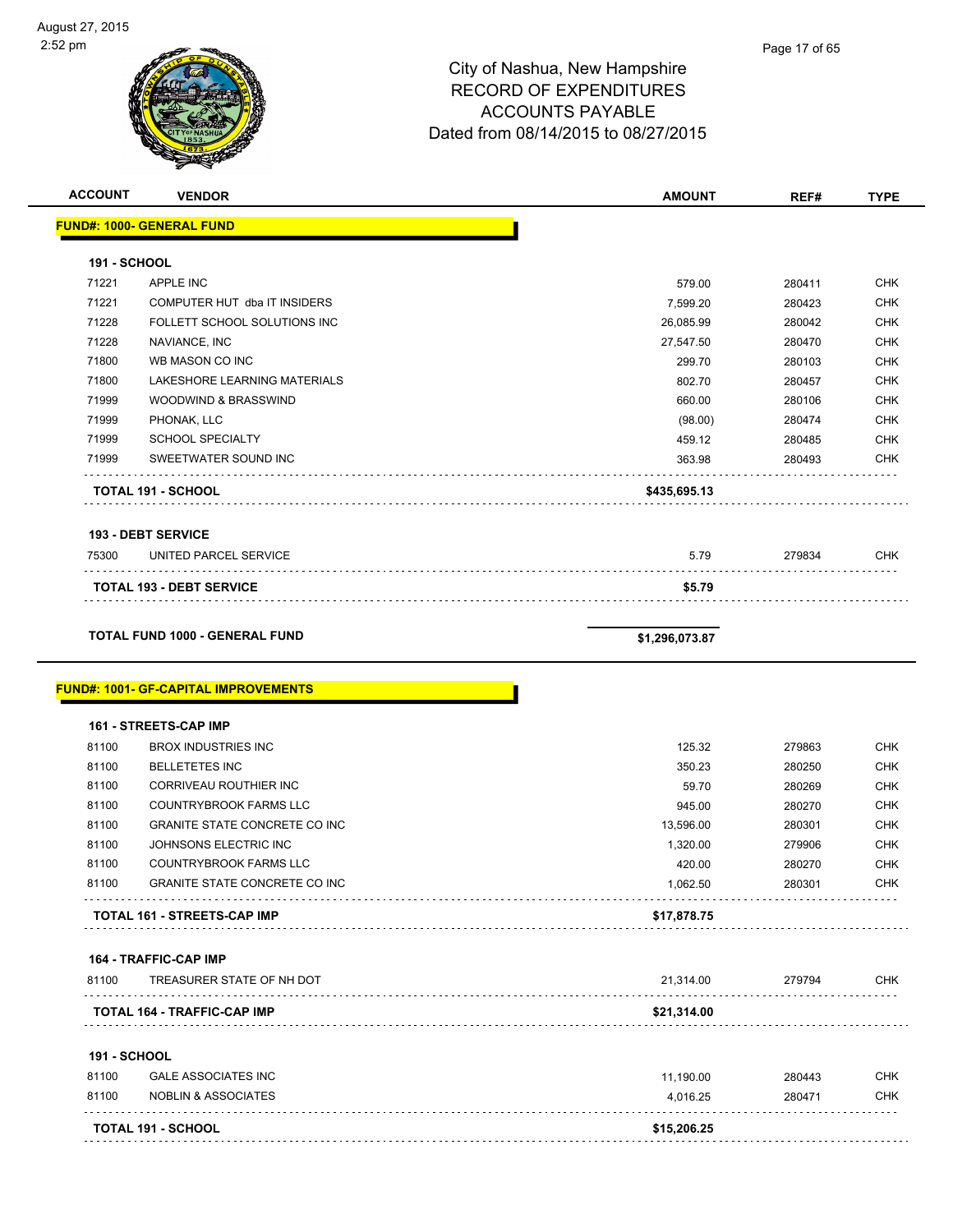City of Nashua, New Hampshire
RECORD OF EXPENDITURES
ACCOUNTS PAYABLE
Dated from 08/14/2015 to 08/27/2015

| ACCOUNT | VENDOR | AMOUNT | REF# | TYPE |
|---|---|---|---|---|
| **FUND#: 1000- GENERAL FUND** | | | | |
| **191 - SCHOOL** | | | | |
| 71221 | APPLE INC | 579.00 | 280411 | CHK |
| 71221 | COMPUTER HUT dba IT INSIDERS | 7,599.20 | 280423 | CHK |
| 71228 | FOLLETT SCHOOL SOLUTIONS INC | 26,085.99 | 280042 | CHK |
| 71228 | NAVIANCE, INC | 27,547.50 | 280470 | CHK |
| 71800 | WB MASON CO INC | 299.70 | 280103 | CHK |
| 71800 | LAKESHORE LEARNING MATERIALS | 802.70 | 280457 | CHK |
| 71999 | WOODWIND & BRASSWIND | 660.00 | 280106 | CHK |
| 71999 | PHONAK, LLC | (98.00) | 280474 | CHK |
| 71999 | SCHOOL SPECIALTY | 459.12 | 280485 | CHK |
| 71999 | SWEETWATER SOUND INC | 363.98 | 280493 | CHK |
| | **TOTAL 191 - SCHOOL** | **$435,695.13** | | |
| **193 - DEBT SERVICE** | | | | |
| 75300 | UNITED PARCEL SERVICE | 5.79 | 279834 | CHK |
| | **TOTAL 193 - DEBT SERVICE** | **$5.79** | | |
| | **TOTAL FUND 1000 - GENERAL FUND** | **$1,296,073.87** | | |
| **FUND#: 1001- GF-CAPITAL IMPROVEMENTS** | | | | |
| **161 - STREETS-CAP IMP** | | | | |
| 81100 | BROX INDUSTRIES INC | 125.32 | 279863 | CHK |
| 81100 | BELLETETES INC | 350.23 | 280250 | CHK |
| 81100 | CORRIVEAU ROUTHIER INC | 59.70 | 280269 | CHK |
| 81100 | COUNTRYBROOK FARMS LLC | 945.00 | 280270 | CHK |
| 81100 | GRANITE STATE CONCRETE CO INC | 13,596.00 | 280301 | CHK |
| 81100 | JOHNSONS ELECTRIC INC | 1,320.00 | 279906 | CHK |
| 81100 | COUNTRYBROOK FARMS LLC | 420.00 | 280270 | CHK |
| 81100 | GRANITE STATE CONCRETE CO INC | 1,062.50 | 280301 | CHK |
| | **TOTAL 161 - STREETS-CAP IMP** | **$17,878.75** | | |
| **164 - TRAFFIC-CAP IMP** | | | | |
| 81100 | TREASURER STATE OF NH DOT | 21,314.00 | 279794 | CHK |
| | **TOTAL 164 - TRAFFIC-CAP IMP** | **$21,314.00** | | |
| **191 - SCHOOL** | | | | |
| 81100 | GALE ASSOCIATES INC | 11,190.00 | 280443 | CHK |
| 81100 | NOBLIN & ASSOCIATES | 4,016.25 | 280471 | CHK |
| | **TOTAL 191 - SCHOOL** | **$15,206.25** | | |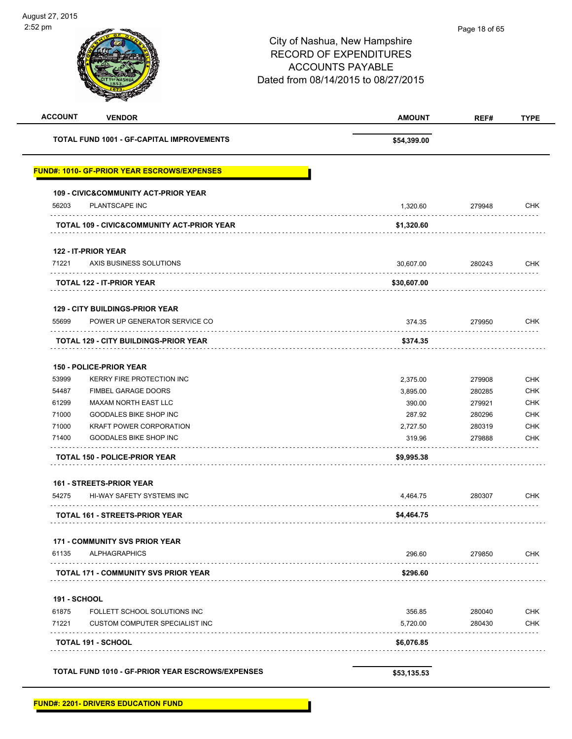City of Nashua, New Hampshire
RECORD OF EXPENDITURES
ACCOUNTS PAYABLE
Dated from 08/14/2015 to 08/27/2015

| ACCOUNT | VENDOR | AMOUNT | REF# | TYPE |
|---|---|---|---|---|
| | **TOTAL FUND 1001 - GF-CAPITAL IMPROVEMENTS** | **$54,399.00** | | |

**FUND#: 1010- GF-PRIOR YEAR ESCROWS/EXPENSES**

| ACCOUNT | VENDOR | AMOUNT | REF# | TYPE |
|---|---|---|---|---|
| **109 - CIVIC&COMMUNITY ACT-PRIOR YEAR** | | | | |
| 56203 | PLANTSCAPE INC | 1,320.60 | 279948 | CHK |
| | **TOTAL 109 - CIVIC&COMMUNITY ACT-PRIOR YEAR** | **$1,320.60** | | |
| **122 - IT-PRIOR YEAR** | | | | |
| 71221 | AXIS BUSINESS SOLUTIONS | 30,607.00 | 280243 | CHK |
| | **TOTAL 122 - IT-PRIOR YEAR** | **$30,607.00** | | |
| **129 - CITY BUILDINGS-PRIOR YEAR** | | | | |
| 55699 | POWER UP GENERATOR SERVICE CO | 374.35 | 279950 | CHK |
| | **TOTAL 129 - CITY BUILDINGS-PRIOR YEAR** | **$374.35** | | |
| **150 - POLICE-PRIOR YEAR** | | | | |
| 53999 | KERRY FIRE PROTECTION INC | 2,375.00 | 279908 | CHK |
| 54487 | FIMBEL GARAGE DOORS | 3,895.00 | 280285 | CHK |
| 61299 | MAXAM NORTH EAST LLC | 390.00 | 279921 | CHK |
| 71000 | GOODALES BIKE SHOP INC | 287.92 | 280296 | CHK |
| 71000 | KRAFT POWER CORPORATION | 2,727.50 | 280319 | CHK |
| 71400 | GOODALES BIKE SHOP INC | 319.96 | 279888 | CHK |
| | **TOTAL 150 - POLICE-PRIOR YEAR** | **$9,995.38** | | |
| **161 - STREETS-PRIOR YEAR** | | | | |
| 54275 | HI-WAY SAFETY SYSTEMS INC | 4,464.75 | 280307 | CHK |
| | **TOTAL 161 - STREETS-PRIOR YEAR** | **$4,464.75** | | |
| **171 - COMMUNITY SVS PRIOR YEAR** | | | | |
| 61135 | ALPHAGRAPHICS | 296.60 | 279850 | CHK |
| | **TOTAL 171 - COMMUNITY SVS PRIOR YEAR** | **$296.60** | | |
| **191 - SCHOOL** | | | | |
| 61875 | FOLLETT SCHOOL SOLUTIONS INC | 356.85 | 280040 | CHK |
| 71221 | CUSTOM COMPUTER SPECIALIST INC | 5,720.00 | 280430 | CHK |
| | **TOTAL 191 - SCHOOL** | **$6,076.85** | | |
| | **TOTAL FUND 1010 - GF-PRIOR YEAR ESCROWS/EXPENSES** | **$53,135.53** | | |

**FUND#: 2201- DRIVERS EDUCATION FUND**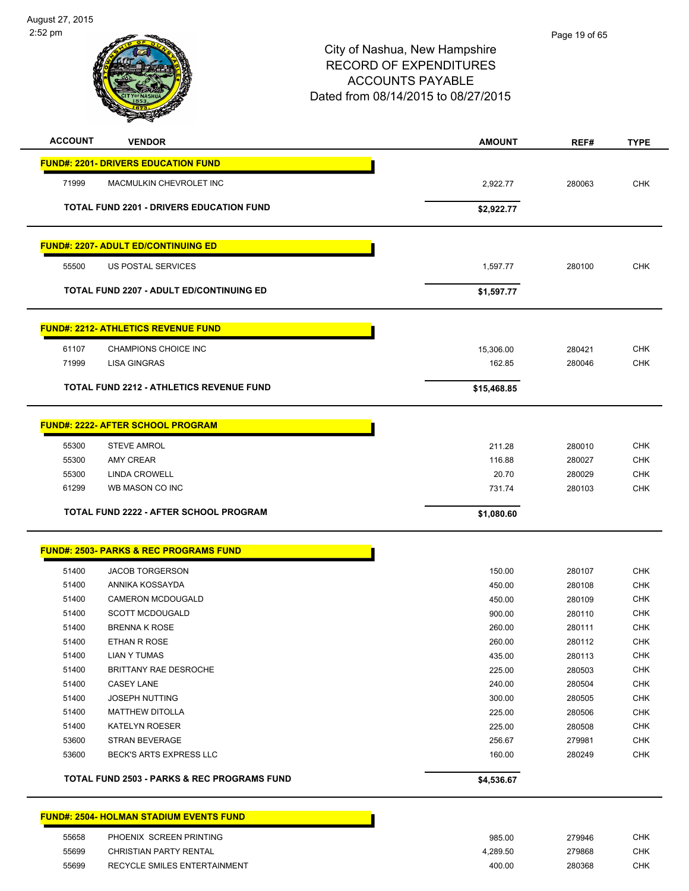City of Nashua, New Hampshire
RECORD OF EXPENDITURES
ACCOUNTS PAYABLE
Dated from 08/14/2015 to 08/27/2015

August 27, 2015
2:52 pm

| ACCOUNT | VENDOR | AMOUNT | REF# | TYPE |
|---|---|---|---|---|
| **FUND#: 2201- DRIVERS EDUCATION FUND** | | | | |
| 71999 | MACMULKIN CHEVROLET INC | 2,922.77 | 280063 | CHK |
| | **TOTAL FUND 2201 - DRIVERS EDUCATION FUND** | **$2,922.77** | | |
| **FUND#: 2207- ADULT ED/CONTINUING ED** | | | | |
| 55500 | US POSTAL SERVICES | 1,597.77 | 280100 | CHK |
| | **TOTAL FUND 2207 - ADULT ED/CONTINUING ED** | **$1,597.77** | | |
| **FUND#: 2212- ATHLETICS REVENUE FUND** | | | | |
| 61107 | CHAMPIONS CHOICE INC | 15,306.00 | 280421 | CHK |
| 71999 | LISA GINGRAS | 162.85 | 280046 | CHK |
| | **TOTAL FUND 2212 - ATHLETICS REVENUE FUND** | **$15,468.85** | | |
| **FUND#: 2222- AFTER SCHOOL PROGRAM** | | | | |
| 55300 | STEVE AMROL | 211.28 | 280010 | CHK |
| 55300 | AMY CREAR | 116.88 | 280027 | CHK |
| 55300 | LINDA CROWELL | 20.70 | 280029 | CHK |
| 61299 | WB MASON CO INC | 731.74 | 280103 | CHK |
| | **TOTAL FUND 2222 - AFTER SCHOOL PROGRAM** | **$1,080.60** | | |
| **FUND#: 2503- PARKS & REC PROGRAMS FUND** | | | | |
| 51400 | JACOB TORGERSON | 150.00 | 280107 | CHK |
| 51400 | ANNIKA KOSSAYDA | 450.00 | 280108 | CHK |
| 51400 | CAMERON MCDOUGALD | 450.00 | 280109 | CHK |
| 51400 | SCOTT MCDOUGALD | 900.00 | 280110 | CHK |
| 51400 | BRENNA K ROSE | 260.00 | 280111 | CHK |
| 51400 | ETHAN R ROSE | 260.00 | 280112 | CHK |
| 51400 | LIAN Y TUMAS | 435.00 | 280113 | CHK |
| 51400 | BRITTANY RAE DESROCHE | 225.00 | 280503 | CHK |
| 51400 | CASEY LANE | 240.00 | 280504 | CHK |
| 51400 | JOSEPH NUTTING | 300.00 | 280505 | CHK |
| 51400 | MATTHEW DITOLLA | 225.00 | 280506 | CHK |
| 51400 | KATELYN ROESER | 225.00 | 280508 | CHK |
| 53600 | STRAN BEVERAGE | 256.67 | 279981 | CHK |
| 53600 | BECK'S ARTS EXPRESS LLC | 160.00 | 280249 | CHK |
| | **TOTAL FUND 2503 - PARKS & REC PROGRAMS FUND** | **$4,536.67** | | |
| **FUND#: 2504- HOLMAN STADIUM EVENTS FUND** | | | | |
| 55658 | PHOENIX SCREEN PRINTING | 985.00 | 279946 | CHK |
| 55699 | CHRISTIAN PARTY RENTAL | 4,289.50 | 279868 | CHK |
| 55699 | RECYCLE SMILES ENTERTAINMENT | 400.00 | 280368 | CHK |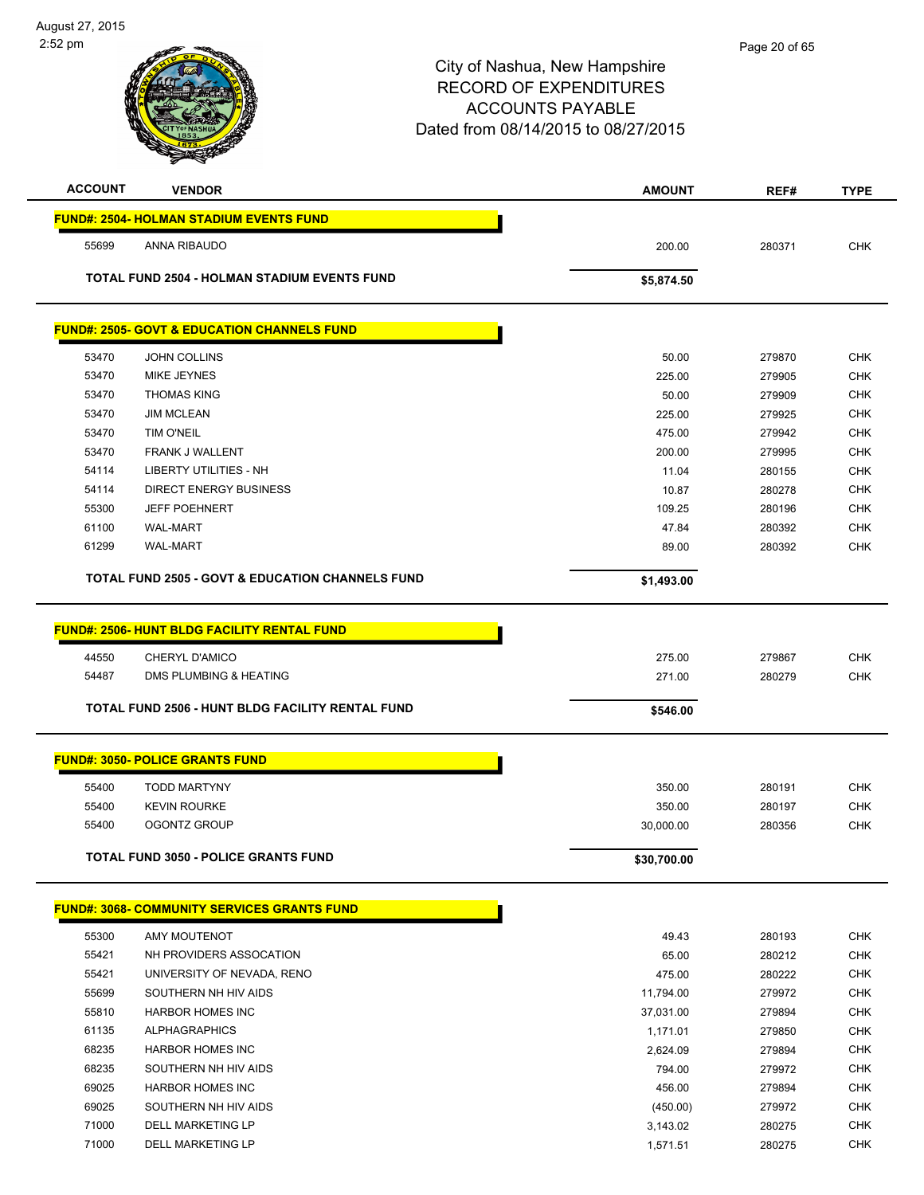City of Nashua, New Hampshire
RECORD OF EXPENDITURES
ACCOUNTS PAYABLE
Dated from 08/14/2015 to 08/27/2015

| ACCOUNT | VENDOR | AMOUNT | REF# | TYPE |
|---|---|---|---|---|
| **FUND#: 2504- HOLMAN STADIUM EVENTS FUND** | | | | |
| 55699 | ANNA RIBAUDO | 200.00 | 280371 | CHK |
| **TOTAL FUND 2504 - HOLMAN STADIUM EVENTS FUND** | | **$5,874.50** | | |
| **FUND#: 2505- GOVT & EDUCATION CHANNELS FUND** | | | | |
| 53470 | JOHN COLLINS | 50.00 | 279870 | CHK |
| 53470 | MIKE JEYNES | 225.00 | 279905 | CHK |
| 53470 | THOMAS KING | 50.00 | 279909 | CHK |
| 53470 | JIM MCLEAN | 225.00 | 279925 | CHK |
| 53470 | TIM O'NEIL | 475.00 | 279942 | CHK |
| 53470 | FRANK J WALLENT | 200.00 | 279995 | CHK |
| 54114 | LIBERTY UTILITIES - NH | 11.04 | 280155 | CHK |
| 54114 | DIRECT ENERGY BUSINESS | 10.87 | 280278 | CHK |
| 55300 | JEFF POEHNERT | 109.25 | 280196 | CHK |
| 61100 | WAL-MART | 47.84 | 280392 | CHK |
| 61299 | WAL-MART | 89.00 | 280392 | CHK |
| **TOTAL FUND 2505 - GOVT & EDUCATION CHANNELS FUND** | | **$1,493.00** | | |
| **FUND#: 2506- HUNT BLDG FACILITY RENTAL FUND** | | | | |
| 44550 | CHERYL D'AMICO | 275.00 | 279867 | CHK |
| 54487 | DMS PLUMBING & HEATING | 271.00 | 280279 | CHK |
| **TOTAL FUND 2506 - HUNT BLDG FACILITY RENTAL FUND** | | **$546.00** | | |
| **FUND#: 3050- POLICE GRANTS FUND** | | | | |
| 55400 | TODD MARTYNY | 350.00 | 280191 | CHK |
| 55400 | KEVIN ROURKE | 350.00 | 280197 | CHK |
| 55400 | OGONTZ GROUP | 30,000.00 | 280356 | CHK |
| **TOTAL FUND 3050 - POLICE GRANTS FUND** | | **$30,700.00** | | |
| **FUND#: 3068- COMMUNITY SERVICES GRANTS FUND** | | | | |
| 55300 | AMY MOUTENOT | 49.43 | 280193 | CHK |
| 55421 | NH PROVIDERS ASSOCATION | 65.00 | 280212 | CHK |
| 55421 | UNIVERSITY OF NEVADA, RENO | 475.00 | 280222 | CHK |
| 55699 | SOUTHERN NH HIV AIDS | 11,794.00 | 279972 | CHK |
| 55810 | HARBOR HOMES INC | 37,031.00 | 279894 | CHK |
| 61135 | ALPHAGRAPHICS | 1,171.01 | 279850 | CHK |
| 68235 | HARBOR HOMES INC | 2,624.09 | 279894 | CHK |
| 68235 | SOUTHERN NH HIV AIDS | 794.00 | 279972 | CHK |
| 69025 | HARBOR HOMES INC | 456.00 | 279894 | CHK |
| 69025 | SOUTHERN NH HIV AIDS | (450.00) | 279972 | CHK |
| 71000 | DELL MARKETING LP | 3,143.02 | 280275 | CHK |
| 71000 | DELL MARKETING LP | 1,571.51 | 280275 | CHK |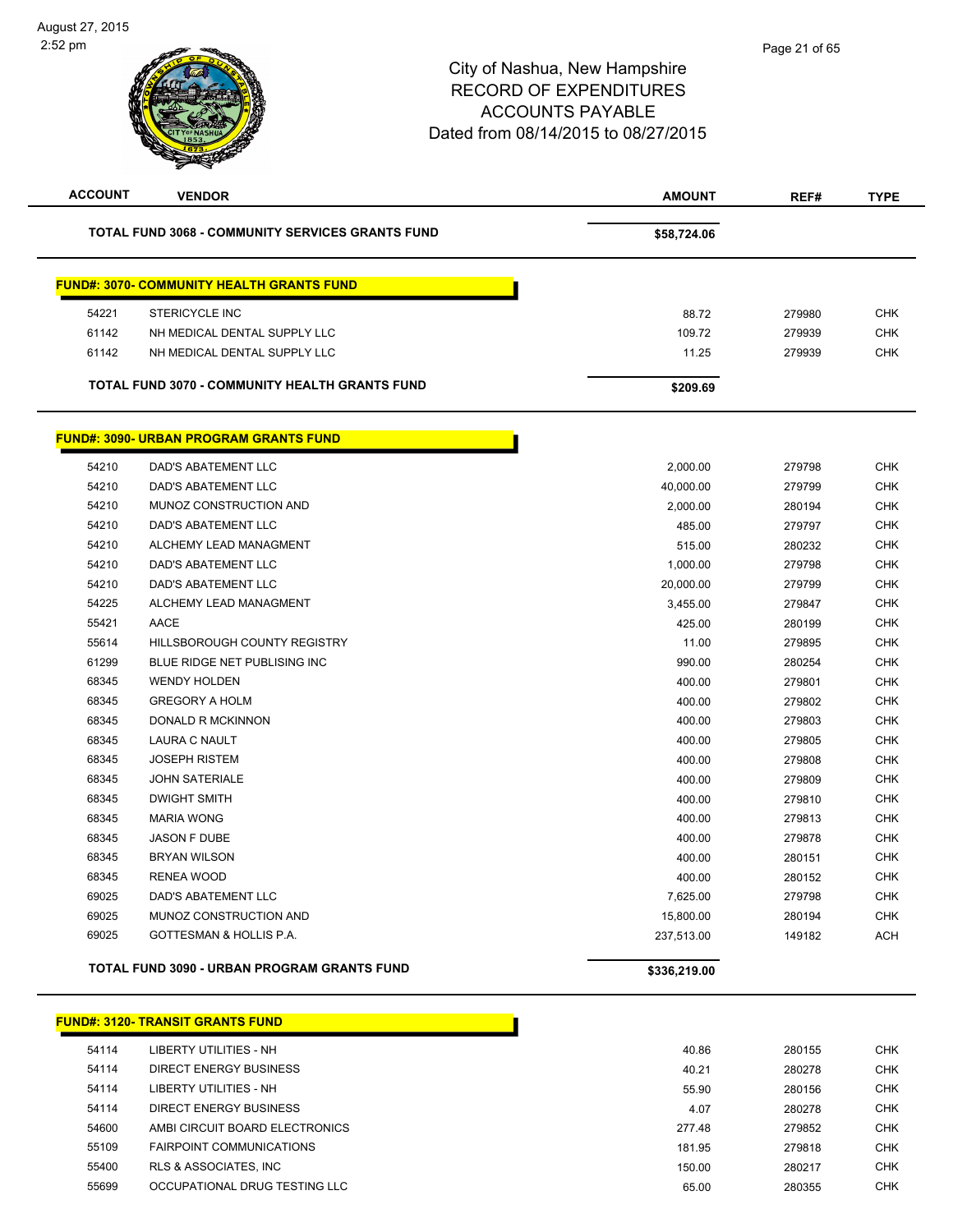# City of Nashua, New Hampshire
## RECORD OF EXPENDITURES
## ACCOUNTS PAYABLE
## Dated from 08/14/2015 to 08/27/2015

| ACCOUNT | VENDOR | AMOUNT | REF# | TYPE |
|---|---|---|---|---|
| | **TOTAL FUND 3068 - COMMUNITY SERVICES GRANTS FUND** | **$58,724.06** | | |

**FUND#: 3070- COMMUNITY HEALTH GRANTS FUND**

| ACCOUNT | VENDOR | AMOUNT | REF# | TYPE |
|---|---|---|---|---|
| 54221 | STERICYCLE INC | 88.72 | 279980 | CHK |
| 61142 | NH MEDICAL DENTAL SUPPLY LLC | 109.72 | 279939 | CHK |
| 61142 | NH MEDICAL DENTAL SUPPLY LLC | 11.25 | 279939 | CHK |
| | **TOTAL FUND 3070 - COMMUNITY HEALTH GRANTS FUND** | **$209.69** | | |

**FUND#: 3090- URBAN PROGRAM GRANTS FUND**

| ACCOUNT | VENDOR | AMOUNT | REF# | TYPE |
|---|---|---|---|---|
| 54210 | DAD'S ABATEMENT LLC | 2,000.00 | 279798 | CHK |
| 54210 | DAD'S ABATEMENT LLC | 40,000.00 | 279799 | CHK |
| 54210 | MUNOZ CONSTRUCTION AND | 2,000.00 | 280194 | CHK |
| 54210 | DAD'S ABATEMENT LLC | 485.00 | 279797 | CHK |
| 54210 | ALCHEMY LEAD MANAGMENT | 515.00 | 280232 | CHK |
| 54210 | DAD'S ABATEMENT LLC | 1,000.00 | 279798 | CHK |
| 54210 | DAD'S ABATEMENT LLC | 20,000.00 | 279799 | CHK |
| 54225 | ALCHEMY LEAD MANAGMENT | 3,455.00 | 279847 | CHK |
| 55421 | AACE | 425.00 | 280199 | CHK |
| 55614 | HILLSBOROUGH COUNTY REGISTRY | 11.00 | 279895 | CHK |
| 61299 | BLUE RIDGE NET PUBLISING INC | 990.00 | 280254 | CHK |
| 68345 | WENDY HOLDEN | 400.00 | 279801 | CHK |
| 68345 | GREGORY A HOLM | 400.00 | 279802 | CHK |
| 68345 | DONALD R MCKINNON | 400.00 | 279803 | CHK |
| 68345 | LAURA C NAULT | 400.00 | 279805 | CHK |
| 68345 | JOSEPH RISTEM | 400.00 | 279808 | CHK |
| 68345 | JOHN SATERIALE | 400.00 | 279809 | CHK |
| 68345 | DWIGHT SMITH | 400.00 | 279810 | CHK |
| 68345 | MARIA WONG | 400.00 | 279813 | CHK |
| 68345 | JASON F DUBE | 400.00 | 279878 | CHK |
| 68345 | BRYAN WILSON | 400.00 | 280151 | CHK |
| 68345 | RENEA WOOD | 400.00 | 280152 | CHK |
| 69025 | DAD'S ABATEMENT LLC | 7,625.00 | 279798 | CHK |
| 69025 | MUNOZ CONSTRUCTION AND | 15,800.00 | 280194 | CHK |
| 69025 | GOTTESMAN & HOLLIS P.A. | 237,513.00 | 149182 | ACH |
| | **TOTAL FUND 3090 - URBAN PROGRAM GRANTS FUND** | **$336,219.00** | | |

**FUND#: 3120- TRANSIT GRANTS FUND**

| ACCOUNT | VENDOR | AMOUNT | REF# | TYPE |
|---|---|---|---|---|
| 54114 | LIBERTY UTILITIES - NH | 40.86 | 280155 | CHK |
| 54114 | DIRECT ENERGY BUSINESS | 40.21 | 280278 | CHK |
| 54114 | LIBERTY UTILITIES - NH | 55.90 | 280156 | CHK |
| 54114 | DIRECT ENERGY BUSINESS | 4.07 | 280278 | CHK |
| 54600 | AMBI CIRCUIT BOARD ELECTRONICS | 277.48 | 279852 | CHK |
| 55109 | FAIRPOINT COMMUNICATIONS | 181.95 | 279818 | CHK |
| 55400 | RLS & ASSOCIATES, INC | 150.00 | 280217 | CHK |
| 55699 | OCCUPATIONAL DRUG TESTING LLC | 65.00 | 280355 | CHK |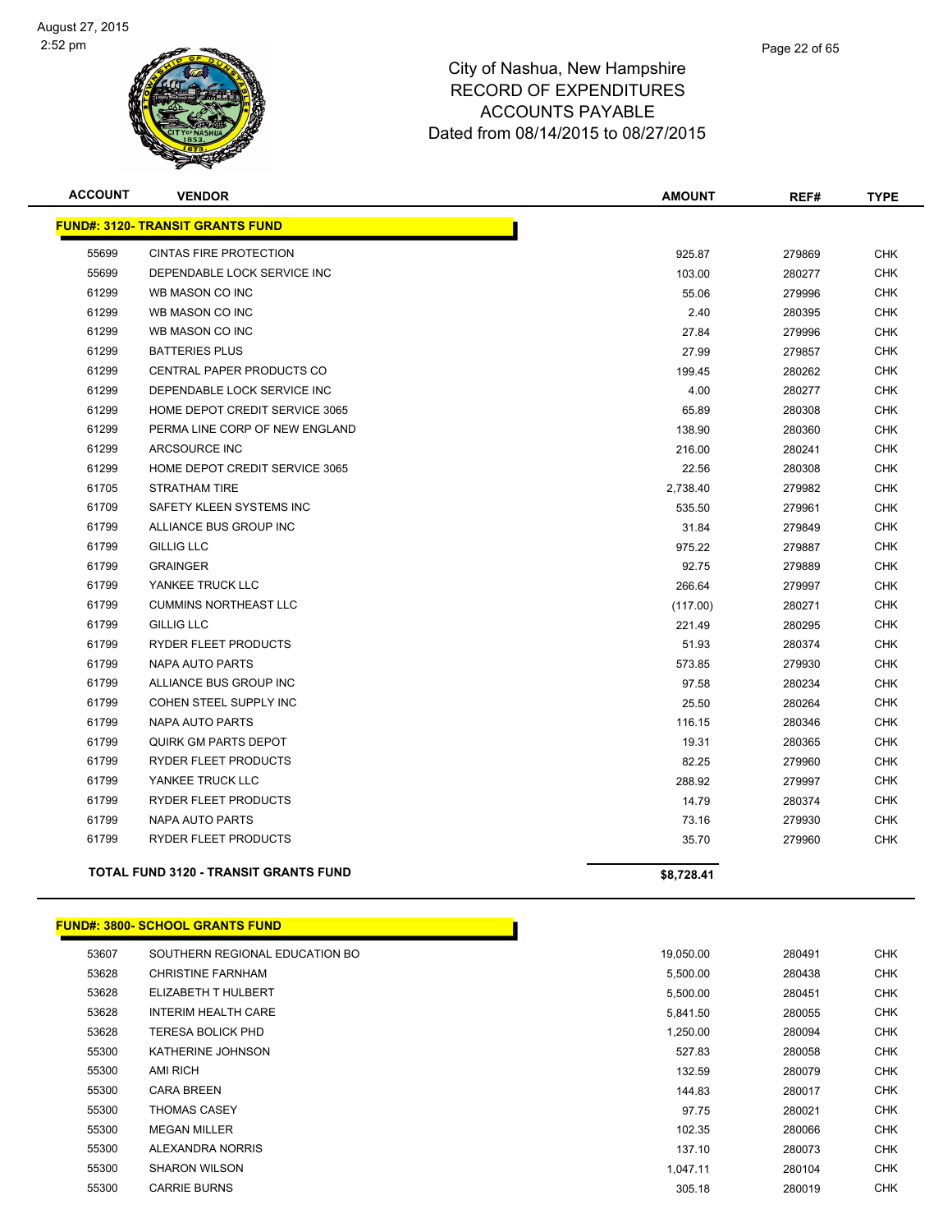City of Nashua, New Hampshire
RECORD OF EXPENDITURES
ACCOUNTS PAYABLE
Dated from 08/14/2015 to 08/27/2015

| ACCOUNT | VENDOR | AMOUNT | REF# | TYPE |
|---|---|---|---|---|
| **FUND#: 3120- TRANSIT GRANTS FUND** | | | | |
| 55699 | CINTAS FIRE PROTECTION | 925.87 | 279869 | CHK |
| 55699 | DEPENDABLE LOCK SERVICE INC | 103.00 | 280277 | CHK |
| 61299 | WB MASON CO INC | 55.06 | 279996 | CHK |
| 61299 | WB MASON CO INC | 2.40 | 280395 | CHK |
| 61299 | WB MASON CO INC | 27.84 | 279996 | CHK |
| 61299 | BATTERIES PLUS | 27.99 | 279857 | CHK |
| 61299 | CENTRAL PAPER PRODUCTS CO | 199.45 | 280262 | CHK |
| 61299 | DEPENDABLE LOCK SERVICE INC | 4.00 | 280277 | CHK |
| 61299 | HOME DEPOT CREDIT SERVICE 3065 | 65.89 | 280308 | CHK |
| 61299 | PERMA LINE CORP OF NEW ENGLAND | 138.90 | 280360 | CHK |
| 61299 | ARCSOURCE INC | 216.00 | 280241 | CHK |
| 61299 | HOME DEPOT CREDIT SERVICE 3065 | 22.56 | 280308 | CHK |
| 61705 | STRATHAM TIRE | 2,738.40 | 279982 | CHK |
| 61709 | SAFETY KLEEN SYSTEMS INC | 535.50 | 279961 | CHK |
| 61799 | ALLIANCE BUS GROUP INC | 31.84 | 279849 | CHK |
| 61799 | GILLIG LLC | 975.22 | 279887 | CHK |
| 61799 | GRAINGER | 92.75 | 279889 | CHK |
| 61799 | YANKEE TRUCK LLC | 266.64 | 279997 | CHK |
| 61799 | CUMMINS NORTHEAST LLC | (117.00) | 280271 | CHK |
| 61799 | GILLIG LLC | 221.49 | 280295 | CHK |
| 61799 | RYDER FLEET PRODUCTS | 51.93 | 280374 | CHK |
| 61799 | NAPA AUTO PARTS | 573.85 | 279930 | CHK |
| 61799 | ALLIANCE BUS GROUP INC | 97.58 | 280234 | CHK |
| 61799 | COHEN STEEL SUPPLY INC | 25.50 | 280264 | CHK |
| 61799 | NAPA AUTO PARTS | 116.15 | 280346 | CHK |
| 61799 | QUIRK GM PARTS DEPOT | 19.31 | 280365 | CHK |
| 61799 | RYDER FLEET PRODUCTS | 82.25 | 279960 | CHK |
| 61799 | YANKEE TRUCK LLC | 288.92 | 279997 | CHK |
| 61799 | RYDER FLEET PRODUCTS | 14.79 | 280374 | CHK |
| 61799 | NAPA AUTO PARTS | 73.16 | 279930 | CHK |
| 61799 | RYDER FLEET PRODUCTS | 35.70 | 279960 | CHK |
| **TOTAL FUND 3120 - TRANSIT GRANTS FUND** | | **$8,728.41** | | |

| ACCOUNT | VENDOR | AMOUNT | REF# | TYPE |
|---|---|---|---|---|
| **FUND#: 3800- SCHOOL GRANTS FUND** | | | | |
| 53607 | SOUTHERN REGIONAL EDUCATION BO | 19,050.00 | 280491 | CHK |
| 53628 | CHRISTINE FARNHAM | 5,500.00 | 280438 | CHK |
| 53628 | ELIZABETH T HULBERT | 5,500.00 | 280451 | CHK |
| 53628 | INTERIM HEALTH CARE | 5,841.50 | 280055 | CHK |
| 53628 | TERESA BOLICK PHD | 1,250.00 | 280094 | CHK |
| 55300 | KATHERINE JOHNSON | 527.83 | 280058 | CHK |
| 55300 | AMI RICH | 132.59 | 280079 | CHK |
| 55300 | CARA BREEN | 144.83 | 280017 | CHK |
| 55300 | THOMAS CASEY | 97.75 | 280021 | CHK |
| 55300 | MEGAN MILLER | 102.35 | 280066 | CHK |
| 55300 | ALEXANDRA NORRIS | 137.10 | 280073 | CHK |
| 55300 | SHARON WILSON | 1,047.11 | 280104 | CHK |
| 55300 | CARRIE BURNS | 305.18 | 280019 | CHK |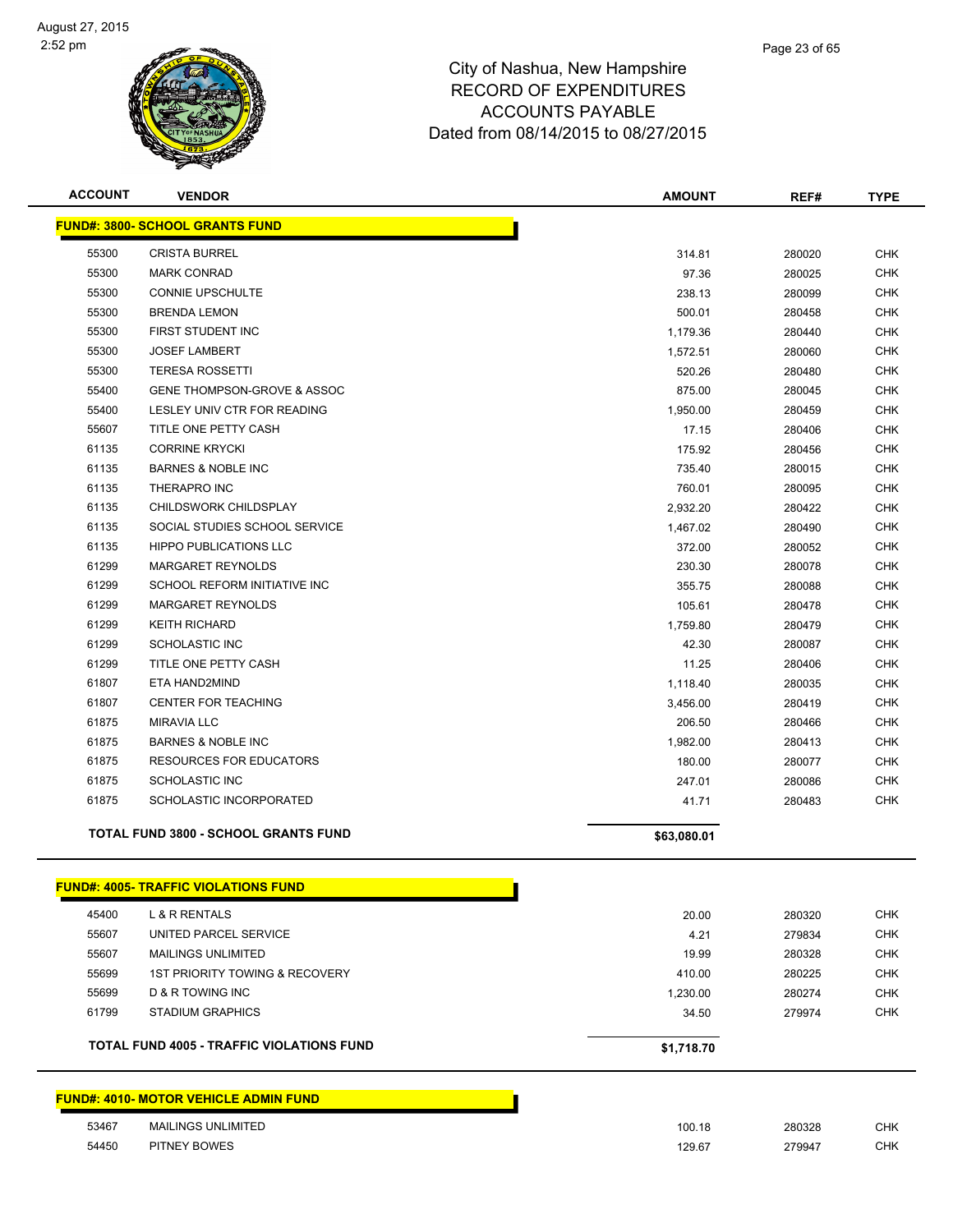# City of Nashua, New Hampshire
## RECORD OF EXPENDITURES
## ACCOUNTS PAYABLE
## Dated from 08/14/2015 to 08/27/2015

| ACCOUNT | VENDOR | AMOUNT | REF# | TYPE |
|---|---|---|---|---|
| **FUND#: 3800- SCHOOL GRANTS FUND** | | | | |
| 55300 | CRISTA BURREL | 314.81 | 280020 | CHK |
| 55300 | MARK CONRAD | 97.36 | 280025 | CHK |
| 55300 | CONNIE UPSCHULTE | 238.13 | 280099 | CHK |
| 55300 | BRENDA LEMON | 500.01 | 280458 | CHK |
| 55300 | FIRST STUDENT INC | 1,179.36 | 280440 | CHK |
| 55300 | JOSEF LAMBERT | 1,572.51 | 280060 | CHK |
| 55300 | TERESA ROSSETTI | 520.26 | 280480 | CHK |
| 55400 | GENE THOMPSON-GROVE & ASSOC | 875.00 | 280045 | CHK |
| 55400 | LESLEY UNIV CTR FOR READING | 1,950.00 | 280459 | CHK |
| 55607 | TITLE ONE PETTY CASH | 17.15 | 280406 | CHK |
| 61135 | CORRINE KRYCKI | 175.92 | 280456 | CHK |
| 61135 | BARNES & NOBLE INC | 735.40 | 280015 | CHK |
| 61135 | THERAPRO INC | 760.01 | 280095 | CHK |
| 61135 | CHILDSWORK CHILDSPLAY | 2,932.20 | 280422 | CHK |
| 61135 | SOCIAL STUDIES SCHOOL SERVICE | 1,467.02 | 280490 | CHK |
| 61135 | HIPPO PUBLICATIONS LLC | 372.00 | 280052 | CHK |
| 61299 | MARGARET REYNOLDS | 230.30 | 280078 | CHK |
| 61299 | SCHOOL REFORM INITIATIVE INC | 355.75 | 280088 | CHK |
| 61299 | MARGARET REYNOLDS | 105.61 | 280478 | CHK |
| 61299 | KEITH RICHARD | 1,759.80 | 280479 | CHK |
| 61299 | SCHOLASTIC INC | 42.30 | 280087 | CHK |
| 61299 | TITLE ONE PETTY CASH | 11.25 | 280406 | CHK |
| 61807 | ETA HAND2MIND | 1,118.40 | 280035 | CHK |
| 61807 | CENTER FOR TEACHING | 3,456.00 | 280419 | CHK |
| 61875 | MIRAVIA LLC | 206.50 | 280466 | CHK |
| 61875 | BARNES & NOBLE INC | 1,982.00 | 280413 | CHK |
| 61875 | RESOURCES FOR EDUCATORS | 180.00 | 280077 | CHK |
| 61875 | SCHOLASTIC INC | 247.01 | 280086 | CHK |
| 61875 | SCHOLASTIC INCORPORATED | 41.71 | 280483 | CHK |
| | **TOTAL FUND 3800 - SCHOOL GRANTS FUND** | **$63,080.01** | | |
| **FUND#: 4005- TRAFFIC VIOLATIONS FUND** | | | | |
| 45400 | L & R RENTALS | 20.00 | 280320 | CHK |
| 55607 | UNITED PARCEL SERVICE | 4.21 | 279834 | CHK |
| 55607 | MAILINGS UNLIMITED | 19.99 | 280328 | CHK |
| 55699 | 1ST PRIORITY TOWING & RECOVERY | 410.00 | 280225 | CHK |
| 55699 | D & R TOWING INC | 1,230.00 | 280274 | CHK |
| 61799 | STADIUM GRAPHICS | 34.50 | 279974 | CHK |
| | **TOTAL FUND 4005 - TRAFFIC VIOLATIONS FUND** | **$1,718.70** | | |
| **FUND#: 4010- MOTOR VEHICLE ADMIN FUND** | | | | |
| 53467 | MAILINGS UNLIMITED | 100.18 | 280328 | CHK |
| 54450 | PITNEY BOWES | 129.67 | 279947 | CHK |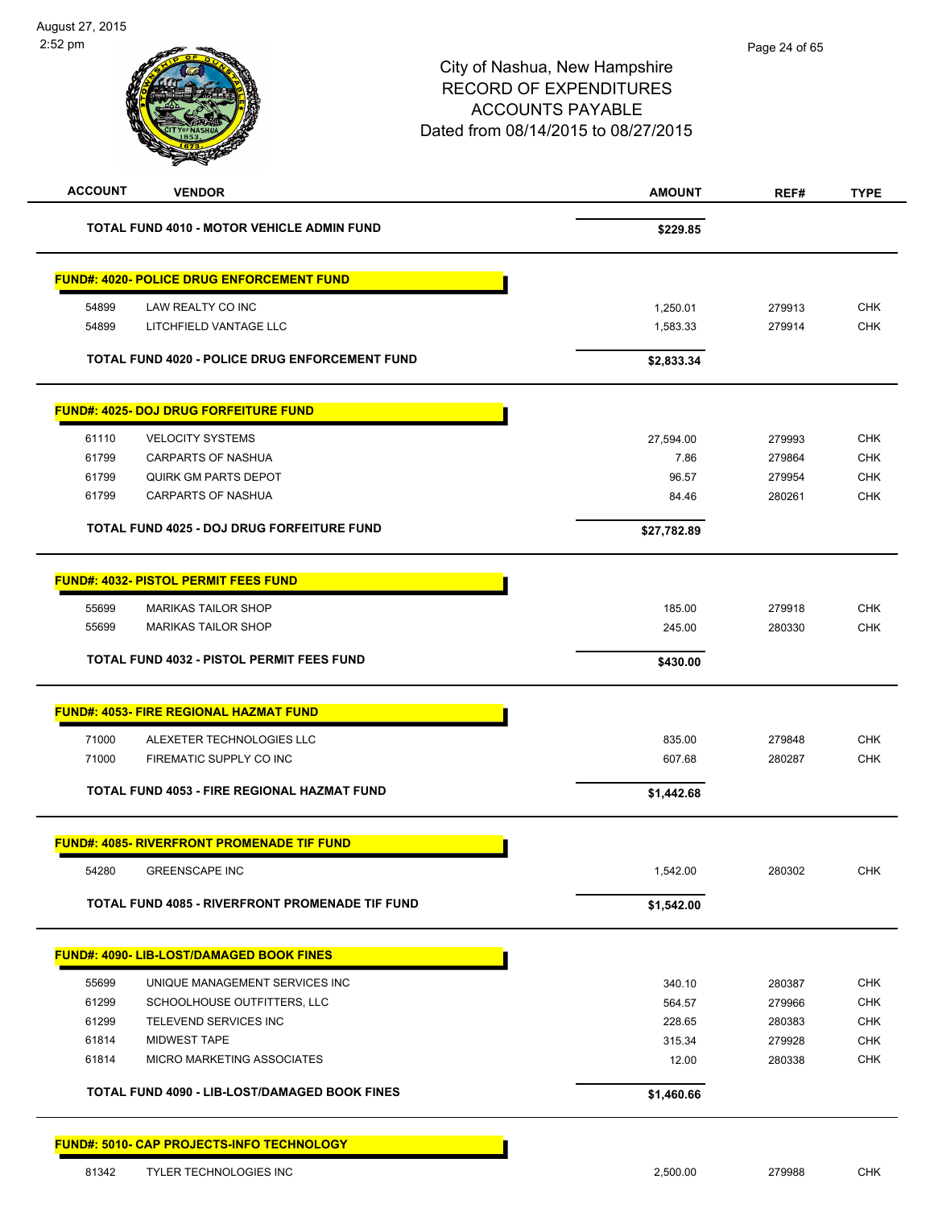# City of Nashua, New Hampshire
## RECORD OF EXPENDITURES
## ACCOUNTS PAYABLE
## Dated from 08/14/2015 to 08/27/2015

| ACCOUNT | VENDOR | AMOUNT | REF# | TYPE |
|---|---|---|---|---|
| | **TOTAL FUND 4010 - MOTOR VEHICLE ADMIN FUND** | **$229.85** | | |
| | **FUND#: 4020- POLICE DRUG ENFORCEMENT FUND** | | | |
| 54899 | LAW REALTY CO INC | 1,250.01 | 279913 | CHK |
| 54899 | LITCHFIELD VANTAGE LLC | 1,583.33 | 279914 | CHK |
| | **TOTAL FUND 4020 - POLICE DRUG ENFORCEMENT FUND** | **$2,833.34** | | |
| | **FUND#: 4025- DOJ DRUG FORFEITURE FUND** | | | |
| 61110 | VELOCITY SYSTEMS | 27,594.00 | 279993 | CHK |
| 61799 | CARPARTS OF NASHUA | 7.86 | 279864 | CHK |
| 61799 | QUIRK GM PARTS DEPOT | 96.57 | 279954 | CHK |
| 61799 | CARPARTS OF NASHUA | 84.46 | 280261 | CHK |
| | **TOTAL FUND 4025 - DOJ DRUG FORFEITURE FUND** | **$27,782.89** | | |
| | **FUND#: 4032- PISTOL PERMIT FEES FUND** | | | |
| 55699 | MARIKAS TAILOR SHOP | 185.00 | 279918 | CHK |
| 55699 | MARIKAS TAILOR SHOP | 245.00 | 280330 | CHK |
| | **TOTAL FUND 4032 - PISTOL PERMIT FEES FUND** | **$430.00** | | |
| | **FUND#: 4053- FIRE REGIONAL HAZMAT FUND** | | | |
| 71000 | ALEXETER TECHNOLOGIES LLC | 835.00 | 279848 | CHK |
| 71000 | FIREMATIC SUPPLY CO INC | 607.68 | 280287 | CHK |
| | **TOTAL FUND 4053 - FIRE REGIONAL HAZMAT FUND** | **$1,442.68** | | |
| | **FUND#: 4085- RIVERFRONT PROMENADE TIF FUND** | | | |
| 54280 | GREENSCAPE INC | 1,542.00 | 280302 | CHK |
| | **TOTAL FUND 4085 - RIVERFRONT PROMENADE TIF FUND** | **$1,542.00** | | |
| | **FUND#: 4090- LIB-LOST/DAMAGED BOOK FINES** | | | |
| 55699 | UNIQUE MANAGEMENT SERVICES INC | 340.10 | 280387 | CHK |
| 61299 | SCHOOLHOUSE OUTFITTERS, LLC | 564.57 | 279966 | CHK |
| 61299 | TELEVEND SERVICES INC | 228.65 | 280383 | CHK |
| 61814 | MIDWEST TAPE | 315.34 | 279928 | CHK |
| 61814 | MICRO MARKETING ASSOCIATES | 12.00 | 280338 | CHK |
| | **TOTAL FUND 4090 - LIB-LOST/DAMAGED BOOK FINES** | **$1,460.66** | | |
| | **FUND#: 5010- CAP PROJECTS-INFO TECHNOLOGY** | | | |
| 81342 | TYLER TECHNOLOGIES INC | 2,500.00 | 279988 | CHK |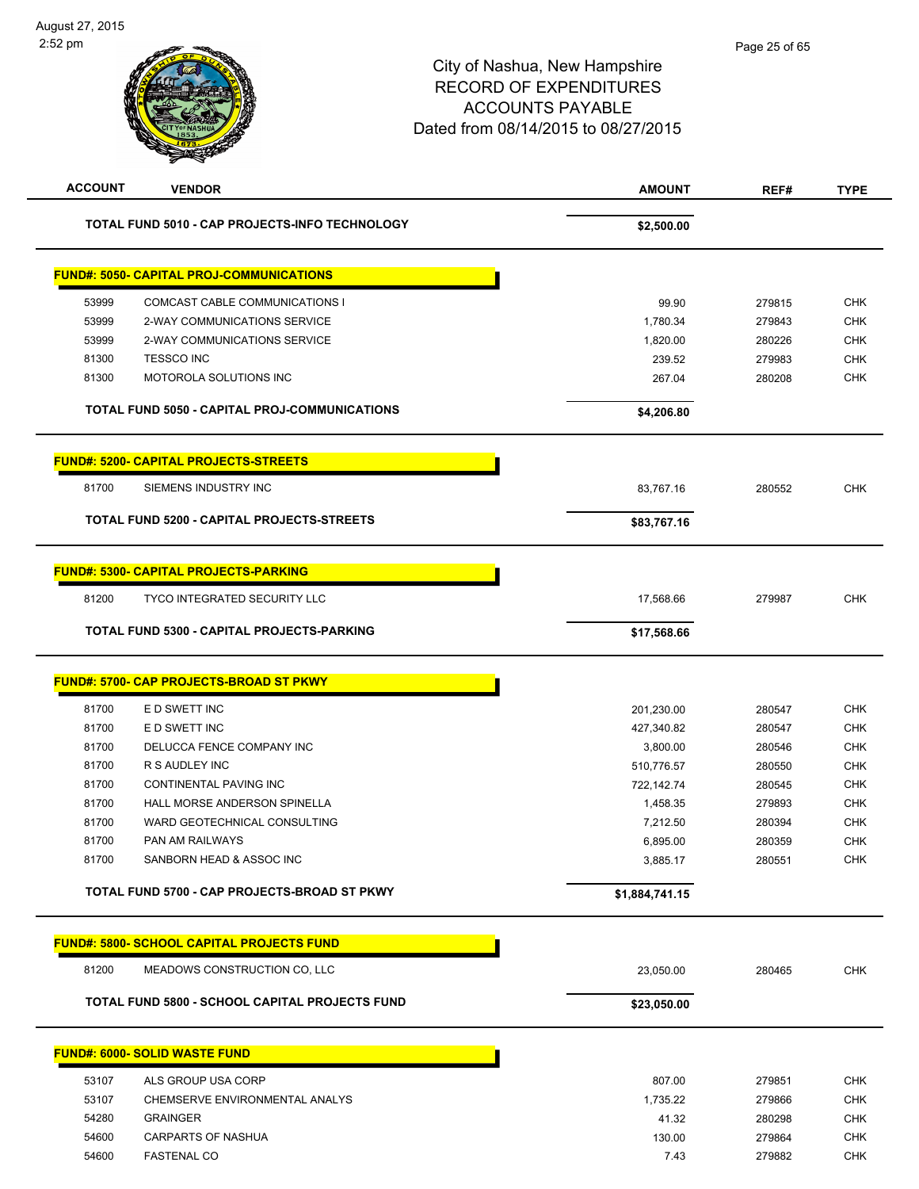City of Nashua, New Hampshire
RECORD OF EXPENDITURES
ACCOUNTS PAYABLE
Dated from 08/14/2015 to 08/27/2015

| ACCOUNT | VENDOR | AMOUNT | REF# | TYPE |
|---|---|---|---|---|
| | **TOTAL FUND 5010 - CAP PROJECTS-INFO TECHNOLOGY** | **$2,500.00** | | |

**FUND#: 5050- CAPITAL PROJ-COMMUNICATIONS**

| ACCOUNT | VENDOR | AMOUNT | REF# | TYPE |
|---|---|---|---|---|
| 53999 | COMCAST CABLE COMMUNICATIONS I | 99.90 | 279815 | CHK |
| 53999 | 2-WAY COMMUNICATIONS SERVICE | 1,780.34 | 279843 | CHK |
| 53999 | 2-WAY COMMUNICATIONS SERVICE | 1,820.00 | 280226 | CHK |
| 81300 | TESSCO INC | 239.52 | 279983 | CHK |
| 81300 | MOTOROLA SOLUTIONS INC | 267.04 | 280208 | CHK |
| | **TOTAL FUND 5050 - CAPITAL PROJ-COMMUNICATIONS** | **$4,206.80** | | |

**FUND#: 5200- CAPITAL PROJECTS-STREETS**

| ACCOUNT | VENDOR | AMOUNT | REF# | TYPE |
|---|---|---|---|---|
| 81700 | SIEMENS INDUSTRY INC | 83,767.16 | 280552 | CHK |
| | **TOTAL FUND 5200 - CAPITAL PROJECTS-STREETS** | **$83,767.16** | | |

**FUND#: 5300- CAPITAL PROJECTS-PARKING**

| ACCOUNT | VENDOR | AMOUNT | REF# | TYPE |
|---|---|---|---|---|
| 81200 | TYCO INTEGRATED SECURITY LLC | 17,568.66 | 279987 | CHK |
| | **TOTAL FUND 5300 - CAPITAL PROJECTS-PARKING** | **$17,568.66** | | |

**FUND#: 5700- CAP PROJECTS-BROAD ST PKWY**

| ACCOUNT | VENDOR | AMOUNT | REF# | TYPE |
|---|---|---|---|---|
| 81700 | E D SWETT INC | 201,230.00 | 280547 | CHK |
| 81700 | E D SWETT INC | 427,340.82 | 280547 | CHK |
| 81700 | DELUCCA FENCE COMPANY INC | 3,800.00 | 280546 | CHK |
| 81700 | R S AUDLEY INC | 510,776.57 | 280550 | CHK |
| 81700 | CONTINENTAL PAVING INC | 722,142.74 | 280545 | CHK |
| 81700 | HALL MORSE ANDERSON SPINELLA | 1,458.35 | 279893 | CHK |
| 81700 | WARD GEOTECHNICAL CONSULTING | 7,212.50 | 280394 | CHK |
| 81700 | PAN AM RAILWAYS | 6,895.00 | 280359 | CHK |
| 81700 | SANBORN HEAD & ASSOC INC | 3,885.17 | 280551 | CHK |
| | **TOTAL FUND 5700 - CAP PROJECTS-BROAD ST PKWY** | **$1,884,741.15** | | |

**FUND#: 5800- SCHOOL CAPITAL PROJECTS FUND**

| ACCOUNT | VENDOR | AMOUNT | REF# | TYPE |
|---|---|---|---|---|
| 81200 | MEADOWS CONSTRUCTION CO, LLC | 23,050.00 | 280465 | CHK |
| | **TOTAL FUND 5800 - SCHOOL CAPITAL PROJECTS FUND** | **$23,050.00** | | |

**FUND#: 6000- SOLID WASTE FUND**

| ACCOUNT | VENDOR | AMOUNT | REF# | TYPE |
|---|---|---|---|---|
| 53107 | ALS GROUP USA CORP | 807.00 | 279851 | CHK |
| 53107 | CHEMSERVE ENVIRONMENTAL ANALYS | 1,735.22 | 279866 | CHK |
| 54280 | GRAINGER | 41.32 | 280298 | CHK |
| 54600 | CARPARTS OF NASHUA | 130.00 | 279864 | CHK |
| 54600 | FASTENAL CO | 7.43 | 279882 | CHK |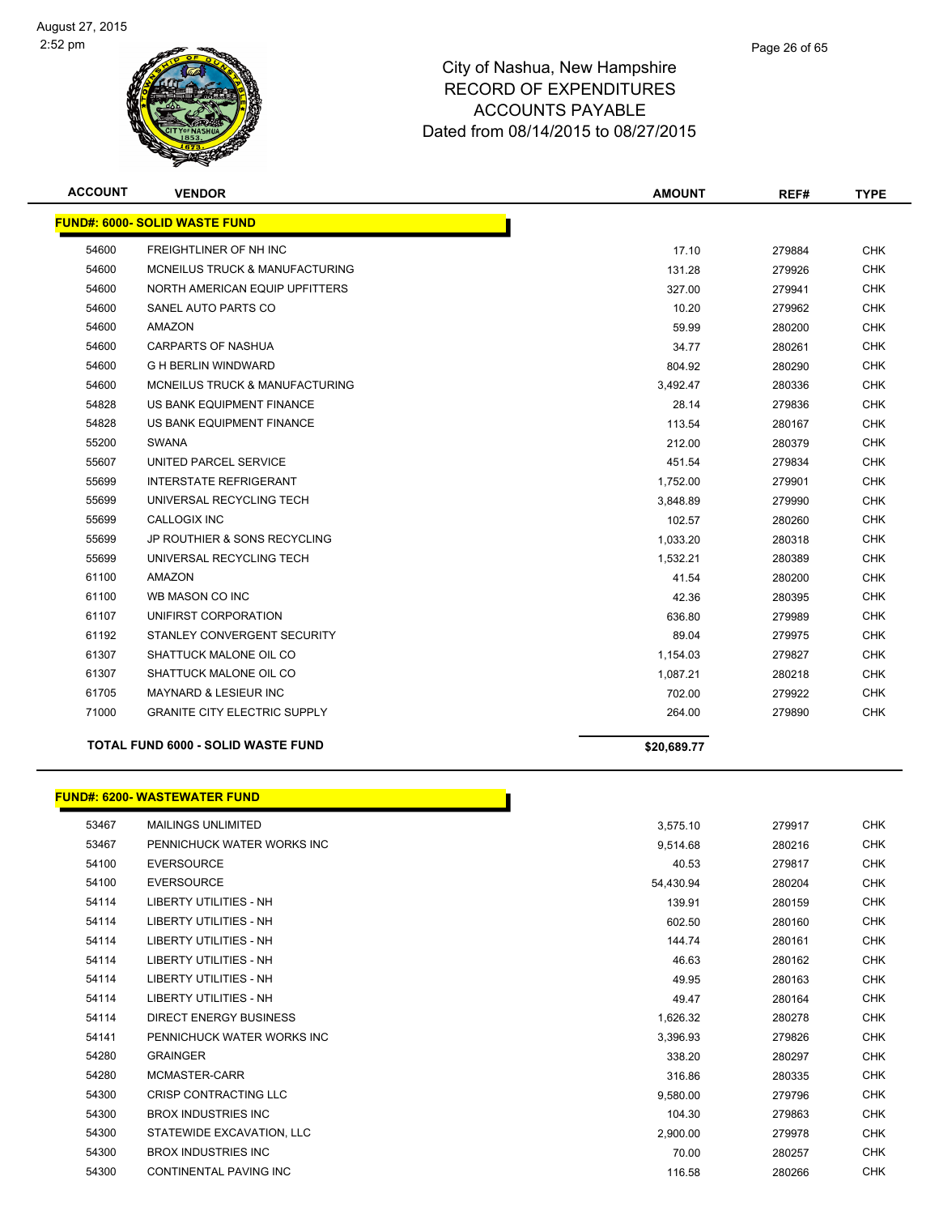# City of Nashua, New Hampshire
# RECORD OF EXPENDITURES
# ACCOUNTS PAYABLE
# Dated from 08/14/2015 to 08/27/2015

| ACCOUNT | VENDOR | AMOUNT | REF# | TYPE |
|---|---|---|---|---|
| **FUND#: 6000- SOLID WASTE FUND** | | | | |
| 54600 | FREIGHTLINER OF NH INC | 17.10 | 279884 | CHK |
| 54600 | MCNEILUS TRUCK & MANUFACTURING | 131.28 | 279926 | CHK |
| 54600 | NORTH AMERICAN EQUIP UPFITTERS | 327.00 | 279941 | CHK |
| 54600 | SANEL AUTO PARTS CO | 10.20 | 279962 | CHK |
| 54600 | AMAZON | 59.99 | 280200 | CHK |
| 54600 | CARPARTS OF NASHUA | 34.77 | 280261 | CHK |
| 54600 | G H BERLIN WINDWARD | 804.92 | 280290 | CHK |
| 54600 | MCNEILUS TRUCK & MANUFACTURING | 3,492.47 | 280336 | CHK |
| 54828 | US BANK EQUIPMENT FINANCE | 28.14 | 279836 | CHK |
| 54828 | US BANK EQUIPMENT FINANCE | 113.54 | 280167 | CHK |
| 55200 | SWANA | 212.00 | 280379 | CHK |
| 55607 | UNITED PARCEL SERVICE | 451.54 | 279834 | CHK |
| 55699 | INTERSTATE REFRIGERANT | 1,752.00 | 279901 | CHK |
| 55699 | UNIVERSAL RECYCLING TECH | 3,848.89 | 279990 | CHK |
| 55699 | CALLOGIX INC | 102.57 | 280260 | CHK |
| 55699 | JP ROUTHIER & SONS RECYCLING | 1,033.20 | 280318 | CHK |
| 55699 | UNIVERSAL RECYCLING TECH | 1,532.21 | 280389 | CHK |
| 61100 | AMAZON | 41.54 | 280200 | CHK |
| 61100 | WB MASON CO INC | 42.36 | 280395 | CHK |
| 61107 | UNIFIRST CORPORATION | 636.80 | 279989 | CHK |
| 61192 | STANLEY CONVERGENT SECURITY | 89.04 | 279975 | CHK |
| 61307 | SHATTUCK MALONE OIL CO | 1,154.03 | 279827 | CHK |
| 61307 | SHATTUCK MALONE OIL CO | 1,087.21 | 280218 | CHK |
| 61705 | MAYNARD & LESIEUR INC | 702.00 | 279922 | CHK |
| 71000 | GRANITE CITY ELECTRIC SUPPLY | 264.00 | 279890 | CHK |
| | **TOTAL FUND 6000 - SOLID WASTE FUND** | **$20,689.77** | | |

| ACCOUNT | VENDOR | AMOUNT | REF# | TYPE |
|---|---|---|---|---|
| **FUND#: 6200- WASTEWATER FUND** | | | | |
| 53467 | MAILINGS UNLIMITED | 3,575.10 | 279917 | CHK |
| 53467 | PENNICHUCK WATER WORKS INC | 9,514.68 | 280216 | CHK |
| 54100 | EVERSOURCE | 40.53 | 279817 | CHK |
| 54100 | EVERSOURCE | 54,430.94 | 280204 | CHK |
| 54114 | LIBERTY UTILITIES - NH | 139.91 | 280159 | CHK |
| 54114 | LIBERTY UTILITIES - NH | 602.50 | 280160 | CHK |
| 54114 | LIBERTY UTILITIES - NH | 144.74 | 280161 | CHK |
| 54114 | LIBERTY UTILITIES - NH | 46.63 | 280162 | CHK |
| 54114 | LIBERTY UTILITIES - NH | 49.95 | 280163 | CHK |
| 54114 | LIBERTY UTILITIES - NH | 49.47 | 280164 | CHK |
| 54114 | DIRECT ENERGY BUSINESS | 1,626.32 | 280278 | CHK |
| 54141 | PENNICHUCK WATER WORKS INC | 3,396.93 | 279826 | CHK |
| 54280 | GRAINGER | 338.20 | 280297 | CHK |
| 54280 | MCMASTER-CARR | 316.86 | 280335 | CHK |
| 54300 | CRISP CONTRACTING LLC | 9,580.00 | 279796 | CHK |
| 54300 | BROX INDUSTRIES INC | 104.30 | 279863 | CHK |
| 54300 | STATEWIDE EXCAVATION, LLC | 2,900.00 | 279978 | CHK |
| 54300 | BROX INDUSTRIES INC | 70.00 | 280257 | CHK |
| 54300 | CONTINENTAL PAVING INC | 116.58 | 280266 | CHK |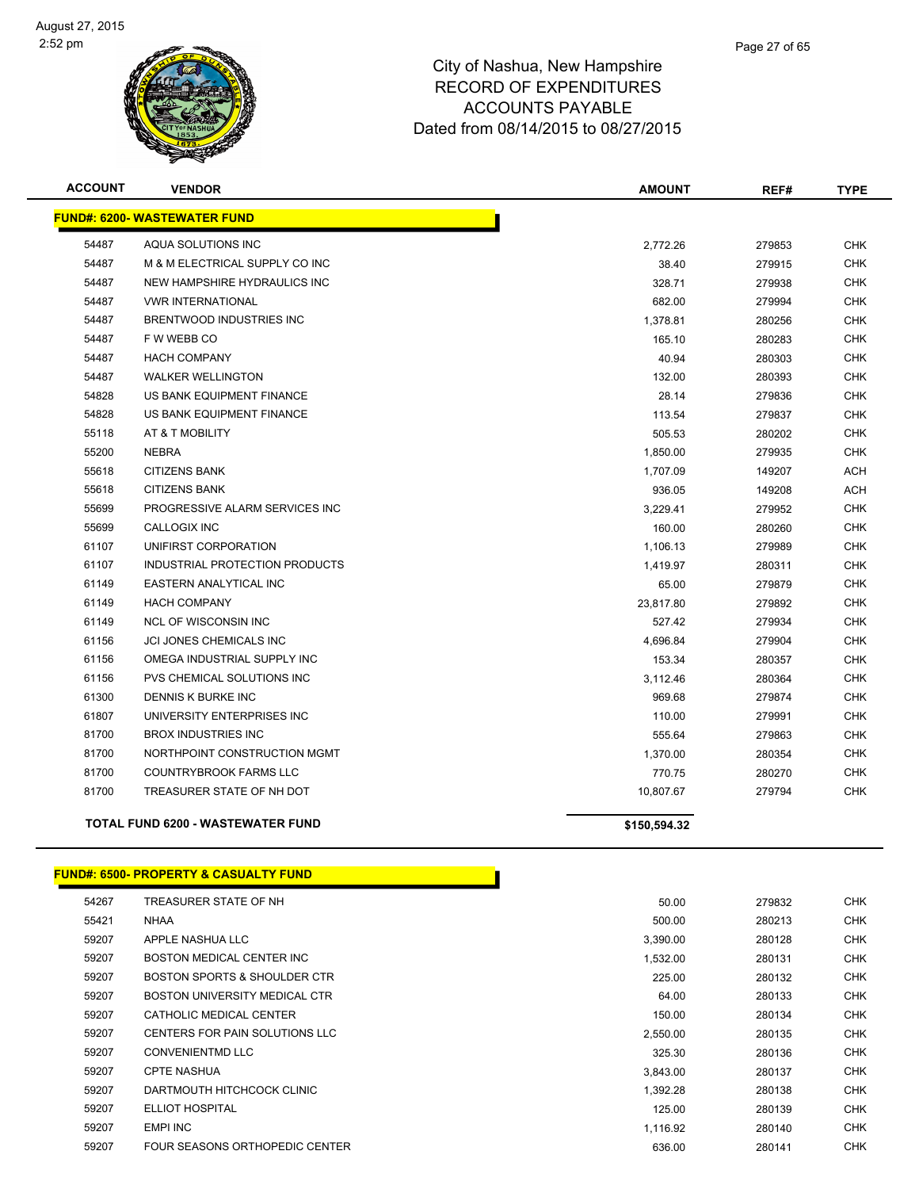# City of Nashua, New Hampshire
## RECORD OF EXPENDITURES
## ACCOUNTS PAYABLE
## Dated from 08/14/2015 to 08/27/2015

| ACCOUNT | VENDOR | AMOUNT | REF# | TYPE |
|---|---|---|---|---|
| **FUND#: 6200- WASTEWATER FUND** | | | | |
| 54487 | AQUA SOLUTIONS INC | 2,772.26 | 279853 | CHK |
| 54487 | M & M ELECTRICAL SUPPLY CO INC | 38.40 | 279915 | CHK |
| 54487 | NEW HAMPSHIRE HYDRAULICS INC | 328.71 | 279938 | CHK |
| 54487 | VWR INTERNATIONAL | 682.00 | 279994 | CHK |
| 54487 | BRENTWOOD INDUSTRIES INC | 1,378.81 | 280256 | CHK |
| 54487 | F W WEBB CO | 165.10 | 280283 | CHK |
| 54487 | HACH COMPANY | 40.94 | 280303 | CHK |
| 54487 | WALKER WELLINGTON | 132.00 | 280393 | CHK |
| 54828 | US BANK EQUIPMENT FINANCE | 28.14 | 279836 | CHK |
| 54828 | US BANK EQUIPMENT FINANCE | 113.54 | 279837 | CHK |
| 55118 | AT & T MOBILITY | 505.53 | 280202 | CHK |
| 55200 | NEBRA | 1,850.00 | 279935 | CHK |
| 55618 | CITIZENS BANK | 1,707.09 | 149207 | ACH |
| 55618 | CITIZENS BANK | 936.05 | 149208 | ACH |
| 55699 | PROGRESSIVE ALARM SERVICES INC | 3,229.41 | 279952 | CHK |
| 55699 | CALLOGIX INC | 160.00 | 280260 | CHK |
| 61107 | UNIFIRST CORPORATION | 1,106.13 | 279989 | CHK |
| 61107 | INDUSTRIAL PROTECTION PRODUCTS | 1,419.97 | 280311 | CHK |
| 61149 | EASTERN ANALYTICAL INC | 65.00 | 279879 | CHK |
| 61149 | HACH COMPANY | 23,817.80 | 279892 | CHK |
| 61149 | NCL OF WISCONSIN INC | 527.42 | 279934 | CHK |
| 61156 | JCI JONES CHEMICALS INC | 4,696.84 | 279904 | CHK |
| 61156 | OMEGA INDUSTRIAL SUPPLY INC | 153.34 | 280357 | CHK |
| 61156 | PVS CHEMICAL SOLUTIONS INC | 3,112.46 | 280364 | CHK |
| 61300 | DENNIS K BURKE INC | 969.68 | 279874 | CHK |
| 61807 | UNIVERSITY ENTERPRISES INC | 110.00 | 279991 | CHK |
| 81700 | BROX INDUSTRIES INC | 555.64 | 279863 | CHK |
| 81700 | NORTHPOINT CONSTRUCTION MGMT | 1,370.00 | 280354 | CHK |
| 81700 | COUNTRYBROOK FARMS LLC | 770.75 | 280270 | CHK |
| 81700 | TREASURER STATE OF NH DOT | 10,807.67 | 279794 | CHK |
| **TOTAL FUND 6200 - WASTEWATER FUND** | | **$150,594.32** | | |

| ACCOUNT | VENDOR | AMOUNT | REF# | TYPE |
|---|---|---|---|---|
| **FUND#: 6500- PROPERTY & CASUALTY FUND** | | | | |
| 54267 | TREASURER STATE OF NH | 50.00 | 279832 | CHK |
| 55421 | NHAA | 500.00 | 280213 | CHK |
| 59207 | APPLE NASHUA LLC | 3,390.00 | 280128 | CHK |
| 59207 | BOSTON MEDICAL CENTER INC | 1,532.00 | 280131 | CHK |
| 59207 | BOSTON SPORTS & SHOULDER CTR | 225.00 | 280132 | CHK |
| 59207 | BOSTON UNIVERSITY MEDICAL CTR | 64.00 | 280133 | CHK |
| 59207 | CATHOLIC MEDICAL CENTER | 150.00 | 280134 | CHK |
| 59207 | CENTERS FOR PAIN SOLUTIONS LLC | 2,550.00 | 280135 | CHK |
| 59207 | CONVENIENTMD LLC | 325.30 | 280136 | CHK |
| 59207 | CPTE NASHUA | 3,843.00 | 280137 | CHK |
| 59207 | DARTMOUTH HITCHCOCK CLINIC | 1,392.28 | 280138 | CHK |
| 59207 | ELLIOT HOSPITAL | 125.00 | 280139 | CHK |
| 59207 | EMPI INC | 1,116.92 | 280140 | CHK |
| 59207 | FOUR SEASONS ORTHOPEDIC CENTER | 636.00 | 280141 | CHK |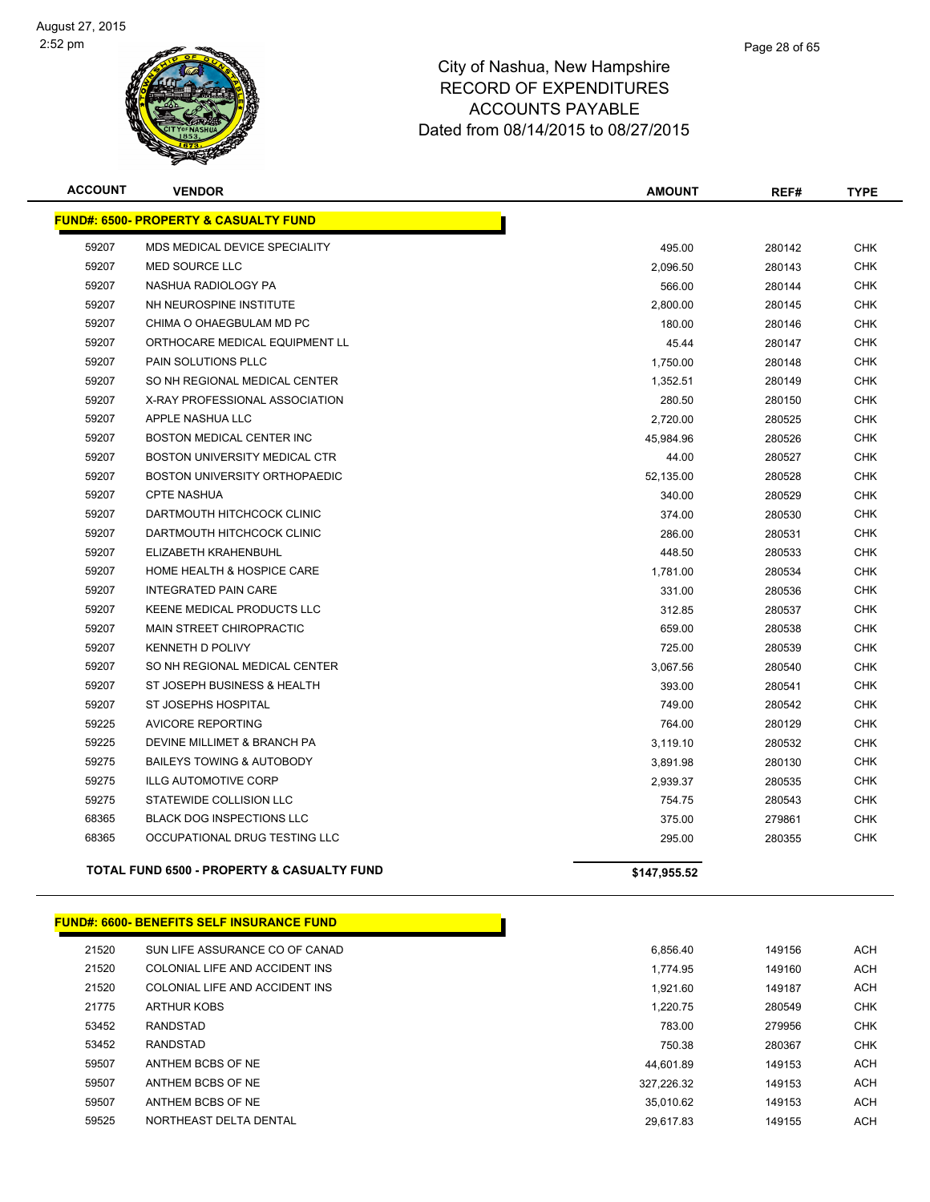City of Nashua, New Hampshire
RECORD OF EXPENDITURES
ACCOUNTS PAYABLE
Dated from 08/14/2015 to 08/27/2015

| ACCOUNT | VENDOR | AMOUNT | REF# | TYPE |
|---|---|---|---|---|
| **FUND#: 6500- PROPERTY & CASUALTY FUND** | | | | |
| 59207 | MDS MEDICAL DEVICE SPECIALITY | 495.00 | 280142 | CHK |
| 59207 | MED SOURCE LLC | 2,096.50 | 280143 | CHK |
| 59207 | NASHUA RADIOLOGY PA | 566.00 | 280144 | CHK |
| 59207 | NH NEUROSPINE INSTITUTE | 2,800.00 | 280145 | CHK |
| 59207 | CHIMA O OHAEGBULAM MD PC | 180.00 | 280146 | CHK |
| 59207 | ORTHOCARE MEDICAL EQUIPMENT LL | 45.44 | 280147 | CHK |
| 59207 | PAIN SOLUTIONS PLLC | 1,750.00 | 280148 | CHK |
| 59207 | SO NH REGIONAL MEDICAL CENTER | 1,352.51 | 280149 | CHK |
| 59207 | X-RAY PROFESSIONAL ASSOCIATION | 280.50 | 280150 | CHK |
| 59207 | APPLE NASHUA LLC | 2,720.00 | 280525 | CHK |
| 59207 | BOSTON MEDICAL CENTER INC | 45,984.96 | 280526 | CHK |
| 59207 | BOSTON UNIVERSITY MEDICAL CTR | 44.00 | 280527 | CHK |
| 59207 | BOSTON UNIVERSITY ORTHOPAEDIC | 52,135.00 | 280528 | CHK |
| 59207 | CPTE NASHUA | 340.00 | 280529 | CHK |
| 59207 | DARTMOUTH HITCHCOCK CLINIC | 374.00 | 280530 | CHK |
| 59207 | DARTMOUTH HITCHCOCK CLINIC | 286.00 | 280531 | CHK |
| 59207 | ELIZABETH KRAHENBUHL | 448.50 | 280533 | CHK |
| 59207 | HOME HEALTH & HOSPICE CARE | 1,781.00 | 280534 | CHK |
| 59207 | INTEGRATED PAIN CARE | 331.00 | 280536 | CHK |
| 59207 | KEENE MEDICAL PRODUCTS LLC | 312.85 | 280537 | CHK |
| 59207 | MAIN STREET CHIROPRACTIC | 659.00 | 280538 | CHK |
| 59207 | KENNETH D POLIVY | 725.00 | 280539 | CHK |
| 59207 | SO NH REGIONAL MEDICAL CENTER | 3,067.56 | 280540 | CHK |
| 59207 | ST JOSEPH BUSINESS & HEALTH | 393.00 | 280541 | CHK |
| 59207 | ST JOSEPHS HOSPITAL | 749.00 | 280542 | CHK |
| 59225 | AVICORE REPORTING | 764.00 | 280129 | CHK |
| 59225 | DEVINE MILLIMET & BRANCH PA | 3,119.10 | 280532 | CHK |
| 59275 | BAILEYS TOWING & AUTOBODY | 3,891.98 | 280130 | CHK |
| 59275 | ILLG AUTOMOTIVE CORP | 2,939.37 | 280535 | CHK |
| 59275 | STATEWIDE COLLISION LLC | 754.75 | 280543 | CHK |
| 68365 | BLACK DOG INSPECTIONS LLC | 375.00 | 279861 | CHK |
| 68365 | OCCUPATIONAL DRUG TESTING LLC | 295.00 | 280355 | CHK |
| | **TOTAL FUND 6500 - PROPERTY & CASUALTY FUND** | **$147,955.52** | | |
| **FUND#: 6600- BENEFITS SELF INSURANCE FUND** | | | | |
| 21520 | SUN LIFE ASSURANCE CO OF CANAD | 6,856.40 | 149156 | ACH |
| 21520 | COLONIAL LIFE AND ACCIDENT INS | 1,774.95 | 149160 | ACH |
| 21520 | COLONIAL LIFE AND ACCIDENT INS | 1,921.60 | 149187 | ACH |
| 21775 | ARTHUR KOBS | 1,220.75 | 280549 | CHK |
| 53452 | RANDSTAD | 783.00 | 279956 | CHK |
| 53452 | RANDSTAD | 750.38 | 280367 | CHK |
| 59507 | ANTHEM BCBS OF NE | 44,601.89 | 149153 | ACH |
| 59507 | ANTHEM BCBS OF NE | 327,226.32 | 149153 | ACH |
| 59507 | ANTHEM BCBS OF NE | 35,010.62 | 149153 | ACH |
| 59525 | NORTHEAST DELTA DENTAL | 29,617.83 | 149155 | ACH |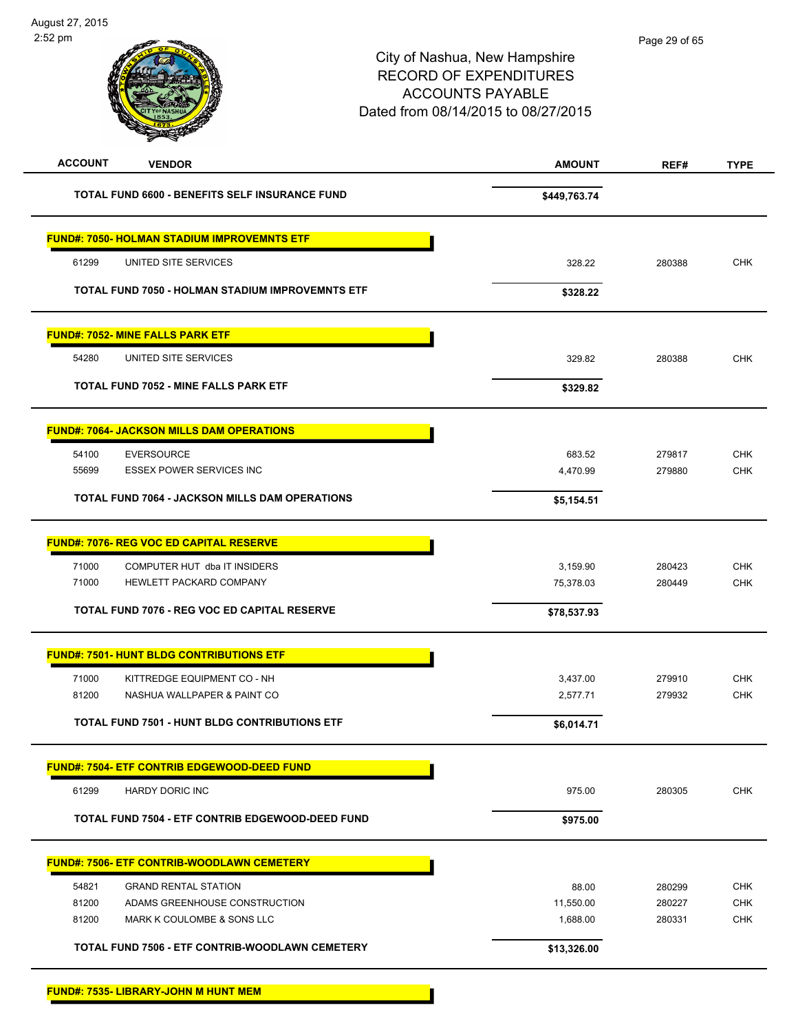City of Nashua, New Hampshire
RECORD OF EXPENDITURES
ACCOUNTS PAYABLE
Dated from 08/14/2015 to 08/27/2015

| ACCOUNT | VENDOR | AMOUNT | REF# | TYPE |
|---|---|---|---|---|
| | **TOTAL FUND 6600 - BENEFITS SELF INSURANCE FUND** | **$449,763.74** | | |
| **FUND#: 7050- HOLMAN STADIUM IMPROVEMNTS ETF** | | | | |
| 61299 | UNITED SITE SERVICES | 328.22 | 280388 | CHK |
| | **TOTAL FUND 7050 - HOLMAN STADIUM IMPROVEMNTS ETF** | **$328.22** | | |
| **FUND#: 7052- MINE FALLS PARK ETF** | | | | |
| 54280 | UNITED SITE SERVICES | 329.82 | 280388 | CHK |
| | **TOTAL FUND 7052 - MINE FALLS PARK ETF** | **$329.82** | | |
| **FUND#: 7064- JACKSON MILLS DAM OPERATIONS** | | | | |
| 54100 | EVERSOURCE | 683.52 | 279817 | CHK |
| 55699 | ESSEX POWER SERVICES INC | 4,470.99 | 279880 | CHK |
| | **TOTAL FUND 7064 - JACKSON MILLS DAM OPERATIONS** | **$5,154.51** | | |
| **FUND#: 7076- REG VOC ED CAPITAL RESERVE** | | | | |
| 71000 | COMPUTER HUT dba IT INSIDERS | 3,159.90 | 280423 | CHK |
| 71000 | HEWLETT PACKARD COMPANY | 75,378.03 | 280449 | CHK |
| | **TOTAL FUND 7076 - REG VOC ED CAPITAL RESERVE** | **$78,537.93** | | |
| **FUND#: 7501- HUNT BLDG CONTRIBUTIONS ETF** | | | | |
| 71000 | KITTREDGE EQUIPMENT CO - NH | 3,437.00 | 279910 | CHK |
| 81200 | NASHUA WALLPAPER & PAINT CO | 2,577.71 | 279932 | CHK |
| | **TOTAL FUND 7501 - HUNT BLDG CONTRIBUTIONS ETF** | **$6,014.71** | | |
| **FUND#: 7504- ETF CONTRIB EDGEWOOD-DEED FUND** | | | | |
| 61299 | HARDY DORIC INC | 975.00 | 280305 | CHK |
| | **TOTAL FUND 7504 - ETF CONTRIB EDGEWOOD-DEED FUND** | **$975.00** | | |
| **FUND#: 7506- ETF CONTRIB-WOODLAWN CEMETERY** | | | | |
| 54821 | GRAND RENTAL STATION | 88.00 | 280299 | CHK |
| 81200 | ADAMS GREENHOUSE CONSTRUCTION | 11,550.00 | 280227 | CHK |
| 81200 | MARK K COULOMBE & SONS LLC | 1,688.00 | 280331 | CHK |
| | **TOTAL FUND 7506 - ETF CONTRIB-WOODLAWN CEMETERY** | **$13,326.00** | | |
| **FUND#: 7535- LIBRARY-JOHN M HUNT MEM** | | | | |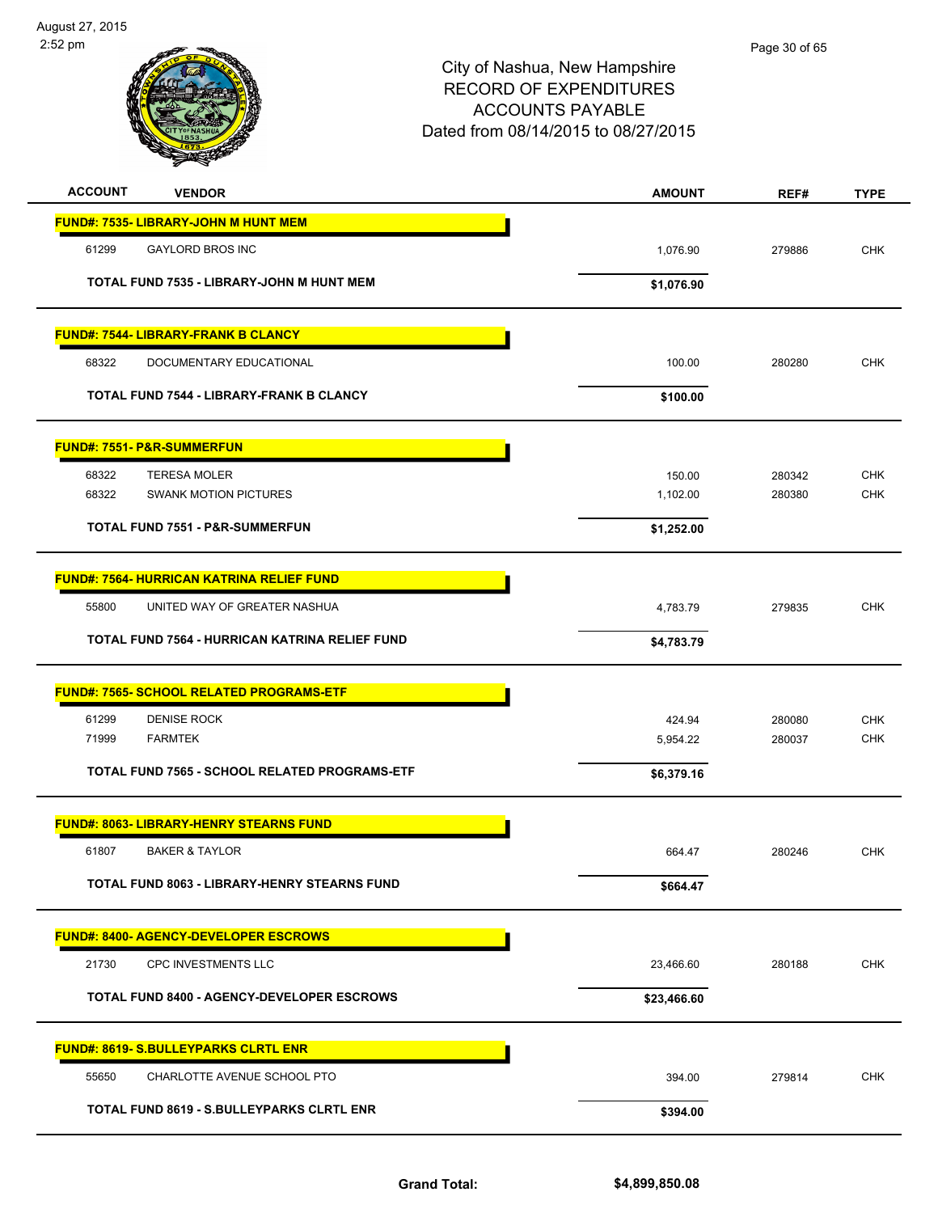City of Nashua, New Hampshire
RECORD OF EXPENDITURES
ACCOUNTS PAYABLE
Dated from 08/14/2015 to 08/27/2015

| ACCOUNT | VENDOR | AMOUNT | REF# | TYPE |
|---|---|---|---|---|
| **FUND#: 7535- LIBRARY-JOHN M HUNT MEM** | | | | |
| 61299 | GAYLORD BROS INC | 1,076.90 | 279886 | CHK |
| | **TOTAL FUND 7535 - LIBRARY-JOHN M HUNT MEM** | **$1,076.90** | | |
| **FUND#: 7544- LIBRARY-FRANK B CLANCY** | | | | |
| 68322 | DOCUMENTARY EDUCATIONAL | 100.00 | 280280 | CHK |
| | **TOTAL FUND 7544 - LIBRARY-FRANK B CLANCY** | **$100.00** | | |
| **FUND#: 7551- P&R-SUMMERFUN** | | | | |
| 68322 | TERESA MOLER | 150.00 | 280342 | CHK |
| 68322 | SWANK MOTION PICTURES | 1,102.00 | 280380 | CHK |
| | **TOTAL FUND 7551 - P&R-SUMMERFUN** | **$1,252.00** | | |
| **FUND#: 7564- HURRICAN KATRINA RELIEF FUND** | | | | |
| 55800 | UNITED WAY OF GREATER NASHUA | 4,783.79 | 279835 | CHK |
| | **TOTAL FUND 7564 - HURRICAN KATRINA RELIEF FUND** | **$4,783.79** | | |
| **FUND#: 7565- SCHOOL RELATED PROGRAMS-ETF** | | | | |
| 61299 | DENISE ROCK | 424.94 | 280080 | CHK |
| 71999 | FARMTEK | 5,954.22 | 280037 | CHK |
| | **TOTAL FUND 7565 - SCHOOL RELATED PROGRAMS-ETF** | **$6,379.16** | | |
| **FUND#: 8063- LIBRARY-HENRY STEARNS FUND** | | | | |
| 61807 | BAKER & TAYLOR | 664.47 | 280246 | CHK |
| | **TOTAL FUND 8063 - LIBRARY-HENRY STEARNS FUND** | **$664.47** | | |
| **FUND#: 8400- AGENCY-DEVELOPER ESCROWS** | | | | |
| 21730 | CPC INVESTMENTS LLC | 23,466.60 | 280188 | CHK |
| | **TOTAL FUND 8400 - AGENCY-DEVELOPER ESCROWS** | **$23,466.60** | | |
| **FUND#: 8619- S.BULLEYPARKS CLRTL ENR** | | | | |
| 55650 | CHARLOTTE AVENUE SCHOOL PTO | 394.00 | 279814 | CHK |
| | **TOTAL FUND 8619 - S.BULLEYPARKS CLRTL ENR** | **$394.00** | | |

**Grand Total: $4,899,850.08**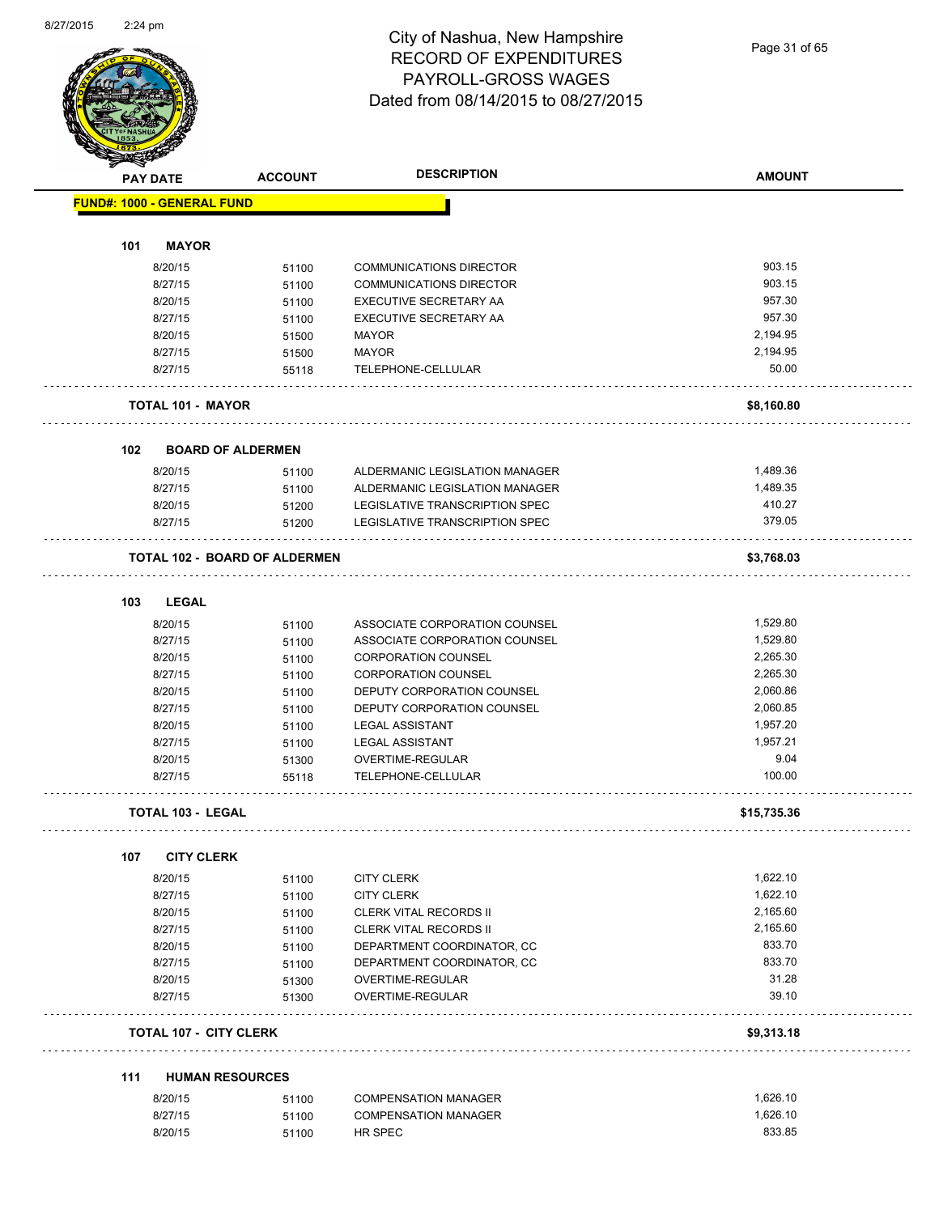# City of Nashua, New Hampshire
## RECORD OF EXPENDITURES
## PAYROLL-GROSS WAGES
## Dated from 08/14/2015 to 08/27/2015

| PAY DATE | ACCOUNT | DESCRIPTION | AMOUNT |
|---|---|---|---|
| **FUND#: 1000 - GENERAL FUND** | | | |
| **101 MAYOR** | | | |
| 8/20/15 | 51100 | COMMUNICATIONS DIRECTOR | 903.15 |
| 8/27/15 | 51100 | COMMUNICATIONS DIRECTOR | 903.15 |
| 8/20/15 | 51100 | EXECUTIVE SECRETARY AA | 957.30 |
| 8/27/15 | 51100 | EXECUTIVE SECRETARY AA | 957.30 |
| 8/20/15 | 51500 | MAYOR | 2,194.95 |
| 8/27/15 | 51500 | MAYOR | 2,194.95 |
| 8/27/15 | 55118 | TELEPHONE-CELLULAR | 50.00 |
| **TOTAL 101 - MAYOR** | | | **$8,160.80** |
| **102 BOARD OF ALDERMEN** | | | |
| 8/20/15 | 51100 | ALDERMANIC LEGISLATION MANAGER | 1,489.36 |
| 8/27/15 | 51100 | ALDERMANIC LEGISLATION MANAGER | 1,489.35 |
| 8/20/15 | 51200 | LEGISLATIVE TRANSCRIPTION SPEC | 410.27 |
| 8/27/15 | 51200 | LEGISLATIVE TRANSCRIPTION SPEC | 379.05 |
| **TOTAL 102 - BOARD OF ALDERMEN** | | | **$3,768.03** |
| **103 LEGAL** | | | |
| 8/20/15 | 51100 | ASSOCIATE CORPORATION COUNSEL | 1,529.80 |
| 8/27/15 | 51100 | ASSOCIATE CORPORATION COUNSEL | 1,529.80 |
| 8/20/15 | 51100 | CORPORATION COUNSEL | 2,265.30 |
| 8/27/15 | 51100 | CORPORATION COUNSEL | 2,265.30 |
| 8/20/15 | 51100 | DEPUTY CORPORATION COUNSEL | 2,060.86 |
| 8/27/15 | 51100 | DEPUTY CORPORATION COUNSEL | 2,060.85 |
| 8/20/15 | 51100 | LEGAL ASSISTANT | 1,957.20 |
| 8/27/15 | 51100 | LEGAL ASSISTANT | 1,957.21 |
| 8/20/15 | 51300 | OVERTIME-REGULAR | 9.04 |
| 8/27/15 | 55118 | TELEPHONE-CELLULAR | 100.00 |
| **TOTAL 103 - LEGAL** | | | **$15,735.36** |
| **107 CITY CLERK** | | | |
| 8/20/15 | 51100 | CITY CLERK | 1,622.10 |
| 8/27/15 | 51100 | CITY CLERK | 1,622.10 |
| 8/20/15 | 51100 | CLERK VITAL RECORDS II | 2,165.60 |
| 8/27/15 | 51100 | CLERK VITAL RECORDS II | 2,165.60 |
| 8/20/15 | 51100 | DEPARTMENT COORDINATOR, CC | 833.70 |
| 8/27/15 | 51100 | DEPARTMENT COORDINATOR, CC | 833.70 |
| 8/20/15 | 51300 | OVERTIME-REGULAR | 31.28 |
| 8/27/15 | 51300 | OVERTIME-REGULAR | 39.10 |
| **TOTAL 107 - CITY CLERK** | | | **$9,313.18** |
| **111 HUMAN RESOURCES** | | | |
| 8/20/15 | 51100 | COMPENSATION MANAGER | 1,626.10 |
| 8/27/15 | 51100 | COMPENSATION MANAGER | 1,626.10 |
| 8/20/15 | 51100 | HR SPEC | 833.85 |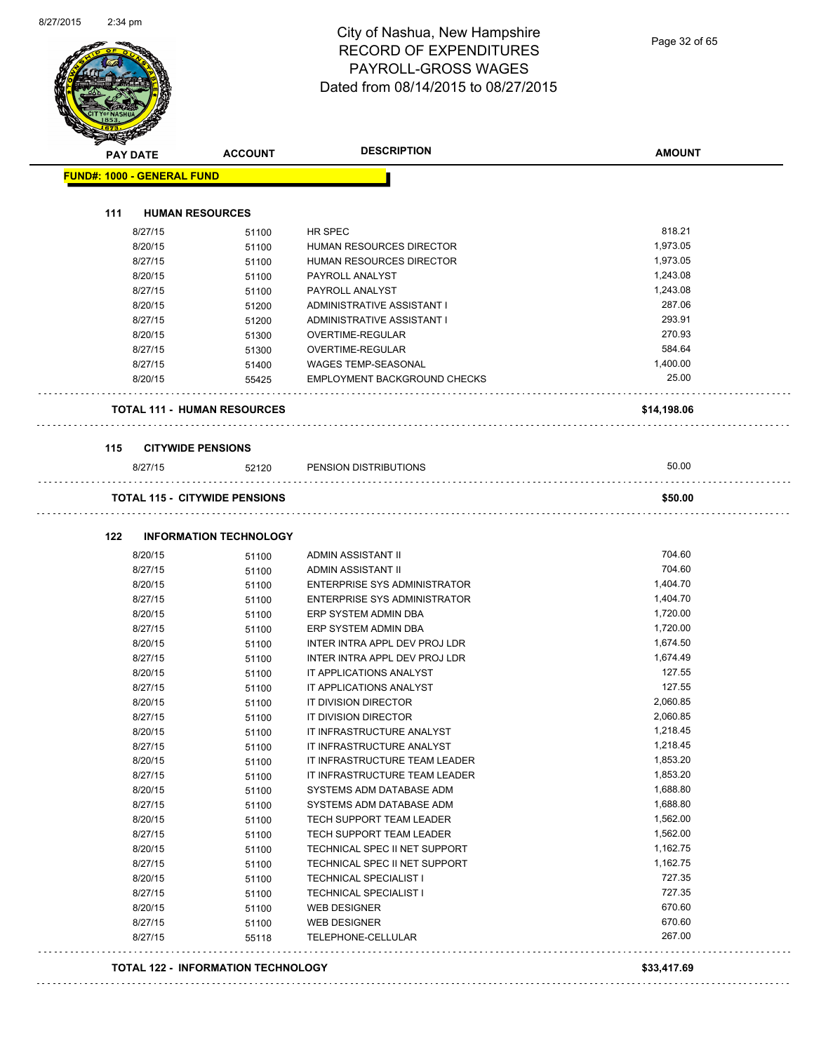# City of Nashua, New Hampshire
## RECORD OF EXPENDITURES
## PAYROLL-GROSS WAGES
## Dated from 08/14/2015 to 08/27/2015

**FUND#: 1000 - GENERAL FUND**

### 111 HUMAN RESOURCES

| PAY DATE | ACCOUNT | DESCRIPTION | AMOUNT |
|---|---|---|---|
| 8/27/15 | 51100 | HR SPEC | 818.21 |
| 8/20/15 | 51100 | HUMAN RESOURCES DIRECTOR | 1,973.05 |
| 8/27/15 | 51100 | HUMAN RESOURCES DIRECTOR | 1,973.05 |
| 8/20/15 | 51100 | PAYROLL ANALYST | 1,243.08 |
| 8/27/15 | 51100 | PAYROLL ANALYST | 1,243.08 |
| 8/20/15 | 51200 | ADMINISTRATIVE ASSISTANT I | 287.06 |
| 8/27/15 | 51200 | ADMINISTRATIVE ASSISTANT I | 293.91 |
| 8/20/15 | 51300 | OVERTIME-REGULAR | 270.93 |
| 8/27/15 | 51300 | OVERTIME-REGULAR | 584.64 |
| 8/27/15 | 51400 | WAGES TEMP-SEASONAL | 1,400.00 |
| 8/20/15 | 55425 | EMPLOYMENT BACKGROUND CHECKS | 25.00 |

**TOTAL 111 - HUMAN RESOURCES** **$14,198.06**

### 115 CITYWIDE PENSIONS

| PAY DATE | ACCOUNT | DESCRIPTION | AMOUNT |
|---|---|---|---|
| 8/27/15 | 52120 | PENSION DISTRIBUTIONS | 50.00 |

**TOTAL 115 - CITYWIDE PENSIONS** **$50.00**

### 122 INFORMATION TECHNOLOGY

| PAY DATE | ACCOUNT | DESCRIPTION | AMOUNT |
|---|---|---|---|
| 8/20/15 | 51100 | ADMIN ASSISTANT II | 704.60 |
| 8/27/15 | 51100 | ADMIN ASSISTANT II | 704.60 |
| 8/20/15 | 51100 | ENTERPRISE SYS ADMINISTRATOR | 1,404.70 |
| 8/27/15 | 51100 | ENTERPRISE SYS ADMINISTRATOR | 1,404.70 |
| 8/20/15 | 51100 | ERP SYSTEM ADMIN DBA | 1,720.00 |
| 8/27/15 | 51100 | ERP SYSTEM ADMIN DBA | 1,720.00 |
| 8/20/15 | 51100 | INTER INTRA APPL DEV PROJ LDR | 1,674.50 |
| 8/27/15 | 51100 | INTER INTRA APPL DEV PROJ LDR | 1,674.49 |
| 8/20/15 | 51100 | IT APPLICATIONS ANALYST | 127.55 |
| 8/27/15 | 51100 | IT APPLICATIONS ANALYST | 127.55 |
| 8/20/15 | 51100 | IT DIVISION DIRECTOR | 2,060.85 |
| 8/27/15 | 51100 | IT DIVISION DIRECTOR | 2,060.85 |
| 8/20/15 | 51100 | IT INFRASTRUCTURE ANALYST | 1,218.45 |
| 8/27/15 | 51100 | IT INFRASTRUCTURE ANALYST | 1,218.45 |
| 8/20/15 | 51100 | IT INFRASTRUCTURE TEAM LEADER | 1,853.20 |
| 8/27/15 | 51100 | IT INFRASTRUCTURE TEAM LEADER | 1,853.20 |
| 8/20/15 | 51100 | SYSTEMS ADM DATABASE ADM | 1,688.80 |
| 8/27/15 | 51100 | SYSTEMS ADM DATABASE ADM | 1,688.80 |
| 8/20/15 | 51100 | TECH SUPPORT TEAM LEADER | 1,562.00 |
| 8/27/15 | 51100 | TECH SUPPORT TEAM LEADER | 1,562.00 |
| 8/20/15 | 51100 | TECHNICAL SPEC II NET SUPPORT | 1,162.75 |
| 8/27/15 | 51100 | TECHNICAL SPEC II NET SUPPORT | 1,162.75 |
| 8/20/15 | 51100 | TECHNICAL SPECIALIST I | 727.35 |
| 8/27/15 | 51100 | TECHNICAL SPECIALIST I | 727.35 |
| 8/20/15 | 51100 | WEB DESIGNER | 670.60 |
| 8/27/15 | 51100 | WEB DESIGNER | 670.60 |
| 8/27/15 | 55118 | TELEPHONE-CELLULAR | 267.00 |

**TOTAL 122 - INFORMATION TECHNOLOGY** **$33,417.69**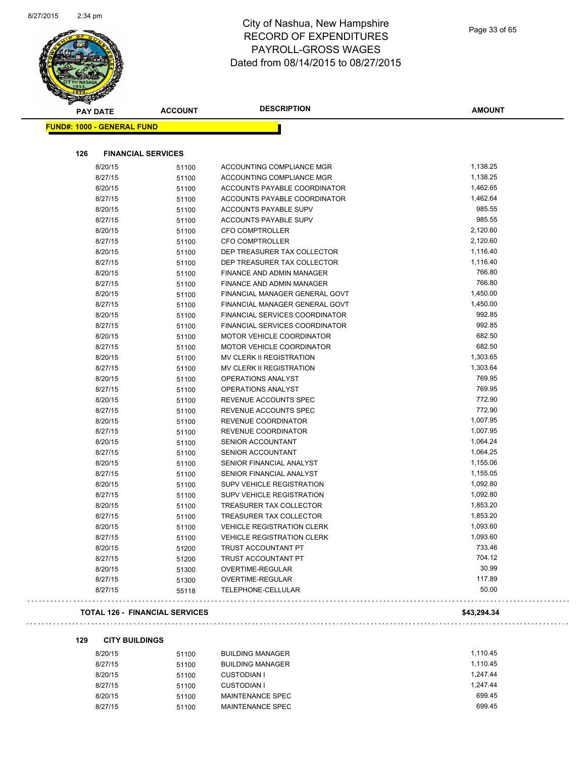# City of Nashua, New Hampshire
# RECORD OF EXPENDITURES
# PAYROLL-GROSS WAGES
# Dated from 08/14/2015 to 08/27/2015

| PAY DATE | ACCOUNT | DESCRIPTION | AMOUNT |
|---|---|---|---|

**FUND#: 1000 - GENERAL FUND**

**126 FINANCIAL SERVICES**

| PAY DATE | ACCOUNT | DESCRIPTION | AMOUNT |
|---|---|---|---|
| 8/20/15 | 51100 | ACCOUNTING COMPLIANCE MGR | 1,138.25 |
| 8/27/15 | 51100 | ACCOUNTING COMPLIANCE MGR | 1,138.25 |
| 8/20/15 | 51100 | ACCOUNTS PAYABLE COORDINATOR | 1,462.65 |
| 8/27/15 | 51100 | ACCOUNTS PAYABLE COORDINATOR | 1,462.64 |
| 8/20/15 | 51100 | ACCOUNTS PAYABLE SUPV | 985.55 |
| 8/27/15 | 51100 | ACCOUNTS PAYABLE SUPV | 985.55 |
| 8/20/15 | 51100 | CFO COMPTROLLER | 2,120.60 |
| 8/27/15 | 51100 | CFO COMPTROLLER | 2,120.60 |
| 8/20/15 | 51100 | DEP TREASURER TAX COLLECTOR | 1,116.40 |
| 8/27/15 | 51100 | DEP TREASURER TAX COLLECTOR | 1,116.40 |
| 8/20/15 | 51100 | FINANCE AND ADMIN MANAGER | 766.80 |
| 8/27/15 | 51100 | FINANCE AND ADMIN MANAGER | 766.80 |
| 8/20/15 | 51100 | FINANCIAL MANAGER GENERAL GOVT | 1,450.00 |
| 8/27/15 | 51100 | FINANCIAL MANAGER GENERAL GOVT | 1,450.00 |
| 8/20/15 | 51100 | FINANCIAL SERVICES COORDINATOR | 992.85 |
| 8/27/15 | 51100 | FINANCIAL SERVICES COORDINATOR | 992.85 |
| 8/20/15 | 51100 | MOTOR VEHICLE COORDINATOR | 682.50 |
| 8/27/15 | 51100 | MOTOR VEHICLE COORDINATOR | 682.50 |
| 8/20/15 | 51100 | MV CLERK II REGISTRATION | 1,303.65 |
| 8/27/15 | 51100 | MV CLERK II REGISTRATION | 1,303.64 |
| 8/20/15 | 51100 | OPERATIONS ANALYST | 769.95 |
| 8/27/15 | 51100 | OPERATIONS ANALYST | 769.95 |
| 8/20/15 | 51100 | REVENUE ACCOUNTS SPEC | 772.90 |
| 8/27/15 | 51100 | REVENUE ACCOUNTS SPEC | 772.90 |
| 8/20/15 | 51100 | REVENUE COORDINATOR | 1,007.95 |
| 8/27/15 | 51100 | REVENUE COORDINATOR | 1,007.95 |
| 8/20/15 | 51100 | SENIOR ACCOUNTANT | 1,064.24 |
| 8/27/15 | 51100 | SENIOR ACCOUNTANT | 1,064.25 |
| 8/20/15 | 51100 | SENIOR FINANCIAL ANALYST | 1,155.06 |
| 8/27/15 | 51100 | SENIOR FINANCIAL ANALYST | 1,155.05 |
| 8/20/15 | 51100 | SUPV VEHICLE REGISTRATION | 1,092.80 |
| 8/27/15 | 51100 | SUPV VEHICLE REGISTRATION | 1,092.80 |
| 8/20/15 | 51100 | TREASURER TAX COLLECTOR | 1,853.20 |
| 8/27/15 | 51100 | TREASURER TAX COLLECTOR | 1,853.20 |
| 8/20/15 | 51100 | VEHICLE REGISTRATION CLERK | 1,093.60 |
| 8/27/15 | 51100 | VEHICLE REGISTRATION CLERK | 1,093.60 |
| 8/20/15 | 51200 | TRUST ACCOUNTANT PT | 733.46 |
| 8/27/15 | 51200 | TRUST ACCOUNTANT PT | 704.12 |
| 8/20/15 | 51300 | OVERTIME-REGULAR | 30.99 |
| 8/27/15 | 51300 | OVERTIME-REGULAR | 117.89 |
| 8/27/15 | 55118 | TELEPHONE-CELLULAR | 50.00 |

**TOTAL 126 - FINANCIAL SERVICES** **$43,294.34**

**129 CITY BUILDINGS**

| PAY DATE | ACCOUNT | DESCRIPTION | AMOUNT |
|---|---|---|---|
| 8/20/15 | 51100 | BUILDING MANAGER | 1,110.45 |
| 8/27/15 | 51100 | BUILDING MANAGER | 1,110.45 |
| 8/20/15 | 51100 | CUSTODIAN I | 1,247.44 |
| 8/27/15 | 51100 | CUSTODIAN I | 1,247.44 |
| 8/20/15 | 51100 | MAINTENANCE SPEC | 699.45 |
| 8/27/15 | 51100 | MAINTENANCE SPEC | 699.45 |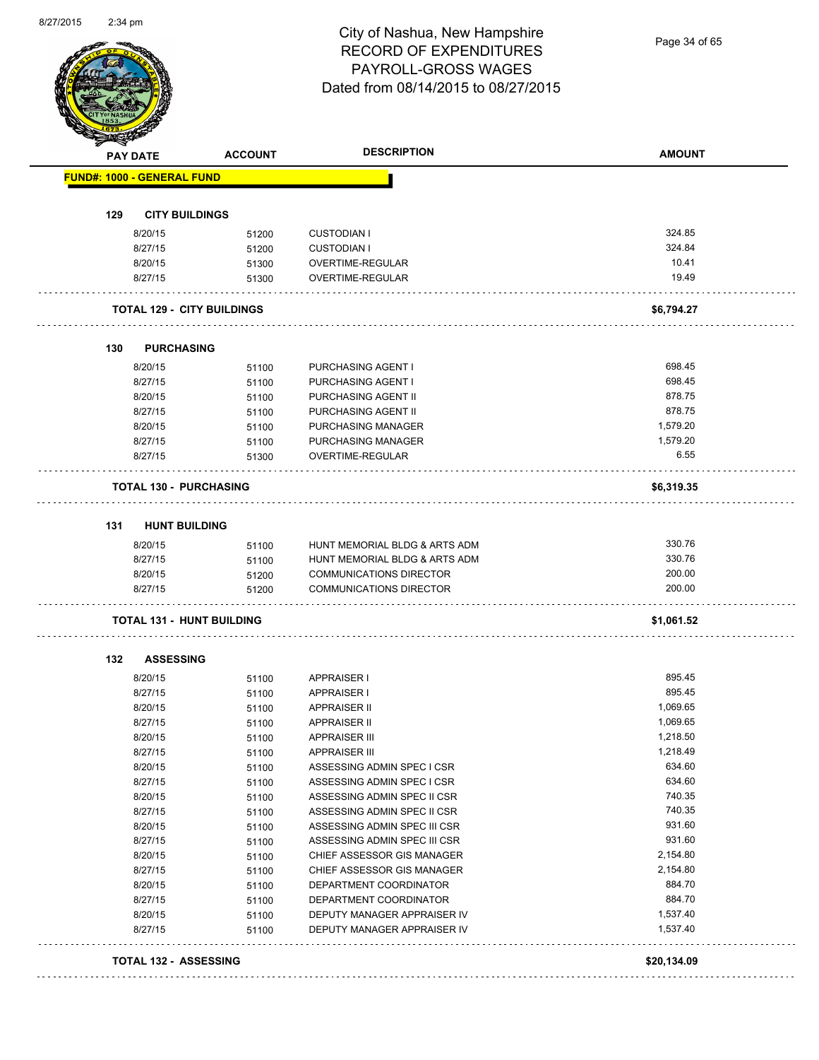# City of Nashua, New Hampshire
## RECORD OF EXPENDITURES
## PAYROLL-GROSS WAGES
## Dated from 08/14/2015 to 08/27/2015

| PAY DATE | ACCOUNT | DESCRIPTION | AMOUNT |
|---|---|---|---|
| **FUND#: 1000 - GENERAL FUND** | | | |
| **129 CITY BUILDINGS** | | | |
| 8/20/15 | 51200 | CUSTODIAN I | 324.85 |
| 8/27/15 | 51200 | CUSTODIAN I | 324.84 |
| 8/20/15 | 51300 | OVERTIME-REGULAR | 10.41 |
| 8/27/15 | 51300 | OVERTIME-REGULAR | 19.49 |
| **TOTAL 129 - CITY BUILDINGS** | | | **$6,794.27** |
| **130 PURCHASING** | | | |
| 8/20/15 | 51100 | PURCHASING AGENT I | 698.45 |
| 8/27/15 | 51100 | PURCHASING AGENT I | 698.45 |
| 8/20/15 | 51100 | PURCHASING AGENT II | 878.75 |
| 8/27/15 | 51100 | PURCHASING AGENT II | 878.75 |
| 8/20/15 | 51100 | PURCHASING MANAGER | 1,579.20 |
| 8/27/15 | 51100 | PURCHASING MANAGER | 1,579.20 |
| 8/27/15 | 51300 | OVERTIME-REGULAR | 6.55 |
| **TOTAL 130 - PURCHASING** | | | **$6,319.35** |
| **131 HUNT BUILDING** | | | |
| 8/20/15 | 51100 | HUNT MEMORIAL BLDG & ARTS ADM | 330.76 |
| 8/27/15 | 51100 | HUNT MEMORIAL BLDG & ARTS ADM | 330.76 |
| 8/20/15 | 51200 | COMMUNICATIONS DIRECTOR | 200.00 |
| 8/27/15 | 51200 | COMMUNICATIONS DIRECTOR | 200.00 |
| **TOTAL 131 - HUNT BUILDING** | | | **$1,061.52** |
| **132 ASSESSING** | | | |
| 8/20/15 | 51100 | APPRAISER I | 895.45 |
| 8/27/15 | 51100 | APPRAISER I | 895.45 |
| 8/20/15 | 51100 | APPRAISER II | 1,069.65 |
| 8/27/15 | 51100 | APPRAISER II | 1,069.65 |
| 8/20/15 | 51100 | APPRAISER III | 1,218.50 |
| 8/27/15 | 51100 | APPRAISER III | 1,218.49 |
| 8/20/15 | 51100 | ASSESSING ADMIN SPEC I CSR | 634.60 |
| 8/27/15 | 51100 | ASSESSING ADMIN SPEC I CSR | 634.60 |
| 8/20/15 | 51100 | ASSESSING ADMIN SPEC II CSR | 740.35 |
| 8/27/15 | 51100 | ASSESSING ADMIN SPEC II CSR | 740.35 |
| 8/20/15 | 51100 | ASSESSING ADMIN SPEC III CSR | 931.60 |
| 8/27/15 | 51100 | ASSESSING ADMIN SPEC III CSR | 931.60 |
| 8/20/15 | 51100 | CHIEF ASSESSOR GIS MANAGER | 2,154.80 |
| 8/27/15 | 51100 | CHIEF ASSESSOR GIS MANAGER | 2,154.80 |
| 8/20/15 | 51100 | DEPARTMENT COORDINATOR | 884.70 |
| 8/27/15 | 51100 | DEPARTMENT COORDINATOR | 884.70 |
| 8/20/15 | 51100 | DEPUTY MANAGER APPRAISER IV | 1,537.40 |
| 8/27/15 | 51100 | DEPUTY MANAGER APPRAISER IV | 1,537.40 |
| **TOTAL 132 - ASSESSING** | | | **$20,134.09** |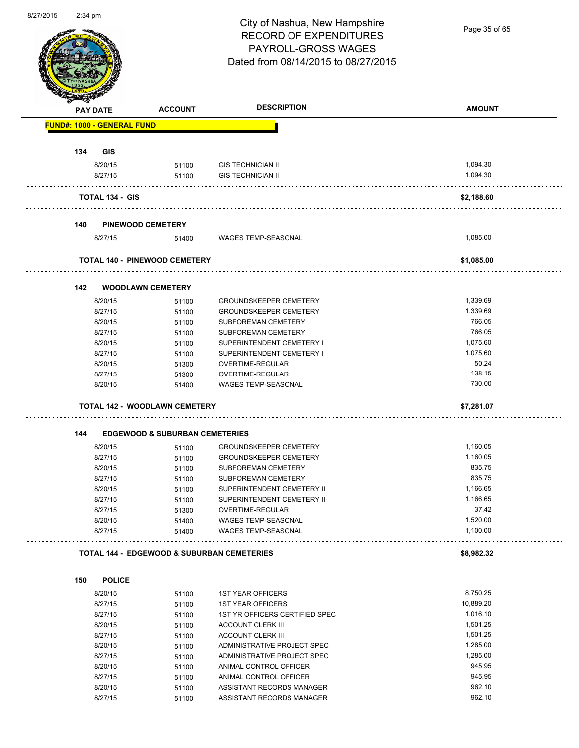# City of Nashua, New Hampshire
## RECORD OF EXPENDITURES
## PAYROLL-GROSS WAGES
## Dated from 08/14/2015 to 08/27/2015

| PAY DATE | ACCOUNT | DESCRIPTION | AMOUNT |
|---|---|---|---|
| **FUND#: 1000 - GENERAL FUND** | | | |
| **134 GIS** | | | |
| 8/20/15 | 51100 | GIS TECHNICIAN II | 1,094.30 |
| 8/27/15 | 51100 | GIS TECHNICIAN II | 1,094.30 |
| **TOTAL 134 - GIS** | | | **$2,188.60** |
| **140 PINEWOOD CEMETERY** | | | |
| 8/27/15 | 51400 | WAGES TEMP-SEASONAL | 1,085.00 |
| **TOTAL 140 - PINEWOOD CEMETERY** | | | **$1,085.00** |
| **142 WOODLAWN CEMETERY** | | | |
| 8/20/15 | 51100 | GROUNDSKEEPER CEMETERY | 1,339.69 |
| 8/27/15 | 51100 | GROUNDSKEEPER CEMETERY | 1,339.69 |
| 8/20/15 | 51100 | SUBFOREMAN CEMETERY | 766.05 |
| 8/27/15 | 51100 | SUBFOREMAN CEMETERY | 766.05 |
| 8/20/15 | 51100 | SUPERINTENDENT CEMETERY I | 1,075.60 |
| 8/27/15 | 51100 | SUPERINTENDENT CEMETERY I | 1,075.60 |
| 8/20/15 | 51300 | OVERTIME-REGULAR | 50.24 |
| 8/27/15 | 51300 | OVERTIME-REGULAR | 138.15 |
| 8/20/15 | 51400 | WAGES TEMP-SEASONAL | 730.00 |
| **TOTAL 142 - WOODLAWN CEMETERY** | | | **$7,281.07** |
| **144 EDGEWOOD & SUBURBAN CEMETERIES** | | | |
| 8/20/15 | 51100 | GROUNDSKEEPER CEMETERY | 1,160.05 |
| 8/27/15 | 51100 | GROUNDSKEEPER CEMETERY | 1,160.05 |
| 8/20/15 | 51100 | SUBFOREMAN CEMETERY | 835.75 |
| 8/27/15 | 51100 | SUBFOREMAN CEMETERY | 835.75 |
| 8/20/15 | 51100 | SUPERINTENDENT CEMETERY II | 1,166.65 |
| 8/27/15 | 51100 | SUPERINTENDENT CEMETERY II | 1,166.65 |
| 8/27/15 | 51300 | OVERTIME-REGULAR | 37.42 |
| 8/20/15 | 51400 | WAGES TEMP-SEASONAL | 1,520.00 |
| 8/27/15 | 51400 | WAGES TEMP-SEASONAL | 1,100.00 |
| **TOTAL 144 - EDGEWOOD & SUBURBAN CEMETERIES** | | | **$8,982.32** |
| **150 POLICE** | | | |
| 8/20/15 | 51100 | 1ST YEAR OFFICERS | 8,750.25 |
| 8/27/15 | 51100 | 1ST YEAR OFFICERS | 10,889.20 |
| 8/27/15 | 51100 | 1ST YR OFFICERS CERTIFIED SPEC | 1,016.10 |
| 8/20/15 | 51100 | ACCOUNT CLERK III | 1,501.25 |
| 8/27/15 | 51100 | ACCOUNT CLERK III | 1,501.25 |
| 8/20/15 | 51100 | ADMINISTRATIVE PROJECT SPEC | 1,285.00 |
| 8/27/15 | 51100 | ADMINISTRATIVE PROJECT SPEC | 1,285.00 |
| 8/20/15 | 51100 | ANIMAL CONTROL OFFICER | 945.95 |
| 8/27/15 | 51100 | ANIMAL CONTROL OFFICER | 945.95 |
| 8/20/15 | 51100 | ASSISTANT RECORDS MANAGER | 962.10 |
| 8/27/15 | 51100 | ASSISTANT RECORDS MANAGER | 962.10 |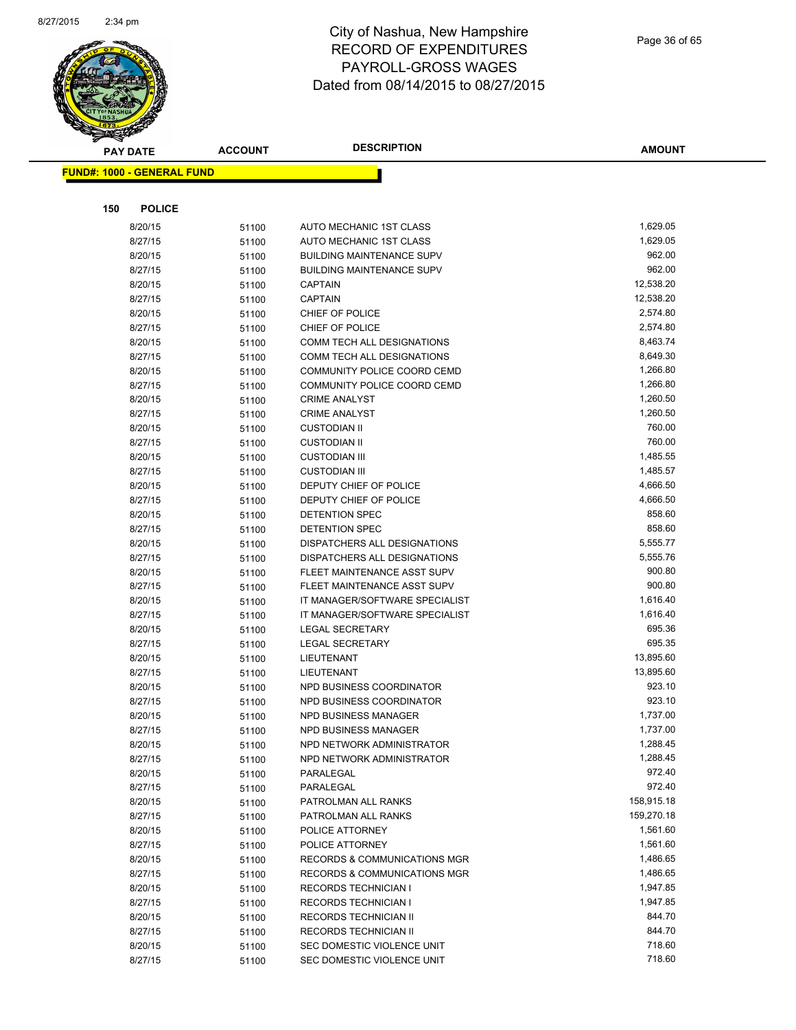# City of Nashua, New Hampshire
## RECORD OF EXPENDITURES
## PAYROLL-GROSS WAGES
## Dated from 08/14/2015 to 08/27/2015

**FUND#: 1000 - GENERAL FUND**

**150 POLICE**

| PAY DATE | ACCOUNT | DESCRIPTION | AMOUNT |
|---|---|---|---|
| 8/20/15 | 51100 | AUTO MECHANIC 1ST CLASS | 1,629.05 |
| 8/27/15 | 51100 | AUTO MECHANIC 1ST CLASS | 1,629.05 |
| 8/20/15 | 51100 | BUILDING MAINTENANCE SUPV | 962.00 |
| 8/27/15 | 51100 | BUILDING MAINTENANCE SUPV | 962.00 |
| 8/20/15 | 51100 | CAPTAIN | 12,538.20 |
| 8/27/15 | 51100 | CAPTAIN | 12,538.20 |
| 8/20/15 | 51100 | CHIEF OF POLICE | 2,574.80 |
| 8/27/15 | 51100 | CHIEF OF POLICE | 2,574.80 |
| 8/20/15 | 51100 | COMM TECH ALL DESIGNATIONS | 8,463.74 |
| 8/27/15 | 51100 | COMM TECH ALL DESIGNATIONS | 8,649.30 |
| 8/20/15 | 51100 | COMMUNITY POLICE COORD CEMD | 1,266.80 |
| 8/27/15 | 51100 | COMMUNITY POLICE COORD CEMD | 1,266.80 |
| 8/20/15 | 51100 | CRIME ANALYST | 1,260.50 |
| 8/27/15 | 51100 | CRIME ANALYST | 1,260.50 |
| 8/20/15 | 51100 | CUSTODIAN II | 760.00 |
| 8/27/15 | 51100 | CUSTODIAN II | 760.00 |
| 8/20/15 | 51100 | CUSTODIAN III | 1,485.55 |
| 8/27/15 | 51100 | CUSTODIAN III | 1,485.57 |
| 8/20/15 | 51100 | DEPUTY CHIEF OF POLICE | 4,666.50 |
| 8/27/15 | 51100 | DEPUTY CHIEF OF POLICE | 4,666.50 |
| 8/20/15 | 51100 | DETENTION SPEC | 858.60 |
| 8/27/15 | 51100 | DETENTION SPEC | 858.60 |
| 8/20/15 | 51100 | DISPATCHERS ALL DESIGNATIONS | 5,555.77 |
| 8/27/15 | 51100 | DISPATCHERS ALL DESIGNATIONS | 5,555.76 |
| 8/20/15 | 51100 | FLEET MAINTENANCE ASST SUPV | 900.80 |
| 8/27/15 | 51100 | FLEET MAINTENANCE ASST SUPV | 900.80 |
| 8/20/15 | 51100 | IT MANAGER/SOFTWARE SPECIALIST | 1,616.40 |
| 8/27/15 | 51100 | IT MANAGER/SOFTWARE SPECIALIST | 1,616.40 |
| 8/20/15 | 51100 | LEGAL SECRETARY | 695.36 |
| 8/27/15 | 51100 | LEGAL SECRETARY | 695.35 |
| 8/20/15 | 51100 | LIEUTENANT | 13,895.60 |
| 8/27/15 | 51100 | LIEUTENANT | 13,895.60 |
| 8/20/15 | 51100 | NPD BUSINESS COORDINATOR | 923.10 |
| 8/27/15 | 51100 | NPD BUSINESS COORDINATOR | 923.10 |
| 8/20/15 | 51100 | NPD BUSINESS MANAGER | 1,737.00 |
| 8/27/15 | 51100 | NPD BUSINESS MANAGER | 1,737.00 |
| 8/20/15 | 51100 | NPD NETWORK ADMINISTRATOR | 1,288.45 |
| 8/27/15 | 51100 | NPD NETWORK ADMINISTRATOR | 1,288.45 |
| 8/20/15 | 51100 | PARALEGAL | 972.40 |
| 8/27/15 | 51100 | PARALEGAL | 972.40 |
| 8/20/15 | 51100 | PATROLMAN ALL RANKS | 158,915.18 |
| 8/27/15 | 51100 | PATROLMAN ALL RANKS | 159,270.18 |
| 8/20/15 | 51100 | POLICE ATTORNEY | 1,561.60 |
| 8/27/15 | 51100 | POLICE ATTORNEY | 1,561.60 |
| 8/20/15 | 51100 | RECORDS & COMMUNICATIONS MGR | 1,486.65 |
| 8/27/15 | 51100 | RECORDS & COMMUNICATIONS MGR | 1,486.65 |
| 8/20/15 | 51100 | RECORDS TECHNICIAN I | 1,947.85 |
| 8/27/15 | 51100 | RECORDS TECHNICIAN I | 1,947.85 |
| 8/20/15 | 51100 | RECORDS TECHNICIAN II | 844.70 |
| 8/27/15 | 51100 | RECORDS TECHNICIAN II | 844.70 |
| 8/20/15 | 51100 | SEC DOMESTIC VIOLENCE UNIT | 718.60 |
| 8/27/15 | 51100 | SEC DOMESTIC VIOLENCE UNIT | 718.60 |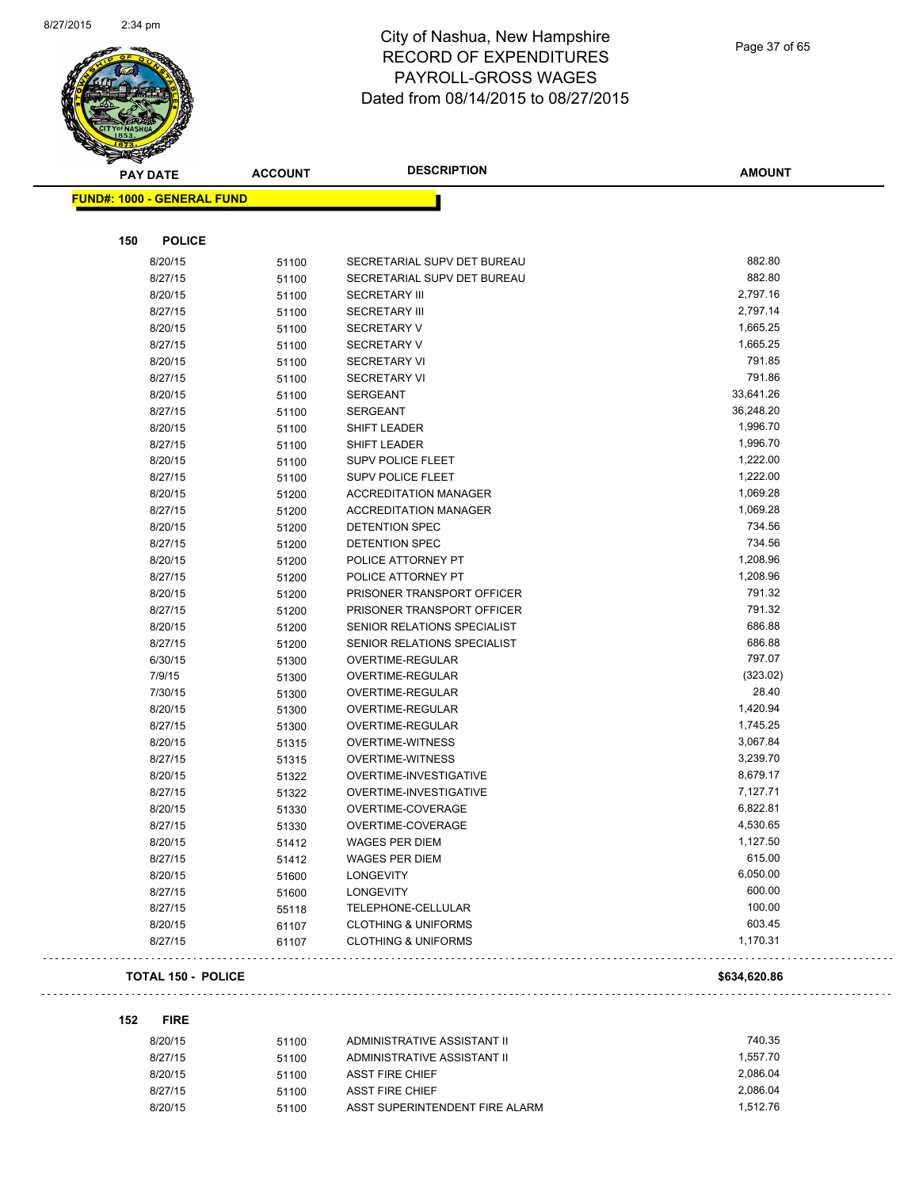# City of Nashua, New Hampshire
# RECORD OF EXPENDITURES
# PAYROLL-GROSS WAGES
# Dated from 08/14/2015 to 08/27/2015

**FUND#: 1000 - GENERAL FUND**

**150 POLICE**

| PAY DATE | ACCOUNT | DESCRIPTION | AMOUNT |
|---|---|---|---|
| 8/20/15 | 51100 | SECRETARIAL SUPV DET BUREAU | 882.80 |
| 8/27/15 | 51100 | SECRETARIAL SUPV DET BUREAU | 882.80 |
| 8/20/15 | 51100 | SECRETARY III | 2,797.16 |
| 8/27/15 | 51100 | SECRETARY III | 2,797.14 |
| 8/20/15 | 51100 | SECRETARY V | 1,665.25 |
| 8/27/15 | 51100 | SECRETARY V | 1,665.25 |
| 8/20/15 | 51100 | SECRETARY VI | 791.85 |
| 8/27/15 | 51100 | SECRETARY VI | 791.86 |
| 8/20/15 | 51100 | SERGEANT | 33,641.26 |
| 8/27/15 | 51100 | SERGEANT | 36,248.20 |
| 8/20/15 | 51100 | SHIFT LEADER | 1,996.70 |
| 8/27/15 | 51100 | SHIFT LEADER | 1,996.70 |
| 8/20/15 | 51100 | SUPV POLICE FLEET | 1,222.00 |
| 8/27/15 | 51100 | SUPV POLICE FLEET | 1,222.00 |
| 8/20/15 | 51200 | ACCREDITATION MANAGER | 1,069.28 |
| 8/27/15 | 51200 | ACCREDITATION MANAGER | 1,069.28 |
| 8/20/15 | 51200 | DETENTION SPEC | 734.56 |
| 8/27/15 | 51200 | DETENTION SPEC | 734.56 |
| 8/20/15 | 51200 | POLICE ATTORNEY PT | 1,208.96 |
| 8/27/15 | 51200 | POLICE ATTORNEY PT | 1,208.96 |
| 8/20/15 | 51200 | PRISONER TRANSPORT OFFICER | 791.32 |
| 8/27/15 | 51200 | PRISONER TRANSPORT OFFICER | 791.32 |
| 8/20/15 | 51200 | SENIOR RELATIONS SPECIALIST | 686.88 |
| 8/27/15 | 51200 | SENIOR RELATIONS SPECIALIST | 686.88 |
| 6/30/15 | 51300 | OVERTIME-REGULAR | 797.07 |
| 7/9/15 | 51300 | OVERTIME-REGULAR | (323.02) |
| 7/30/15 | 51300 | OVERTIME-REGULAR | 28.40 |
| 8/20/15 | 51300 | OVERTIME-REGULAR | 1,420.94 |
| 8/27/15 | 51300 | OVERTIME-REGULAR | 1,745.25 |
| 8/20/15 | 51315 | OVERTIME-WITNESS | 3,067.84 |
| 8/27/15 | 51315 | OVERTIME-WITNESS | 3,239.70 |
| 8/20/15 | 51322 | OVERTIME-INVESTIGATIVE | 8,679.17 |
| 8/27/15 | 51322 | OVERTIME-INVESTIGATIVE | 7,127.71 |
| 8/20/15 | 51330 | OVERTIME-COVERAGE | 6,822.81 |
| 8/27/15 | 51330 | OVERTIME-COVERAGE | 4,530.65 |
| 8/20/15 | 51412 | WAGES PER DIEM | 1,127.50 |
| 8/27/15 | 51412 | WAGES PER DIEM | 615.00 |
| 8/20/15 | 51600 | LONGEVITY | 6,050.00 |
| 8/27/15 | 51600 | LONGEVITY | 600.00 |
| 8/27/15 | 55118 | TELEPHONE-CELLULAR | 100.00 |
| 8/20/15 | 61107 | CLOTHING & UNIFORMS | 603.45 |
| 8/27/15 | 61107 | CLOTHING & UNIFORMS | 1,170.31 |

**TOTAL 150 - POLICE** **$634,620.86**

**152 FIRE**

| PAY DATE | ACCOUNT | DESCRIPTION | AMOUNT |
|---|---|---|---|
| 8/20/15 | 51100 | ADMINISTRATIVE ASSISTANT II | 740.35 |
| 8/27/15 | 51100 | ADMINISTRATIVE ASSISTANT II | 1,557.70 |
| 8/20/15 | 51100 | ASST FIRE CHIEF | 2,086.04 |
| 8/27/15 | 51100 | ASST FIRE CHIEF | 2,086.04 |
| 8/20/15 | 51100 | ASST SUPERINTENDENT FIRE ALARM | 1,512.76 |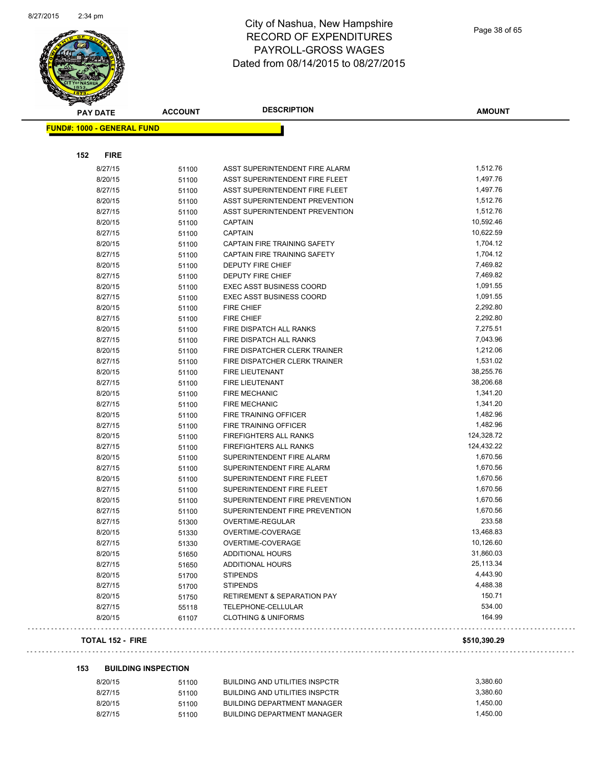# City of Nashua, New Hampshire
## RECORD OF EXPENDITURES
## PAYROLL-GROSS WAGES
## Dated from 08/14/2015 to 08/27/2015

| PAY DATE | ACCOUNT | DESCRIPTION | AMOUNT |
|---|---|---|---|
| **FUND#: 1000 - GENERAL FUND** | | | |
| **152 FIRE** | | | |
| 8/27/15 | 51100 | ASST SUPERINTENDENT FIRE ALARM | 1,512.76 |
| 8/20/15 | 51100 | ASST SUPERINTENDENT FIRE FLEET | 1,497.76 |
| 8/27/15 | 51100 | ASST SUPERINTENDENT FIRE FLEET | 1,497.76 |
| 8/20/15 | 51100 | ASST SUPERINTENDENT PREVENTION | 1,512.76 |
| 8/27/15 | 51100 | ASST SUPERINTENDENT PREVENTION | 1,512.76 |
| 8/20/15 | 51100 | CAPTAIN | 10,592.46 |
| 8/27/15 | 51100 | CAPTAIN | 10,622.59 |
| 8/20/15 | 51100 | CAPTAIN FIRE TRAINING SAFETY | 1,704.12 |
| 8/27/15 | 51100 | CAPTAIN FIRE TRAINING SAFETY | 1,704.12 |
| 8/20/15 | 51100 | DEPUTY FIRE CHIEF | 7,469.82 |
| 8/27/15 | 51100 | DEPUTY FIRE CHIEF | 7,469.82 |
| 8/20/15 | 51100 | EXEC ASST BUSINESS COORD | 1,091.55 |
| 8/27/15 | 51100 | EXEC ASST BUSINESS COORD | 1,091.55 |
| 8/20/15 | 51100 | FIRE CHIEF | 2,292.80 |
| 8/27/15 | 51100 | FIRE CHIEF | 2,292.80 |
| 8/20/15 | 51100 | FIRE DISPATCH ALL RANKS | 7,275.51 |
| 8/27/15 | 51100 | FIRE DISPATCH ALL RANKS | 7,043.96 |
| 8/20/15 | 51100 | FIRE DISPATCHER CLERK TRAINER | 1,212.06 |
| 8/27/15 | 51100 | FIRE DISPATCHER CLERK TRAINER | 1,531.02 |
| 8/20/15 | 51100 | FIRE LIEUTENANT | 38,255.76 |
| 8/27/15 | 51100 | FIRE LIEUTENANT | 38,206.68 |
| 8/20/15 | 51100 | FIRE MECHANIC | 1,341.20 |
| 8/27/15 | 51100 | FIRE MECHANIC | 1,341.20 |
| 8/20/15 | 51100 | FIRE TRAINING OFFICER | 1,482.96 |
| 8/27/15 | 51100 | FIRE TRAINING OFFICER | 1,482.96 |
| 8/20/15 | 51100 | FIREFIGHTERS ALL RANKS | 124,328.72 |
| 8/27/15 | 51100 | FIREFIGHTERS ALL RANKS | 124,432.22 |
| 8/20/15 | 51100 | SUPERINTENDENT FIRE ALARM | 1,670.56 |
| 8/27/15 | 51100 | SUPERINTENDENT FIRE ALARM | 1,670.56 |
| 8/20/15 | 51100 | SUPERINTENDENT FIRE FLEET | 1,670.56 |
| 8/27/15 | 51100 | SUPERINTENDENT FIRE FLEET | 1,670.56 |
| 8/20/15 | 51100 | SUPERINTENDENT FIRE PREVENTION | 1,670.56 |
| 8/27/15 | 51100 | SUPERINTENDENT FIRE PREVENTION | 1,670.56 |
| 8/27/15 | 51300 | OVERTIME-REGULAR | 233.58 |
| 8/20/15 | 51330 | OVERTIME-COVERAGE | 13,468.83 |
| 8/27/15 | 51330 | OVERTIME-COVERAGE | 10,126.60 |
| 8/20/15 | 51650 | ADDITIONAL HOURS | 31,860.03 |
| 8/27/15 | 51650 | ADDITIONAL HOURS | 25,113.34 |
| 8/20/15 | 51700 | STIPENDS | 4,443.90 |
| 8/27/15 | 51700 | STIPENDS | 4,488.38 |
| 8/20/15 | 51750 | RETIREMENT & SEPARATION PAY | 150.71 |
| 8/27/15 | 55118 | TELEPHONE-CELLULAR | 534.00 |
| 8/20/15 | 61107 | CLOTHING & UNIFORMS | 164.99 |
| **TOTAL 152 - FIRE** | | | **$510,390.29** |
| **153 BUILDING INSPECTION** | | | |
| 8/20/15 | 51100 | BUILDING AND UTILITIES INSPCTR | 3,380.60 |
| 8/27/15 | 51100 | BUILDING AND UTILITIES INSPCTR | 3,380.60 |
| 8/20/15 | 51100 | BUILDING DEPARTMENT MANAGER | 1,450.00 |
| 8/27/15 | 51100 | BUILDING DEPARTMENT MANAGER | 1,450.00 |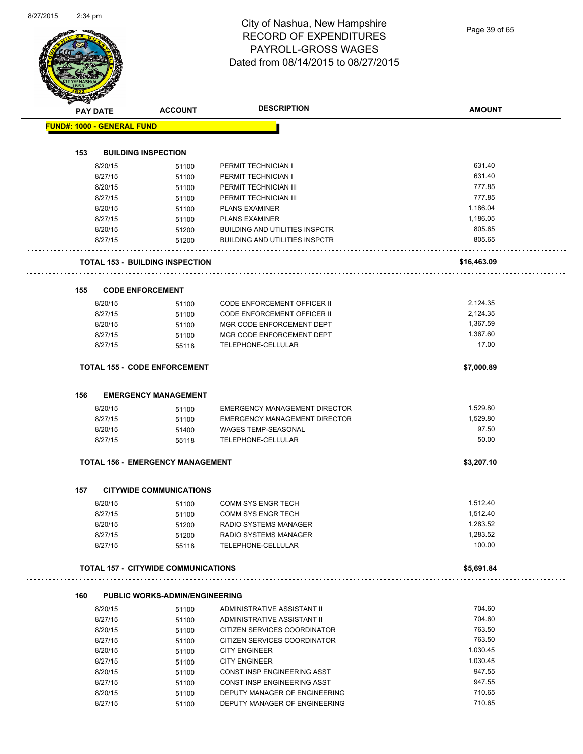# City of Nashua, New Hampshire
## RECORD OF EXPENDITURES
## PAYROLL-GROSS WAGES
### Dated from 08/14/2015 to 08/27/2015

| PAY DATE | ACCOUNT | DESCRIPTION | AMOUNT |
|---|---|---|---|
| **FUND#: 1000 - GENERAL FUND** | | | |
| **153 BUILDING INSPECTION** | | | |
| 8/20/15 | 51100 | PERMIT TECHNICIAN I | 631.40 |
| 8/27/15 | 51100 | PERMIT TECHNICIAN I | 631.40 |
| 8/20/15 | 51100 | PERMIT TECHNICIAN III | 777.85 |
| 8/27/15 | 51100 | PERMIT TECHNICIAN III | 777.85 |
| 8/20/15 | 51100 | PLANS EXAMINER | 1,186.04 |
| 8/27/15 | 51100 | PLANS EXAMINER | 1,186.05 |
| 8/20/15 | 51200 | BUILDING AND UTILITIES INSPCTR | 805.65 |
| 8/27/15 | 51200 | BUILDING AND UTILITIES INSPCTR | 805.65 |
| **TOTAL 153 - BUILDING INSPECTION** | | | **$16,463.09** |
| **155 CODE ENFORCEMENT** | | | |
| 8/20/15 | 51100 | CODE ENFORCEMENT OFFICER II | 2,124.35 |
| 8/27/15 | 51100 | CODE ENFORCEMENT OFFICER II | 2,124.35 |
| 8/20/15 | 51100 | MGR CODE ENFORCEMENT DEPT | 1,367.59 |
| 8/27/15 | 51100 | MGR CODE ENFORCEMENT DEPT | 1,367.60 |
| 8/27/15 | 55118 | TELEPHONE-CELLULAR | 17.00 |
| **TOTAL 155 - CODE ENFORCEMENT** | | | **$7,000.89** |
| **156 EMERGENCY MANAGEMENT** | | | |
| 8/20/15 | 51100 | EMERGENCY MANAGEMENT DIRECTOR | 1,529.80 |
| 8/27/15 | 51100 | EMERGENCY MANAGEMENT DIRECTOR | 1,529.80 |
| 8/20/15 | 51400 | WAGES TEMP-SEASONAL | 97.50 |
| 8/27/15 | 55118 | TELEPHONE-CELLULAR | 50.00 |
| **TOTAL 156 - EMERGENCY MANAGEMENT** | | | **$3,207.10** |
| **157 CITYWIDE COMMUNICATIONS** | | | |
| 8/20/15 | 51100 | COMM SYS ENGR TECH | 1,512.40 |
| 8/27/15 | 51100 | COMM SYS ENGR TECH | 1,512.40 |
| 8/20/15 | 51200 | RADIO SYSTEMS MANAGER | 1,283.52 |
| 8/27/15 | 51200 | RADIO SYSTEMS MANAGER | 1,283.52 |
| 8/27/15 | 55118 | TELEPHONE-CELLULAR | 100.00 |
| **TOTAL 157 - CITYWIDE COMMUNICATIONS** | | | **$5,691.84** |
| **160 PUBLIC WORKS-ADMIN/ENGINEERING** | | | |
| 8/20/15 | 51100 | ADMINISTRATIVE ASSISTANT II | 704.60 |
| 8/27/15 | 51100 | ADMINISTRATIVE ASSISTANT II | 704.60 |
| 8/20/15 | 51100 | CITIZEN SERVICES COORDINATOR | 763.50 |
| 8/27/15 | 51100 | CITIZEN SERVICES COORDINATOR | 763.50 |
| 8/20/15 | 51100 | CITY ENGINEER | 1,030.45 |
| 8/27/15 | 51100 | CITY ENGINEER | 1,030.45 |
| 8/20/15 | 51100 | CONST INSP ENGINEERING ASST | 947.55 |
| 8/27/15 | 51100 | CONST INSP ENGINEERING ASST | 947.55 |
| 8/20/15 | 51100 | DEPUTY MANAGER OF ENGINEERING | 710.65 |
| 8/27/15 | 51100 | DEPUTY MANAGER OF ENGINEERING | 710.65 |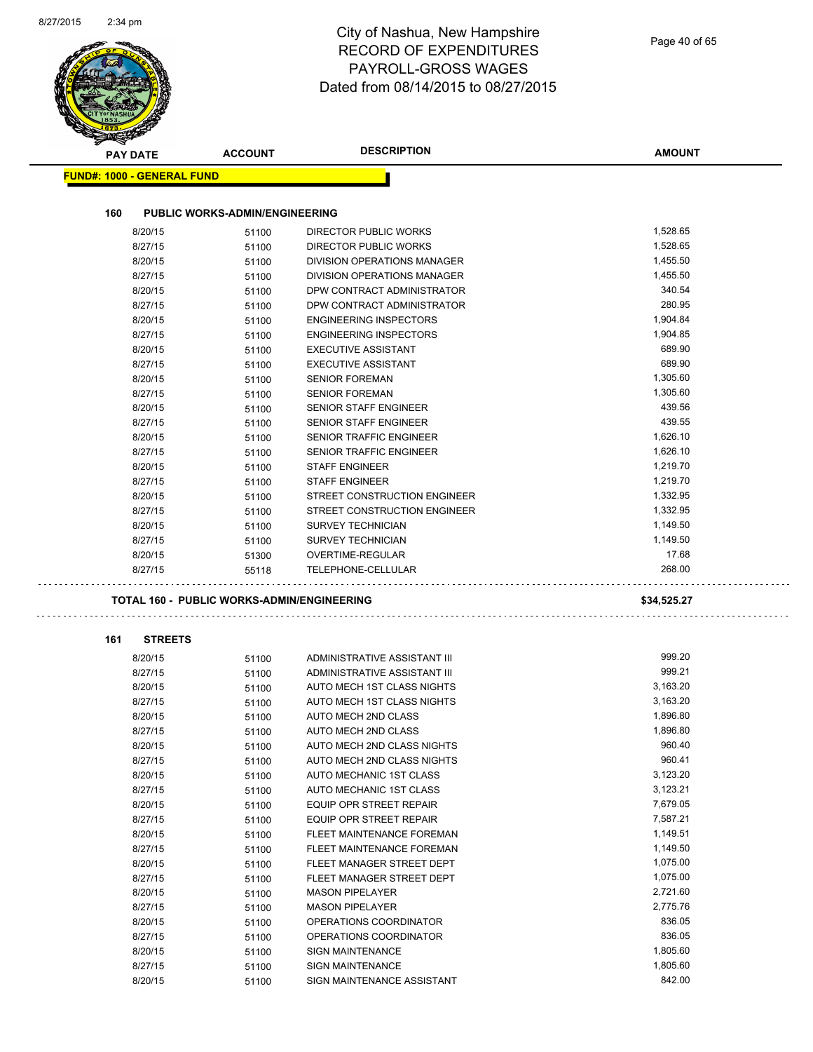# City of Nashua, New Hampshire
## RECORD OF EXPENDITURES
## PAYROLL-GROSS WAGES
## Dated from 08/14/2015 to 08/27/2015

| PAY DATE | ACCOUNT | DESCRIPTION | AMOUNT |
|---|---|---|---|

**FUND#: 1000 - GENERAL FUND**

### 160 PUBLIC WORKS-ADMIN/ENGINEERING

| PAY DATE | ACCOUNT | DESCRIPTION | AMOUNT |
|---|---|---|---|
| 8/20/15 | 51100 | DIRECTOR PUBLIC WORKS | 1,528.65 |
| 8/27/15 | 51100 | DIRECTOR PUBLIC WORKS | 1,528.65 |
| 8/20/15 | 51100 | DIVISION OPERATIONS MANAGER | 1,455.50 |
| 8/27/15 | 51100 | DIVISION OPERATIONS MANAGER | 1,455.50 |
| 8/20/15 | 51100 | DPW CONTRACT ADMINISTRATOR | 340.54 |
| 8/27/15 | 51100 | DPW CONTRACT ADMINISTRATOR | 280.95 |
| 8/20/15 | 51100 | ENGINEERING INSPECTORS | 1,904.84 |
| 8/27/15 | 51100 | ENGINEERING INSPECTORS | 1,904.85 |
| 8/20/15 | 51100 | EXECUTIVE ASSISTANT | 689.90 |
| 8/27/15 | 51100 | EXECUTIVE ASSISTANT | 689.90 |
| 8/20/15 | 51100 | SENIOR FOREMAN | 1,305.60 |
| 8/27/15 | 51100 | SENIOR FOREMAN | 1,305.60 |
| 8/20/15 | 51100 | SENIOR STAFF ENGINEER | 439.56 |
| 8/27/15 | 51100 | SENIOR STAFF ENGINEER | 439.55 |
| 8/20/15 | 51100 | SENIOR TRAFFIC ENGINEER | 1,626.10 |
| 8/27/15 | 51100 | SENIOR TRAFFIC ENGINEER | 1,626.10 |
| 8/20/15 | 51100 | STAFF ENGINEER | 1,219.70 |
| 8/27/15 | 51100 | STAFF ENGINEER | 1,219.70 |
| 8/20/15 | 51100 | STREET CONSTRUCTION ENGINEER | 1,332.95 |
| 8/27/15 | 51100 | STREET CONSTRUCTION ENGINEER | 1,332.95 |
| 8/20/15 | 51100 | SURVEY TECHNICIAN | 1,149.50 |
| 8/27/15 | 51100 | SURVEY TECHNICIAN | 1,149.50 |
| 8/20/15 | 51300 | OVERTIME-REGULAR | 17.68 |
| 8/27/15 | 55118 | TELEPHONE-CELLULAR | 268.00 |

**TOTAL 160 - PUBLIC WORKS-ADMIN/ENGINEERING** **$34,525.27**

### 161 STREETS

| PAY DATE | ACCOUNT | DESCRIPTION | AMOUNT |
|---|---|---|---|
| 8/20/15 | 51100 | ADMINISTRATIVE ASSISTANT III | 999.20 |
| 8/27/15 | 51100 | ADMINISTRATIVE ASSISTANT III | 999.21 |
| 8/20/15 | 51100 | AUTO MECH 1ST CLASS NIGHTS | 3,163.20 |
| 8/27/15 | 51100 | AUTO MECH 1ST CLASS NIGHTS | 3,163.20 |
| 8/20/15 | 51100 | AUTO MECH 2ND CLASS | 1,896.80 |
| 8/27/15 | 51100 | AUTO MECH 2ND CLASS | 1,896.80 |
| 8/20/15 | 51100 | AUTO MECH 2ND CLASS NIGHTS | 960.40 |
| 8/27/15 | 51100 | AUTO MECH 2ND CLASS NIGHTS | 960.41 |
| 8/20/15 | 51100 | AUTO MECHANIC 1ST CLASS | 3,123.20 |
| 8/27/15 | 51100 | AUTO MECHANIC 1ST CLASS | 3,123.21 |
| 8/20/15 | 51100 | EQUIP OPR STREET REPAIR | 7,679.05 |
| 8/27/15 | 51100 | EQUIP OPR STREET REPAIR | 7,587.21 |
| 8/20/15 | 51100 | FLEET MAINTENANCE FOREMAN | 1,149.51 |
| 8/27/15 | 51100 | FLEET MAINTENANCE FOREMAN | 1,149.50 |
| 8/20/15 | 51100 | FLEET MANAGER STREET DEPT | 1,075.00 |
| 8/27/15 | 51100 | FLEET MANAGER STREET DEPT | 1,075.00 |
| 8/20/15 | 51100 | MASON PIPELAYER | 2,721.60 |
| 8/27/15 | 51100 | MASON PIPELAYER | 2,775.76 |
| 8/20/15 | 51100 | OPERATIONS COORDINATOR | 836.05 |
| 8/27/15 | 51100 | OPERATIONS COORDINATOR | 836.05 |
| 8/20/15 | 51100 | SIGN MAINTENANCE | 1,805.60 |
| 8/27/15 | 51100 | SIGN MAINTENANCE | 1,805.60 |
| 8/20/15 | 51100 | SIGN MAINTENANCE ASSISTANT | 842.00 |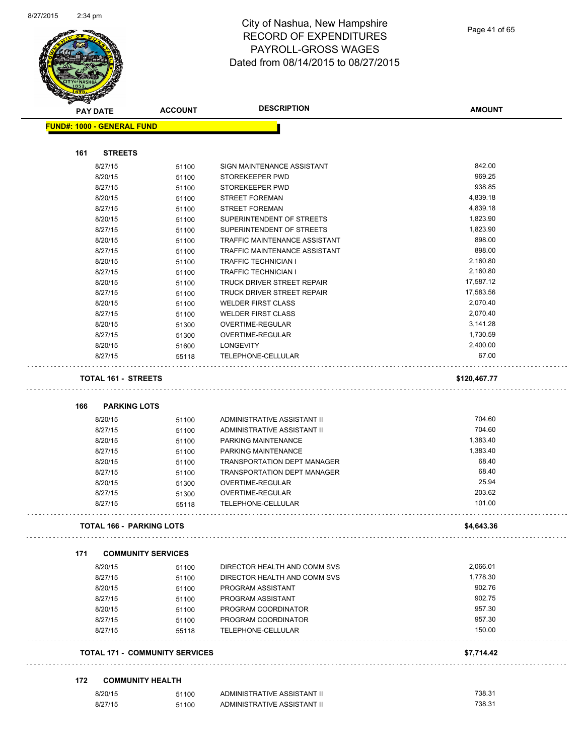# City of Nashua, New Hampshire
## RECORD OF EXPENDITURES
## PAYROLL-GROSS WAGES
## Dated from 08/14/2015 to 08/27/2015

**FUND#: 1000 - GENERAL FUND**

### 161 STREETS

| PAY DATE | ACCOUNT | DESCRIPTION | AMOUNT |
|---|---|---|---|
| 8/27/15 | 51100 | SIGN MAINTENANCE ASSISTANT | 842.00 |
| 8/20/15 | 51100 | STOREKEEPER PWD | 969.25 |
| 8/27/15 | 51100 | STOREKEEPER PWD | 938.85 |
| 8/20/15 | 51100 | STREET FOREMAN | 4,839.18 |
| 8/27/15 | 51100 | STREET FOREMAN | 4,839.18 |
| 8/20/15 | 51100 | SUPERINTENDENT OF STREETS | 1,823.90 |
| 8/27/15 | 51100 | SUPERINTENDENT OF STREETS | 1,823.90 |
| 8/20/15 | 51100 | TRAFFIC MAINTENANCE ASSISTANT | 898.00 |
| 8/27/15 | 51100 | TRAFFIC MAINTENANCE ASSISTANT | 898.00 |
| 8/20/15 | 51100 | TRAFFIC TECHNICIAN I | 2,160.80 |
| 8/27/15 | 51100 | TRAFFIC TECHNICIAN I | 2,160.80 |
| 8/20/15 | 51100 | TRUCK DRIVER STREET REPAIR | 17,587.12 |
| 8/27/15 | 51100 | TRUCK DRIVER STREET REPAIR | 17,583.56 |
| 8/20/15 | 51100 | WELDER FIRST CLASS | 2,070.40 |
| 8/27/15 | 51100 | WELDER FIRST CLASS | 2,070.40 |
| 8/20/15 | 51300 | OVERTIME-REGULAR | 3,141.28 |
| 8/27/15 | 51300 | OVERTIME-REGULAR | 1,730.59 |
| 8/20/15 | 51600 | LONGEVITY | 2,400.00 |
| 8/27/15 | 55118 | TELEPHONE-CELLULAR | 67.00 |

**TOTAL 161 - STREETS** **$120,467.77**

### 166 PARKING LOTS

| PAY DATE | ACCOUNT | DESCRIPTION | AMOUNT |
|---|---|---|---|
| 8/20/15 | 51100 | ADMINISTRATIVE ASSISTANT II | 704.60 |
| 8/27/15 | 51100 | ADMINISTRATIVE ASSISTANT II | 704.60 |
| 8/20/15 | 51100 | PARKING MAINTENANCE | 1,383.40 |
| 8/27/15 | 51100 | PARKING MAINTENANCE | 1,383.40 |
| 8/20/15 | 51100 | TRANSPORTATION DEPT MANAGER | 68.40 |
| 8/27/15 | 51100 | TRANSPORTATION DEPT MANAGER | 68.40 |
| 8/20/15 | 51300 | OVERTIME-REGULAR | 25.94 |
| 8/27/15 | 51300 | OVERTIME-REGULAR | 203.62 |
| 8/27/15 | 55118 | TELEPHONE-CELLULAR | 101.00 |

**TOTAL 166 - PARKING LOTS** **$4,643.36**

### 171 COMMUNITY SERVICES

| PAY DATE | ACCOUNT | DESCRIPTION | AMOUNT |
|---|---|---|---|
| 8/20/15 | 51100 | DIRECTOR HEALTH AND COMM SVS | 2,066.01 |
| 8/27/15 | 51100 | DIRECTOR HEALTH AND COMM SVS | 1,778.30 |
| 8/20/15 | 51100 | PROGRAM ASSISTANT | 902.76 |
| 8/27/15 | 51100 | PROGRAM ASSISTANT | 902.75 |
| 8/20/15 | 51100 | PROGRAM COORDINATOR | 957.30 |
| 8/27/15 | 51100 | PROGRAM COORDINATOR | 957.30 |
| 8/27/15 | 55118 | TELEPHONE-CELLULAR | 150.00 |

**TOTAL 171 - COMMUNITY SERVICES** **$7,714.42**

### 172 COMMUNITY HEALTH

| PAY DATE | ACCOUNT | DESCRIPTION | AMOUNT |
|---|---|---|---|
| 8/20/15 | 51100 | ADMINISTRATIVE ASSISTANT II | 738.31 |
| 8/27/15 | 51100 | ADMINISTRATIVE ASSISTANT II | 738.31 |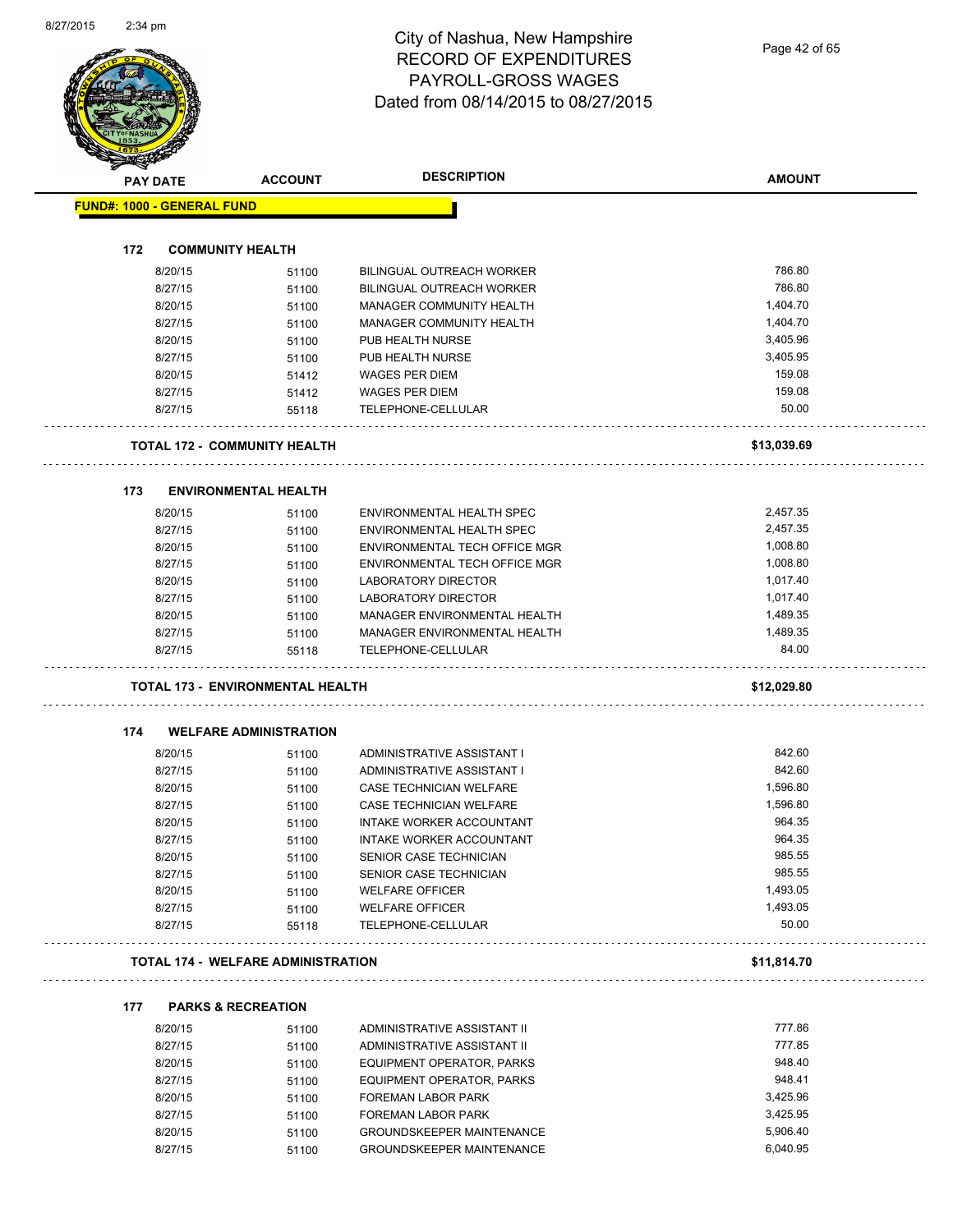# City of Nashua, New Hampshire
## RECORD OF EXPENDITURES
## PAYROLL-GROSS WAGES
## Dated from 08/14/2015 to 08/27/2015

| PAY DATE | ACCOUNT | DESCRIPTION | AMOUNT |
|---|---|---|---|
| **FUND#: 1000 - GENERAL FUND** | | | |
| **172 COMMUNITY HEALTH** | | | |
| 8/20/15 | 51100 | BILINGUAL OUTREACH WORKER | 786.80 |
| 8/27/15 | 51100 | BILINGUAL OUTREACH WORKER | 786.80 |
| 8/20/15 | 51100 | MANAGER COMMUNITY HEALTH | 1,404.70 |
| 8/27/15 | 51100 | MANAGER COMMUNITY HEALTH | 1,404.70 |
| 8/20/15 | 51100 | PUB HEALTH NURSE | 3,405.96 |
| 8/27/15 | 51100 | PUB HEALTH NURSE | 3,405.95 |
| 8/20/15 | 51412 | WAGES PER DIEM | 159.08 |
| 8/27/15 | 51412 | WAGES PER DIEM | 159.08 |
| 8/27/15 | 55118 | TELEPHONE-CELLULAR | 50.00 |
| **TOTAL 172 - COMMUNITY HEALTH** | | | **$13,039.69** |
| **173 ENVIRONMENTAL HEALTH** | | | |
| 8/20/15 | 51100 | ENVIRONMENTAL HEALTH SPEC | 2,457.35 |
| 8/27/15 | 51100 | ENVIRONMENTAL HEALTH SPEC | 2,457.35 |
| 8/20/15 | 51100 | ENVIRONMENTAL TECH OFFICE MGR | 1,008.80 |
| 8/27/15 | 51100 | ENVIRONMENTAL TECH OFFICE MGR | 1,008.80 |
| 8/20/15 | 51100 | LABORATORY DIRECTOR | 1,017.40 |
| 8/27/15 | 51100 | LABORATORY DIRECTOR | 1,017.40 |
| 8/20/15 | 51100 | MANAGER ENVIRONMENTAL HEALTH | 1,489.35 |
| 8/27/15 | 51100 | MANAGER ENVIRONMENTAL HEALTH | 1,489.35 |
| 8/27/15 | 55118 | TELEPHONE-CELLULAR | 84.00 |
| **TOTAL 173 - ENVIRONMENTAL HEALTH** | | | **$12,029.80** |
| **174 WELFARE ADMINISTRATION** | | | |
| 8/20/15 | 51100 | ADMINISTRATIVE ASSISTANT I | 842.60 |
| 8/27/15 | 51100 | ADMINISTRATIVE ASSISTANT I | 842.60 |
| 8/20/15 | 51100 | CASE TECHNICIAN WELFARE | 1,596.80 |
| 8/27/15 | 51100 | CASE TECHNICIAN WELFARE | 1,596.80 |
| 8/20/15 | 51100 | INTAKE WORKER ACCOUNTANT | 964.35 |
| 8/27/15 | 51100 | INTAKE WORKER ACCOUNTANT | 964.35 |
| 8/20/15 | 51100 | SENIOR CASE TECHNICIAN | 985.55 |
| 8/27/15 | 51100 | SENIOR CASE TECHNICIAN | 985.55 |
| 8/20/15 | 51100 | WELFARE OFFICER | 1,493.05 |
| 8/27/15 | 51100 | WELFARE OFFICER | 1,493.05 |
| 8/27/15 | 55118 | TELEPHONE-CELLULAR | 50.00 |
| **TOTAL 174 - WELFARE ADMINISTRATION** | | | **$11,814.70** |
| **177 PARKS & RECREATION** | | | |
| 8/20/15 | 51100 | ADMINISTRATIVE ASSISTANT II | 777.86 |
| 8/27/15 | 51100 | ADMINISTRATIVE ASSISTANT II | 777.85 |
| 8/20/15 | 51100 | EQUIPMENT OPERATOR, PARKS | 948.40 |
| 8/27/15 | 51100 | EQUIPMENT OPERATOR, PARKS | 948.41 |
| 8/20/15 | 51100 | FOREMAN LABOR PARK | 3,425.96 |
| 8/27/15 | 51100 | FOREMAN LABOR PARK | 3,425.95 |
| 8/20/15 | 51100 | GROUNDSKEEPER MAINTENANCE | 5,906.40 |
| 8/27/15 | 51100 | GROUNDSKEEPER MAINTENANCE | 6,040.95 |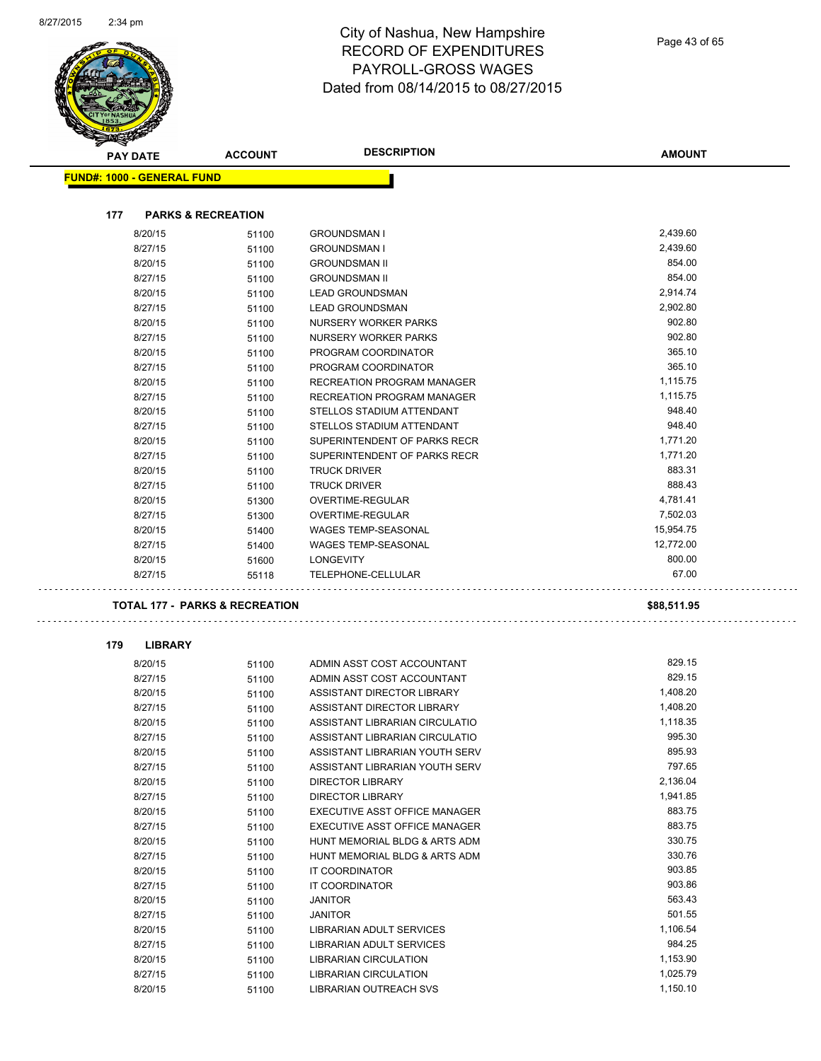# City of Nashua, New Hampshire
## RECORD OF EXPENDITURES
## PAYROLL-GROSS WAGES
## Dated from 08/14/2015 to 08/27/2015

| PAY DATE | ACCOUNT | DESCRIPTION | AMOUNT |
|---|---|---|---|

**FUND#: 1000 - GENERAL FUND**

### 177 PARKS & RECREATION

| PAY DATE | ACCOUNT | DESCRIPTION | AMOUNT |
|---|---|---|---|
| 8/20/15 | 51100 | GROUNDSMAN I | 2,439.60 |
| 8/27/15 | 51100 | GROUNDSMAN I | 2,439.60 |
| 8/20/15 | 51100 | GROUNDSMAN II | 854.00 |
| 8/27/15 | 51100 | GROUNDSMAN II | 854.00 |
| 8/20/15 | 51100 | LEAD GROUNDSMAN | 2,914.74 |
| 8/27/15 | 51100 | LEAD GROUNDSMAN | 2,902.80 |
| 8/20/15 | 51100 | NURSERY WORKER PARKS | 902.80 |
| 8/27/15 | 51100 | NURSERY WORKER PARKS | 902.80 |
| 8/20/15 | 51100 | PROGRAM COORDINATOR | 365.10 |
| 8/27/15 | 51100 | PROGRAM COORDINATOR | 365.10 |
| 8/20/15 | 51100 | RECREATION PROGRAM MANAGER | 1,115.75 |
| 8/27/15 | 51100 | RECREATION PROGRAM MANAGER | 1,115.75 |
| 8/20/15 | 51100 | STELLOS STADIUM ATTENDANT | 948.40 |
| 8/27/15 | 51100 | STELLOS STADIUM ATTENDANT | 948.40 |
| 8/20/15 | 51100 | SUPERINTENDENT OF PARKS RECR | 1,771.20 |
| 8/27/15 | 51100 | SUPERINTENDENT OF PARKS RECR | 1,771.20 |
| 8/20/15 | 51100 | TRUCK DRIVER | 883.31 |
| 8/27/15 | 51100 | TRUCK DRIVER | 888.43 |
| 8/20/15 | 51300 | OVERTIME-REGULAR | 4,781.41 |
| 8/27/15 | 51300 | OVERTIME-REGULAR | 7,502.03 |
| 8/20/15 | 51400 | WAGES TEMP-SEASONAL | 15,954.75 |
| 8/27/15 | 51400 | WAGES TEMP-SEASONAL | 12,772.00 |
| 8/20/15 | 51600 | LONGEVITY | 800.00 |
| 8/27/15 | 55118 | TELEPHONE-CELLULAR | 67.00 |

**TOTAL 177 - PARKS & RECREATION** **$88,511.95**

### 179 LIBRARY

| PAY DATE | ACCOUNT | DESCRIPTION | AMOUNT |
|---|---|---|---|
| 8/20/15 | 51100 | ADMIN ASST COST ACCOUNTANT | 829.15 |
| 8/27/15 | 51100 | ADMIN ASST COST ACCOUNTANT | 829.15 |
| 8/20/15 | 51100 | ASSISTANT DIRECTOR LIBRARY | 1,408.20 |
| 8/27/15 | 51100 | ASSISTANT DIRECTOR LIBRARY | 1,408.20 |
| 8/20/15 | 51100 | ASSISTANT LIBRARIAN CIRCULATIO | 1,118.35 |
| 8/27/15 | 51100 | ASSISTANT LIBRARIAN CIRCULATIO | 995.30 |
| 8/20/15 | 51100 | ASSISTANT LIBRARIAN YOUTH SERV | 895.93 |
| 8/27/15 | 51100 | ASSISTANT LIBRARIAN YOUTH SERV | 797.65 |
| 8/20/15 | 51100 | DIRECTOR LIBRARY | 2,136.04 |
| 8/27/15 | 51100 | DIRECTOR LIBRARY | 1,941.85 |
| 8/20/15 | 51100 | EXECUTIVE ASST OFFICE MANAGER | 883.75 |
| 8/27/15 | 51100 | EXECUTIVE ASST OFFICE MANAGER | 883.75 |
| 8/20/15 | 51100 | HUNT MEMORIAL BLDG & ARTS ADM | 330.75 |
| 8/27/15 | 51100 | HUNT MEMORIAL BLDG & ARTS ADM | 330.76 |
| 8/20/15 | 51100 | IT COORDINATOR | 903.85 |
| 8/27/15 | 51100 | IT COORDINATOR | 903.86 |
| 8/20/15 | 51100 | JANITOR | 563.43 |
| 8/27/15 | 51100 | JANITOR | 501.55 |
| 8/20/15 | 51100 | LIBRARIAN ADULT SERVICES | 1,106.54 |
| 8/27/15 | 51100 | LIBRARIAN ADULT SERVICES | 984.25 |
| 8/20/15 | 51100 | LIBRARIAN CIRCULATION | 1,153.90 |
| 8/27/15 | 51100 | LIBRARIAN CIRCULATION | 1,025.79 |
| 8/20/15 | 51100 | LIBRARIAN OUTREACH SVS | 1,150.10 |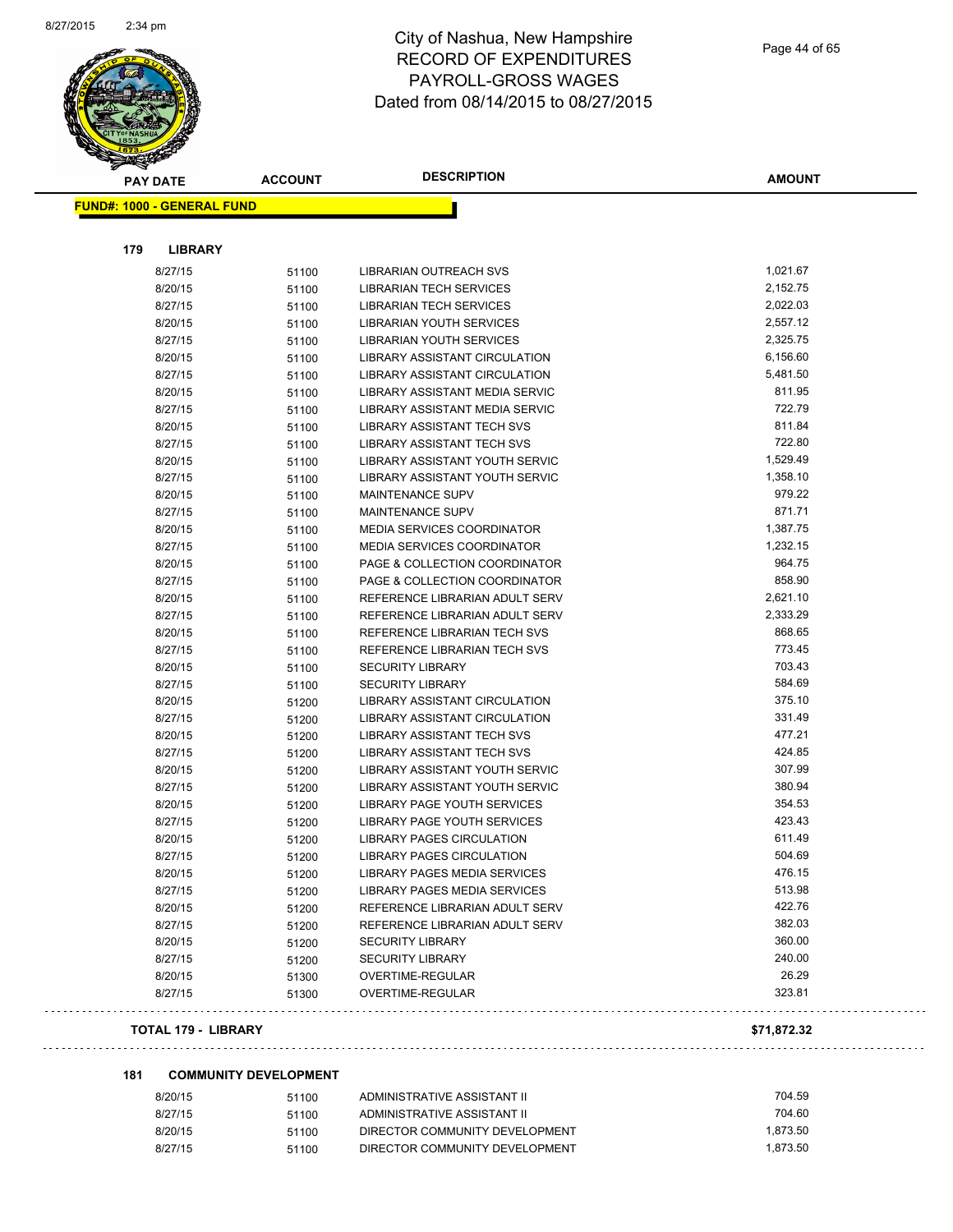# City of Nashua, New Hampshire
## RECORD OF EXPENDITURES
## PAYROLL-GROSS WAGES
## Dated from 08/14/2015 to 08/27/2015

| PAY DATE | ACCOUNT | DESCRIPTION | AMOUNT |
|---|---|---|---|

**FUND#: 1000 - GENERAL FUND**

**179 LIBRARY**

| PAY DATE | ACCOUNT | DESCRIPTION | AMOUNT |
|---|---|---|---|
| 8/27/15 | 51100 | LIBRARIAN OUTREACH SVS | 1,021.67 |
| 8/20/15 | 51100 | LIBRARIAN TECH SERVICES | 2,152.75 |
| 8/27/15 | 51100 | LIBRARIAN TECH SERVICES | 2,022.03 |
| 8/20/15 | 51100 | LIBRARIAN YOUTH SERVICES | 2,557.12 |
| 8/27/15 | 51100 | LIBRARIAN YOUTH SERVICES | 2,325.75 |
| 8/20/15 | 51100 | LIBRARY ASSISTANT CIRCULATION | 6,156.60 |
| 8/27/15 | 51100 | LIBRARY ASSISTANT CIRCULATION | 5,481.50 |
| 8/20/15 | 51100 | LIBRARY ASSISTANT MEDIA SERVIC | 811.95 |
| 8/27/15 | 51100 | LIBRARY ASSISTANT MEDIA SERVIC | 722.79 |
| 8/20/15 | 51100 | LIBRARY ASSISTANT TECH SVS | 811.84 |
| 8/27/15 | 51100 | LIBRARY ASSISTANT TECH SVS | 722.80 |
| 8/20/15 | 51100 | LIBRARY ASSISTANT YOUTH SERVIC | 1,529.49 |
| 8/27/15 | 51100 | LIBRARY ASSISTANT YOUTH SERVIC | 1,358.10 |
| 8/20/15 | 51100 | MAINTENANCE SUPV | 979.22 |
| 8/27/15 | 51100 | MAINTENANCE SUPV | 871.71 |
| 8/20/15 | 51100 | MEDIA SERVICES COORDINATOR | 1,387.75 |
| 8/27/15 | 51100 | MEDIA SERVICES COORDINATOR | 1,232.15 |
| 8/20/15 | 51100 | PAGE & COLLECTION COORDINATOR | 964.75 |
| 8/27/15 | 51100 | PAGE & COLLECTION COORDINATOR | 858.90 |
| 8/20/15 | 51100 | REFERENCE LIBRARIAN ADULT SERV | 2,621.10 |
| 8/27/15 | 51100 | REFERENCE LIBRARIAN ADULT SERV | 2,333.29 |
| 8/20/15 | 51100 | REFERENCE LIBRARIAN TECH SVS | 868.65 |
| 8/27/15 | 51100 | REFERENCE LIBRARIAN TECH SVS | 773.45 |
| 8/20/15 | 51100 | SECURITY LIBRARY | 703.43 |
| 8/27/15 | 51100 | SECURITY LIBRARY | 584.69 |
| 8/20/15 | 51200 | LIBRARY ASSISTANT CIRCULATION | 375.10 |
| 8/27/15 | 51200 | LIBRARY ASSISTANT CIRCULATION | 331.49 |
| 8/20/15 | 51200 | LIBRARY ASSISTANT TECH SVS | 477.21 |
| 8/27/15 | 51200 | LIBRARY ASSISTANT TECH SVS | 424.85 |
| 8/20/15 | 51200 | LIBRARY ASSISTANT YOUTH SERVIC | 307.99 |
| 8/27/15 | 51200 | LIBRARY ASSISTANT YOUTH SERVIC | 380.94 |
| 8/20/15 | 51200 | LIBRARY PAGE YOUTH SERVICES | 354.53 |
| 8/27/15 | 51200 | LIBRARY PAGE YOUTH SERVICES | 423.43 |
| 8/20/15 | 51200 | LIBRARY PAGES CIRCULATION | 611.49 |
| 8/27/15 | 51200 | LIBRARY PAGES CIRCULATION | 504.69 |
| 8/20/15 | 51200 | LIBRARY PAGES MEDIA SERVICES | 476.15 |
| 8/27/15 | 51200 | LIBRARY PAGES MEDIA SERVICES | 513.98 |
| 8/20/15 | 51200 | REFERENCE LIBRARIAN ADULT SERV | 422.76 |
| 8/27/15 | 51200 | REFERENCE LIBRARIAN ADULT SERV | 382.03 |
| 8/20/15 | 51200 | SECURITY LIBRARY | 360.00 |
| 8/27/15 | 51200 | SECURITY LIBRARY | 240.00 |
| 8/20/15 | 51300 | OVERTIME-REGULAR | 26.29 |
| 8/27/15 | 51300 | OVERTIME-REGULAR | 323.81 |

**TOTAL 179 - LIBRARY** **$71,872.32**

**181 COMMUNITY DEVELOPMENT**

| PAY DATE | ACCOUNT | DESCRIPTION | AMOUNT |
|---|---|---|---|
| 8/20/15 | 51100 | ADMINISTRATIVE ASSISTANT II | 704.59 |
| 8/27/15 | 51100 | ADMINISTRATIVE ASSISTANT II | 704.60 |
| 8/20/15 | 51100 | DIRECTOR COMMUNITY DEVELOPMENT | 1,873.50 |
| 8/27/15 | 51100 | DIRECTOR COMMUNITY DEVELOPMENT | 1,873.50 |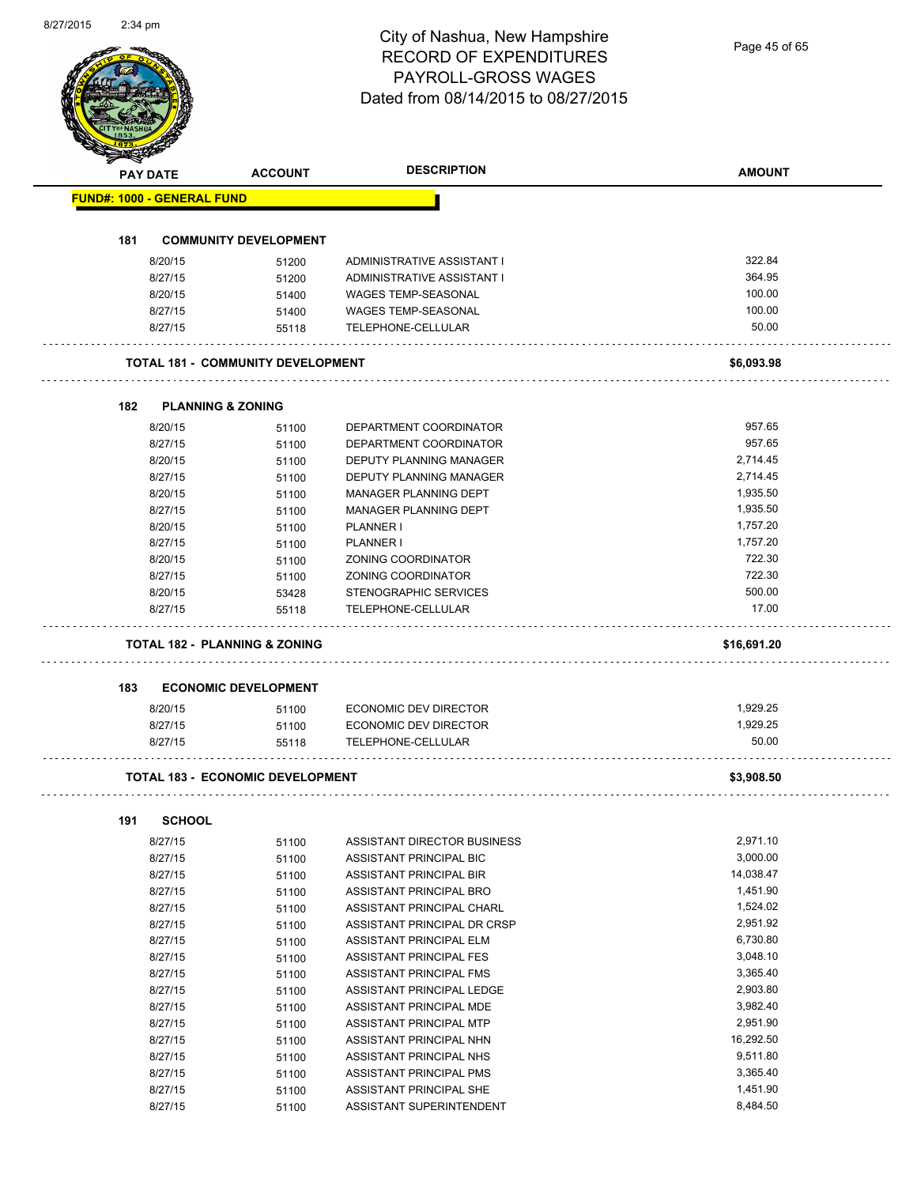# City of Nashua, New Hampshire
## RECORD OF EXPENDITURES
## PAYROLL-GROSS WAGES
## Dated from 08/14/2015 to 08/27/2015

| PAY DATE | ACCOUNT | DESCRIPTION | AMOUNT |
|---|---|---|---|
| **FUND#: 1000 - GENERAL FUND** | | | |
| **181 COMMUNITY DEVELOPMENT** | | | |
| 8/20/15 | 51200 | ADMINISTRATIVE ASSISTANT I | 322.84 |
| 8/27/15 | 51200 | ADMINISTRATIVE ASSISTANT I | 364.95 |
| 8/20/15 | 51400 | WAGES TEMP-SEASONAL | 100.00 |
| 8/27/15 | 51400 | WAGES TEMP-SEASONAL | 100.00 |
| 8/27/15 | 55118 | TELEPHONE-CELLULAR | 50.00 |
| **TOTAL 181 - COMMUNITY DEVELOPMENT** | | | **$6,093.98** |
| **182 PLANNING & ZONING** | | | |
| 8/20/15 | 51100 | DEPARTMENT COORDINATOR | 957.65 |
| 8/27/15 | 51100 | DEPARTMENT COORDINATOR | 957.65 |
| 8/20/15 | 51100 | DEPUTY PLANNING MANAGER | 2,714.45 |
| 8/27/15 | 51100 | DEPUTY PLANNING MANAGER | 2,714.45 |
| 8/20/15 | 51100 | MANAGER PLANNING DEPT | 1,935.50 |
| 8/27/15 | 51100 | MANAGER PLANNING DEPT | 1,935.50 |
| 8/20/15 | 51100 | PLANNER I | 1,757.20 |
| 8/27/15 | 51100 | PLANNER I | 1,757.20 |
| 8/20/15 | 51100 | ZONING COORDINATOR | 722.30 |
| 8/27/15 | 51100 | ZONING COORDINATOR | 722.30 |
| 8/20/15 | 53428 | STENOGRAPHIC SERVICES | 500.00 |
| 8/27/15 | 55118 | TELEPHONE-CELLULAR | 17.00 |
| **TOTAL 182 - PLANNING & ZONING** | | | **$16,691.20** |
| **183 ECONOMIC DEVELOPMENT** | | | |
| 8/20/15 | 51100 | ECONOMIC DEV DIRECTOR | 1,929.25 |
| 8/27/15 | 51100 | ECONOMIC DEV DIRECTOR | 1,929.25 |
| 8/27/15 | 55118 | TELEPHONE-CELLULAR | 50.00 |
| **TOTAL 183 - ECONOMIC DEVELOPMENT** | | | **$3,908.50** |
| **191 SCHOOL** | | | |
| 8/27/15 | 51100 | ASSISTANT DIRECTOR BUSINESS | 2,971.10 |
| 8/27/15 | 51100 | ASSISTANT PRINCIPAL BIC | 3,000.00 |
| 8/27/15 | 51100 | ASSISTANT PRINCIPAL BIR | 14,038.47 |
| 8/27/15 | 51100 | ASSISTANT PRINCIPAL BRO | 1,451.90 |
| 8/27/15 | 51100 | ASSISTANT PRINCIPAL CHARL | 1,524.02 |
| 8/27/15 | 51100 | ASSISTANT PRINCIPAL DR CRSP | 2,951.92 |
| 8/27/15 | 51100 | ASSISTANT PRINCIPAL ELM | 6,730.80 |
| 8/27/15 | 51100 | ASSISTANT PRINCIPAL FES | 3,048.10 |
| 8/27/15 | 51100 | ASSISTANT PRINCIPAL FMS | 3,365.40 |
| 8/27/15 | 51100 | ASSISTANT PRINCIPAL LEDGE | 2,903.80 |
| 8/27/15 | 51100 | ASSISTANT PRINCIPAL MDE | 3,982.40 |
| 8/27/15 | 51100 | ASSISTANT PRINCIPAL MTP | 2,951.90 |
| 8/27/15 | 51100 | ASSISTANT PRINCIPAL NHN | 16,292.50 |
| 8/27/15 | 51100 | ASSISTANT PRINCIPAL NHS | 9,511.80 |
| 8/27/15 | 51100 | ASSISTANT PRINCIPAL PMS | 3,365.40 |
| 8/27/15 | 51100 | ASSISTANT PRINCIPAL SHE | 1,451.90 |
| 8/27/15 | 51100 | ASSISTANT SUPERINTENDENT | 8,484.50 |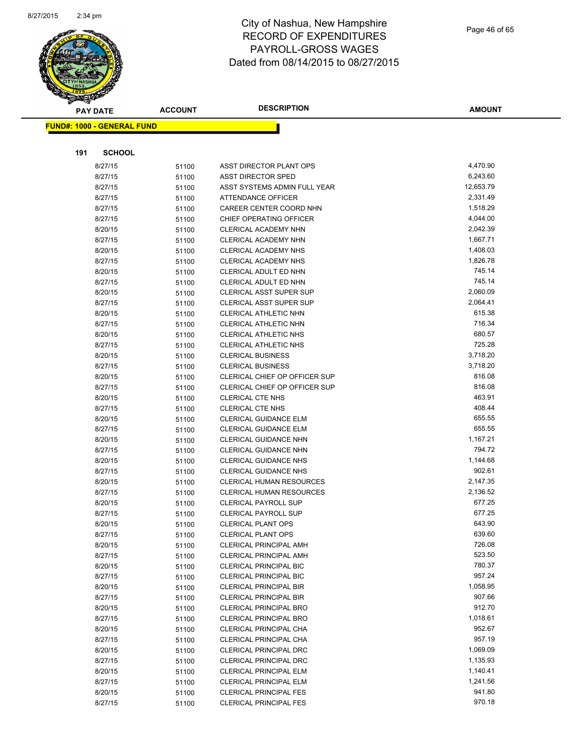# City of Nashua, New Hampshire
## RECORD OF EXPENDITURES
## PAYROLL-GROSS WAGES
## Dated from 08/14/2015 to 08/27/2015

**FUND#: 1000 - GENERAL FUND**

**191 SCHOOL**

| PAY DATE | ACCOUNT | DESCRIPTION | AMOUNT |
|---|---|---|---|
| 8/27/15 | 51100 | ASST DIRECTOR PLANT OPS | 4,470.90 |
| 8/27/15 | 51100 | ASST DIRECTOR SPED | 6,243.60 |
| 8/27/15 | 51100 | ASST SYSTEMS ADMIN FULL YEAR | 12,653.79 |
| 8/27/15 | 51100 | ATTENDANCE OFFICER | 2,331.49 |
| 8/27/15 | 51100 | CAREER CENTER COORD NHN | 1,518.29 |
| 8/27/15 | 51100 | CHIEF OPERATING OFFICER | 4,044.00 |
| 8/20/15 | 51100 | CLERICAL ACADEMY NHN | 2,042.39 |
| 8/27/15 | 51100 | CLERICAL ACADEMY NHN | 1,667.71 |
| 8/20/15 | 51100 | CLERICAL ACADEMY NHS | 1,408.03 |
| 8/27/15 | 51100 | CLERICAL ACADEMY NHS | 1,826.78 |
| 8/20/15 | 51100 | CLERICAL ADULT ED NHN | 745.14 |
| 8/27/15 | 51100 | CLERICAL ADULT ED NHN | 745.14 |
| 8/20/15 | 51100 | CLERICAL ASST SUPER SUP | 2,060.09 |
| 8/27/15 | 51100 | CLERICAL ASST SUPER SUP | 2,064.41 |
| 8/20/15 | 51100 | CLERICAL ATHLETIC NHN | 615.38 |
| 8/27/15 | 51100 | CLERICAL ATHLETIC NHN | 716.34 |
| 8/20/15 | 51100 | CLERICAL ATHLETIC NHS | 680.57 |
| 8/27/15 | 51100 | CLERICAL ATHLETIC NHS | 725.28 |
| 8/20/15 | 51100 | CLERICAL BUSINESS | 3,718.20 |
| 8/27/15 | 51100 | CLERICAL BUSINESS | 3,718.20 |
| 8/20/15 | 51100 | CLERICAL CHIEF OP OFFICER SUP | 816.08 |
| 8/27/15 | 51100 | CLERICAL CHIEF OP OFFICER SUP | 816.08 |
| 8/20/15 | 51100 | CLERICAL CTE NHS | 463.91 |
| 8/27/15 | 51100 | CLERICAL CTE NHS | 408.44 |
| 8/20/15 | 51100 | CLERICAL GUIDANCE ELM | 655.55 |
| 8/27/15 | 51100 | CLERICAL GUIDANCE ELM | 655.55 |
| 8/20/15 | 51100 | CLERICAL GUIDANCE NHN | 1,167.21 |
| 8/27/15 | 51100 | CLERICAL GUIDANCE NHN | 794.72 |
| 8/20/15 | 51100 | CLERICAL GUIDANCE NHS | 1,144.68 |
| 8/27/15 | 51100 | CLERICAL GUIDANCE NHS | 902.61 |
| 8/20/15 | 51100 | CLERICAL HUMAN RESOURCES | 2,147.35 |
| 8/27/15 | 51100 | CLERICAL HUMAN RESOURCES | 2,136.52 |
| 8/20/15 | 51100 | CLERICAL PAYROLL SUP | 677.25 |
| 8/27/15 | 51100 | CLERICAL PAYROLL SUP | 677.25 |
| 8/20/15 | 51100 | CLERICAL PLANT OPS | 643.90 |
| 8/27/15 | 51100 | CLERICAL PLANT OPS | 639.60 |
| 8/20/15 | 51100 | CLERICAL PRINCIPAL AMH | 726.08 |
| 8/27/15 | 51100 | CLERICAL PRINCIPAL AMH | 523.50 |
| 8/20/15 | 51100 | CLERICAL PRINCIPAL BIC | 780.37 |
| 8/27/15 | 51100 | CLERICAL PRINCIPAL BIC | 957.24 |
| 8/20/15 | 51100 | CLERICAL PRINCIPAL BIR | 1,058.95 |
| 8/27/15 | 51100 | CLERICAL PRINCIPAL BIR | 907.66 |
| 8/20/15 | 51100 | CLERICAL PRINCIPAL BRO | 912.70 |
| 8/27/15 | 51100 | CLERICAL PRINCIPAL BRO | 1,018.61 |
| 8/20/15 | 51100 | CLERICAL PRINCIPAL CHA | 952.67 |
| 8/27/15 | 51100 | CLERICAL PRINCIPAL CHA | 957.19 |
| 8/20/15 | 51100 | CLERICAL PRINCIPAL DRC | 1,069.09 |
| 8/27/15 | 51100 | CLERICAL PRINCIPAL DRC | 1,135.93 |
| 8/20/15 | 51100 | CLERICAL PRINCIPAL ELM | 1,140.41 |
| 8/27/15 | 51100 | CLERICAL PRINCIPAL ELM | 1,241.56 |
| 8/20/15 | 51100 | CLERICAL PRINCIPAL FES | 941.80 |
| 8/27/15 | 51100 | CLERICAL PRINCIPAL FES | 970.18 |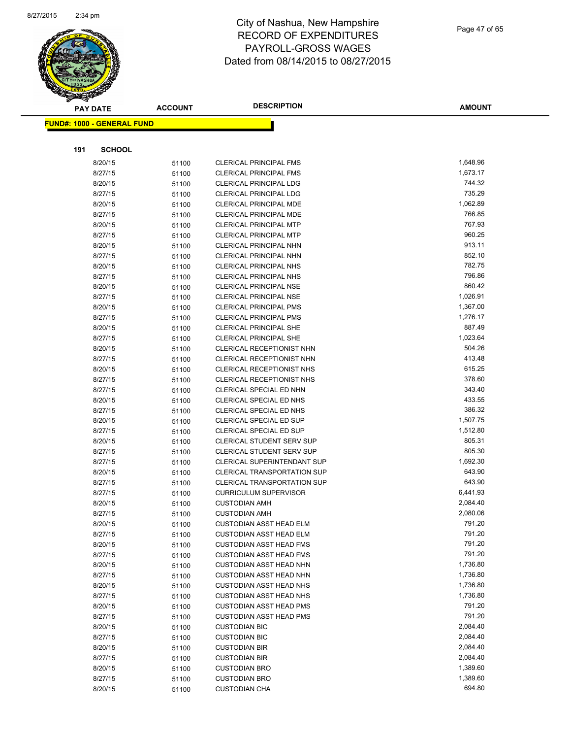# City of Nashua, New Hampshire
# RECORD OF EXPENDITURES
# PAYROLL-GROSS WAGES
# Dated from 08/14/2015 to 08/27/2015

**FUND#: 1000 - GENERAL FUND**

**191 SCHOOL**

| PAY DATE | ACCOUNT | DESCRIPTION | AMOUNT |
|---|---|---|---|
| 8/20/15 | 51100 | CLERICAL PRINCIPAL FMS | 1,648.96 |
| 8/27/15 | 51100 | CLERICAL PRINCIPAL FMS | 1,673.17 |
| 8/20/15 | 51100 | CLERICAL PRINCIPAL LDG | 744.32 |
| 8/27/15 | 51100 | CLERICAL PRINCIPAL LDG | 735.29 |
| 8/20/15 | 51100 | CLERICAL PRINCIPAL MDE | 1,062.89 |
| 8/27/15 | 51100 | CLERICAL PRINCIPAL MDE | 766.85 |
| 8/20/15 | 51100 | CLERICAL PRINCIPAL MTP | 767.93 |
| 8/27/15 | 51100 | CLERICAL PRINCIPAL MTP | 960.25 |
| 8/20/15 | 51100 | CLERICAL PRINCIPAL NHN | 913.11 |
| 8/27/15 | 51100 | CLERICAL PRINCIPAL NHN | 852.10 |
| 8/20/15 | 51100 | CLERICAL PRINCIPAL NHS | 782.75 |
| 8/27/15 | 51100 | CLERICAL PRINCIPAL NHS | 796.86 |
| 8/20/15 | 51100 | CLERICAL PRINCIPAL NSE | 860.42 |
| 8/27/15 | 51100 | CLERICAL PRINCIPAL NSE | 1,026.91 |
| 8/20/15 | 51100 | CLERICAL PRINCIPAL PMS | 1,367.00 |
| 8/27/15 | 51100 | CLERICAL PRINCIPAL PMS | 1,276.17 |
| 8/20/15 | 51100 | CLERICAL PRINCIPAL SHE | 887.49 |
| 8/27/15 | 51100 | CLERICAL PRINCIPAL SHE | 1,023.64 |
| 8/20/15 | 51100 | CLERICAL RECEPTIONIST NHN | 504.26 |
| 8/27/15 | 51100 | CLERICAL RECEPTIONIST NHN | 413.48 |
| 8/20/15 | 51100 | CLERICAL RECEPTIONIST NHS | 615.25 |
| 8/27/15 | 51100 | CLERICAL RECEPTIONIST NHS | 378.60 |
| 8/27/15 | 51100 | CLERICAL SPECIAL ED NHN | 343.40 |
| 8/20/15 | 51100 | CLERICAL SPECIAL ED NHS | 433.55 |
| 8/27/15 | 51100 | CLERICAL SPECIAL ED NHS | 386.32 |
| 8/20/15 | 51100 | CLERICAL SPECIAL ED SUP | 1,507.75 |
| 8/27/15 | 51100 | CLERICAL SPECIAL ED SUP | 1,512.80 |
| 8/20/15 | 51100 | CLERICAL STUDENT SERV SUP | 805.31 |
| 8/27/15 | 51100 | CLERICAL STUDENT SERV SUP | 805.30 |
| 8/27/15 | 51100 | CLERICAL SUPERINTENDANT SUP | 1,692.30 |
| 8/20/15 | 51100 | CLERICAL TRANSPORTATION SUP | 643.90 |
| 8/27/15 | 51100 | CLERICAL TRANSPORTATION SUP | 643.90 |
| 8/27/15 | 51100 | CURRICULUM SUPERVISOR | 6,441.93 |
| 8/20/15 | 51100 | CUSTODIAN AMH | 2,084.40 |
| 8/27/15 | 51100 | CUSTODIAN AMH | 2,080.06 |
| 8/20/15 | 51100 | CUSTODIAN ASST HEAD ELM | 791.20 |
| 8/27/15 | 51100 | CUSTODIAN ASST HEAD ELM | 791.20 |
| 8/20/15 | 51100 | CUSTODIAN ASST HEAD FMS | 791.20 |
| 8/27/15 | 51100 | CUSTODIAN ASST HEAD FMS | 791.20 |
| 8/20/15 | 51100 | CUSTODIAN ASST HEAD NHN | 1,736.80 |
| 8/27/15 | 51100 | CUSTODIAN ASST HEAD NHN | 1,736.80 |
| 8/20/15 | 51100 | CUSTODIAN ASST HEAD NHS | 1,736.80 |
| 8/27/15 | 51100 | CUSTODIAN ASST HEAD NHS | 1,736.80 |
| 8/20/15 | 51100 | CUSTODIAN ASST HEAD PMS | 791.20 |
| 8/27/15 | 51100 | CUSTODIAN ASST HEAD PMS | 791.20 |
| 8/20/15 | 51100 | CUSTODIAN BIC | 2,084.40 |
| 8/27/15 | 51100 | CUSTODIAN BIC | 2,084.40 |
| 8/20/15 | 51100 | CUSTODIAN BIR | 2,084.40 |
| 8/27/15 | 51100 | CUSTODIAN BIR | 2,084.40 |
| 8/20/15 | 51100 | CUSTODIAN BRO | 1,389.60 |
| 8/27/15 | 51100 | CUSTODIAN BRO | 1,389.60 |
| 8/20/15 | 51100 | CUSTODIAN CHA | 694.80 |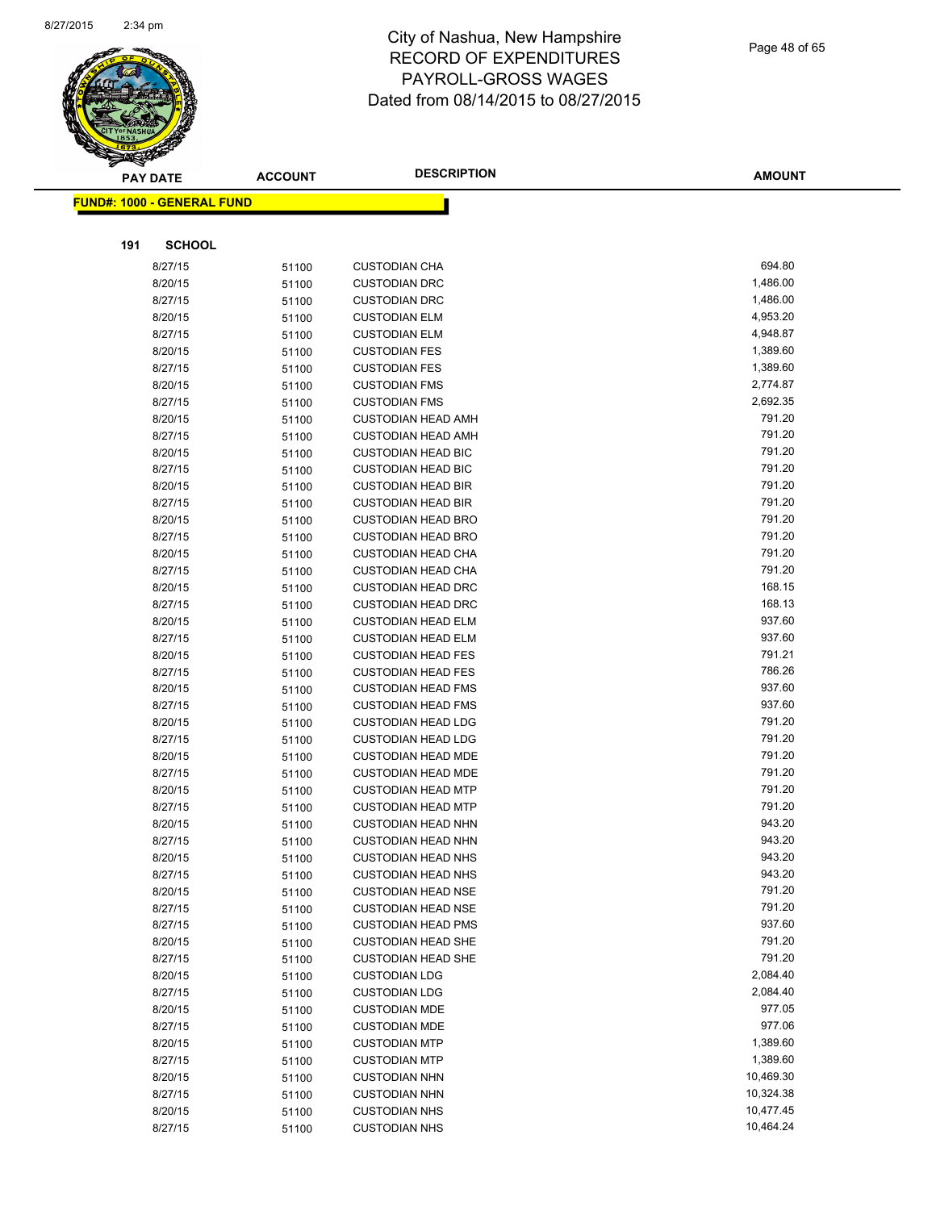# City of Nashua, New Hampshire
## RECORD OF EXPENDITURES
## PAYROLL-GROSS WAGES
## Dated from 08/14/2015 to 08/27/2015

**FUND#: 1000 - GENERAL FUND**

**191 SCHOOL**

| PAY DATE | ACCOUNT | DESCRIPTION | AMOUNT |
|---|---|---|---|
| 8/27/15 | 51100 | CUSTODIAN CHA | 694.80 |
| 8/20/15 | 51100 | CUSTODIAN DRC | 1,486.00 |
| 8/27/15 | 51100 | CUSTODIAN DRC | 1,486.00 |
| 8/20/15 | 51100 | CUSTODIAN ELM | 4,953.20 |
| 8/27/15 | 51100 | CUSTODIAN ELM | 4,948.87 |
| 8/20/15 | 51100 | CUSTODIAN FES | 1,389.60 |
| 8/27/15 | 51100 | CUSTODIAN FES | 1,389.60 |
| 8/20/15 | 51100 | CUSTODIAN FMS | 2,774.87 |
| 8/27/15 | 51100 | CUSTODIAN FMS | 2,692.35 |
| 8/20/15 | 51100 | CUSTODIAN HEAD AMH | 791.20 |
| 8/27/15 | 51100 | CUSTODIAN HEAD AMH | 791.20 |
| 8/20/15 | 51100 | CUSTODIAN HEAD BIC | 791.20 |
| 8/27/15 | 51100 | CUSTODIAN HEAD BIC | 791.20 |
| 8/20/15 | 51100 | CUSTODIAN HEAD BIR | 791.20 |
| 8/27/15 | 51100 | CUSTODIAN HEAD BIR | 791.20 |
| 8/20/15 | 51100 | CUSTODIAN HEAD BRO | 791.20 |
| 8/27/15 | 51100 | CUSTODIAN HEAD BRO | 791.20 |
| 8/20/15 | 51100 | CUSTODIAN HEAD CHA | 791.20 |
| 8/27/15 | 51100 | CUSTODIAN HEAD CHA | 791.20 |
| 8/20/15 | 51100 | CUSTODIAN HEAD DRC | 168.15 |
| 8/27/15 | 51100 | CUSTODIAN HEAD DRC | 168.13 |
| 8/20/15 | 51100 | CUSTODIAN HEAD ELM | 937.60 |
| 8/27/15 | 51100 | CUSTODIAN HEAD ELM | 937.60 |
| 8/20/15 | 51100 | CUSTODIAN HEAD FES | 791.21 |
| 8/27/15 | 51100 | CUSTODIAN HEAD FES | 786.26 |
| 8/20/15 | 51100 | CUSTODIAN HEAD FMS | 937.60 |
| 8/27/15 | 51100 | CUSTODIAN HEAD FMS | 937.60 |
| 8/20/15 | 51100 | CUSTODIAN HEAD LDG | 791.20 |
| 8/27/15 | 51100 | CUSTODIAN HEAD LDG | 791.20 |
| 8/20/15 | 51100 | CUSTODIAN HEAD MDE | 791.20 |
| 8/27/15 | 51100 | CUSTODIAN HEAD MDE | 791.20 |
| 8/20/15 | 51100 | CUSTODIAN HEAD MTP | 791.20 |
| 8/27/15 | 51100 | CUSTODIAN HEAD MTP | 791.20 |
| 8/20/15 | 51100 | CUSTODIAN HEAD NHN | 943.20 |
| 8/27/15 | 51100 | CUSTODIAN HEAD NHN | 943.20 |
| 8/20/15 | 51100 | CUSTODIAN HEAD NHS | 943.20 |
| 8/27/15 | 51100 | CUSTODIAN HEAD NHS | 943.20 |
| 8/20/15 | 51100 | CUSTODIAN HEAD NSE | 791.20 |
| 8/27/15 | 51100 | CUSTODIAN HEAD NSE | 791.20 |
| 8/27/15 | 51100 | CUSTODIAN HEAD PMS | 937.60 |
| 8/20/15 | 51100 | CUSTODIAN HEAD SHE | 791.20 |
| 8/27/15 | 51100 | CUSTODIAN HEAD SHE | 791.20 |
| 8/20/15 | 51100 | CUSTODIAN LDG | 2,084.40 |
| 8/27/15 | 51100 | CUSTODIAN LDG | 2,084.40 |
| 8/20/15 | 51100 | CUSTODIAN MDE | 977.05 |
| 8/27/15 | 51100 | CUSTODIAN MDE | 977.06 |
| 8/20/15 | 51100 | CUSTODIAN MTP | 1,389.60 |
| 8/27/15 | 51100 | CUSTODIAN MTP | 1,389.60 |
| 8/20/15 | 51100 | CUSTODIAN NHN | 10,469.30 |
| 8/27/15 | 51100 | CUSTODIAN NHN | 10,324.38 |
| 8/20/15 | 51100 | CUSTODIAN NHS | 10,477.45 |
| 8/27/15 | 51100 | CUSTODIAN NHS | 10,464.24 |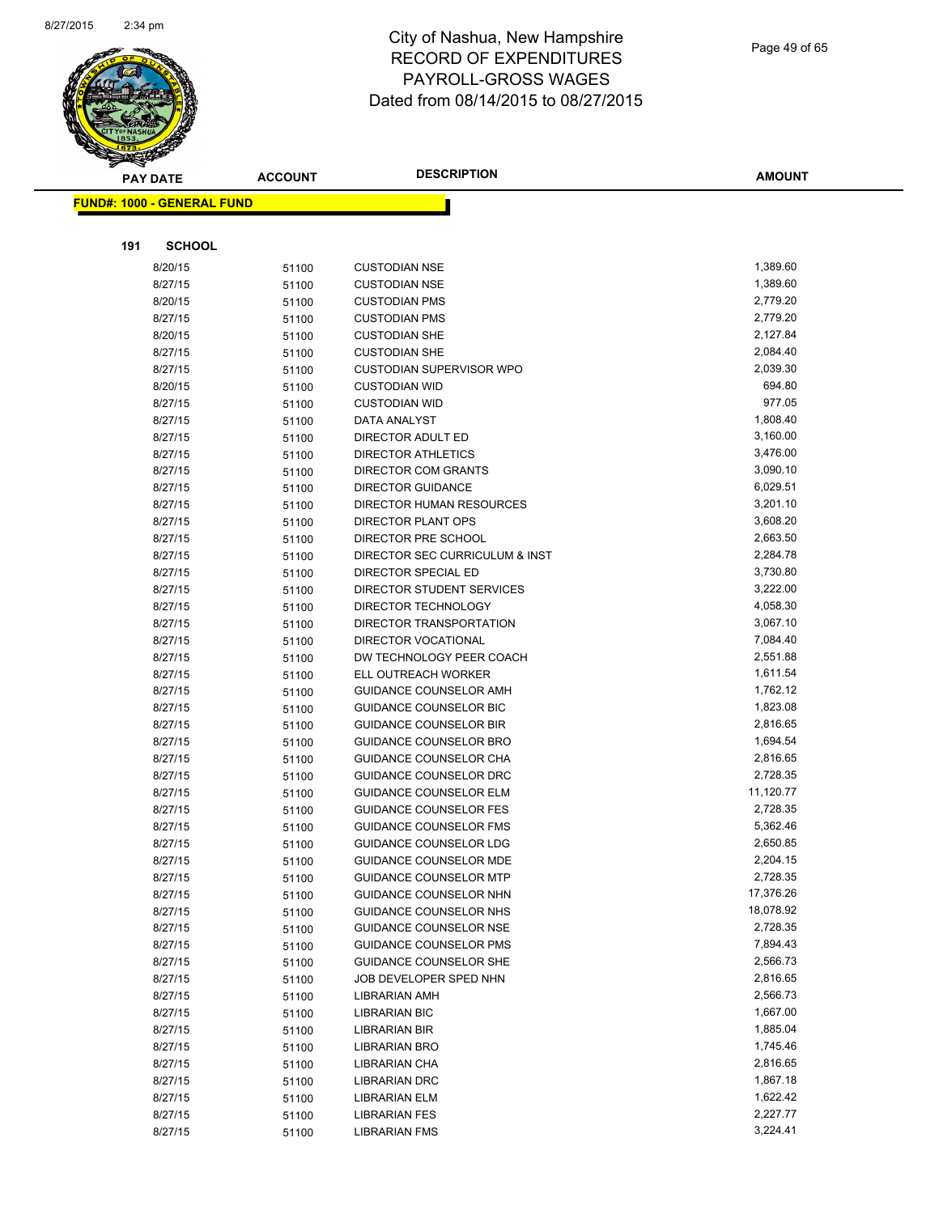# City of Nashua, New Hampshire
# RECORD OF EXPENDITURES
# PAYROLL-GROSS WAGES
# Dated from 08/14/2015 to 08/27/2015

**FUND#: 1000 - GENERAL FUND**

**191 SCHOOL**

| PAY DATE | ACCOUNT | DESCRIPTION | AMOUNT |
|---|---|---|---|
| 8/20/15 | 51100 | CUSTODIAN NSE | 1,389.60 |
| 8/27/15 | 51100 | CUSTODIAN NSE | 1,389.60 |
| 8/20/15 | 51100 | CUSTODIAN PMS | 2,779.20 |
| 8/27/15 | 51100 | CUSTODIAN PMS | 2,779.20 |
| 8/20/15 | 51100 | CUSTODIAN SHE | 2,127.84 |
| 8/27/15 | 51100 | CUSTODIAN SHE | 2,084.40 |
| 8/27/15 | 51100 | CUSTODIAN SUPERVISOR WPO | 2,039.30 |
| 8/20/15 | 51100 | CUSTODIAN WID | 694.80 |
| 8/27/15 | 51100 | CUSTODIAN WID | 977.05 |
| 8/27/15 | 51100 | DATA ANALYST | 1,808.40 |
| 8/27/15 | 51100 | DIRECTOR ADULT ED | 3,160.00 |
| 8/27/15 | 51100 | DIRECTOR ATHLETICS | 3,476.00 |
| 8/27/15 | 51100 | DIRECTOR COM GRANTS | 3,090.10 |
| 8/27/15 | 51100 | DIRECTOR GUIDANCE | 6,029.51 |
| 8/27/15 | 51100 | DIRECTOR HUMAN RESOURCES | 3,201.10 |
| 8/27/15 | 51100 | DIRECTOR PLANT OPS | 3,608.20 |
| 8/27/15 | 51100 | DIRECTOR PRE SCHOOL | 2,663.50 |
| 8/27/15 | 51100 | DIRECTOR SEC CURRICULUM & INST | 2,284.78 |
| 8/27/15 | 51100 | DIRECTOR SPECIAL ED | 3,730.80 |
| 8/27/15 | 51100 | DIRECTOR STUDENT SERVICES | 3,222.00 |
| 8/27/15 | 51100 | DIRECTOR TECHNOLOGY | 4,058.30 |
| 8/27/15 | 51100 | DIRECTOR TRANSPORTATION | 3,067.10 |
| 8/27/15 | 51100 | DIRECTOR VOCATIONAL | 7,084.40 |
| 8/27/15 | 51100 | DW TECHNOLOGY PEER COACH | 2,551.88 |
| 8/27/15 | 51100 | ELL OUTREACH WORKER | 1,611.54 |
| 8/27/15 | 51100 | GUIDANCE COUNSELOR AMH | 1,762.12 |
| 8/27/15 | 51100 | GUIDANCE COUNSELOR BIC | 1,823.08 |
| 8/27/15 | 51100 | GUIDANCE COUNSELOR BIR | 2,816.65 |
| 8/27/15 | 51100 | GUIDANCE COUNSELOR BRO | 1,694.54 |
| 8/27/15 | 51100 | GUIDANCE COUNSELOR CHA | 2,816.65 |
| 8/27/15 | 51100 | GUIDANCE COUNSELOR DRC | 2,728.35 |
| 8/27/15 | 51100 | GUIDANCE COUNSELOR ELM | 11,120.77 |
| 8/27/15 | 51100 | GUIDANCE COUNSELOR FES | 2,728.35 |
| 8/27/15 | 51100 | GUIDANCE COUNSELOR FMS | 5,362.46 |
| 8/27/15 | 51100 | GUIDANCE COUNSELOR LDG | 2,650.85 |
| 8/27/15 | 51100 | GUIDANCE COUNSELOR MDE | 2,204.15 |
| 8/27/15 | 51100 | GUIDANCE COUNSELOR MTP | 2,728.35 |
| 8/27/15 | 51100 | GUIDANCE COUNSELOR NHN | 17,376.26 |
| 8/27/15 | 51100 | GUIDANCE COUNSELOR NHS | 18,078.92 |
| 8/27/15 | 51100 | GUIDANCE COUNSELOR NSE | 2,728.35 |
| 8/27/15 | 51100 | GUIDANCE COUNSELOR PMS | 7,894.43 |
| 8/27/15 | 51100 | GUIDANCE COUNSELOR SHE | 2,566.73 |
| 8/27/15 | 51100 | JOB DEVELOPER SPED NHN | 2,816.65 |
| 8/27/15 | 51100 | LIBRARIAN AMH | 2,566.73 |
| 8/27/15 | 51100 | LIBRARIAN BIC | 1,667.00 |
| 8/27/15 | 51100 | LIBRARIAN BIR | 1,885.04 |
| 8/27/15 | 51100 | LIBRARIAN BRO | 1,745.46 |
| 8/27/15 | 51100 | LIBRARIAN CHA | 2,816.65 |
| 8/27/15 | 51100 | LIBRARIAN DRC | 1,867.18 |
| 8/27/15 | 51100 | LIBRARIAN ELM | 1,622.42 |
| 8/27/15 | 51100 | LIBRARIAN FES | 2,227.77 |
| 8/27/15 | 51100 | LIBRARIAN FMS | 3,224.41 |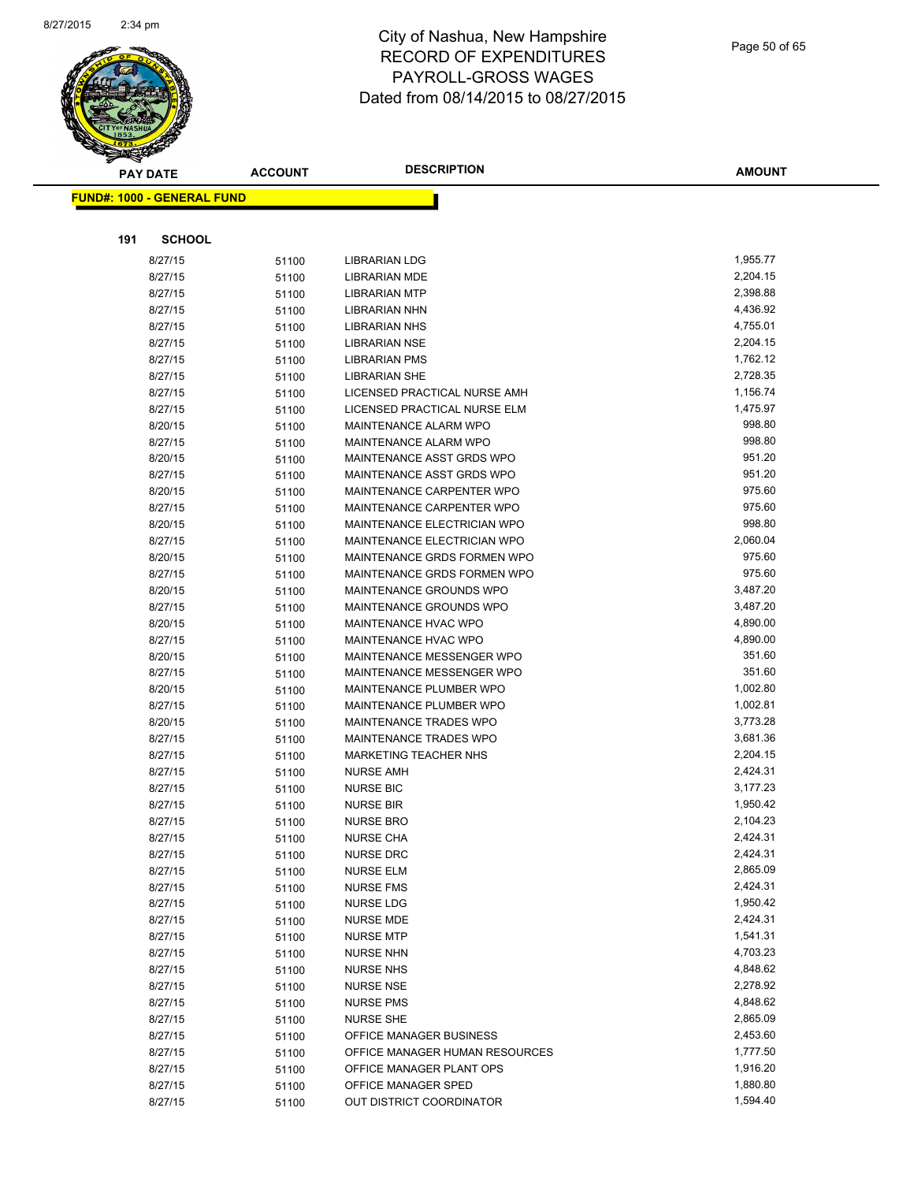City of Nashua, New Hampshire
RECORD OF EXPENDITURES
PAYROLL-GROSS WAGES
Dated from 08/14/2015 to 08/27/2015

**FUND#: 1000 - GENERAL FUND**

**191 SCHOOL**

| PAY DATE | ACCOUNT | DESCRIPTION | AMOUNT |
|---|---|---|---|
| 8/27/15 | 51100 | LIBRARIAN LDG | 1,955.77 |
| 8/27/15 | 51100 | LIBRARIAN MDE | 2,204.15 |
| 8/27/15 | 51100 | LIBRARIAN MTP | 2,398.88 |
| 8/27/15 | 51100 | LIBRARIAN NHN | 4,436.92 |
| 8/27/15 | 51100 | LIBRARIAN NHS | 4,755.01 |
| 8/27/15 | 51100 | LIBRARIAN NSE | 2,204.15 |
| 8/27/15 | 51100 | LIBRARIAN PMS | 1,762.12 |
| 8/27/15 | 51100 | LIBRARIAN SHE | 2,728.35 |
| 8/27/15 | 51100 | LICENSED PRACTICAL NURSE AMH | 1,156.74 |
| 8/27/15 | 51100 | LICENSED PRACTICAL NURSE ELM | 1,475.97 |
| 8/20/15 | 51100 | MAINTENANCE ALARM WPO | 998.80 |
| 8/27/15 | 51100 | MAINTENANCE ALARM WPO | 998.80 |
| 8/20/15 | 51100 | MAINTENANCE ASST GRDS WPO | 951.20 |
| 8/27/15 | 51100 | MAINTENANCE ASST GRDS WPO | 951.20 |
| 8/20/15 | 51100 | MAINTENANCE CARPENTER WPO | 975.60 |
| 8/27/15 | 51100 | MAINTENANCE CARPENTER WPO | 975.60 |
| 8/20/15 | 51100 | MAINTENANCE ELECTRICIAN WPO | 998.80 |
| 8/27/15 | 51100 | MAINTENANCE ELECTRICIAN WPO | 2,060.04 |
| 8/20/15 | 51100 | MAINTENANCE GRDS FORMEN WPO | 975.60 |
| 8/27/15 | 51100 | MAINTENANCE GRDS FORMEN WPO | 975.60 |
| 8/20/15 | 51100 | MAINTENANCE GROUNDS WPO | 3,487.20 |
| 8/27/15 | 51100 | MAINTENANCE GROUNDS WPO | 3,487.20 |
| 8/20/15 | 51100 | MAINTENANCE HVAC WPO | 4,890.00 |
| 8/27/15 | 51100 | MAINTENANCE HVAC WPO | 4,890.00 |
| 8/20/15 | 51100 | MAINTENANCE MESSENGER WPO | 351.60 |
| 8/27/15 | 51100 | MAINTENANCE MESSENGER WPO | 351.60 |
| 8/20/15 | 51100 | MAINTENANCE PLUMBER WPO | 1,002.80 |
| 8/27/15 | 51100 | MAINTENANCE PLUMBER WPO | 1,002.81 |
| 8/20/15 | 51100 | MAINTENANCE TRADES WPO | 3,773.28 |
| 8/27/15 | 51100 | MAINTENANCE TRADES WPO | 3,681.36 |
| 8/27/15 | 51100 | MARKETING TEACHER NHS | 2,204.15 |
| 8/27/15 | 51100 | NURSE AMH | 2,424.31 |
| 8/27/15 | 51100 | NURSE BIC | 3,177.23 |
| 8/27/15 | 51100 | NURSE BIR | 1,950.42 |
| 8/27/15 | 51100 | NURSE BRO | 2,104.23 |
| 8/27/15 | 51100 | NURSE CHA | 2,424.31 |
| 8/27/15 | 51100 | NURSE DRC | 2,424.31 |
| 8/27/15 | 51100 | NURSE ELM | 2,865.09 |
| 8/27/15 | 51100 | NURSE FMS | 2,424.31 |
| 8/27/15 | 51100 | NURSE LDG | 1,950.42 |
| 8/27/15 | 51100 | NURSE MDE | 2,424.31 |
| 8/27/15 | 51100 | NURSE MTP | 1,541.31 |
| 8/27/15 | 51100 | NURSE NHN | 4,703.23 |
| 8/27/15 | 51100 | NURSE NHS | 4,848.62 |
| 8/27/15 | 51100 | NURSE NSE | 2,278.92 |
| 8/27/15 | 51100 | NURSE PMS | 4,848.62 |
| 8/27/15 | 51100 | NURSE SHE | 2,865.09 |
| 8/27/15 | 51100 | OFFICE MANAGER BUSINESS | 2,453.60 |
| 8/27/15 | 51100 | OFFICE MANAGER HUMAN RESOURCES | 1,777.50 |
| 8/27/15 | 51100 | OFFICE MANAGER PLANT OPS | 1,916.20 |
| 8/27/15 | 51100 | OFFICE MANAGER SPED | 1,880.80 |
| 8/27/15 | 51100 | OUT DISTRICT COORDINATOR | 1,594.40 |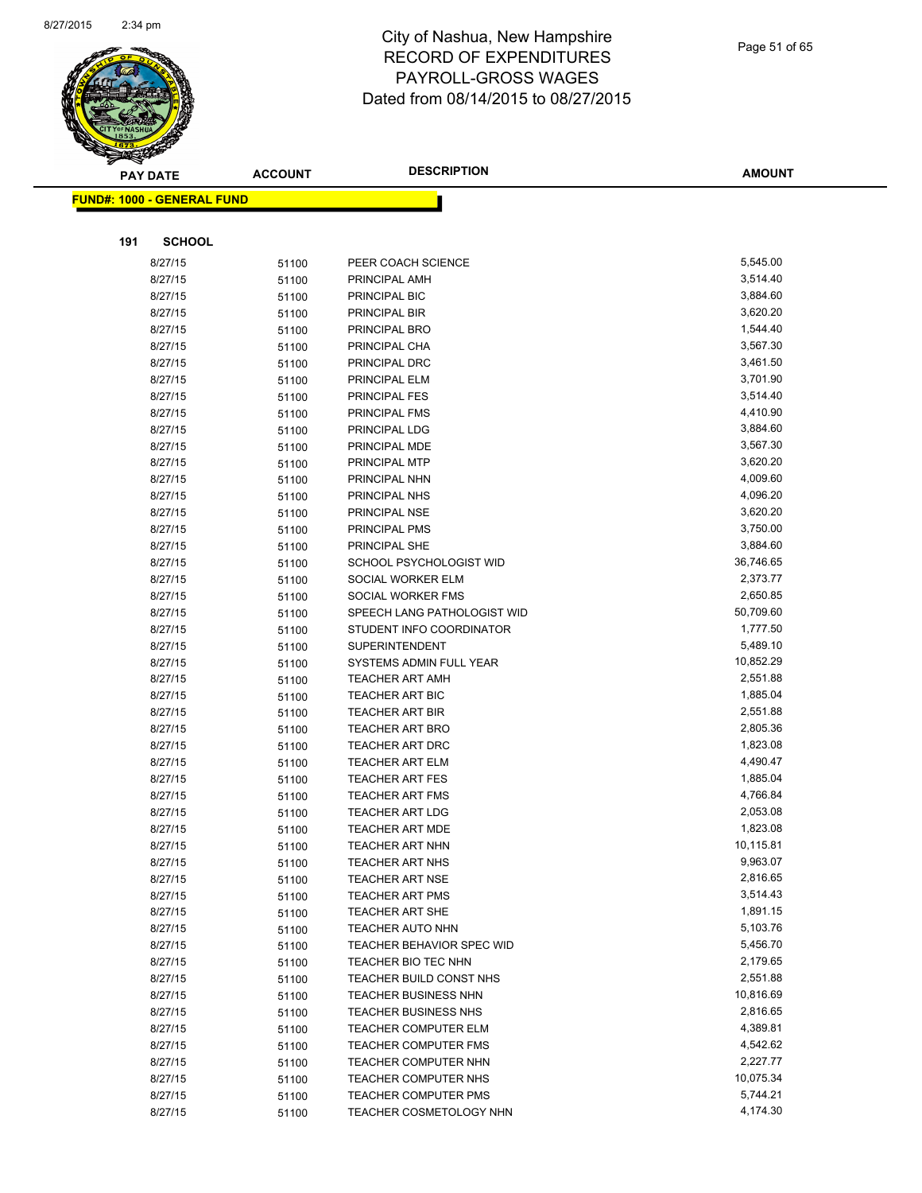# City of Nashua, New Hampshire
## RECORD OF EXPENDITURES
## PAYROLL-GROSS WAGES
## Dated from 08/14/2015 to 08/27/2015

**FUND#: 1000 - GENERAL FUND**

**191 SCHOOL**

| PAY DATE | ACCOUNT | DESCRIPTION | AMOUNT |
|---|---|---|---|
| 8/27/15 | 51100 | PEER COACH SCIENCE | 5,545.00 |
| 8/27/15 | 51100 | PRINCIPAL AMH | 3,514.40 |
| 8/27/15 | 51100 | PRINCIPAL BIC | 3,884.60 |
| 8/27/15 | 51100 | PRINCIPAL BIR | 3,620.20 |
| 8/27/15 | 51100 | PRINCIPAL BRO | 1,544.40 |
| 8/27/15 | 51100 | PRINCIPAL CHA | 3,567.30 |
| 8/27/15 | 51100 | PRINCIPAL DRC | 3,461.50 |
| 8/27/15 | 51100 | PRINCIPAL ELM | 3,701.90 |
| 8/27/15 | 51100 | PRINCIPAL FES | 3,514.40 |
| 8/27/15 | 51100 | PRINCIPAL FMS | 4,410.90 |
| 8/27/15 | 51100 | PRINCIPAL LDG | 3,884.60 |
| 8/27/15 | 51100 | PRINCIPAL MDE | 3,567.30 |
| 8/27/15 | 51100 | PRINCIPAL MTP | 3,620.20 |
| 8/27/15 | 51100 | PRINCIPAL NHN | 4,009.60 |
| 8/27/15 | 51100 | PRINCIPAL NHS | 4,096.20 |
| 8/27/15 | 51100 | PRINCIPAL NSE | 3,620.20 |
| 8/27/15 | 51100 | PRINCIPAL PMS | 3,750.00 |
| 8/27/15 | 51100 | PRINCIPAL SHE | 3,884.60 |
| 8/27/15 | 51100 | SCHOOL PSYCHOLOGIST WID | 36,746.65 |
| 8/27/15 | 51100 | SOCIAL WORKER ELM | 2,373.77 |
| 8/27/15 | 51100 | SOCIAL WORKER FMS | 2,650.85 |
| 8/27/15 | 51100 | SPEECH LANG PATHOLOGIST WID | 50,709.60 |
| 8/27/15 | 51100 | STUDENT INFO COORDINATOR | 1,777.50 |
| 8/27/15 | 51100 | SUPERINTENDENT | 5,489.10 |
| 8/27/15 | 51100 | SYSTEMS ADMIN FULL YEAR | 10,852.29 |
| 8/27/15 | 51100 | TEACHER ART AMH | 2,551.88 |
| 8/27/15 | 51100 | TEACHER ART BIC | 1,885.04 |
| 8/27/15 | 51100 | TEACHER ART BIR | 2,551.88 |
| 8/27/15 | 51100 | TEACHER ART BRO | 2,805.36 |
| 8/27/15 | 51100 | TEACHER ART DRC | 1,823.08 |
| 8/27/15 | 51100 | TEACHER ART ELM | 4,490.47 |
| 8/27/15 | 51100 | TEACHER ART FES | 1,885.04 |
| 8/27/15 | 51100 | TEACHER ART FMS | 4,766.84 |
| 8/27/15 | 51100 | TEACHER ART LDG | 2,053.08 |
| 8/27/15 | 51100 | TEACHER ART MDE | 1,823.08 |
| 8/27/15 | 51100 | TEACHER ART NHN | 10,115.81 |
| 8/27/15 | 51100 | TEACHER ART NHS | 9,963.07 |
| 8/27/15 | 51100 | TEACHER ART NSE | 2,816.65 |
| 8/27/15 | 51100 | TEACHER ART PMS | 3,514.43 |
| 8/27/15 | 51100 | TEACHER ART SHE | 1,891.15 |
| 8/27/15 | 51100 | TEACHER AUTO NHN | 5,103.76 |
| 8/27/15 | 51100 | TEACHER BEHAVIOR SPEC WID | 5,456.70 |
| 8/27/15 | 51100 | TEACHER BIO TEC NHN | 2,179.65 |
| 8/27/15 | 51100 | TEACHER BUILD CONST NHS | 2,551.88 |
| 8/27/15 | 51100 | TEACHER BUSINESS NHN | 10,816.69 |
| 8/27/15 | 51100 | TEACHER BUSINESS NHS | 2,816.65 |
| 8/27/15 | 51100 | TEACHER COMPUTER ELM | 4,389.81 |
| 8/27/15 | 51100 | TEACHER COMPUTER FMS | 4,542.62 |
| 8/27/15 | 51100 | TEACHER COMPUTER NHN | 2,227.77 |
| 8/27/15 | 51100 | TEACHER COMPUTER NHS | 10,075.34 |
| 8/27/15 | 51100 | TEACHER COMPUTER PMS | 5,744.21 |
| 8/27/15 | 51100 | TEACHER COSMETOLOGY NHN | 4,174.30 |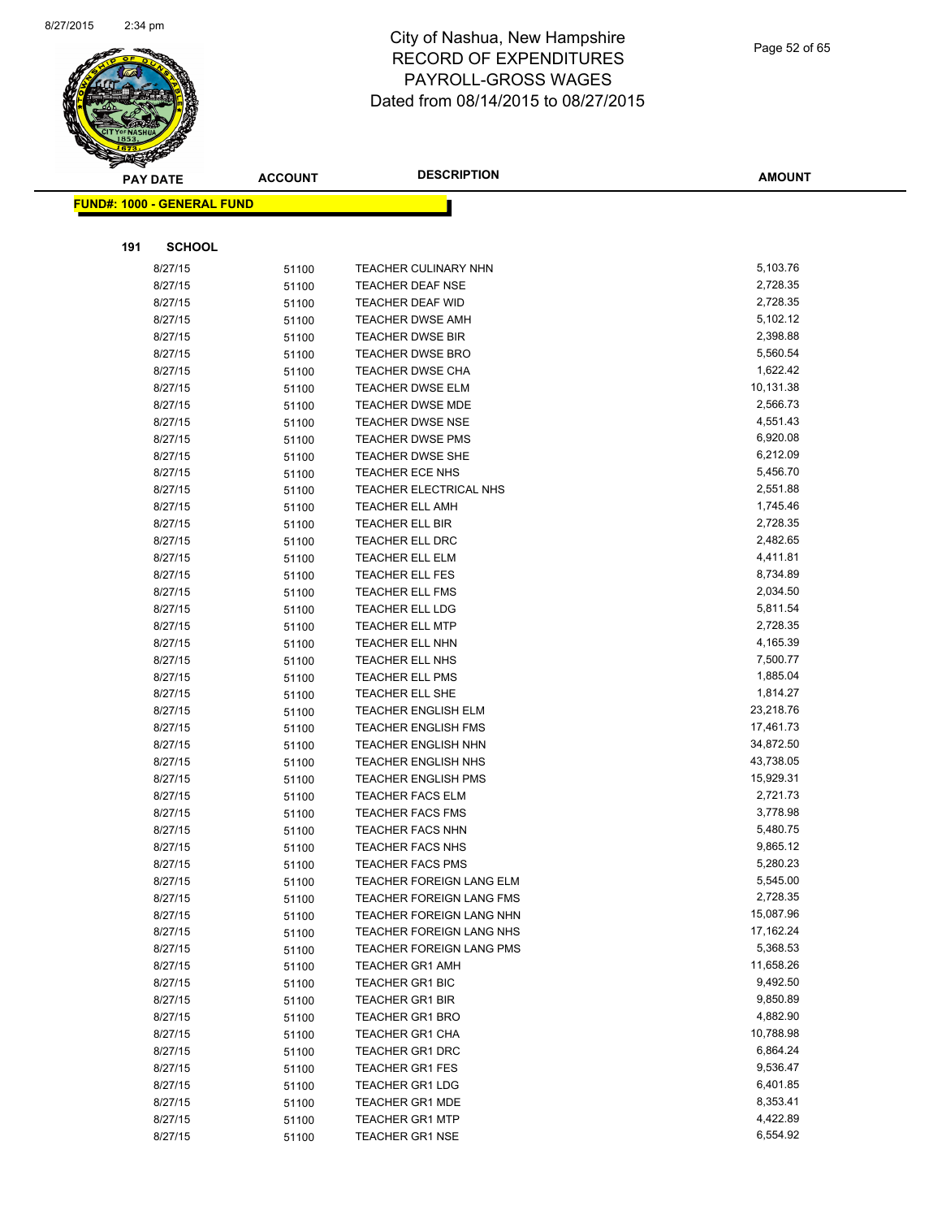# City of Nashua, New Hampshire
## RECORD OF EXPENDITURES
## PAYROLL-GROSS WAGES
## Dated from 08/14/2015 to 08/27/2015

**FUND#: 1000 - GENERAL FUND**

**191 SCHOOL**

| PAY DATE | ACCOUNT | DESCRIPTION | AMOUNT |
|---|---|---|---|
| 8/27/15 | 51100 | TEACHER CULINARY NHN | 5,103.76 |
| 8/27/15 | 51100 | TEACHER DEAF NSE | 2,728.35 |
| 8/27/15 | 51100 | TEACHER DEAF WID | 2,728.35 |
| 8/27/15 | 51100 | TEACHER DWSE AMH | 5,102.12 |
| 8/27/15 | 51100 | TEACHER DWSE BIR | 2,398.88 |
| 8/27/15 | 51100 | TEACHER DWSE BRO | 5,560.54 |
| 8/27/15 | 51100 | TEACHER DWSE CHA | 1,622.42 |
| 8/27/15 | 51100 | TEACHER DWSE ELM | 10,131.38 |
| 8/27/15 | 51100 | TEACHER DWSE MDE | 2,566.73 |
| 8/27/15 | 51100 | TEACHER DWSE NSE | 4,551.43 |
| 8/27/15 | 51100 | TEACHER DWSE PMS | 6,920.08 |
| 8/27/15 | 51100 | TEACHER DWSE SHE | 6,212.09 |
| 8/27/15 | 51100 | TEACHER ECE NHS | 5,456.70 |
| 8/27/15 | 51100 | TEACHER ELECTRICAL NHS | 2,551.88 |
| 8/27/15 | 51100 | TEACHER ELL AMH | 1,745.46 |
| 8/27/15 | 51100 | TEACHER ELL BIR | 2,728.35 |
| 8/27/15 | 51100 | TEACHER ELL DRC | 2,482.65 |
| 8/27/15 | 51100 | TEACHER ELL ELM | 4,411.81 |
| 8/27/15 | 51100 | TEACHER ELL FES | 8,734.89 |
| 8/27/15 | 51100 | TEACHER ELL FMS | 2,034.50 |
| 8/27/15 | 51100 | TEACHER ELL LDG | 5,811.54 |
| 8/27/15 | 51100 | TEACHER ELL MTP | 2,728.35 |
| 8/27/15 | 51100 | TEACHER ELL NHN | 4,165.39 |
| 8/27/15 | 51100 | TEACHER ELL NHS | 7,500.77 |
| 8/27/15 | 51100 | TEACHER ELL PMS | 1,885.04 |
| 8/27/15 | 51100 | TEACHER ELL SHE | 1,814.27 |
| 8/27/15 | 51100 | TEACHER ENGLISH ELM | 23,218.76 |
| 8/27/15 | 51100 | TEACHER ENGLISH FMS | 17,461.73 |
| 8/27/15 | 51100 | TEACHER ENGLISH NHN | 34,872.50 |
| 8/27/15 | 51100 | TEACHER ENGLISH NHS | 43,738.05 |
| 8/27/15 | 51100 | TEACHER ENGLISH PMS | 15,929.31 |
| 8/27/15 | 51100 | TEACHER FACS ELM | 2,721.73 |
| 8/27/15 | 51100 | TEACHER FACS FMS | 3,778.98 |
| 8/27/15 | 51100 | TEACHER FACS NHN | 5,480.75 |
| 8/27/15 | 51100 | TEACHER FACS NHS | 9,865.12 |
| 8/27/15 | 51100 | TEACHER FACS PMS | 5,280.23 |
| 8/27/15 | 51100 | TEACHER FOREIGN LANG ELM | 5,545.00 |
| 8/27/15 | 51100 | TEACHER FOREIGN LANG FMS | 2,728.35 |
| 8/27/15 | 51100 | TEACHER FOREIGN LANG NHN | 15,087.96 |
| 8/27/15 | 51100 | TEACHER FOREIGN LANG NHS | 17,162.24 |
| 8/27/15 | 51100 | TEACHER FOREIGN LANG PMS | 5,368.53 |
| 8/27/15 | 51100 | TEACHER GR1 AMH | 11,658.26 |
| 8/27/15 | 51100 | TEACHER GR1 BIC | 9,492.50 |
| 8/27/15 | 51100 | TEACHER GR1 BIR | 9,850.89 |
| 8/27/15 | 51100 | TEACHER GR1 BRO | 4,882.90 |
| 8/27/15 | 51100 | TEACHER GR1 CHA | 10,788.98 |
| 8/27/15 | 51100 | TEACHER GR1 DRC | 6,864.24 |
| 8/27/15 | 51100 | TEACHER GR1 FES | 9,536.47 |
| 8/27/15 | 51100 | TEACHER GR1 LDG | 6,401.85 |
| 8/27/15 | 51100 | TEACHER GR1 MDE | 8,353.41 |
| 8/27/15 | 51100 | TEACHER GR1 MTP | 4,422.89 |
| 8/27/15 | 51100 | TEACHER GR1 NSE | 6,554.92 |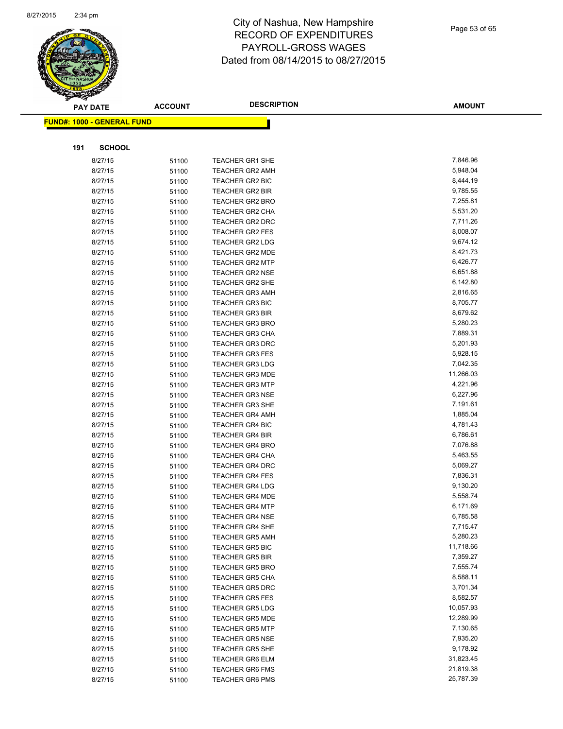# City of Nashua, New Hampshire
# RECORD OF EXPENDITURES
# PAYROLL-GROSS WAGES
# Dated from 08/14/2015 to 08/27/2015

**FUND#: 1000 - GENERAL FUND**

**191 SCHOOL**

| PAY DATE | ACCOUNT | DESCRIPTION | AMOUNT |
|---|---|---|---|
| 8/27/15 | 51100 | TEACHER GR1 SHE | 7,846.96 |
| 8/27/15 | 51100 | TEACHER GR2 AMH | 5,948.04 |
| 8/27/15 | 51100 | TEACHER GR2 BIC | 8,444.19 |
| 8/27/15 | 51100 | TEACHER GR2 BIR | 9,785.55 |
| 8/27/15 | 51100 | TEACHER GR2 BRO | 7,255.81 |
| 8/27/15 | 51100 | TEACHER GR2 CHA | 5,531.20 |
| 8/27/15 | 51100 | TEACHER GR2 DRC | 7,711.26 |
| 8/27/15 | 51100 | TEACHER GR2 FES | 8,008.07 |
| 8/27/15 | 51100 | TEACHER GR2 LDG | 9,674.12 |
| 8/27/15 | 51100 | TEACHER GR2 MDE | 8,421.73 |
| 8/27/15 | 51100 | TEACHER GR2 MTP | 6,426.77 |
| 8/27/15 | 51100 | TEACHER GR2 NSE | 6,651.88 |
| 8/27/15 | 51100 | TEACHER GR2 SHE | 6,142.80 |
| 8/27/15 | 51100 | TEACHER GR3 AMH | 2,816.65 |
| 8/27/15 | 51100 | TEACHER GR3 BIC | 8,705.77 |
| 8/27/15 | 51100 | TEACHER GR3 BIR | 8,679.62 |
| 8/27/15 | 51100 | TEACHER GR3 BRO | 5,280.23 |
| 8/27/15 | 51100 | TEACHER GR3 CHA | 7,889.31 |
| 8/27/15 | 51100 | TEACHER GR3 DRC | 5,201.93 |
| 8/27/15 | 51100 | TEACHER GR3 FES | 5,928.15 |
| 8/27/15 | 51100 | TEACHER GR3 LDG | 7,042.35 |
| 8/27/15 | 51100 | TEACHER GR3 MDE | 11,266.03 |
| 8/27/15 | 51100 | TEACHER GR3 MTP | 4,221.96 |
| 8/27/15 | 51100 | TEACHER GR3 NSE | 6,227.96 |
| 8/27/15 | 51100 | TEACHER GR3 SHE | 7,191.61 |
| 8/27/15 | 51100 | TEACHER GR4 AMH | 1,885.04 |
| 8/27/15 | 51100 | TEACHER GR4 BIC | 4,781.43 |
| 8/27/15 | 51100 | TEACHER GR4 BIR | 6,786.61 |
| 8/27/15 | 51100 | TEACHER GR4 BRO | 7,076.88 |
| 8/27/15 | 51100 | TEACHER GR4 CHA | 5,463.55 |
| 8/27/15 | 51100 | TEACHER GR4 DRC | 5,069.27 |
| 8/27/15 | 51100 | TEACHER GR4 FES | 7,836.31 |
| 8/27/15 | 51100 | TEACHER GR4 LDG | 9,130.20 |
| 8/27/15 | 51100 | TEACHER GR4 MDE | 5,558.74 |
| 8/27/15 | 51100 | TEACHER GR4 MTP | 6,171.69 |
| 8/27/15 | 51100 | TEACHER GR4 NSE | 6,785.58 |
| 8/27/15 | 51100 | TEACHER GR4 SHE | 7,715.47 |
| 8/27/15 | 51100 | TEACHER GR5 AMH | 5,280.23 |
| 8/27/15 | 51100 | TEACHER GR5 BIC | 11,718.66 |
| 8/27/15 | 51100 | TEACHER GR5 BIR | 7,359.27 |
| 8/27/15 | 51100 | TEACHER GR5 BRO | 7,555.74 |
| 8/27/15 | 51100 | TEACHER GR5 CHA | 8,588.11 |
| 8/27/15 | 51100 | TEACHER GR5 DRC | 3,701.34 |
| 8/27/15 | 51100 | TEACHER GR5 FES | 8,582.57 |
| 8/27/15 | 51100 | TEACHER GR5 LDG | 10,057.93 |
| 8/27/15 | 51100 | TEACHER GR5 MDE | 12,289.99 |
| 8/27/15 | 51100 | TEACHER GR5 MTP | 7,130.65 |
| 8/27/15 | 51100 | TEACHER GR5 NSE | 7,935.20 |
| 8/27/15 | 51100 | TEACHER GR5 SHE | 9,178.92 |
| 8/27/15 | 51100 | TEACHER GR6 ELM | 31,823.45 |
| 8/27/15 | 51100 | TEACHER GR6 FMS | 21,819.38 |
| 8/27/15 | 51100 | TEACHER GR6 PMS | 25,787.39 |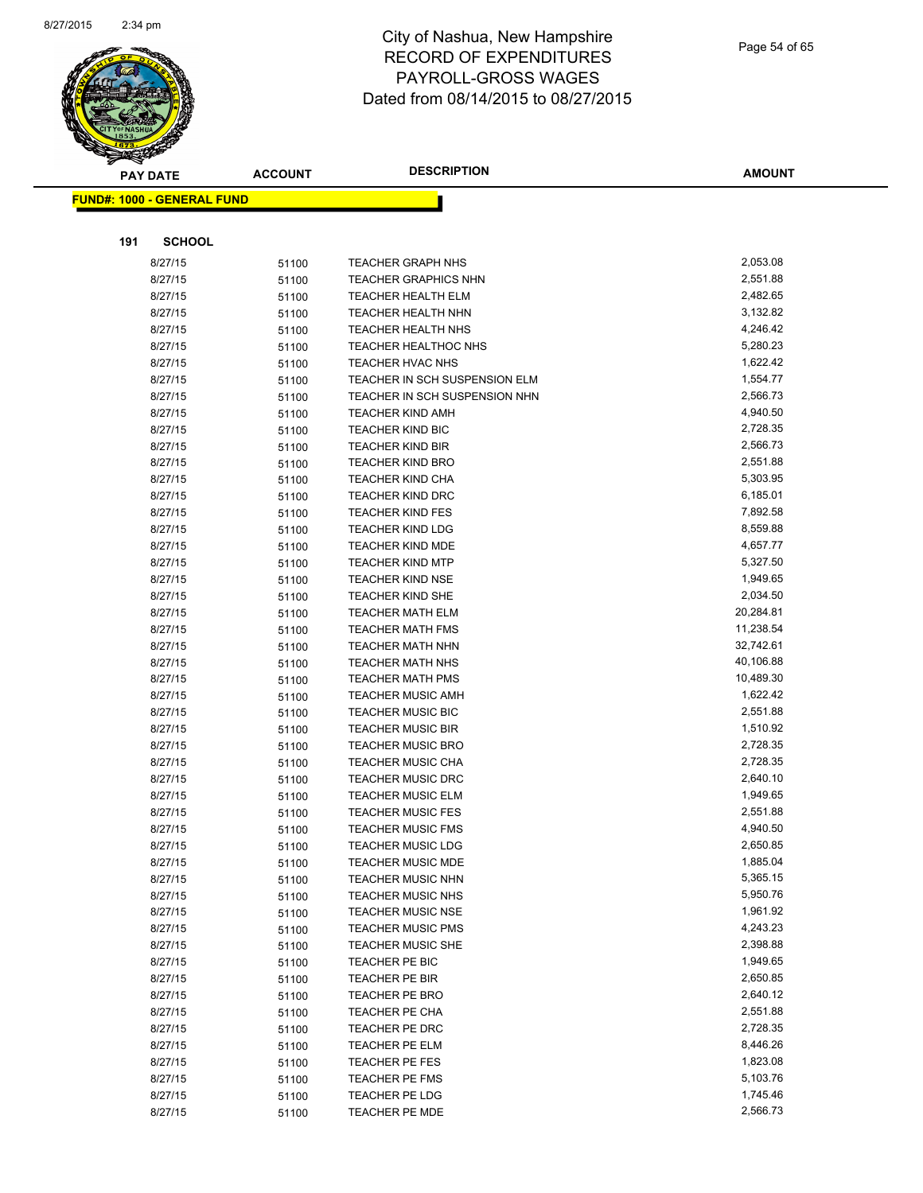# City of Nashua, New Hampshire
## RECORD OF EXPENDITURES
## PAYROLL-GROSS WAGES
## Dated from 08/14/2015 to 08/27/2015

**FUND#: 1000 - GENERAL FUND**

**191 SCHOOL**

| PAY DATE | ACCOUNT | DESCRIPTION | AMOUNT |
|---|---|---|---|
| 8/27/15 | 51100 | TEACHER GRAPH NHS | 2,053.08 |
| 8/27/15 | 51100 | TEACHER GRAPHICS NHN | 2,551.88 |
| 8/27/15 | 51100 | TEACHER HEALTH ELM | 2,482.65 |
| 8/27/15 | 51100 | TEACHER HEALTH NHN | 3,132.82 |
| 8/27/15 | 51100 | TEACHER HEALTH NHS | 4,246.42 |
| 8/27/15 | 51100 | TEACHER HEALTHOC NHS | 5,280.23 |
| 8/27/15 | 51100 | TEACHER HVAC NHS | 1,622.42 |
| 8/27/15 | 51100 | TEACHER IN SCH SUSPENSION ELM | 1,554.77 |
| 8/27/15 | 51100 | TEACHER IN SCH SUSPENSION NHN | 2,566.73 |
| 8/27/15 | 51100 | TEACHER KIND AMH | 4,940.50 |
| 8/27/15 | 51100 | TEACHER KIND BIC | 2,728.35 |
| 8/27/15 | 51100 | TEACHER KIND BIR | 2,566.73 |
| 8/27/15 | 51100 | TEACHER KIND BRO | 2,551.88 |
| 8/27/15 | 51100 | TEACHER KIND CHA | 5,303.95 |
| 8/27/15 | 51100 | TEACHER KIND DRC | 6,185.01 |
| 8/27/15 | 51100 | TEACHER KIND FES | 7,892.58 |
| 8/27/15 | 51100 | TEACHER KIND LDG | 8,559.88 |
| 8/27/15 | 51100 | TEACHER KIND MDE | 4,657.77 |
| 8/27/15 | 51100 | TEACHER KIND MTP | 5,327.50 |
| 8/27/15 | 51100 | TEACHER KIND NSE | 1,949.65 |
| 8/27/15 | 51100 | TEACHER KIND SHE | 2,034.50 |
| 8/27/15 | 51100 | TEACHER MATH ELM | 20,284.81 |
| 8/27/15 | 51100 | TEACHER MATH FMS | 11,238.54 |
| 8/27/15 | 51100 | TEACHER MATH NHN | 32,742.61 |
| 8/27/15 | 51100 | TEACHER MATH NHS | 40,106.88 |
| 8/27/15 | 51100 | TEACHER MATH PMS | 10,489.30 |
| 8/27/15 | 51100 | TEACHER MUSIC AMH | 1,622.42 |
| 8/27/15 | 51100 | TEACHER MUSIC BIC | 2,551.88 |
| 8/27/15 | 51100 | TEACHER MUSIC BIR | 1,510.92 |
| 8/27/15 | 51100 | TEACHER MUSIC BRO | 2,728.35 |
| 8/27/15 | 51100 | TEACHER MUSIC CHA | 2,728.35 |
| 8/27/15 | 51100 | TEACHER MUSIC DRC | 2,640.10 |
| 8/27/15 | 51100 | TEACHER MUSIC ELM | 1,949.65 |
| 8/27/15 | 51100 | TEACHER MUSIC FES | 2,551.88 |
| 8/27/15 | 51100 | TEACHER MUSIC FMS | 4,940.50 |
| 8/27/15 | 51100 | TEACHER MUSIC LDG | 2,650.85 |
| 8/27/15 | 51100 | TEACHER MUSIC MDE | 1,885.04 |
| 8/27/15 | 51100 | TEACHER MUSIC NHN | 5,365.15 |
| 8/27/15 | 51100 | TEACHER MUSIC NHS | 5,950.76 |
| 8/27/15 | 51100 | TEACHER MUSIC NSE | 1,961.92 |
| 8/27/15 | 51100 | TEACHER MUSIC PMS | 4,243.23 |
| 8/27/15 | 51100 | TEACHER MUSIC SHE | 2,398.88 |
| 8/27/15 | 51100 | TEACHER PE BIC | 1,949.65 |
| 8/27/15 | 51100 | TEACHER PE BIR | 2,650.85 |
| 8/27/15 | 51100 | TEACHER PE BRO | 2,640.12 |
| 8/27/15 | 51100 | TEACHER PE CHA | 2,551.88 |
| 8/27/15 | 51100 | TEACHER PE DRC | 2,728.35 |
| 8/27/15 | 51100 | TEACHER PE ELM | 8,446.26 |
| 8/27/15 | 51100 | TEACHER PE FES | 1,823.08 |
| 8/27/15 | 51100 | TEACHER PE FMS | 5,103.76 |
| 8/27/15 | 51100 | TEACHER PE LDG | 1,745.46 |
| 8/27/15 | 51100 | TEACHER PE MDE | 2,566.73 |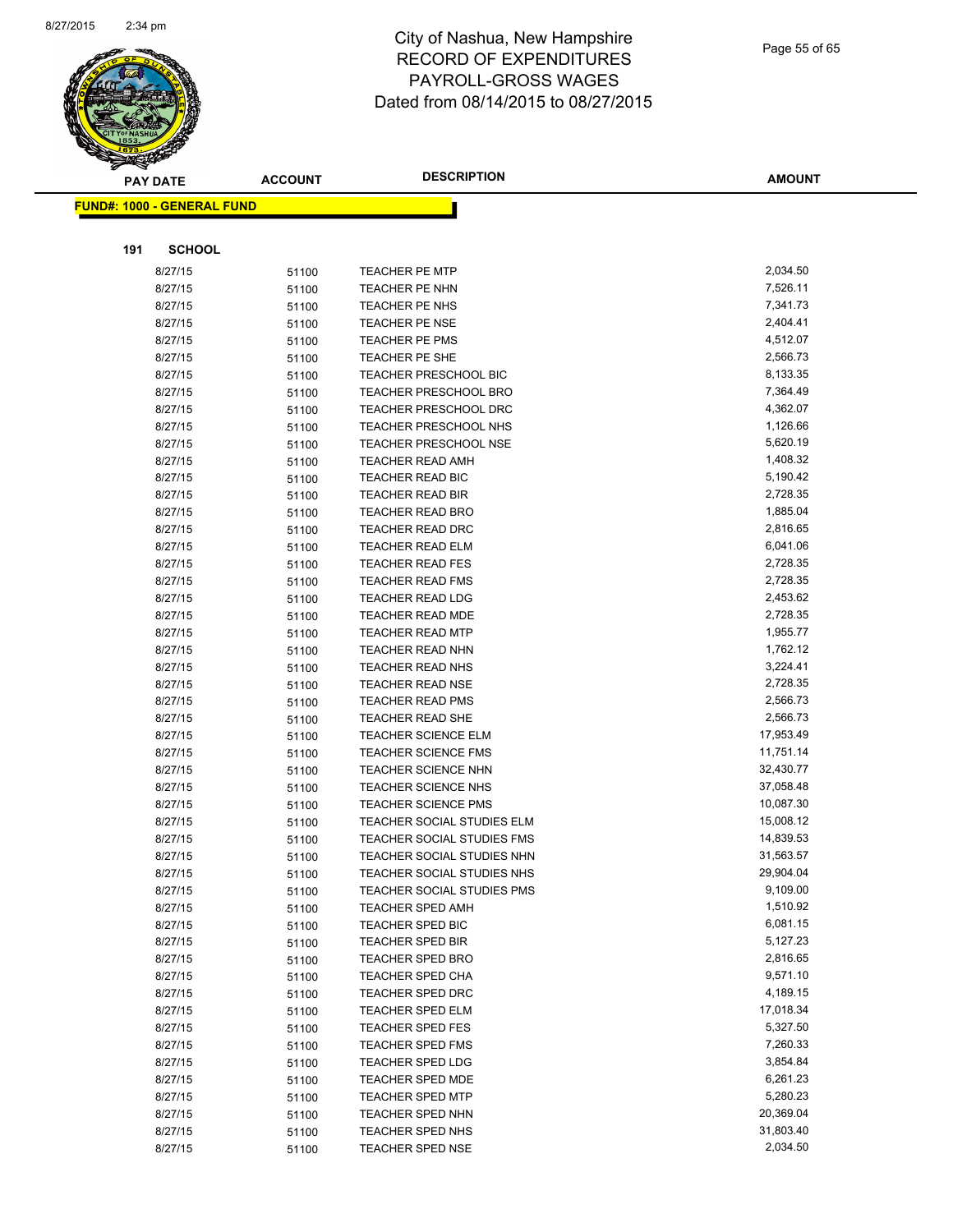# City of Nashua, New Hampshire
## RECORD OF EXPENDITURES
## PAYROLL-GROSS WAGES
## Dated from 08/14/2015 to 08/27/2015

**FUND#: 1000 - GENERAL FUND**

**191 SCHOOL**

| PAY DATE | ACCOUNT | DESCRIPTION | AMOUNT |
|---|---|---|---|
| 8/27/15 | 51100 | TEACHER PE MTP | 2,034.50 |
| 8/27/15 | 51100 | TEACHER PE NHN | 7,526.11 |
| 8/27/15 | 51100 | TEACHER PE NHS | 7,341.73 |
| 8/27/15 | 51100 | TEACHER PE NSE | 2,404.41 |
| 8/27/15 | 51100 | TEACHER PE PMS | 4,512.07 |
| 8/27/15 | 51100 | TEACHER PE SHE | 2,566.73 |
| 8/27/15 | 51100 | TEACHER PRESCHOOL BIC | 8,133.35 |
| 8/27/15 | 51100 | TEACHER PRESCHOOL BRO | 7,364.49 |
| 8/27/15 | 51100 | TEACHER PRESCHOOL DRC | 4,362.07 |
| 8/27/15 | 51100 | TEACHER PRESCHOOL NHS | 1,126.66 |
| 8/27/15 | 51100 | TEACHER PRESCHOOL NSE | 5,620.19 |
| 8/27/15 | 51100 | TEACHER READ AMH | 1,408.32 |
| 8/27/15 | 51100 | TEACHER READ BIC | 5,190.42 |
| 8/27/15 | 51100 | TEACHER READ BIR | 2,728.35 |
| 8/27/15 | 51100 | TEACHER READ BRO | 1,885.04 |
| 8/27/15 | 51100 | TEACHER READ DRC | 2,816.65 |
| 8/27/15 | 51100 | TEACHER READ ELM | 6,041.06 |
| 8/27/15 | 51100 | TEACHER READ FES | 2,728.35 |
| 8/27/15 | 51100 | TEACHER READ FMS | 2,728.35 |
| 8/27/15 | 51100 | TEACHER READ LDG | 2,453.62 |
| 8/27/15 | 51100 | TEACHER READ MDE | 2,728.35 |
| 8/27/15 | 51100 | TEACHER READ MTP | 1,955.77 |
| 8/27/15 | 51100 | TEACHER READ NHN | 1,762.12 |
| 8/27/15 | 51100 | TEACHER READ NHS | 3,224.41 |
| 8/27/15 | 51100 | TEACHER READ NSE | 2,728.35 |
| 8/27/15 | 51100 | TEACHER READ PMS | 2,566.73 |
| 8/27/15 | 51100 | TEACHER READ SHE | 2,566.73 |
| 8/27/15 | 51100 | TEACHER SCIENCE ELM | 17,953.49 |
| 8/27/15 | 51100 | TEACHER SCIENCE FMS | 11,751.14 |
| 8/27/15 | 51100 | TEACHER SCIENCE NHN | 32,430.77 |
| 8/27/15 | 51100 | TEACHER SCIENCE NHS | 37,058.48 |
| 8/27/15 | 51100 | TEACHER SCIENCE PMS | 10,087.30 |
| 8/27/15 | 51100 | TEACHER SOCIAL STUDIES ELM | 15,008.12 |
| 8/27/15 | 51100 | TEACHER SOCIAL STUDIES FMS | 14,839.53 |
| 8/27/15 | 51100 | TEACHER SOCIAL STUDIES NHN | 31,563.57 |
| 8/27/15 | 51100 | TEACHER SOCIAL STUDIES NHS | 29,904.04 |
| 8/27/15 | 51100 | TEACHER SOCIAL STUDIES PMS | 9,109.00 |
| 8/27/15 | 51100 | TEACHER SPED AMH | 1,510.92 |
| 8/27/15 | 51100 | TEACHER SPED BIC | 6,081.15 |
| 8/27/15 | 51100 | TEACHER SPED BIR | 5,127.23 |
| 8/27/15 | 51100 | TEACHER SPED BRO | 2,816.65 |
| 8/27/15 | 51100 | TEACHER SPED CHA | 9,571.10 |
| 8/27/15 | 51100 | TEACHER SPED DRC | 4,189.15 |
| 8/27/15 | 51100 | TEACHER SPED ELM | 17,018.34 |
| 8/27/15 | 51100 | TEACHER SPED FES | 5,327.50 |
| 8/27/15 | 51100 | TEACHER SPED FMS | 7,260.33 |
| 8/27/15 | 51100 | TEACHER SPED LDG | 3,854.84 |
| 8/27/15 | 51100 | TEACHER SPED MDE | 6,261.23 |
| 8/27/15 | 51100 | TEACHER SPED MTP | 5,280.23 |
| 8/27/15 | 51100 | TEACHER SPED NHN | 20,369.04 |
| 8/27/15 | 51100 | TEACHER SPED NHS | 31,803.40 |
| 8/27/15 | 51100 | TEACHER SPED NSE | 2,034.50 |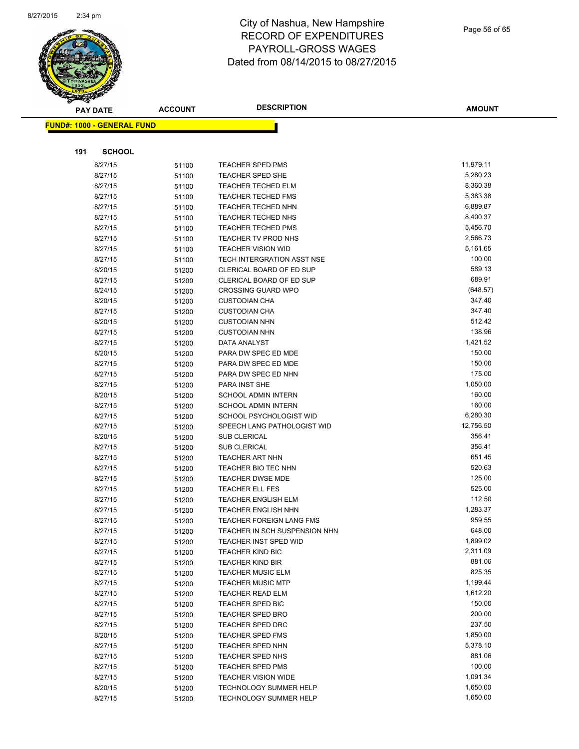# City of Nashua, New Hampshire
## RECORD OF EXPENDITURES
## PAYROLL-GROSS WAGES
## Dated from 08/14/2015 to 08/27/2015

| PAY DATE | ACCOUNT | DESCRIPTION | AMOUNT |
|---|---|---|---|

**FUND#: 1000 - GENERAL FUND**

**191 SCHOOL**

| PAY DATE | ACCOUNT | DESCRIPTION | AMOUNT |
|---|---|---|---|
| 8/27/15 | 51100 | TEACHER SPED PMS | 11,979.11 |
| 8/27/15 | 51100 | TEACHER SPED SHE | 5,280.23 |
| 8/27/15 | 51100 | TEACHER TECHED ELM | 8,360.38 |
| 8/27/15 | 51100 | TEACHER TECHED FMS | 5,383.38 |
| 8/27/15 | 51100 | TEACHER TECHED NHN | 6,889.87 |
| 8/27/15 | 51100 | TEACHER TECHED NHS | 8,400.37 |
| 8/27/15 | 51100 | TEACHER TECHED PMS | 5,456.70 |
| 8/27/15 | 51100 | TEACHER TV PROD NHS | 2,566.73 |
| 8/27/15 | 51100 | TEACHER VISION WID | 5,161.65 |
| 8/27/15 | 51100 | TECH INTERGRATION ASST NSE | 100.00 |
| 8/20/15 | 51200 | CLERICAL BOARD OF ED SUP | 589.13 |
| 8/27/15 | 51200 | CLERICAL BOARD OF ED SUP | 689.91 |
| 8/24/15 | 51200 | CROSSING GUARD WPO | (648.57) |
| 8/20/15 | 51200 | CUSTODIAN CHA | 347.40 |
| 8/27/15 | 51200 | CUSTODIAN CHA | 347.40 |
| 8/20/15 | 51200 | CUSTODIAN NHN | 512.42 |
| 8/27/15 | 51200 | CUSTODIAN NHN | 138.96 |
| 8/27/15 | 51200 | DATA ANALYST | 1,421.52 |
| 8/20/15 | 51200 | PARA DW SPEC ED MDE | 150.00 |
| 8/27/15 | 51200 | PARA DW SPEC ED MDE | 150.00 |
| 8/27/15 | 51200 | PARA DW SPEC ED NHN | 175.00 |
| 8/27/15 | 51200 | PARA INST SHE | 1,050.00 |
| 8/20/15 | 51200 | SCHOOL ADMIN INTERN | 160.00 |
| 8/27/15 | 51200 | SCHOOL ADMIN INTERN | 160.00 |
| 8/27/15 | 51200 | SCHOOL PSYCHOLOGIST WID | 6,280.30 |
| 8/27/15 | 51200 | SPEECH LANG PATHOLOGIST WID | 12,756.50 |
| 8/20/15 | 51200 | SUB CLERICAL | 356.41 |
| 8/27/15 | 51200 | SUB CLERICAL | 356.41 |
| 8/27/15 | 51200 | TEACHER ART NHN | 651.45 |
| 8/27/15 | 51200 | TEACHER BIO TEC NHN | 520.63 |
| 8/27/15 | 51200 | TEACHER DWSE MDE | 125.00 |
| 8/27/15 | 51200 | TEACHER ELL FES | 525.00 |
| 8/27/15 | 51200 | TEACHER ENGLISH ELM | 112.50 |
| 8/27/15 | 51200 | TEACHER ENGLISH NHN | 1,283.37 |
| 8/27/15 | 51200 | TEACHER FOREIGN LANG FMS | 959.55 |
| 8/27/15 | 51200 | TEACHER IN SCH SUSPENSION NHN | 648.00 |
| 8/27/15 | 51200 | TEACHER INST SPED WID | 1,899.02 |
| 8/27/15 | 51200 | TEACHER KIND BIC | 2,311.09 |
| 8/27/15 | 51200 | TEACHER KIND BIR | 881.06 |
| 8/27/15 | 51200 | TEACHER MUSIC ELM | 825.35 |
| 8/27/15 | 51200 | TEACHER MUSIC MTP | 1,199.44 |
| 8/27/15 | 51200 | TEACHER READ ELM | 1,612.20 |
| 8/27/15 | 51200 | TEACHER SPED BIC | 150.00 |
| 8/27/15 | 51200 | TEACHER SPED BRO | 200.00 |
| 8/27/15 | 51200 | TEACHER SPED DRC | 237.50 |
| 8/20/15 | 51200 | TEACHER SPED FMS | 1,850.00 |
| 8/27/15 | 51200 | TEACHER SPED NHN | 5,378.10 |
| 8/27/15 | 51200 | TEACHER SPED NHS | 881.06 |
| 8/27/15 | 51200 | TEACHER SPED PMS | 100.00 |
| 8/27/15 | 51200 | TEACHER VISION WIDE | 1,091.34 |
| 8/20/15 | 51200 | TECHNOLOGY SUMMER HELP | 1,650.00 |
| 8/27/15 | 51200 | TECHNOLOGY SUMMER HELP | 1,650.00 |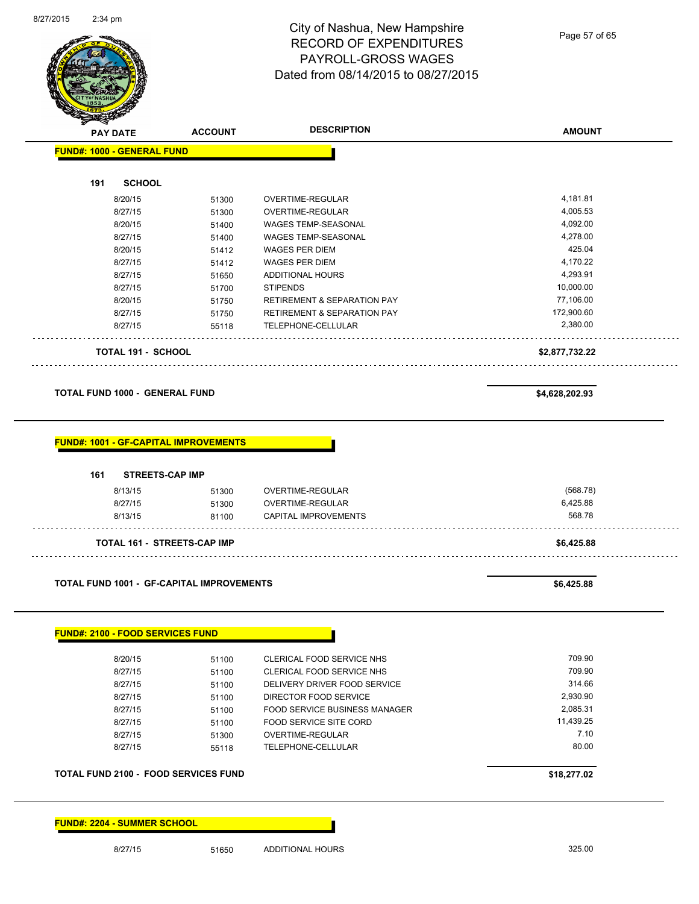# City of Nashua, New Hampshire
## RECORD OF EXPENDITURES
## PAYROLL-GROSS WAGES
## Dated from 08/14/2015 to 08/27/2015

| PAY DATE | ACCOUNT | DESCRIPTION | AMOUNT |
|---|---|---|---|
| **FUND#: 1000 - GENERAL FUND** | | | |
| **191 SCHOOL** | | | |
| 8/20/15 | 51300 | OVERTIME-REGULAR | 4,181.81 |
| 8/27/15 | 51300 | OVERTIME-REGULAR | 4,005.53 |
| 8/20/15 | 51400 | WAGES TEMP-SEASONAL | 4,092.00 |
| 8/27/15 | 51400 | WAGES TEMP-SEASONAL | 4,278.00 |
| 8/20/15 | 51412 | WAGES PER DIEM | 425.04 |
| 8/27/15 | 51412 | WAGES PER DIEM | 4,170.22 |
| 8/27/15 | 51650 | ADDITIONAL HOURS | 4,293.91 |
| 8/27/15 | 51700 | STIPENDS | 10,000.00 |
| 8/20/15 | 51750 | RETIREMENT & SEPARATION PAY | 77,106.00 |
| 8/27/15 | 51750 | RETIREMENT & SEPARATION PAY | 172,900.60 |
| 8/27/15 | 55118 | TELEPHONE-CELLULAR | 2,380.00 |
| **TOTAL 191 - SCHOOL** | | | **$2,877,732.22** |
| **TOTAL FUND 1000 - GENERAL FUND** | | | **$4,628,202.93** |
| **FUND#: 1001 - GF-CAPITAL IMPROVEMENTS** | | | |
| **161 STREETS-CAP IMP** | | | |
| 8/13/15 | 51300 | OVERTIME-REGULAR | (568.78) |
| 8/27/15 | 51300 | OVERTIME-REGULAR | 6,425.88 |
| 8/13/15 | 81100 | CAPITAL IMPROVEMENTS | 568.78 |
| **TOTAL 161 - STREETS-CAP IMP** | | | **$6,425.88** |
| **TOTAL FUND 1001 - GF-CAPITAL IMPROVEMENTS** | | | **$6,425.88** |
| **FUND#: 2100 - FOOD SERVICES FUND** | | | |
| 8/20/15 | 51100 | CLERICAL FOOD SERVICE NHS | 709.90 |
| 8/27/15 | 51100 | CLERICAL FOOD SERVICE NHS | 709.90 |
| 8/27/15 | 51100 | DELIVERY DRIVER FOOD SERVICE | 314.66 |
| 8/27/15 | 51100 | DIRECTOR FOOD SERVICE | 2,930.90 |
| 8/27/15 | 51100 | FOOD SERVICE BUSINESS MANAGER | 2,085.31 |
| 8/27/15 | 51100 | FOOD SERVICE SITE CORD | 11,439.25 |
| 8/27/15 | 51300 | OVERTIME-REGULAR | 7.10 |
| 8/27/15 | 55118 | TELEPHONE-CELLULAR | 80.00 |
| **TOTAL FUND 2100 - FOOD SERVICES FUND** | | | **$18,277.02** |
| **FUND#: 2204 - SUMMER SCHOOL** | | | |
| 8/27/15 | 51650 | ADDITIONAL HOURS | 325.00 |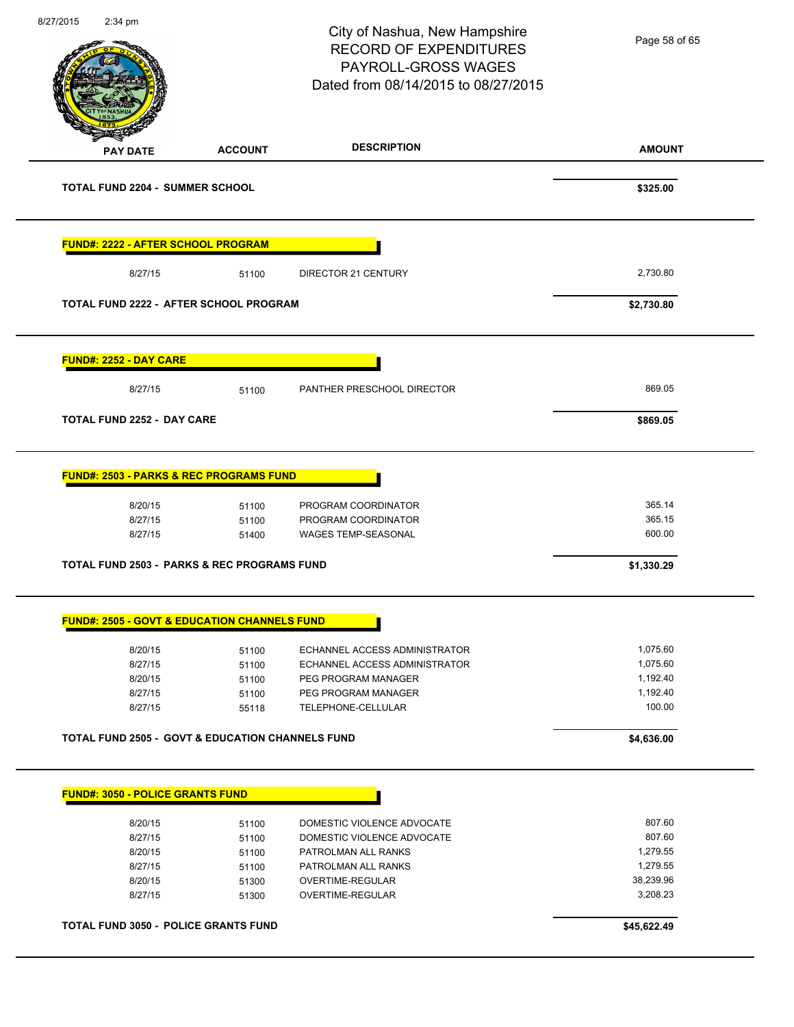City of Nashua, New Hampshire
RECORD OF EXPENDITURES
PAYROLL-GROSS WAGES
Dated from 08/14/2015 to 08/27/2015

| PAY DATE | ACCOUNT | DESCRIPTION | AMOUNT |
|---|---|---|---|
| **TOTAL FUND 2204 - SUMMER SCHOOL** | | | **$325.00** |

**FUND#: 2222 - AFTER SCHOOL PROGRAM**

| PAY DATE | ACCOUNT | DESCRIPTION | AMOUNT |
|---|---|---|---|
| 8/27/15 | 51100 | DIRECTOR 21 CENTURY | 2,730.80 |
| **TOTAL FUND 2222 - AFTER SCHOOL PROGRAM** | | | **$2,730.80** |

**FUND#: 2252 - DAY CARE**

| PAY DATE | ACCOUNT | DESCRIPTION | AMOUNT |
|---|---|---|---|
| 8/27/15 | 51100 | PANTHER PRESCHOOL DIRECTOR | 869.05 |
| **TOTAL FUND 2252 - DAY CARE** | | | **$869.05** |

**FUND#: 2503 - PARKS & REC PROGRAMS FUND**

| PAY DATE | ACCOUNT | DESCRIPTION | AMOUNT |
|---|---|---|---|
| 8/20/15 | 51100 | PROGRAM COORDINATOR | 365.14 |
| 8/27/15 | 51100 | PROGRAM COORDINATOR | 365.15 |
| 8/27/15 | 51400 | WAGES TEMP-SEASONAL | 600.00 |
| **TOTAL FUND 2503 - PARKS & REC PROGRAMS FUND** | | | **$1,330.29** |

**FUND#: 2505 - GOVT & EDUCATION CHANNELS FUND**

| PAY DATE | ACCOUNT | DESCRIPTION | AMOUNT |
|---|---|---|---|
| 8/20/15 | 51100 | ECHANNEL ACCESS ADMINISTRATOR | 1,075.60 |
| 8/27/15 | 51100 | ECHANNEL ACCESS ADMINISTRATOR | 1,075.60 |
| 8/20/15 | 51100 | PEG PROGRAM MANAGER | 1,192.40 |
| 8/27/15 | 51100 | PEG PROGRAM MANAGER | 1,192.40 |
| 8/27/15 | 55118 | TELEPHONE-CELLULAR | 100.00 |
| **TOTAL FUND 2505 - GOVT & EDUCATION CHANNELS FUND** | | | **$4,636.00** |

**FUND#: 3050 - POLICE GRANTS FUND**

| PAY DATE | ACCOUNT | DESCRIPTION | AMOUNT |
|---|---|---|---|
| 8/20/15 | 51100 | DOMESTIC VIOLENCE ADVOCATE | 807.60 |
| 8/27/15 | 51100 | DOMESTIC VIOLENCE ADVOCATE | 807.60 |
| 8/20/15 | 51100 | PATROLMAN ALL RANKS | 1,279.55 |
| 8/27/15 | 51100 | PATROLMAN ALL RANKS | 1,279.55 |
| 8/20/15 | 51300 | OVERTIME-REGULAR | 38,239.96 |
| 8/27/15 | 51300 | OVERTIME-REGULAR | 3,208.23 |
| **TOTAL FUND 3050 - POLICE GRANTS FUND** | | | **$45,622.49** |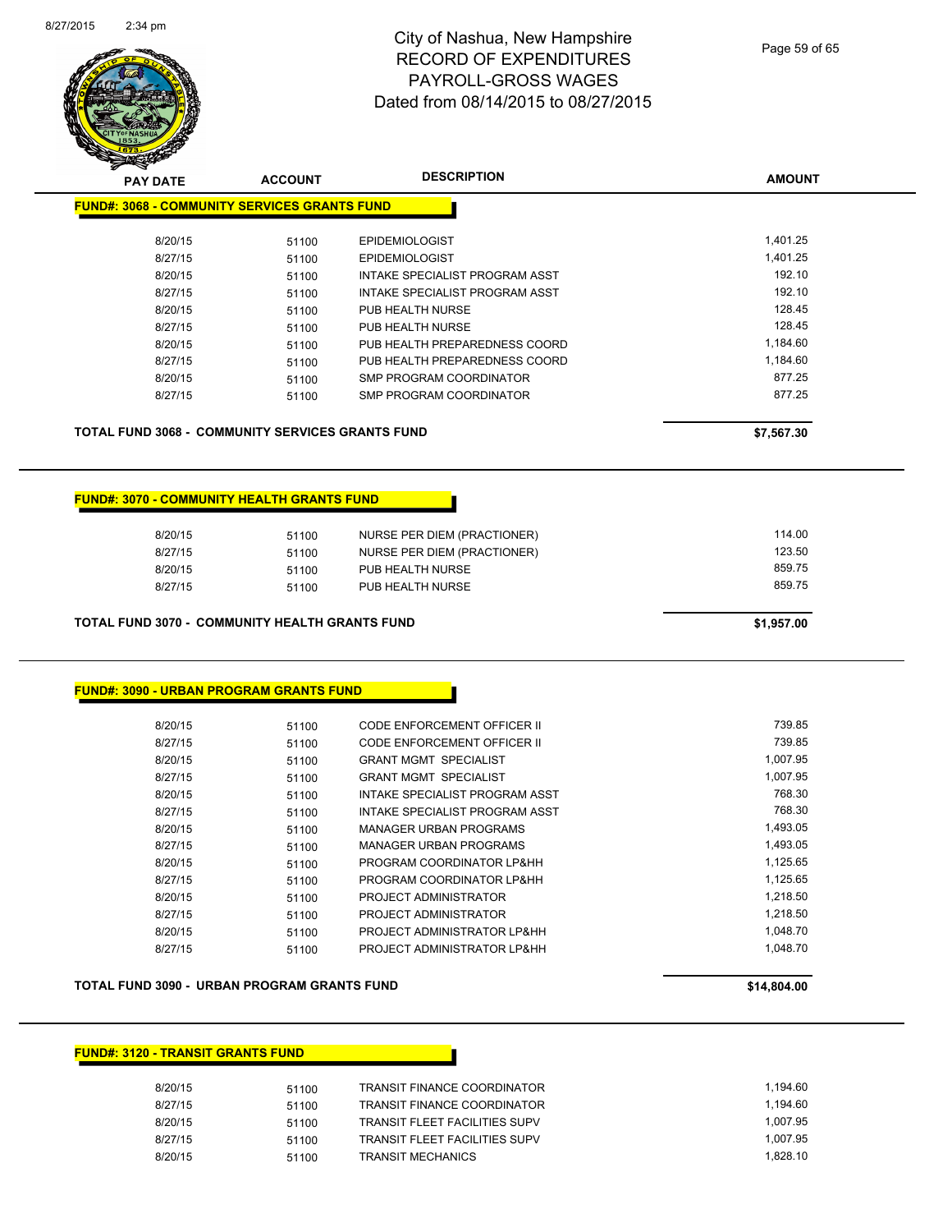# City of Nashua, New Hampshire
## RECORD OF EXPENDITURES
## PAYROLL-GROSS WAGES
## Dated from 08/14/2015 to 08/27/2015

8/27/2015 2:34 pm

| PAY DATE | ACCOUNT | DESCRIPTION | AMOUNT |
|---|---|---|---|

**FUND#: 3068 - COMMUNITY SERVICES GRANTS FUND**

| PAY DATE | ACCOUNT | DESCRIPTION | AMOUNT |
|---|---|---|---|
| 8/20/15 | 51100 | EPIDEMIOLOGIST | 1,401.25 |
| 8/27/15 | 51100 | EPIDEMIOLOGIST | 1,401.25 |
| 8/20/15 | 51100 | INTAKE SPECIALIST PROGRAM ASST | 192.10 |
| 8/27/15 | 51100 | INTAKE SPECIALIST PROGRAM ASST | 192.10 |
| 8/20/15 | 51100 | PUB HEALTH NURSE | 128.45 |
| 8/27/15 | 51100 | PUB HEALTH NURSE | 128.45 |
| 8/20/15 | 51100 | PUB HEALTH PREPAREDNESS COORD | 1,184.60 |
| 8/27/15 | 51100 | PUB HEALTH PREPAREDNESS COORD | 1,184.60 |
| 8/20/15 | 51100 | SMP PROGRAM COORDINATOR | 877.25 |
| 8/27/15 | 51100 | SMP PROGRAM COORDINATOR | 877.25 |

**TOTAL FUND 3068 - COMMUNITY SERVICES GRANTS FUND** **$7,567.30**

**FUND#: 3070 - COMMUNITY HEALTH GRANTS FUND**

| PAY DATE | ACCOUNT | DESCRIPTION | AMOUNT |
|---|---|---|---|
| 8/20/15 | 51100 | NURSE PER DIEM (PRACTIONER) | 114.00 |
| 8/27/15 | 51100 | NURSE PER DIEM (PRACTIONER) | 123.50 |
| 8/20/15 | 51100 | PUB HEALTH NURSE | 859.75 |
| 8/27/15 | 51100 | PUB HEALTH NURSE | 859.75 |

**TOTAL FUND 3070 - COMMUNITY HEALTH GRANTS FUND** **$1,957.00**

**FUND#: 3090 - URBAN PROGRAM GRANTS FUND**

| PAY DATE | ACCOUNT | DESCRIPTION | AMOUNT |
|---|---|---|---|
| 8/20/15 | 51100 | CODE ENFORCEMENT OFFICER II | 739.85 |
| 8/27/15 | 51100 | CODE ENFORCEMENT OFFICER II | 739.85 |
| 8/20/15 | 51100 | GRANT MGMT SPECIALIST | 1,007.95 |
| 8/27/15 | 51100 | GRANT MGMT SPECIALIST | 1,007.95 |
| 8/20/15 | 51100 | INTAKE SPECIALIST PROGRAM ASST | 768.30 |
| 8/27/15 | 51100 | INTAKE SPECIALIST PROGRAM ASST | 768.30 |
| 8/20/15 | 51100 | MANAGER URBAN PROGRAMS | 1,493.05 |
| 8/27/15 | 51100 | MANAGER URBAN PROGRAMS | 1,493.05 |
| 8/20/15 | 51100 | PROGRAM COORDINATOR LP&HH | 1,125.65 |
| 8/27/15 | 51100 | PROGRAM COORDINATOR LP&HH | 1,125.65 |
| 8/20/15 | 51100 | PROJECT ADMINISTRATOR | 1,218.50 |
| 8/27/15 | 51100 | PROJECT ADMINISTRATOR | 1,218.50 |
| 8/20/15 | 51100 | PROJECT ADMINISTRATOR LP&HH | 1,048.70 |
| 8/27/15 | 51100 | PROJECT ADMINISTRATOR LP&HH | 1,048.70 |

**TOTAL FUND 3090 - URBAN PROGRAM GRANTS FUND** **$14,804.00**

**FUND#: 3120 - TRANSIT GRANTS FUND**

| PAY DATE | ACCOUNT | DESCRIPTION | AMOUNT |
|---|---|---|---|
| 8/20/15 | 51100 | TRANSIT FINANCE COORDINATOR | 1,194.60 |
| 8/27/15 | 51100 | TRANSIT FINANCE COORDINATOR | 1,194.60 |
| 8/20/15 | 51100 | TRANSIT FLEET FACILITIES SUPV | 1,007.95 |
| 8/27/15 | 51100 | TRANSIT FLEET FACILITIES SUPV | 1,007.95 |
| 8/20/15 | 51100 | TRANSIT MECHANICS | 1,828.10 |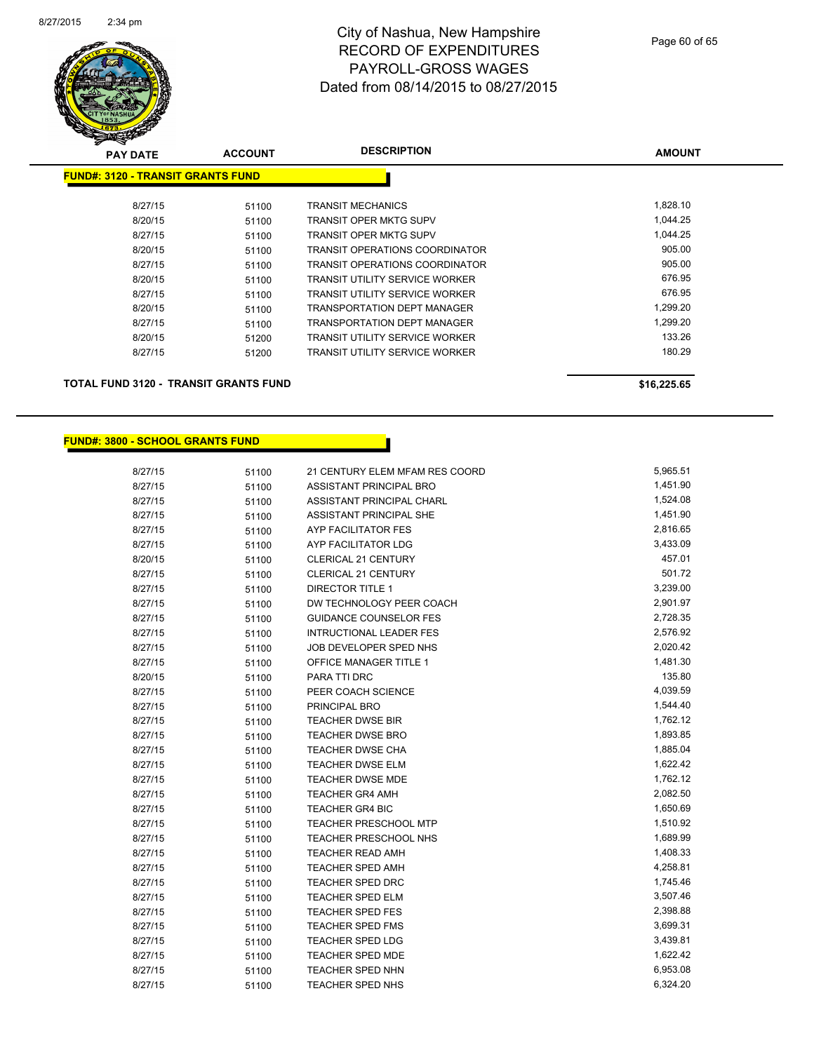# City of Nashua, New Hampshire
## RECORD OF EXPENDITURES
## PAYROLL-GROSS WAGES
## Dated from 08/14/2015 to 08/27/2015

**FUND#: 3120 - TRANSIT GRANTS FUND**

| PAY DATE | ACCOUNT | DESCRIPTION | AMOUNT |
|---|---|---|---|
| 8/27/15 | 51100 | TRANSIT MECHANICS | 1,828.10 |
| 8/20/15 | 51100 | TRANSIT OPER MKTG SUPV | 1,044.25 |
| 8/27/15 | 51100 | TRANSIT OPER MKTG SUPV | 1,044.25 |
| 8/20/15 | 51100 | TRANSIT OPERATIONS COORDINATOR | 905.00 |
| 8/27/15 | 51100 | TRANSIT OPERATIONS COORDINATOR | 905.00 |
| 8/20/15 | 51100 | TRANSIT UTILITY SERVICE WORKER | 676.95 |
| 8/27/15 | 51100 | TRANSIT UTILITY SERVICE WORKER | 676.95 |
| 8/20/15 | 51100 | TRANSPORTATION DEPT MANAGER | 1,299.20 |
| 8/27/15 | 51100 | TRANSPORTATION DEPT MANAGER | 1,299.20 |
| 8/20/15 | 51200 | TRANSIT UTILITY SERVICE WORKER | 133.26 |
| 8/27/15 | 51200 | TRANSIT UTILITY SERVICE WORKER | 180.29 |

**TOTAL FUND 3120 - TRANSIT GRANTS FUND** **$16,225.65**

**FUND#: 3800 - SCHOOL GRANTS FUND**

| PAY DATE | ACCOUNT | DESCRIPTION | AMOUNT |
|---|---|---|---|
| 8/27/15 | 51100 | 21 CENTURY ELEM MFAM RES COORD | 5,965.51 |
| 8/27/15 | 51100 | ASSISTANT PRINCIPAL BRO | 1,451.90 |
| 8/27/15 | 51100 | ASSISTANT PRINCIPAL CHARL | 1,524.08 |
| 8/27/15 | 51100 | ASSISTANT PRINCIPAL SHE | 1,451.90 |
| 8/27/15 | 51100 | AYP FACILITATOR FES | 2,816.65 |
| 8/27/15 | 51100 | AYP FACILITATOR LDG | 3,433.09 |
| 8/20/15 | 51100 | CLERICAL 21 CENTURY | 457.01 |
| 8/27/15 | 51100 | CLERICAL 21 CENTURY | 501.72 |
| 8/27/15 | 51100 | DIRECTOR TITLE 1 | 3,239.00 |
| 8/27/15 | 51100 | DW TECHNOLOGY PEER COACH | 2,901.97 |
| 8/27/15 | 51100 | GUIDANCE COUNSELOR FES | 2,728.35 |
| 8/27/15 | 51100 | INTRUCTIONAL LEADER FES | 2,576.92 |
| 8/27/15 | 51100 | JOB DEVELOPER SPED NHS | 2,020.42 |
| 8/27/15 | 51100 | OFFICE MANAGER TITLE 1 | 1,481.30 |
| 8/20/15 | 51100 | PARA TTI DRC | 135.80 |
| 8/27/15 | 51100 | PEER COACH SCIENCE | 4,039.59 |
| 8/27/15 | 51100 | PRINCIPAL BRO | 1,544.40 |
| 8/27/15 | 51100 | TEACHER DWSE BIR | 1,762.12 |
| 8/27/15 | 51100 | TEACHER DWSE BRO | 1,893.85 |
| 8/27/15 | 51100 | TEACHER DWSE CHA | 1,885.04 |
| 8/27/15 | 51100 | TEACHER DWSE ELM | 1,622.42 |
| 8/27/15 | 51100 | TEACHER DWSE MDE | 1,762.12 |
| 8/27/15 | 51100 | TEACHER GR4 AMH | 2,082.50 |
| 8/27/15 | 51100 | TEACHER GR4 BIC | 1,650.69 |
| 8/27/15 | 51100 | TEACHER PRESCHOOL MTP | 1,510.92 |
| 8/27/15 | 51100 | TEACHER PRESCHOOL NHS | 1,689.99 |
| 8/27/15 | 51100 | TEACHER READ AMH | 1,408.33 |
| 8/27/15 | 51100 | TEACHER SPED AMH | 4,258.81 |
| 8/27/15 | 51100 | TEACHER SPED DRC | 1,745.46 |
| 8/27/15 | 51100 | TEACHER SPED ELM | 3,507.46 |
| 8/27/15 | 51100 | TEACHER SPED FES | 2,398.88 |
| 8/27/15 | 51100 | TEACHER SPED FMS | 3,699.31 |
| 8/27/15 | 51100 | TEACHER SPED LDG | 3,439.81 |
| 8/27/15 | 51100 | TEACHER SPED MDE | 1,622.42 |
| 8/27/15 | 51100 | TEACHER SPED NHN | 6,953.08 |
| 8/27/15 | 51100 | TEACHER SPED NHS | 6,324.20 |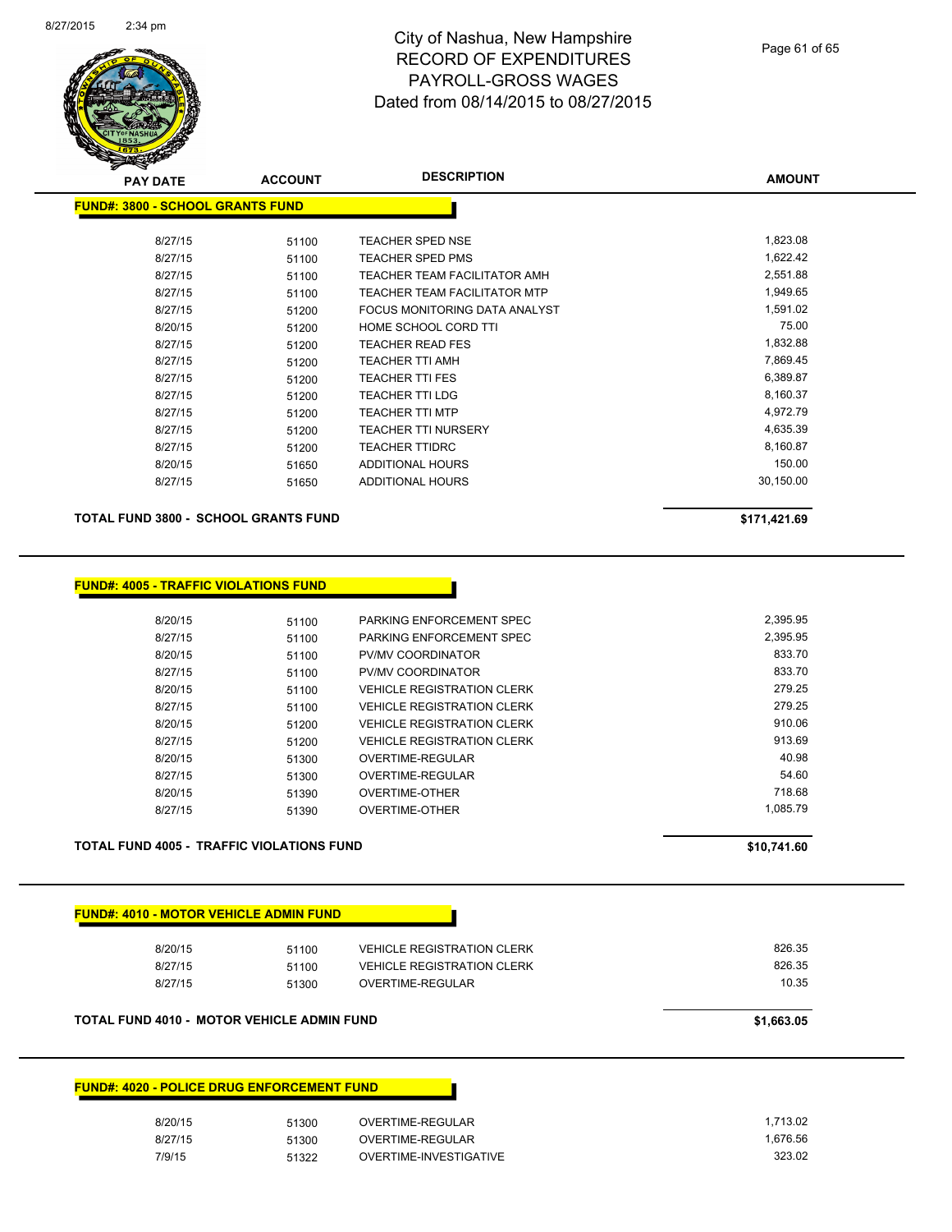# City of Nashua, New Hampshire
## RECORD OF EXPENDITURES
## PAYROLL-GROSS WAGES
## Dated from 08/14/2015 to 08/27/2015

**FUND#: 3800 - SCHOOL GRANTS FUND**

| PAY DATE | ACCOUNT | DESCRIPTION | AMOUNT |
|---|---|---|---|
| 8/27/15 | 51100 | TEACHER SPED NSE | 1,823.08 |
| 8/27/15 | 51100 | TEACHER SPED PMS | 1,622.42 |
| 8/27/15 | 51100 | TEACHER TEAM FACILITATOR AMH | 2,551.88 |
| 8/27/15 | 51100 | TEACHER TEAM FACILITATOR MTP | 1,949.65 |
| 8/27/15 | 51200 | FOCUS MONITORING DATA ANALYST | 1,591.02 |
| 8/20/15 | 51200 | HOME SCHOOL CORD TTI | 75.00 |
| 8/27/15 | 51200 | TEACHER READ FES | 1,832.88 |
| 8/27/15 | 51200 | TEACHER TTI AMH | 7,869.45 |
| 8/27/15 | 51200 | TEACHER TTI FES | 6,389.87 |
| 8/27/15 | 51200 | TEACHER TTI LDG | 8,160.37 |
| 8/27/15 | 51200 | TEACHER TTI MTP | 4,972.79 |
| 8/27/15 | 51200 | TEACHER TTI NURSERY | 4,635.39 |
| 8/27/15 | 51200 | TEACHER TTIDRC | 8,160.87 |
| 8/20/15 | 51650 | ADDITIONAL HOURS | 150.00 |
| 8/27/15 | 51650 | ADDITIONAL HOURS | 30,150.00 |

**TOTAL FUND 3800 - SCHOOL GRANTS FUND** **$171,421.69**

**FUND#: 4005 - TRAFFIC VIOLATIONS FUND**

| PAY DATE | ACCOUNT | DESCRIPTION | AMOUNT |
|---|---|---|---|
| 8/20/15 | 51100 | PARKING ENFORCEMENT SPEC | 2,395.95 |
| 8/27/15 | 51100 | PARKING ENFORCEMENT SPEC | 2,395.95 |
| 8/20/15 | 51100 | PV/MV COORDINATOR | 833.70 |
| 8/27/15 | 51100 | PV/MV COORDINATOR | 833.70 |
| 8/20/15 | 51100 | VEHICLE REGISTRATION CLERK | 279.25 |
| 8/27/15 | 51100 | VEHICLE REGISTRATION CLERK | 279.25 |
| 8/20/15 | 51200 | VEHICLE REGISTRATION CLERK | 910.06 |
| 8/27/15 | 51200 | VEHICLE REGISTRATION CLERK | 913.69 |
| 8/20/15 | 51300 | OVERTIME-REGULAR | 40.98 |
| 8/27/15 | 51300 | OVERTIME-REGULAR | 54.60 |
| 8/20/15 | 51390 | OVERTIME-OTHER | 718.68 |
| 8/27/15 | 51390 | OVERTIME-OTHER | 1,085.79 |

**TOTAL FUND 4005 - TRAFFIC VIOLATIONS FUND** **$10,741.60**

**FUND#: 4010 - MOTOR VEHICLE ADMIN FUND**

| PAY DATE | ACCOUNT | DESCRIPTION | AMOUNT |
|---|---|---|---|
| 8/20/15 | 51100 | VEHICLE REGISTRATION CLERK | 826.35 |
| 8/27/15 | 51100 | VEHICLE REGISTRATION CLERK | 826.35 |
| 8/27/15 | 51300 | OVERTIME-REGULAR | 10.35 |

**TOTAL FUND 4010 - MOTOR VEHICLE ADMIN FUND** **$1,663.05**

**FUND#: 4020 - POLICE DRUG ENFORCEMENT FUND**

| PAY DATE | ACCOUNT | DESCRIPTION | AMOUNT |
|---|---|---|---|
| 8/20/15 | 51300 | OVERTIME-REGULAR | 1,713.02 |
| 8/27/15 | 51300 | OVERTIME-REGULAR | 1,676.56 |
| 7/9/15 | 51322 | OVERTIME-INVESTIGATIVE | 323.02 |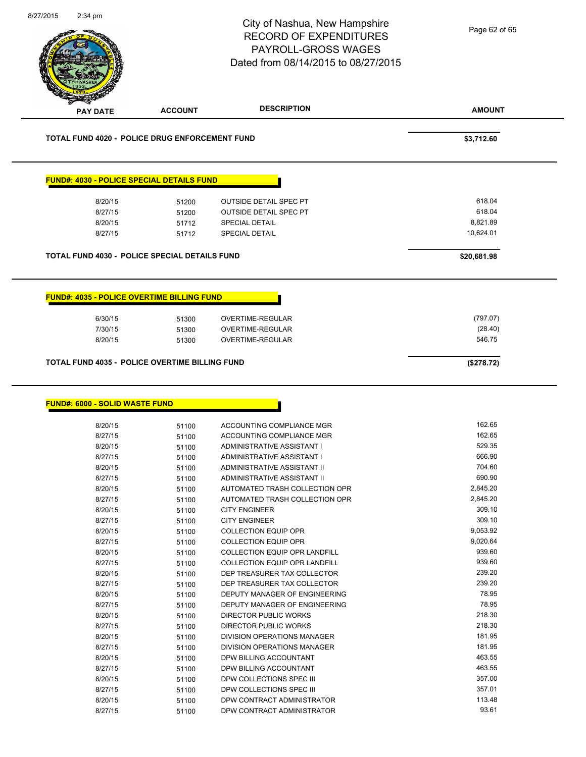# City of Nashua, New Hampshire
## RECORD OF EXPENDITURES
## PAYROLL-GROSS WAGES
## Dated from 08/14/2015 to 08/27/2015

| PAY DATE | ACCOUNT | DESCRIPTION | AMOUNT |
|---|---|---|---|

**TOTAL FUND 4020 - POLICE DRUG ENFORCEMENT FUND** **$3,712.60**

### FUND#: 4030 - POLICE SPECIAL DETAILS FUND

| PAY DATE | ACCOUNT | DESCRIPTION | AMOUNT |
|---|---|---|---|
| 8/20/15 | 51200 | OUTSIDE DETAIL SPEC PT | 618.04 |
| 8/27/15 | 51200 | OUTSIDE DETAIL SPEC PT | 618.04 |
| 8/20/15 | 51712 | SPECIAL DETAIL | 8,821.89 |
| 8/27/15 | 51712 | SPECIAL DETAIL | 10,624.01 |

**TOTAL FUND 4030 - POLICE SPECIAL DETAILS FUND** **$20,681.98**

### FUND#: 4035 - POLICE OVERTIME BILLING FUND

| PAY DATE | ACCOUNT | DESCRIPTION | AMOUNT |
|---|---|---|---|
| 6/30/15 | 51300 | OVERTIME-REGULAR | (797.07) |
| 7/30/15 | 51300 | OVERTIME-REGULAR | (28.40) |
| 8/20/15 | 51300 | OVERTIME-REGULAR | 546.75 |

**TOTAL FUND 4035 - POLICE OVERTIME BILLING FUND** **($278.72)**

### FUND#: 6000 - SOLID WASTE FUND

| PAY DATE | ACCOUNT | DESCRIPTION | AMOUNT |
|---|---|---|---|
| 8/20/15 | 51100 | ACCOUNTING COMPLIANCE MGR | 162.65 |
| 8/27/15 | 51100 | ACCOUNTING COMPLIANCE MGR | 162.65 |
| 8/20/15 | 51100 | ADMINISTRATIVE ASSISTANT I | 529.35 |
| 8/27/15 | 51100 | ADMINISTRATIVE ASSISTANT I | 666.90 |
| 8/20/15 | 51100 | ADMINISTRATIVE ASSISTANT II | 704.60 |
| 8/27/15 | 51100 | ADMINISTRATIVE ASSISTANT II | 690.90 |
| 8/20/15 | 51100 | AUTOMATED TRASH COLLECTION OPR | 2,845.20 |
| 8/27/15 | 51100 | AUTOMATED TRASH COLLECTION OPR | 2,845.20 |
| 8/20/15 | 51100 | CITY ENGINEER | 309.10 |
| 8/27/15 | 51100 | CITY ENGINEER | 309.10 |
| 8/20/15 | 51100 | COLLECTION EQUIP OPR | 9,053.92 |
| 8/27/15 | 51100 | COLLECTION EQUIP OPR | 9,020.64 |
| 8/20/15 | 51100 | COLLECTION EQUIP OPR LANDFILL | 939.60 |
| 8/27/15 | 51100 | COLLECTION EQUIP OPR LANDFILL | 939.60 |
| 8/20/15 | 51100 | DEP TREASURER TAX COLLECTOR | 239.20 |
| 8/27/15 | 51100 | DEP TREASURER TAX COLLECTOR | 239.20 |
| 8/20/15 | 51100 | DEPUTY MANAGER OF ENGINEERING | 78.95 |
| 8/27/15 | 51100 | DEPUTY MANAGER OF ENGINEERING | 78.95 |
| 8/20/15 | 51100 | DIRECTOR PUBLIC WORKS | 218.30 |
| 8/27/15 | 51100 | DIRECTOR PUBLIC WORKS | 218.30 |
| 8/20/15 | 51100 | DIVISION OPERATIONS MANAGER | 181.95 |
| 8/27/15 | 51100 | DIVISION OPERATIONS MANAGER | 181.95 |
| 8/20/15 | 51100 | DPW BILLING ACCOUNTANT | 463.55 |
| 8/27/15 | 51100 | DPW BILLING ACCOUNTANT | 463.55 |
| 8/20/15 | 51100 | DPW COLLECTIONS SPEC III | 357.00 |
| 8/27/15 | 51100 | DPW COLLECTIONS SPEC III | 357.01 |
| 8/20/15 | 51100 | DPW CONTRACT ADMINISTRATOR | 113.48 |
| 8/27/15 | 51100 | DPW CONTRACT ADMINISTRATOR | 93.61 |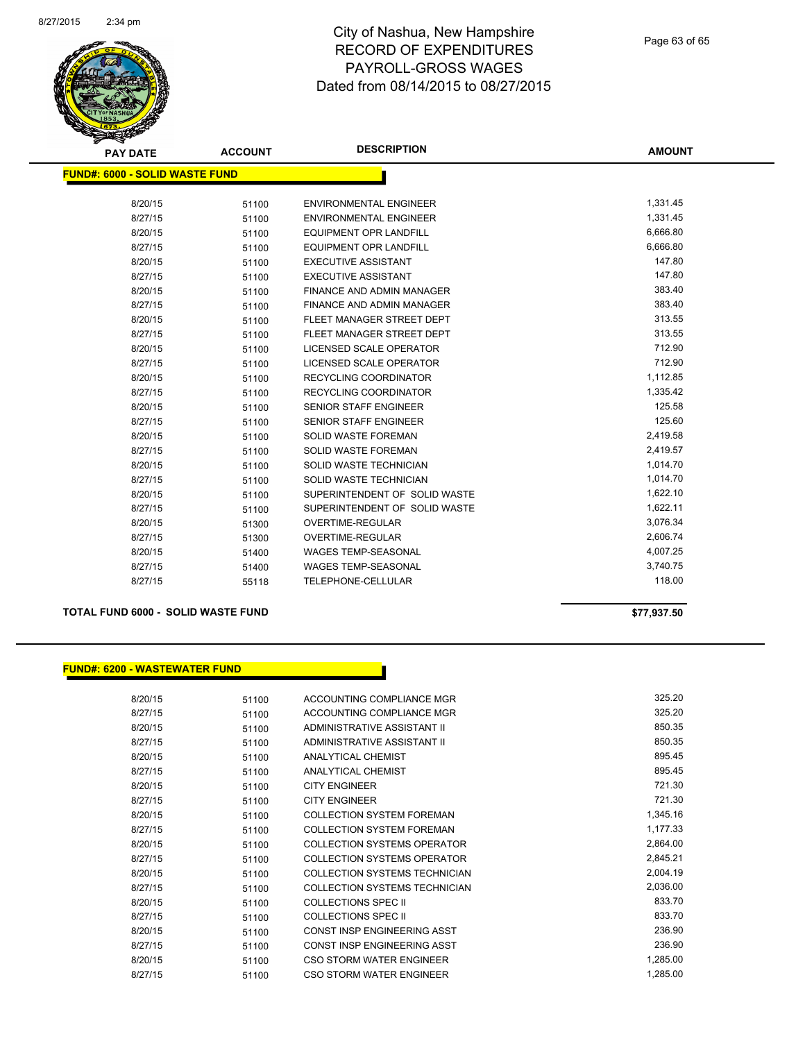# City of Nashua, New Hampshire
## RECORD OF EXPENDITURES
## PAYROLL-GROSS WAGES
## Dated from 08/14/2015 to 08/27/2015

| PAY DATE | ACCOUNT | DESCRIPTION | AMOUNT |
|---|---|---|---|
| **FUND#: 6000 - SOLID WASTE FUND** | | | |
| 8/20/15 | 51100 | ENVIRONMENTAL ENGINEER | 1,331.45 |
| 8/27/15 | 51100 | ENVIRONMENTAL ENGINEER | 1,331.45 |
| 8/20/15 | 51100 | EQUIPMENT OPR LANDFILL | 6,666.80 |
| 8/27/15 | 51100 | EQUIPMENT OPR LANDFILL | 6,666.80 |
| 8/20/15 | 51100 | EXECUTIVE ASSISTANT | 147.80 |
| 8/27/15 | 51100 | EXECUTIVE ASSISTANT | 147.80 |
| 8/20/15 | 51100 | FINANCE AND ADMIN MANAGER | 383.40 |
| 8/27/15 | 51100 | FINANCE AND ADMIN MANAGER | 383.40 |
| 8/20/15 | 51100 | FLEET MANAGER STREET DEPT | 313.55 |
| 8/27/15 | 51100 | FLEET MANAGER STREET DEPT | 313.55 |
| 8/20/15 | 51100 | LICENSED SCALE OPERATOR | 712.90 |
| 8/27/15 | 51100 | LICENSED SCALE OPERATOR | 712.90 |
| 8/20/15 | 51100 | RECYCLING COORDINATOR | 1,112.85 |
| 8/27/15 | 51100 | RECYCLING COORDINATOR | 1,335.42 |
| 8/20/15 | 51100 | SENIOR STAFF ENGINEER | 125.58 |
| 8/27/15 | 51100 | SENIOR STAFF ENGINEER | 125.60 |
| 8/20/15 | 51100 | SOLID WASTE FOREMAN | 2,419.58 |
| 8/27/15 | 51100 | SOLID WASTE FOREMAN | 2,419.57 |
| 8/20/15 | 51100 | SOLID WASTE TECHNICIAN | 1,014.70 |
| 8/27/15 | 51100 | SOLID WASTE TECHNICIAN | 1,014.70 |
| 8/20/15 | 51100 | SUPERINTENDENT OF SOLID WASTE | 1,622.10 |
| 8/27/15 | 51100 | SUPERINTENDENT OF SOLID WASTE | 1,622.11 |
| 8/20/15 | 51300 | OVERTIME-REGULAR | 3,076.34 |
| 8/27/15 | 51300 | OVERTIME-REGULAR | 2,606.74 |
| 8/20/15 | 51400 | WAGES TEMP-SEASONAL | 4,007.25 |
| 8/27/15 | 51400 | WAGES TEMP-SEASONAL | 3,740.75 |
| 8/27/15 | 55118 | TELEPHONE-CELLULAR | 118.00 |

**TOTAL FUND 6000 - SOLID WASTE FUND** **$77,937.50**

| PAY DATE | ACCOUNT | DESCRIPTION | AMOUNT |
|---|---|---|---|
| **FUND#: 6200 - WASTEWATER FUND** | | | |
| 8/20/15 | 51100 | ACCOUNTING COMPLIANCE MGR | 325.20 |
| 8/27/15 | 51100 | ACCOUNTING COMPLIANCE MGR | 325.20 |
| 8/20/15 | 51100 | ADMINISTRATIVE ASSISTANT II | 850.35 |
| 8/27/15 | 51100 | ADMINISTRATIVE ASSISTANT II | 850.35 |
| 8/20/15 | 51100 | ANALYTICAL CHEMIST | 895.45 |
| 8/27/15 | 51100 | ANALYTICAL CHEMIST | 895.45 |
| 8/20/15 | 51100 | CITY ENGINEER | 721.30 |
| 8/27/15 | 51100 | CITY ENGINEER | 721.30 |
| 8/20/15 | 51100 | COLLECTION SYSTEM FOREMAN | 1,345.16 |
| 8/27/15 | 51100 | COLLECTION SYSTEM FOREMAN | 1,177.33 |
| 8/20/15 | 51100 | COLLECTION SYSTEMS OPERATOR | 2,864.00 |
| 8/27/15 | 51100 | COLLECTION SYSTEMS OPERATOR | 2,845.21 |
| 8/20/15 | 51100 | COLLECTION SYSTEMS TECHNICIAN | 2,004.19 |
| 8/27/15 | 51100 | COLLECTION SYSTEMS TECHNICIAN | 2,036.00 |
| 8/20/15 | 51100 | COLLECTIONS SPEC II | 833.70 |
| 8/27/15 | 51100 | COLLECTIONS SPEC II | 833.70 |
| 8/20/15 | 51100 | CONST INSP ENGINEERING ASST | 236.90 |
| 8/27/15 | 51100 | CONST INSP ENGINEERING ASST | 236.90 |
| 8/20/15 | 51100 | CSO STORM WATER ENGINEER | 1,285.00 |
| 8/27/15 | 51100 | CSO STORM WATER ENGINEER | 1,285.00 |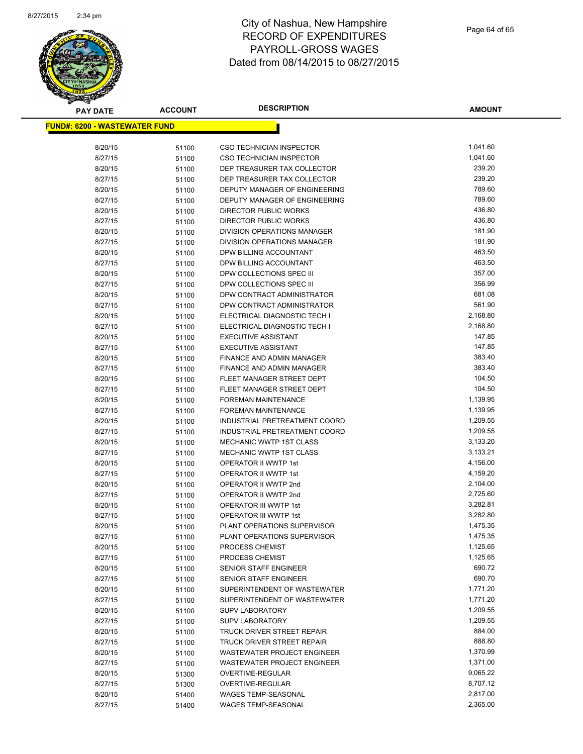# City of Nashua, New Hampshire
## RECORD OF EXPENDITURES
## PAYROLL-GROSS WAGES
### Dated from 08/14/2015 to 08/27/2015

**FUND#: 6200 - WASTEWATER FUND**

| PAY DATE | ACCOUNT | DESCRIPTION | AMOUNT |
|---|---|---|---|
| 8/20/15 | 51100 | CSO TECHNICIAN INSPECTOR | 1,041.60 |
| 8/27/15 | 51100 | CSO TECHNICIAN INSPECTOR | 1,041.60 |
| 8/20/15 | 51100 | DEP TREASURER TAX COLLECTOR | 239.20 |
| 8/27/15 | 51100 | DEP TREASURER TAX COLLECTOR | 239.20 |
| 8/20/15 | 51100 | DEPUTY MANAGER OF ENGINEERING | 789.60 |
| 8/27/15 | 51100 | DEPUTY MANAGER OF ENGINEERING | 789.60 |
| 8/20/15 | 51100 | DIRECTOR PUBLIC WORKS | 436.80 |
| 8/27/15 | 51100 | DIRECTOR PUBLIC WORKS | 436.80 |
| 8/20/15 | 51100 | DIVISION OPERATIONS MANAGER | 181.90 |
| 8/27/15 | 51100 | DIVISION OPERATIONS MANAGER | 181.90 |
| 8/20/15 | 51100 | DPW BILLING ACCOUNTANT | 463.50 |
| 8/27/15 | 51100 | DPW BILLING ACCOUNTANT | 463.50 |
| 8/20/15 | 51100 | DPW COLLECTIONS SPEC III | 357.00 |
| 8/27/15 | 51100 | DPW COLLECTIONS SPEC III | 356.99 |
| 8/20/15 | 51100 | DPW CONTRACT ADMINISTRATOR | 681.08 |
| 8/27/15 | 51100 | DPW CONTRACT ADMINISTRATOR | 561.90 |
| 8/20/15 | 51100 | ELECTRICAL DIAGNOSTIC TECH I | 2,168.80 |
| 8/27/15 | 51100 | ELECTRICAL DIAGNOSTIC TECH I | 2,168.80 |
| 8/20/15 | 51100 | EXECUTIVE ASSISTANT | 147.85 |
| 8/27/15 | 51100 | EXECUTIVE ASSISTANT | 147.85 |
| 8/20/15 | 51100 | FINANCE AND ADMIN MANAGER | 383.40 |
| 8/27/15 | 51100 | FINANCE AND ADMIN MANAGER | 383.40 |
| 8/20/15 | 51100 | FLEET MANAGER STREET DEPT | 104.50 |
| 8/27/15 | 51100 | FLEET MANAGER STREET DEPT | 104.50 |
| 8/20/15 | 51100 | FOREMAN MAINTENANCE | 1,139.95 |
| 8/27/15 | 51100 | FOREMAN MAINTENANCE | 1,139.95 |
| 8/20/15 | 51100 | INDUSTRIAL PRETREATMENT COORD | 1,209.55 |
| 8/27/15 | 51100 | INDUSTRIAL PRETREATMENT COORD | 1,209.55 |
| 8/20/15 | 51100 | MECHANIC WWTP 1ST CLASS | 3,133.20 |
| 8/27/15 | 51100 | MECHANIC WWTP 1ST CLASS | 3,133.21 |
| 8/20/15 | 51100 | OPERATOR II WWTP 1st | 4,156.00 |
| 8/27/15 | 51100 | OPERATOR II WWTP 1st | 4,159.20 |
| 8/20/15 | 51100 | OPERATOR II WWTP 2nd | 2,104.00 |
| 8/27/15 | 51100 | OPERATOR II WWTP 2nd | 2,725.60 |
| 8/20/15 | 51100 | OPERATOR III WWTP 1st | 3,282.81 |
| 8/27/15 | 51100 | OPERATOR III WWTP 1st | 3,282.80 |
| 8/20/15 | 51100 | PLANT OPERATIONS SUPERVISOR | 1,475.35 |
| 8/27/15 | 51100 | PLANT OPERATIONS SUPERVISOR | 1,475.35 |
| 8/20/15 | 51100 | PROCESS CHEMIST | 1,125.65 |
| 8/27/15 | 51100 | PROCESS CHEMIST | 1,125.65 |
| 8/20/15 | 51100 | SENIOR STAFF ENGINEER | 690.72 |
| 8/27/15 | 51100 | SENIOR STAFF ENGINEER | 690.70 |
| 8/20/15 | 51100 | SUPERINTENDENT OF WASTEWATER | 1,771.20 |
| 8/27/15 | 51100 | SUPERINTENDENT OF WASTEWATER | 1,771.20 |
| 8/20/15 | 51100 | SUPV LABORATORY | 1,209.55 |
| 8/27/15 | 51100 | SUPV LABORATORY | 1,209.55 |
| 8/20/15 | 51100 | TRUCK DRIVER STREET REPAIR | 884.00 |
| 8/27/15 | 51100 | TRUCK DRIVER STREET REPAIR | 888.80 |
| 8/20/15 | 51100 | WASTEWATER PROJECT ENGINEER | 1,370.99 |
| 8/27/15 | 51100 | WASTEWATER PROJECT ENGINEER | 1,371.00 |
| 8/20/15 | 51300 | OVERTIME-REGULAR | 9,065.22 |
| 8/27/15 | 51300 | OVERTIME-REGULAR | 8,707.12 |
| 8/20/15 | 51400 | WAGES TEMP-SEASONAL | 2,817.00 |
| 8/27/15 | 51400 | WAGES TEMP-SEASONAL | 2,365.00 |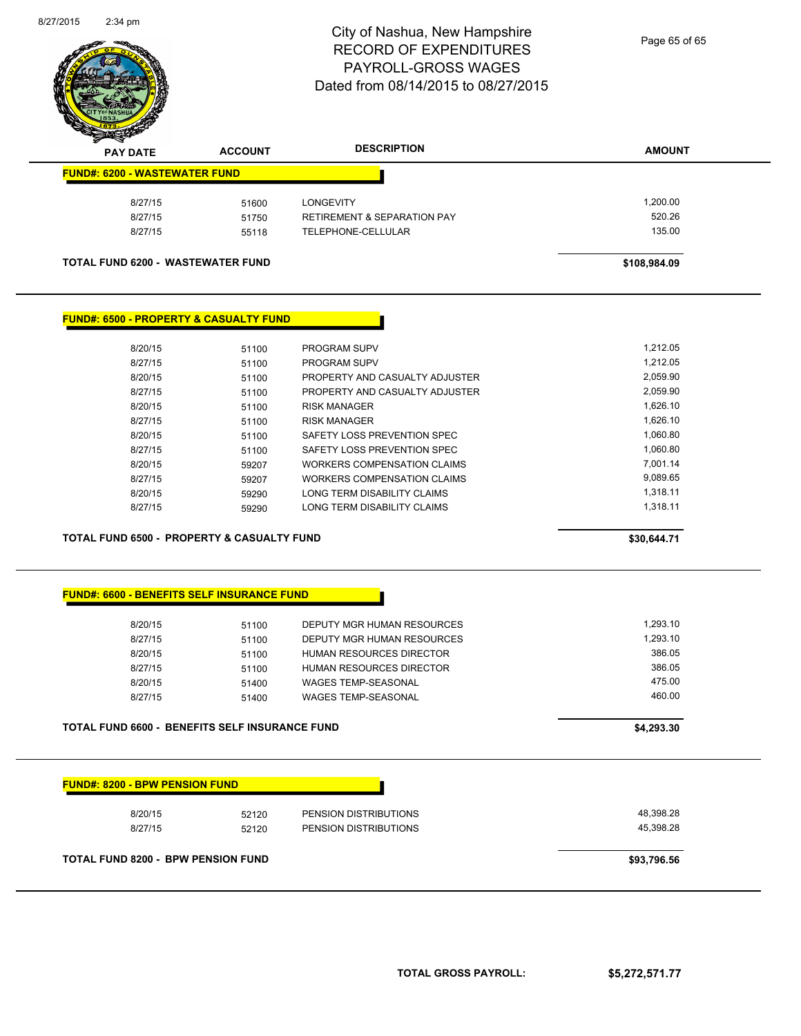# City of Nashua, New Hampshire
## RECORD OF EXPENDITURES
## PAYROLL-GROSS WAGES
## Dated from 08/14/2015 to 08/27/2015

| PAY DATE | ACCOUNT | DESCRIPTION | AMOUNT |
|---|---|---|---|
| **FUND#: 6200 - WASTEWATER FUND** | | | |
| 8/27/15 | 51600 | LONGEVITY | 1,200.00 |
| 8/27/15 | 51750 | RETIREMENT & SEPARATION PAY | 520.26 |
| 8/27/15 | 55118 | TELEPHONE-CELLULAR | 135.00 |
| **TOTAL FUND 6200 - WASTEWATER FUND** | | | **$108,984.09** |
| **FUND#: 6500 - PROPERTY & CASUALTY FUND** | | | |
| 8/20/15 | 51100 | PROGRAM SUPV | 1,212.05 |
| 8/27/15 | 51100 | PROGRAM SUPV | 1,212.05 |
| 8/20/15 | 51100 | PROPERTY AND CASUALTY ADJUSTER | 2,059.90 |
| 8/27/15 | 51100 | PROPERTY AND CASUALTY ADJUSTER | 2,059.90 |
| 8/20/15 | 51100 | RISK MANAGER | 1,626.10 |
| 8/27/15 | 51100 | RISK MANAGER | 1,626.10 |
| 8/20/15 | 51100 | SAFETY LOSS PREVENTION SPEC | 1,060.80 |
| 8/27/15 | 51100 | SAFETY LOSS PREVENTION SPEC | 1,060.80 |
| 8/20/15 | 59207 | WORKERS COMPENSATION CLAIMS | 7,001.14 |
| 8/27/15 | 59207 | WORKERS COMPENSATION CLAIMS | 9,089.65 |
| 8/20/15 | 59290 | LONG TERM DISABILITY CLAIMS | 1,318.11 |
| 8/27/15 | 59290 | LONG TERM DISABILITY CLAIMS | 1,318.11 |
| **TOTAL FUND 6500 - PROPERTY & CASUALTY FUND** | | | **$30,644.71** |
| **FUND#: 6600 - BENEFITS SELF INSURANCE FUND** | | | |
| 8/20/15 | 51100 | DEPUTY MGR HUMAN RESOURCES | 1,293.10 |
| 8/27/15 | 51100 | DEPUTY MGR HUMAN RESOURCES | 1,293.10 |
| 8/20/15 | 51100 | HUMAN RESOURCES DIRECTOR | 386.05 |
| 8/27/15 | 51100 | HUMAN RESOURCES DIRECTOR | 386.05 |
| 8/20/15 | 51400 | WAGES TEMP-SEASONAL | 475.00 |
| 8/27/15 | 51400 | WAGES TEMP-SEASONAL | 460.00 |
| **TOTAL FUND 6600 - BENEFITS SELF INSURANCE FUND** | | | **$4,293.30** |
| **FUND#: 8200 - BPW PENSION FUND** | | | |
| 8/20/15 | 52120 | PENSION DISTRIBUTIONS | 48,398.28 |
| 8/27/15 | 52120 | PENSION DISTRIBUTIONS | 45,398.28 |
| **TOTAL FUND 8200 - BPW PENSION FUND** | | | **$93,796.56** |

**TOTAL GROSS PAYROLL: $5,272,571.77**